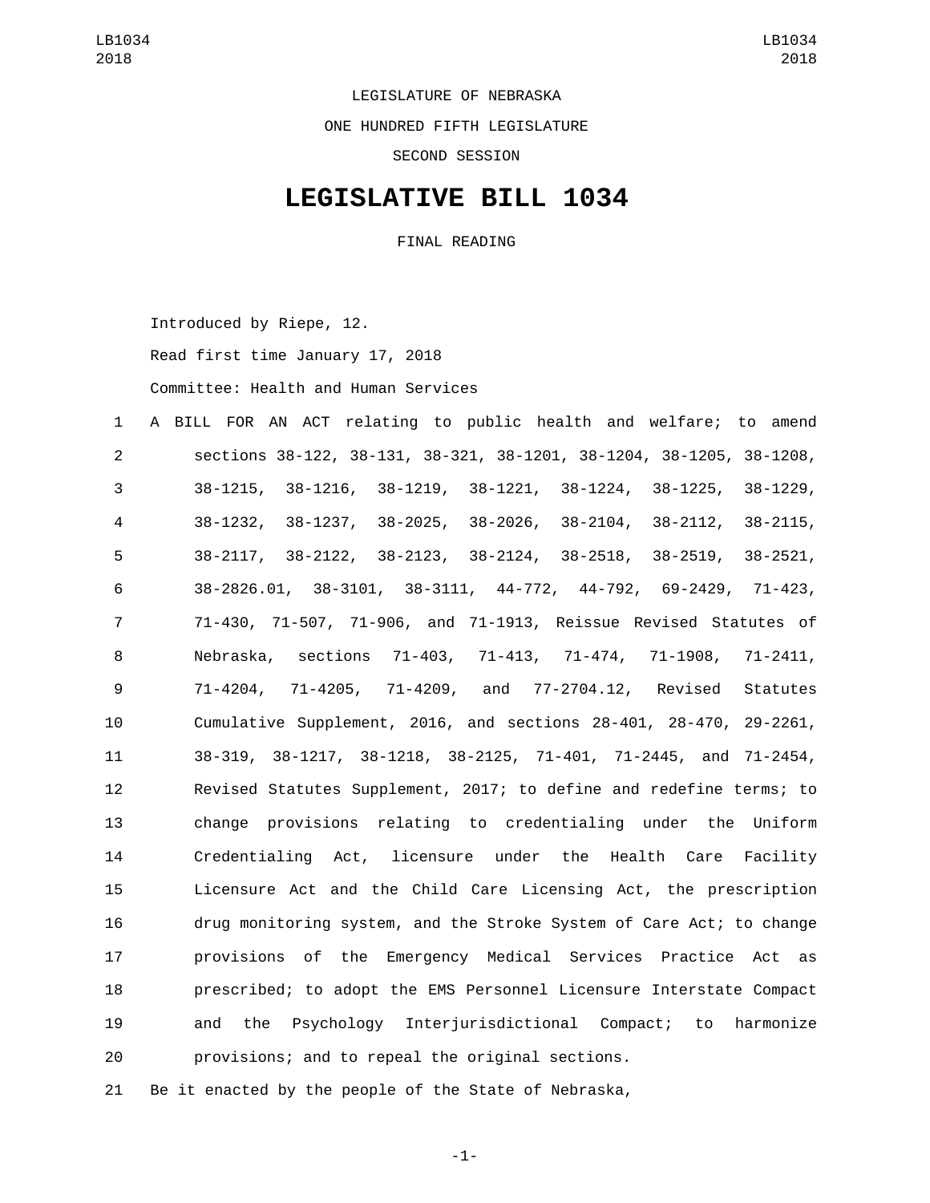LEGISLATURE OF NEBRASKA

ONE HUNDRED FIFTH LEGISLATURE

SECOND SESSION

# LEGISLATIVE BILL 1034

FINAL READING

Introduced by Riepe, 12.

Read first time January 17, 2018

Committee: Health and Human Services

A BILL FOR AN ACT relating to public health and welfare; to amend sections 38-122, 38-131, 38-321, 38-1201, 38-1204, 38-1205, 38-1208, 38-1215, 38-1216, 38-1219, 38-1221, 38-1224, 38-1225, 38-1229, 38-1232, 38-1237, 38-2025, 38-2026, 38-2104, 38-2112, 38-2115, 38-2117, 38-2122, 38-2123, 38-2124, 38-2518, 38-2519, 38-2521, 38-2826.01, 38-3101, 38-3111, 44-772, 44-792, 69-2429, 71-423, 71-430, 71-507, 71-906, and 71-1913, Reissue Revised Statutes of Nebraska, sections 71-403, 71-413, 71-474, 71-1908, 71-2411, 71-4204, 71-4205, 71-4209, and 77-2704.12, Revised Statutes Cumulative Supplement, 2016, and sections 28-401, 28-470, 29-2261, 38-319, 38-1217, 38-1218, 38-2125, 71-401, 71-2445, and 71-2454, Revised Statutes Supplement, 2017; to define and redefine terms; to change provisions relating to credentialing under the Uniform Credentialing Act, licensure under the Health Care Facility Licensure Act and the Child Care Licensing Act, the prescription drug monitoring system, and the Stroke System of Care Act; to change provisions of the Emergency Medical Services Practice Act as prescribed; to adopt the EMS Personnel Licensure Interstate Compact and the Psychology Interjurisdictional Compact; to harmonize provisions; and to repeal the original sections.

Be it enacted by the people of the State of Nebraska,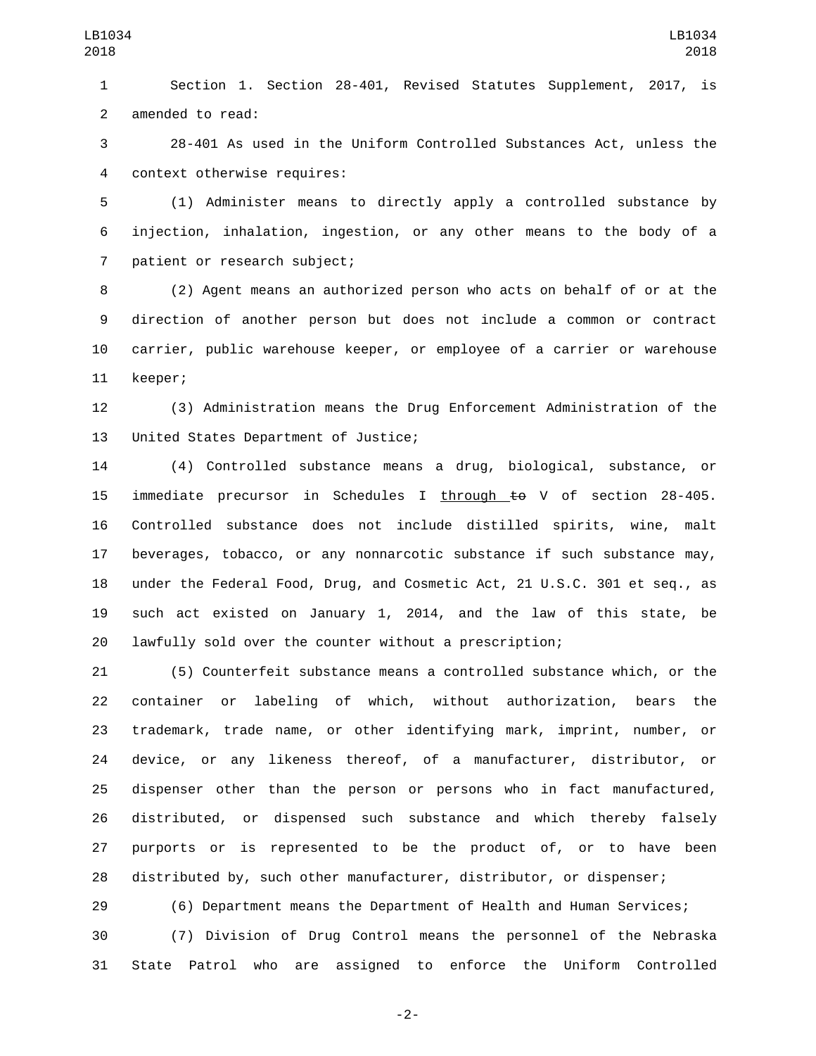Section 1. Section 28-401, Revised Statutes Supplement, 2017, is amended to read:

28-401 As used in the Uniform Controlled Substances Act, unless the context otherwise requires:

(1) Administer means to directly apply a controlled substance by injection, inhalation, ingestion, or any other means to the body of a patient or research subject;

(2) Agent means an authorized person who acts on behalf of or at the direction of another person but does not include a common or contract carrier, public warehouse keeper, or employee of a carrier or warehouse keeper;

(3) Administration means the Drug Enforcement Administration of the United States Department of Justice;

(4) Controlled substance means a drug, biological, substance, or immediate precursor in Schedules I <u>through</u> ~~to~~ V of section 28-405. Controlled substance does not include distilled spirits, wine, malt beverages, tobacco, or any nonnarcotic substance if such substance may, under the Federal Food, Drug, and Cosmetic Act, 21 U.S.C. 301 et seq., as such act existed on January 1, 2014, and the law of this state, be lawfully sold over the counter without a prescription;

(5) Counterfeit substance means a controlled substance which, or the container or labeling of which, without authorization, bears the trademark, trade name, or other identifying mark, imprint, number, or device, or any likeness thereof, of a manufacturer, distributor, or dispenser other than the person or persons who in fact manufactured, distributed, or dispensed such substance and which thereby falsely purports or is represented to be the product of, or to have been distributed by, such other manufacturer, distributor, or dispenser;

(6) Department means the Department of Health and Human Services;

(7) Division of Drug Control means the personnel of the Nebraska State Patrol who are assigned to enforce the Uniform Controlled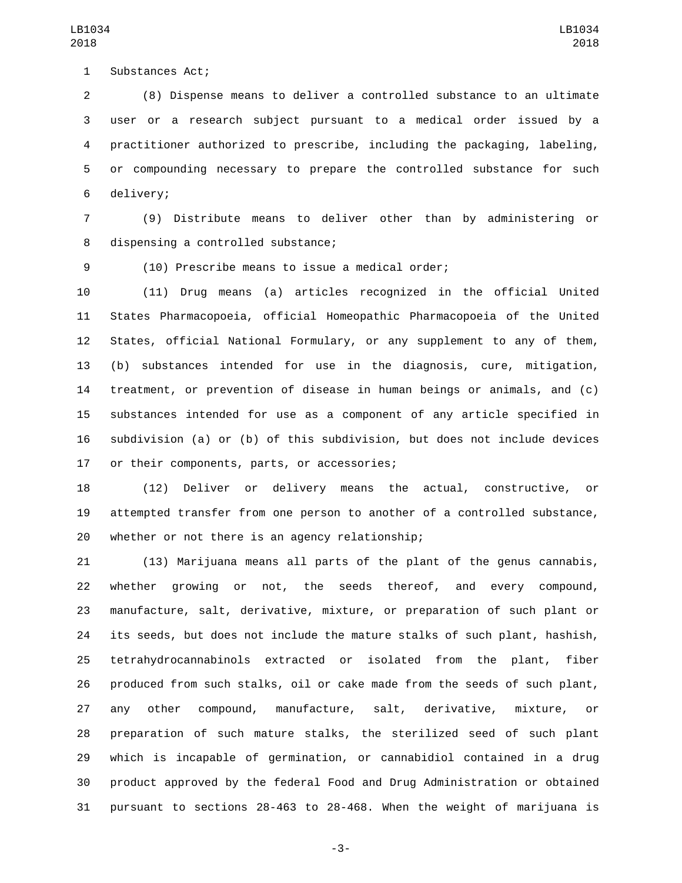Substances Act;

(8) Dispense means to deliver a controlled substance to an ultimate user or a research subject pursuant to a medical order issued by a practitioner authorized to prescribe, including the packaging, labeling, or compounding necessary to prepare the controlled substance for such delivery;

(9) Distribute means to deliver other than by administering or dispensing a controlled substance;

(10) Prescribe means to issue a medical order;

(11) Drug means (a) articles recognized in the official United States Pharmacopoeia, official Homeopathic Pharmacopoeia of the United States, official National Formulary, or any supplement to any of them, (b) substances intended for use in the diagnosis, cure, mitigation, treatment, or prevention of disease in human beings or animals, and (c) substances intended for use as a component of any article specified in subdivision (a) or (b) of this subdivision, but does not include devices or their components, parts, or accessories;

(12) Deliver or delivery means the actual, constructive, or attempted transfer from one person to another of a controlled substance, whether or not there is an agency relationship;

(13) Marijuana means all parts of the plant of the genus cannabis, whether growing or not, the seeds thereof, and every compound, manufacture, salt, derivative, mixture, or preparation of such plant or its seeds, but does not include the mature stalks of such plant, hashish, tetrahydrocannabinols extracted or isolated from the plant, fiber produced from such stalks, oil or cake made from the seeds of such plant, any other compound, manufacture, salt, derivative, mixture, or preparation of such mature stalks, the sterilized seed of such plant which is incapable of germination, or cannabidiol contained in a drug product approved by the federal Food and Drug Administration or obtained pursuant to sections 28-463 to 28-468. When the weight of marijuana is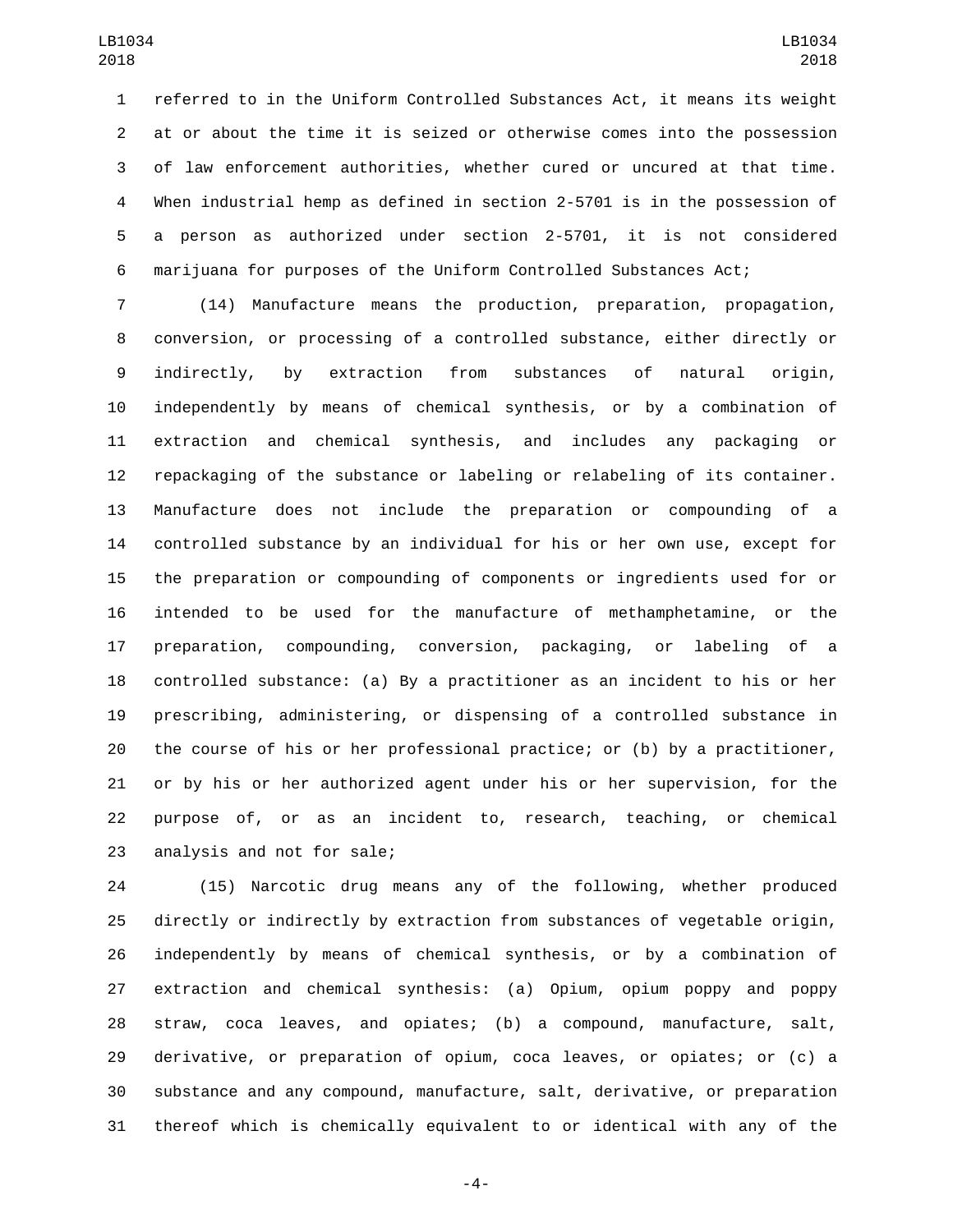referred to in the Uniform Controlled Substances Act, it means its weight at or about the time it is seized or otherwise comes into the possession of law enforcement authorities, whether cured or uncured at that time. When industrial hemp as defined in section 2-5701 is in the possession of a person as authorized under section 2-5701, it is not considered marijuana for purposes of the Uniform Controlled Substances Act;

(14) Manufacture means the production, preparation, propagation, conversion, or processing of a controlled substance, either directly or indirectly, by extraction from substances of natural origin, independently by means of chemical synthesis, or by a combination of extraction and chemical synthesis, and includes any packaging or repackaging of the substance or labeling or relabeling of its container. Manufacture does not include the preparation or compounding of a controlled substance by an individual for his or her own use, except for the preparation or compounding of components or ingredients used for or intended to be used for the manufacture of methamphetamine, or the preparation, compounding, conversion, packaging, or labeling of a controlled substance: (a) By a practitioner as an incident to his or her prescribing, administering, or dispensing of a controlled substance in the course of his or her professional practice; or (b) by a practitioner, or by his or her authorized agent under his or her supervision, for the purpose of, or as an incident to, research, teaching, or chemical analysis and not for sale;

(15) Narcotic drug means any of the following, whether produced directly or indirectly by extraction from substances of vegetable origin, independently by means of chemical synthesis, or by a combination of extraction and chemical synthesis: (a) Opium, opium poppy and poppy straw, coca leaves, and opiates; (b) a compound, manufacture, salt, derivative, or preparation of opium, coca leaves, or opiates; or (c) a substance and any compound, manufacture, salt, derivative, or preparation thereof which is chemically equivalent to or identical with any of the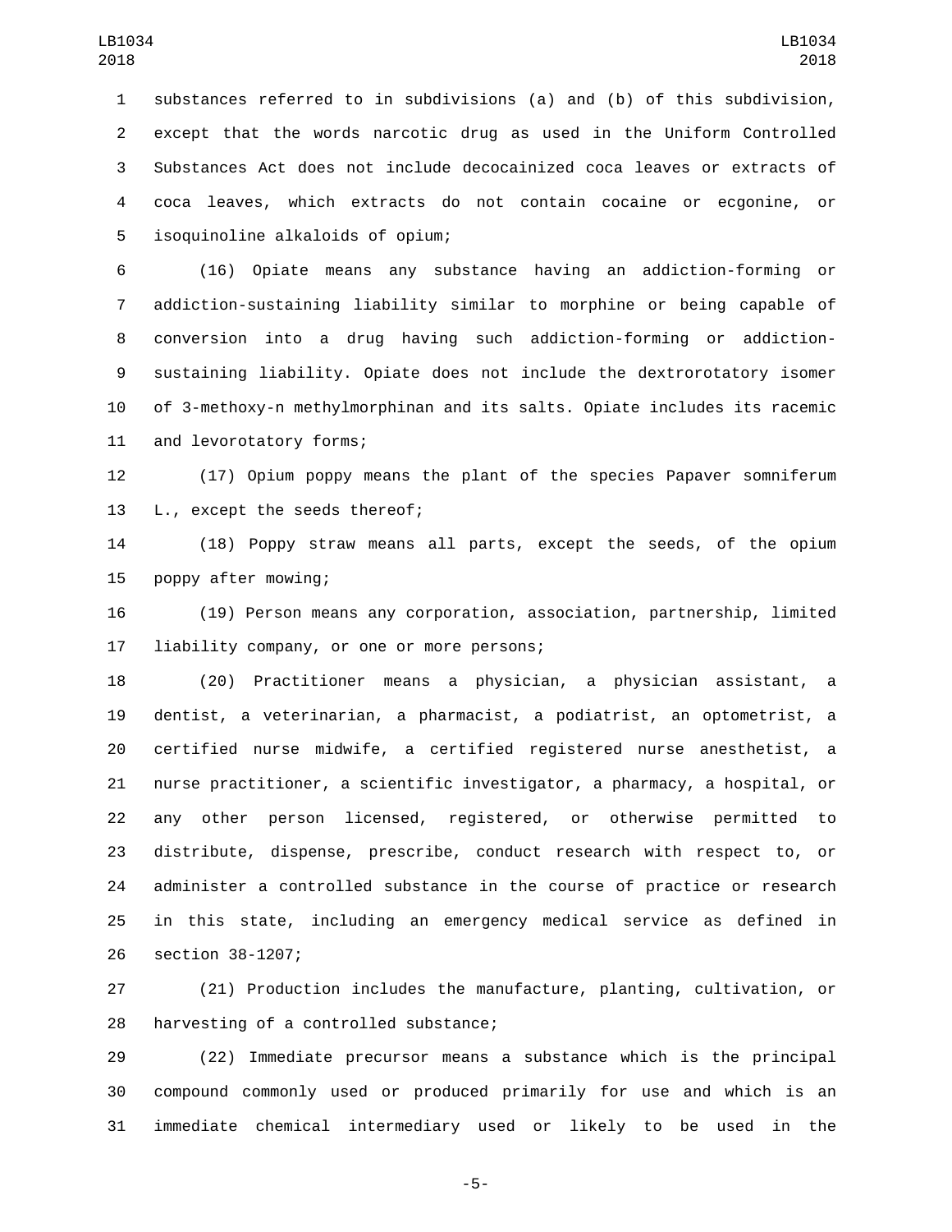substances referred to in subdivisions (a) and (b) of this subdivision, except that the words narcotic drug as used in the Uniform Controlled Substances Act does not include decocainized coca leaves or extracts of coca leaves, which extracts do not contain cocaine or ecgonine, or isoquinoline alkaloids of opium;

(16) Opiate means any substance having an addiction-forming or addiction-sustaining liability similar to morphine or being capable of conversion into a drug having such addiction-forming or addiction-sustaining liability. Opiate does not include the dextrorotatory isomer of 3-methoxy-n methylmorphinan and its salts. Opiate includes its racemic and levorotatory forms;

(17) Opium poppy means the plant of the species Papaver somniferum L., except the seeds thereof;

(18) Poppy straw means all parts, except the seeds, of the opium poppy after mowing;

(19) Person means any corporation, association, partnership, limited liability company, or one or more persons;

(20) Practitioner means a physician, a physician assistant, a dentist, a veterinarian, a pharmacist, a podiatrist, an optometrist, a certified nurse midwife, a certified registered nurse anesthetist, a nurse practitioner, a scientific investigator, a pharmacy, a hospital, or any other person licensed, registered, or otherwise permitted to distribute, dispense, prescribe, conduct research with respect to, or administer a controlled substance in the course of practice or research in this state, including an emergency medical service as defined in section 38-1207;

(21) Production includes the manufacture, planting, cultivation, or harvesting of a controlled substance;

(22) Immediate precursor means a substance which is the principal compound commonly used or produced primarily for use and which is an immediate chemical intermediary used or likely to be used in the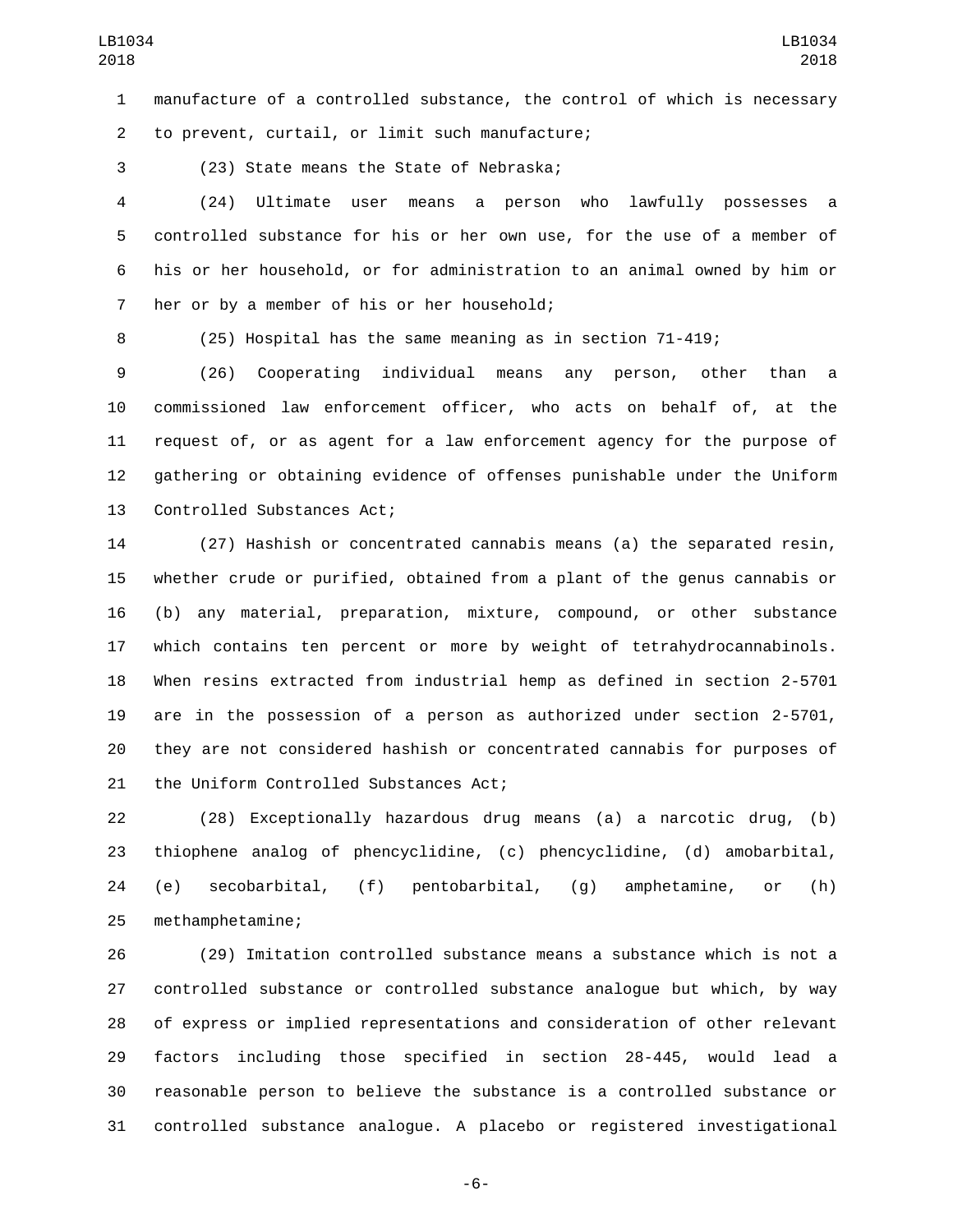manufacture of a controlled substance, the control of which is necessary to prevent, curtail, or limit such manufacture;

(23) State means the State of Nebraska;

(24) Ultimate user means a person who lawfully possesses a controlled substance for his or her own use, for the use of a member of his or her household, or for administration to an animal owned by him or her or by a member of his or her household;

(25) Hospital has the same meaning as in section 71-419;

(26) Cooperating individual means any person, other than a commissioned law enforcement officer, who acts on behalf of, at the request of, or as agent for a law enforcement agency for the purpose of gathering or obtaining evidence of offenses punishable under the Uniform Controlled Substances Act;

(27) Hashish or concentrated cannabis means (a) the separated resin, whether crude or purified, obtained from a plant of the genus cannabis or (b) any material, preparation, mixture, compound, or other substance which contains ten percent or more by weight of tetrahydrocannabinols. When resins extracted from industrial hemp as defined in section 2-5701 are in the possession of a person as authorized under section 2-5701, they are not considered hashish or concentrated cannabis for purposes of the Uniform Controlled Substances Act;

(28) Exceptionally hazardous drug means (a) a narcotic drug, (b) thiophene analog of phencyclidine, (c) phencyclidine, (d) amobarbital, (e) secobarbital, (f) pentobarbital, (g) amphetamine, or (h) methamphetamine;

(29) Imitation controlled substance means a substance which is not a controlled substance or controlled substance analogue but which, by way of express or implied representations and consideration of other relevant factors including those specified in section 28-445, would lead a reasonable person to believe the substance is a controlled substance or controlled substance analogue. A placebo or registered investigational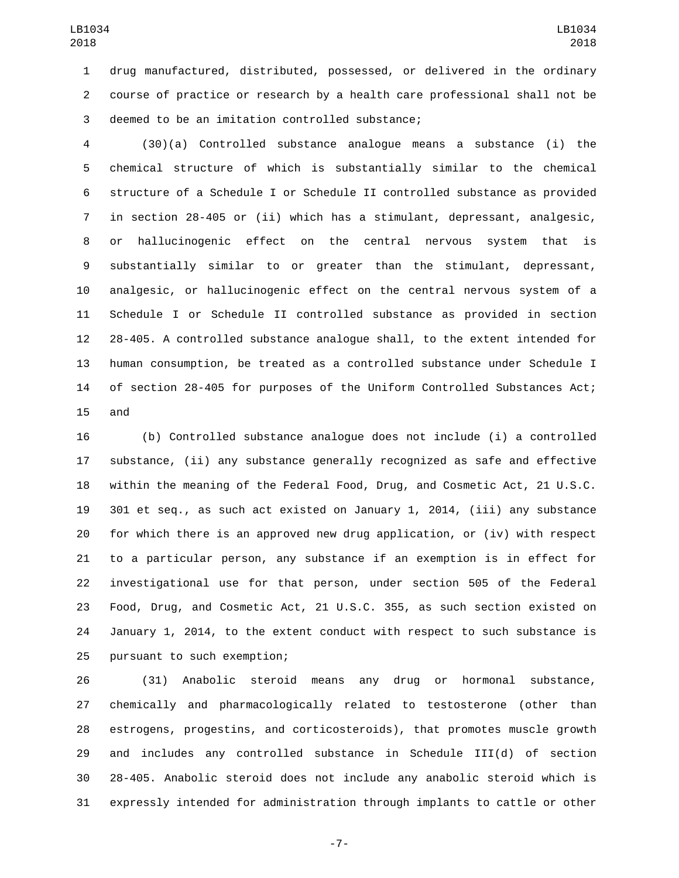drug manufactured, distributed, possessed, or delivered in the ordinary course of practice or research by a health care professional shall not be deemed to be an imitation controlled substance;

(30)(a) Controlled substance analogue means a substance (i) the chemical structure of which is substantially similar to the chemical structure of a Schedule I or Schedule II controlled substance as provided in section 28-405 or (ii) which has a stimulant, depressant, analgesic, or hallucinogenic effect on the central nervous system that is substantially similar to or greater than the stimulant, depressant, analgesic, or hallucinogenic effect on the central nervous system of a Schedule I or Schedule II controlled substance as provided in section 28-405. A controlled substance analogue shall, to the extent intended for human consumption, be treated as a controlled substance under Schedule I of section 28-405 for purposes of the Uniform Controlled Substances Act; and

(b) Controlled substance analogue does not include (i) a controlled substance, (ii) any substance generally recognized as safe and effective within the meaning of the Federal Food, Drug, and Cosmetic Act, 21 U.S.C. 301 et seq., as such act existed on January 1, 2014, (iii) any substance for which there is an approved new drug application, or (iv) with respect to a particular person, any substance if an exemption is in effect for investigational use for that person, under section 505 of the Federal Food, Drug, and Cosmetic Act, 21 U.S.C. 355, as such section existed on January 1, 2014, to the extent conduct with respect to such substance is pursuant to such exemption;

(31) Anabolic steroid means any drug or hormonal substance, chemically and pharmacologically related to testosterone (other than estrogens, progestins, and corticosteroids), that promotes muscle growth and includes any controlled substance in Schedule III(d) of section 28-405. Anabolic steroid does not include any anabolic steroid which is expressly intended for administration through implants to cattle or other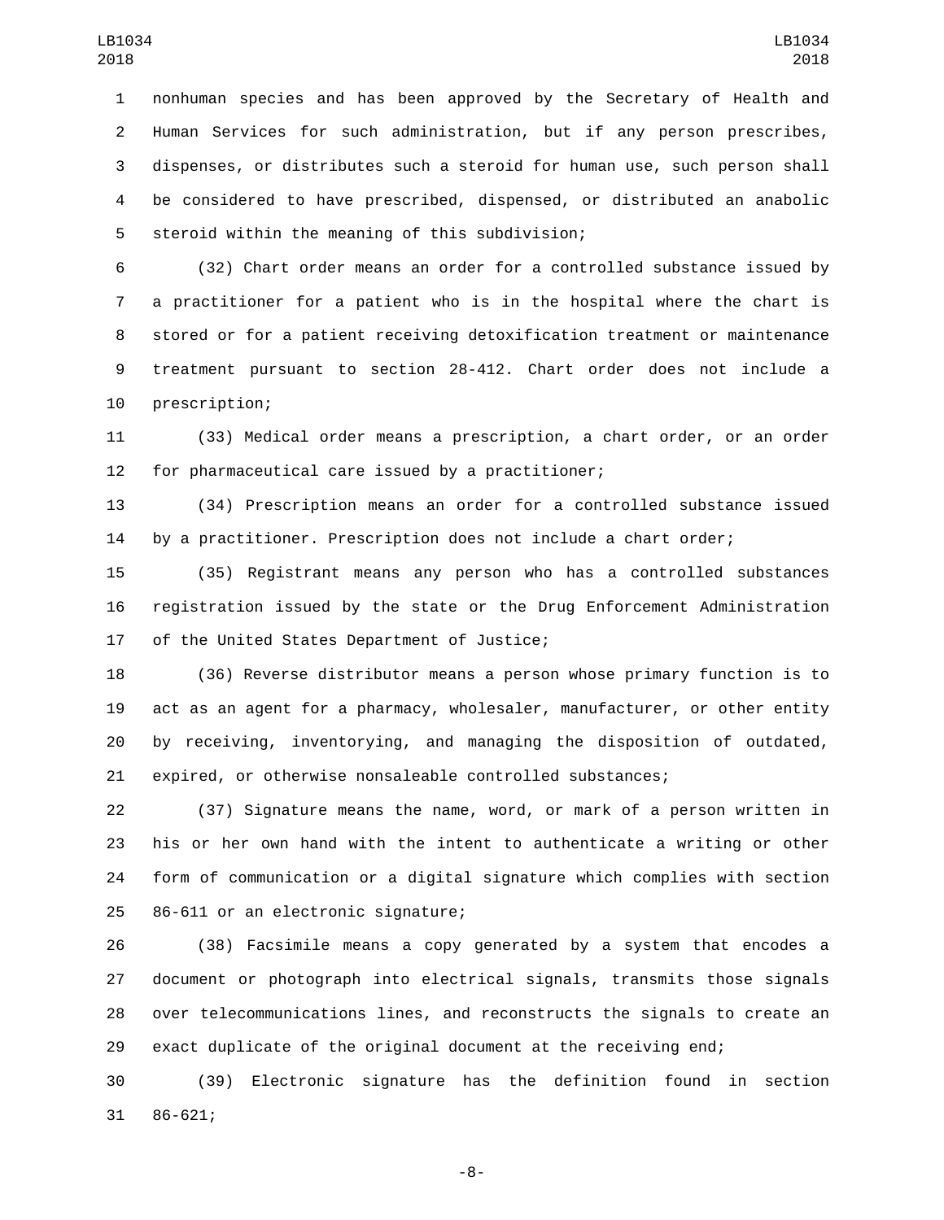nonhuman species and has been approved by the Secretary of Health and Human Services for such administration, but if any person prescribes, dispenses, or distributes such a steroid for human use, such person shall be considered to have prescribed, dispensed, or distributed an anabolic steroid within the meaning of this subdivision;

(32) Chart order means an order for a controlled substance issued by a practitioner for a patient who is in the hospital where the chart is stored or for a patient receiving detoxification treatment or maintenance treatment pursuant to section 28-412. Chart order does not include a prescription;

(33) Medical order means a prescription, a chart order, or an order for pharmaceutical care issued by a practitioner;

(34) Prescription means an order for a controlled substance issued by a practitioner. Prescription does not include a chart order;

(35) Registrant means any person who has a controlled substances registration issued by the state or the Drug Enforcement Administration of the United States Department of Justice;

(36) Reverse distributor means a person whose primary function is to act as an agent for a pharmacy, wholesaler, manufacturer, or other entity by receiving, inventorying, and managing the disposition of outdated, expired, or otherwise nonsaleable controlled substances;

(37) Signature means the name, word, or mark of a person written in his or her own hand with the intent to authenticate a writing or other form of communication or a digital signature which complies with section 86-611 or an electronic signature;

(38) Facsimile means a copy generated by a system that encodes a document or photograph into electrical signals, transmits those signals over telecommunications lines, and reconstructs the signals to create an exact duplicate of the original document at the receiving end;

(39) Electronic signature has the definition found in section 86-621;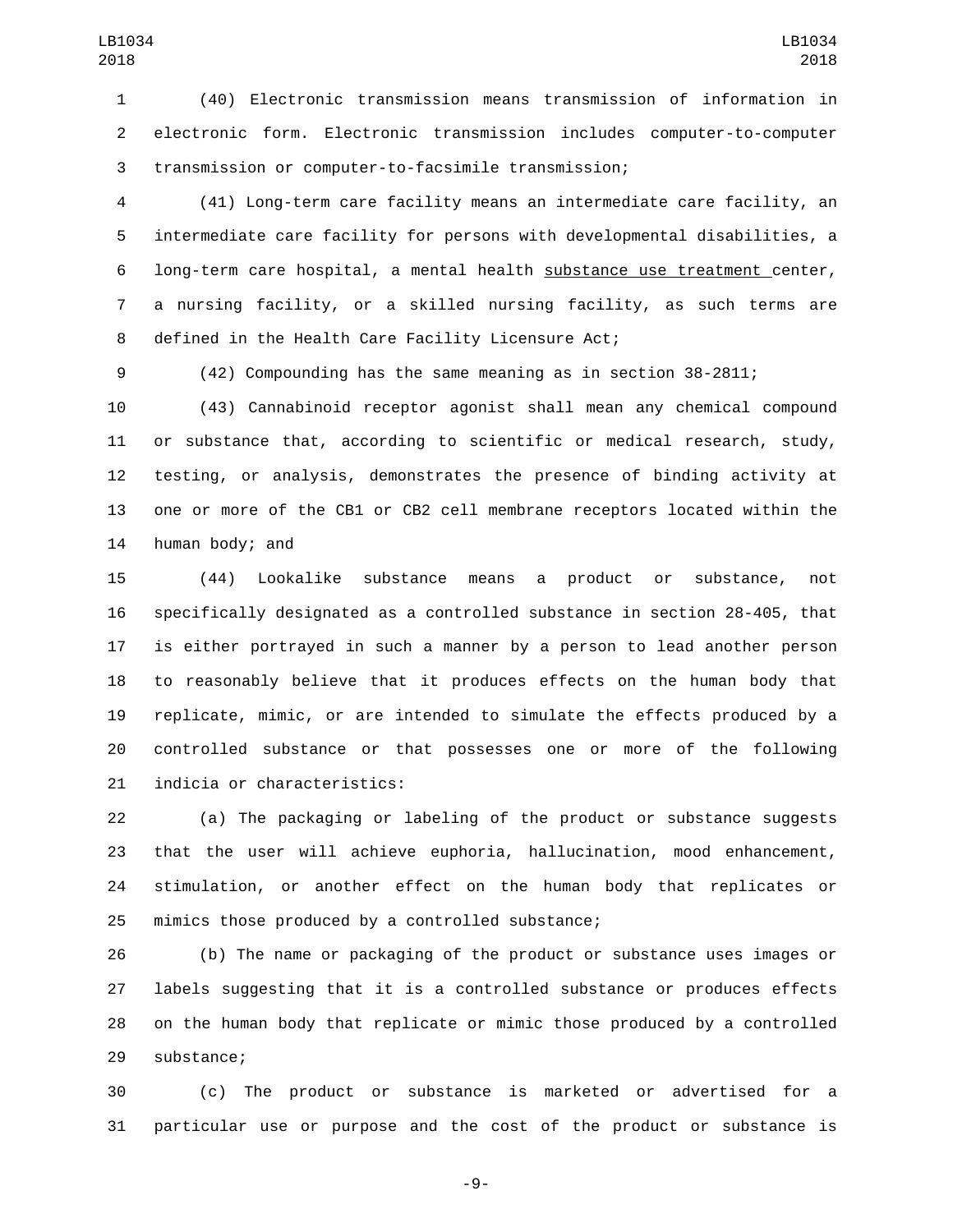(40) Electronic transmission means transmission of information in electronic form. Electronic transmission includes computer-to-computer transmission or computer-to-facsimile transmission;

(41) Long-term care facility means an intermediate care facility, an intermediate care facility for persons with developmental disabilities, a long-term care hospital, a mental health substance use treatment center, a nursing facility, or a skilled nursing facility, as such terms are defined in the Health Care Facility Licensure Act;

(42) Compounding has the same meaning as in section 38-2811;

(43) Cannabinoid receptor agonist shall mean any chemical compound or substance that, according to scientific or medical research, study, testing, or analysis, demonstrates the presence of binding activity at one or more of the CB1 or CB2 cell membrane receptors located within the human body; and

(44) Lookalike substance means a product or substance, not specifically designated as a controlled substance in section 28-405, that is either portrayed in such a manner by a person to lead another person to reasonably believe that it produces effects on the human body that replicate, mimic, or are intended to simulate the effects produced by a controlled substance or that possesses one or more of the following indicia or characteristics:

(a) The packaging or labeling of the product or substance suggests that the user will achieve euphoria, hallucination, mood enhancement, stimulation, or another effect on the human body that replicates or mimics those produced by a controlled substance;

(b) The name or packaging of the product or substance uses images or labels suggesting that it is a controlled substance or produces effects on the human body that replicate or mimic those produced by a controlled substance;

(c) The product or substance is marketed or advertised for a particular use or purpose and the cost of the product or substance is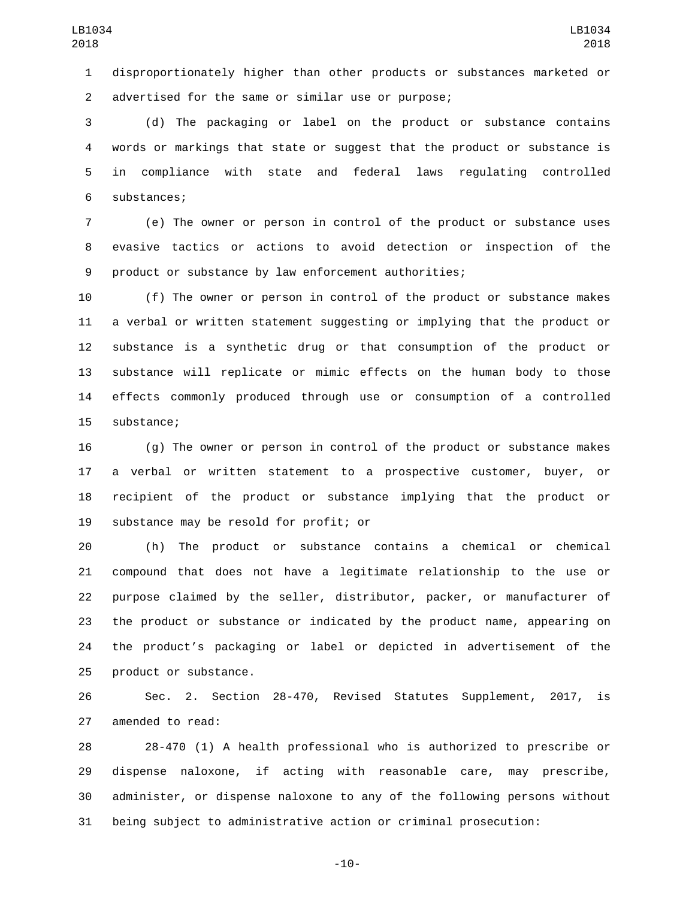disproportionately higher than other products or substances marketed or advertised for the same or similar use or purpose;

(d) The packaging or label on the product or substance contains words or markings that state or suggest that the product or substance is in compliance with state and federal laws regulating controlled substances;

(e) The owner or person in control of the product or substance uses evasive tactics or actions to avoid detection or inspection of the product or substance by law enforcement authorities;

(f) The owner or person in control of the product or substance makes a verbal or written statement suggesting or implying that the product or substance is a synthetic drug or that consumption of the product or substance will replicate or mimic effects on the human body to those effects commonly produced through use or consumption of a controlled substance;

(g) The owner or person in control of the product or substance makes a verbal or written statement to a prospective customer, buyer, or recipient of the product or substance implying that the product or substance may be resold for profit; or

(h) The product or substance contains a chemical or chemical compound that does not have a legitimate relationship to the use or purpose claimed by the seller, distributor, packer, or manufacturer of the product or substance or indicated by the product name, appearing on the product's packaging or label or depicted in advertisement of the product or substance.

Sec. 2. Section 28-470, Revised Statutes Supplement, 2017, is amended to read:

28-470 (1) A health professional who is authorized to prescribe or dispense naloxone, if acting with reasonable care, may prescribe, administer, or dispense naloxone to any of the following persons without being subject to administrative action or criminal prosecution: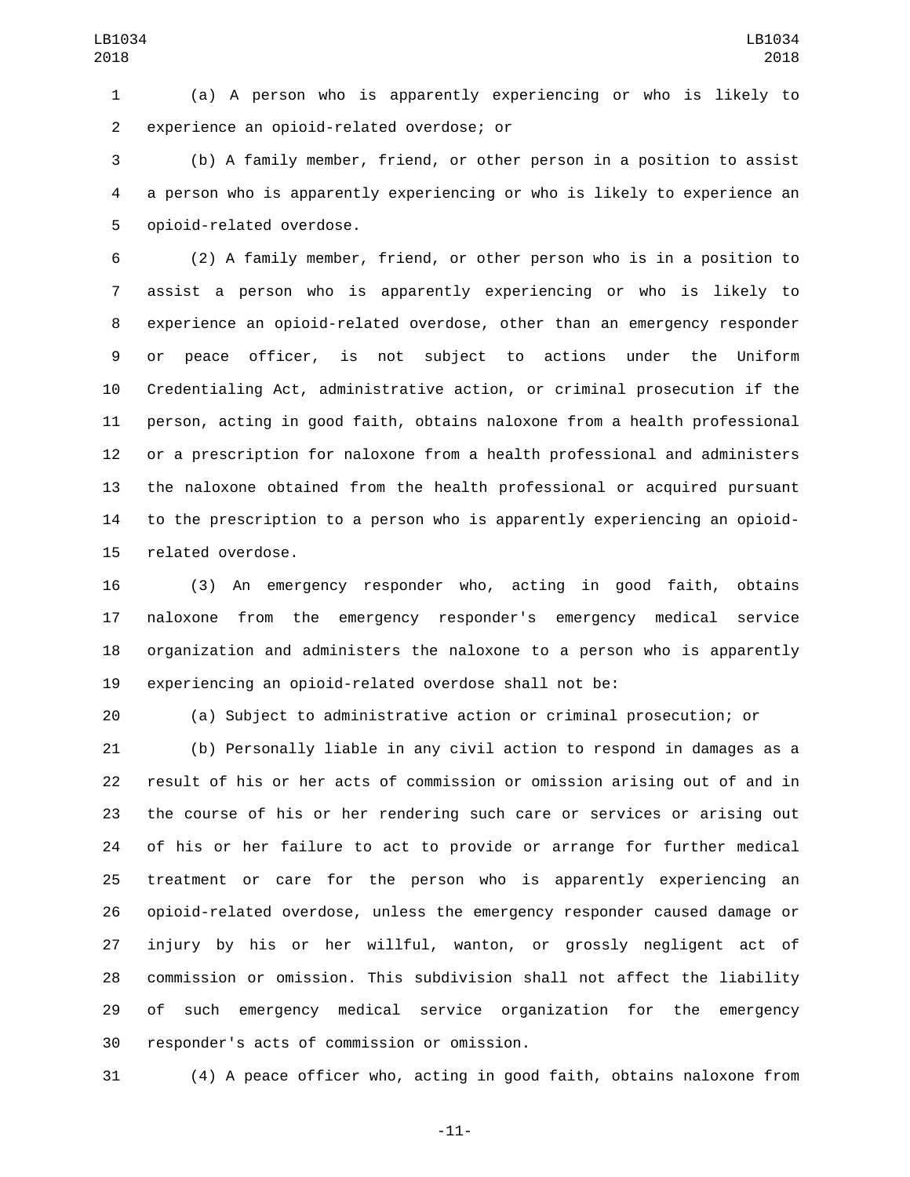(a) A person who is apparently experiencing or who is likely to experience an opioid-related overdose; or

(b) A family member, friend, or other person in a position to assist a person who is apparently experiencing or who is likely to experience an opioid-related overdose.

(2) A family member, friend, or other person who is in a position to assist a person who is apparently experiencing or who is likely to experience an opioid-related overdose, other than an emergency responder or peace officer, is not subject to actions under the Uniform Credentialing Act, administrative action, or criminal prosecution if the person, acting in good faith, obtains naloxone from a health professional or a prescription for naloxone from a health professional and administers the naloxone obtained from the health professional or acquired pursuant to the prescription to a person who is apparently experiencing an opioid-related overdose.

(3) An emergency responder who, acting in good faith, obtains naloxone from the emergency responder's emergency medical service organization and administers the naloxone to a person who is apparently experiencing an opioid-related overdose shall not be:

(a) Subject to administrative action or criminal prosecution; or

(b) Personally liable in any civil action to respond in damages as a result of his or her acts of commission or omission arising out of and in the course of his or her rendering such care or services or arising out of his or her failure to act to provide or arrange for further medical treatment or care for the person who is apparently experiencing an opioid-related overdose, unless the emergency responder caused damage or injury by his or her willful, wanton, or grossly negligent act of commission or omission. This subdivision shall not affect the liability of such emergency medical service organization for the emergency responder's acts of commission or omission.

(4) A peace officer who, acting in good faith, obtains naloxone from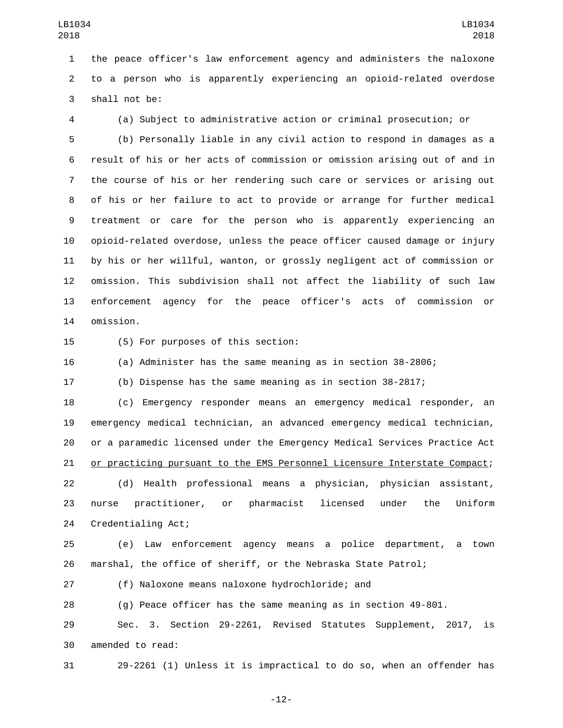the peace officer's law enforcement agency and administers the naloxone to a person who is apparently experiencing an opioid-related overdose shall not be:

(a) Subject to administrative action or criminal prosecution; or

(b) Personally liable in any civil action to respond in damages as a result of his or her acts of commission or omission arising out of and in the course of his or her rendering such care or services or arising out of his or her failure to act to provide or arrange for further medical treatment or care for the person who is apparently experiencing an opioid-related overdose, unless the peace officer caused damage or injury by his or her willful, wanton, or grossly negligent act of commission or omission. This subdivision shall not affect the liability of such law enforcement agency for the peace officer's acts of commission or omission.

(5) For purposes of this section:

(a) Administer has the same meaning as in section 38-2806;

(b) Dispense has the same meaning as in section 38-2817;

(c) Emergency responder means an emergency medical responder, an emergency medical technician, an advanced emergency medical technician, or a paramedic licensed under the Emergency Medical Services Practice Act <u>or practicing pursuant to the EMS Personnel Licensure Interstate Compact</u>;

(d) Health professional means a physician, physician assistant, nurse practitioner, or pharmacist licensed under the Uniform Credentialing Act;

(e) Law enforcement agency means a police department, a town marshal, the office of sheriff, or the Nebraska State Patrol;

(f) Naloxone means naloxone hydrochloride; and

(g) Peace officer has the same meaning as in section 49-801.

Sec. 3. Section 29-2261, Revised Statutes Supplement, 2017, is amended to read:

29-2261 (1) Unless it is impractical to do so, when an offender has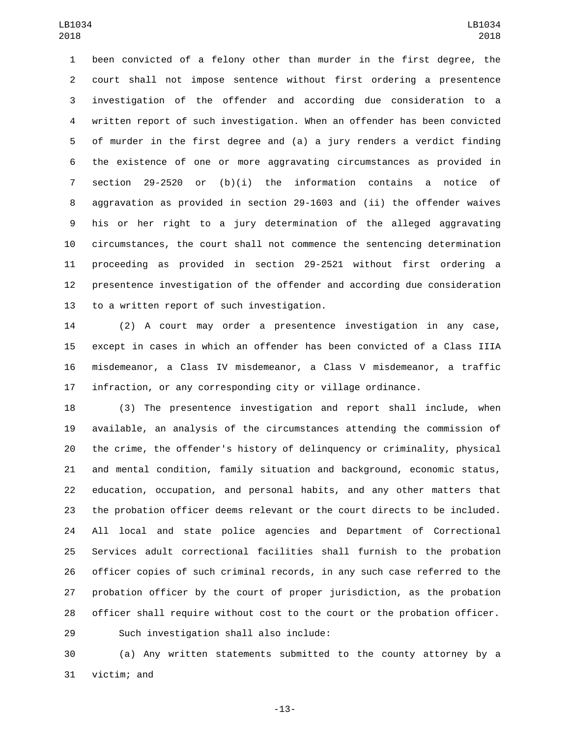been convicted of a felony other than murder in the first degree, the court shall not impose sentence without first ordering a presentence investigation of the offender and according due consideration to a written report of such investigation. When an offender has been convicted of murder in the first degree and (a) a jury renders a verdict finding the existence of one or more aggravating circumstances as provided in section 29-2520 or (b)(i) the information contains a notice of aggravation as provided in section 29-1603 and (ii) the offender waives his or her right to a jury determination of the alleged aggravating circumstances, the court shall not commence the sentencing determination proceeding as provided in section 29-2521 without first ordering a presentence investigation of the offender and according due consideration to a written report of such investigation.

(2) A court may order a presentence investigation in any case, except in cases in which an offender has been convicted of a Class IIIA misdemeanor, a Class IV misdemeanor, a Class V misdemeanor, a traffic infraction, or any corresponding city or village ordinance.

(3) The presentence investigation and report shall include, when available, an analysis of the circumstances attending the commission of the crime, the offender's history of delinquency or criminality, physical and mental condition, family situation and background, economic status, education, occupation, and personal habits, and any other matters that the probation officer deems relevant or the court directs to be included. All local and state police agencies and Department of Correctional Services adult correctional facilities shall furnish to the probation officer copies of such criminal records, in any such case referred to the probation officer by the court of proper jurisdiction, as the probation officer shall require without cost to the court or the probation officer.

Such investigation shall also include:

(a) Any written statements submitted to the county attorney by a victim; and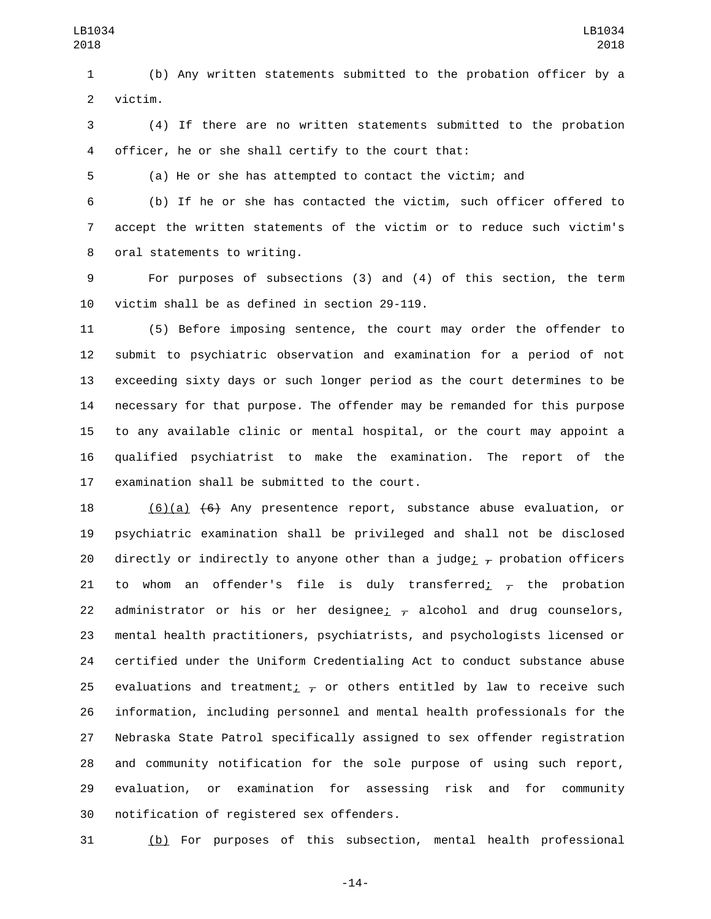(b) Any written statements submitted to the probation officer by a victim.

(4) If there are no written statements submitted to the probation officer, he or she shall certify to the court that:

(a) He or she has attempted to contact the victim; and

(b) If he or she has contacted the victim, such officer offered to accept the written statements of the victim or to reduce such victim's oral statements to writing.

For purposes of subsections (3) and (4) of this section, the term victim shall be as defined in section 29-119.

(5) Before imposing sentence, the court may order the offender to submit to psychiatric observation and examination for a period of not exceeding sixty days or such longer period as the court determines to be necessary for that purpose. The offender may be remanded for this purpose to any available clinic or mental hospital, or the court may appoint a qualified psychiatrist to make the examination. The report of the examination shall be submitted to the court.

(6)(a) ~~(6)~~ Any presentence report, substance abuse evaluation, or psychiatric examination shall be privileged and shall not be disclosed directly or indirectly to anyone other than a judge; ~~,~~ probation officers to whom an offender's file is duly transferred; ~~,~~ the probation administrator or his or her designee; ~~,~~ alcohol and drug counselors, mental health practitioners, psychiatrists, and psychologists licensed or certified under the Uniform Credentialing Act to conduct substance abuse evaluations and treatment; ~~,~~ or others entitled by law to receive such information, including personnel and mental health professionals for the Nebraska State Patrol specifically assigned to sex offender registration and community notification for the sole purpose of using such report, evaluation, or examination for assessing risk and for community notification of registered sex offenders.

(b) For purposes of this subsection, mental health professional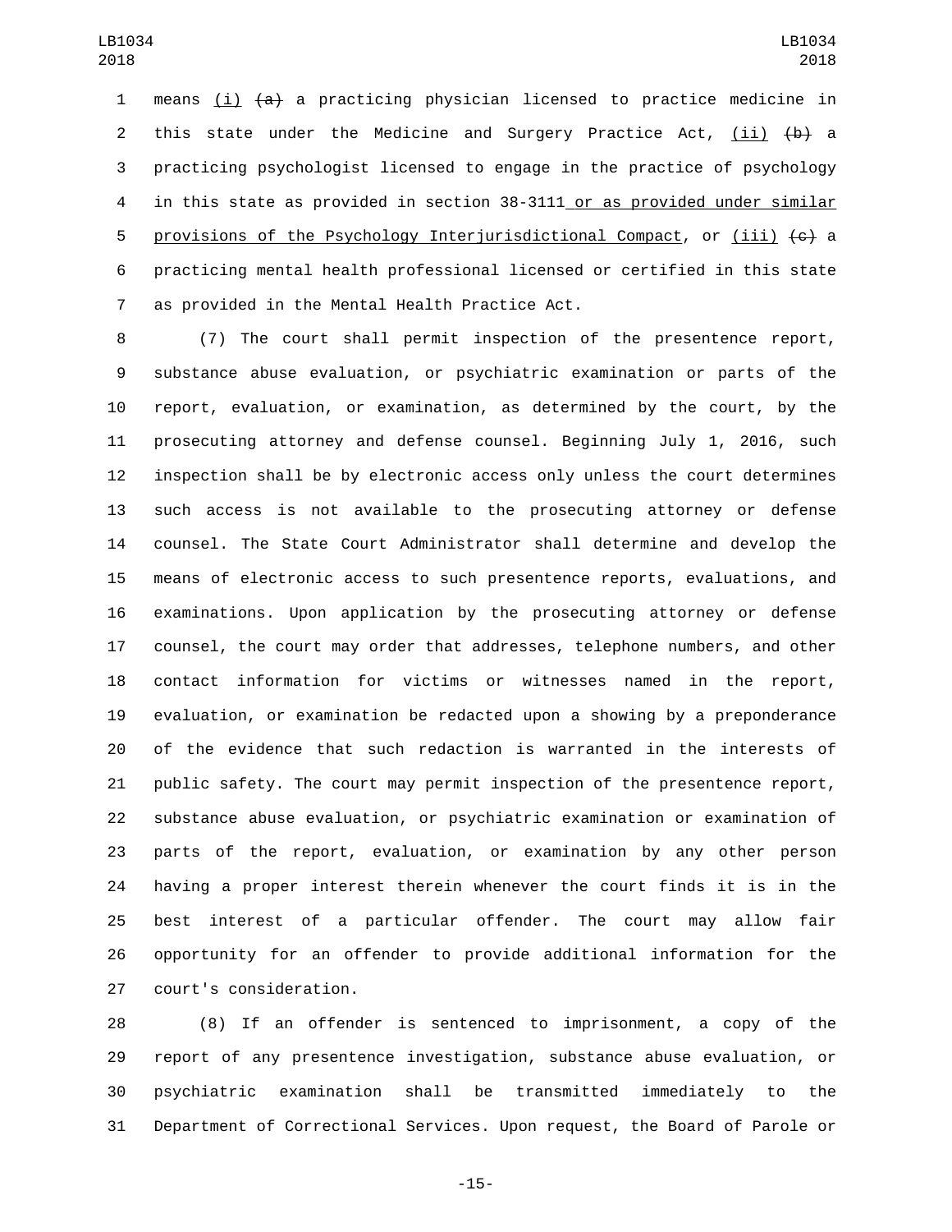means (i) ~~(a)~~ a practicing physician licensed to practice medicine in this state under the Medicine and Surgery Practice Act, (ii) ~~(b)~~ a practicing psychologist licensed to engage in the practice of psychology in this state as provided in section 38-3111 or as provided under similar provisions of the Psychology Interjurisdictional Compact, or (iii) ~~(c)~~ a practicing mental health professional licensed or certified in this state as provided in the Mental Health Practice Act.

(7) The court shall permit inspection of the presentence report, substance abuse evaluation, or psychiatric examination or parts of the report, evaluation, or examination, as determined by the court, by the prosecuting attorney and defense counsel. Beginning July 1, 2016, such inspection shall be by electronic access only unless the court determines such access is not available to the prosecuting attorney or defense counsel. The State Court Administrator shall determine and develop the means of electronic access to such presentence reports, evaluations, and examinations. Upon application by the prosecuting attorney or defense counsel, the court may order that addresses, telephone numbers, and other contact information for victims or witnesses named in the report, evaluation, or examination be redacted upon a showing by a preponderance of the evidence that such redaction is warranted in the interests of public safety. The court may permit inspection of the presentence report, substance abuse evaluation, or psychiatric examination or examination of parts of the report, evaluation, or examination by any other person having a proper interest therein whenever the court finds it is in the best interest of a particular offender. The court may allow fair opportunity for an offender to provide additional information for the court's consideration.

(8) If an offender is sentenced to imprisonment, a copy of the report of any presentence investigation, substance abuse evaluation, or psychiatric examination shall be transmitted immediately to the Department of Correctional Services. Upon request, the Board of Parole or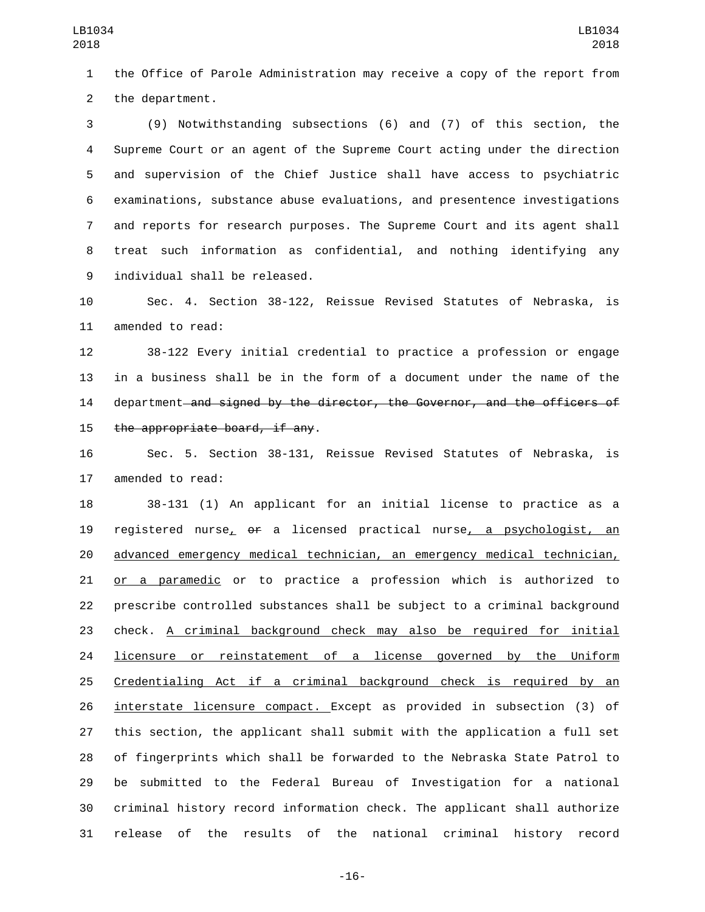the Office of Parole Administration may receive a copy of the report from the department.

(9) Notwithstanding subsections (6) and (7) of this section, the Supreme Court or an agent of the Supreme Court acting under the direction and supervision of the Chief Justice shall have access to psychiatric examinations, substance abuse evaluations, and presentence investigations and reports for research purposes. The Supreme Court and its agent shall treat such information as confidential, and nothing identifying any individual shall be released.

Sec. 4. Section 38-122, Reissue Revised Statutes of Nebraska, is amended to read:

38-122 Every initial credential to practice a profession or engage in a business shall be in the form of a document under the name of the department~~ and signed by the director, the Governor, and the officers of the appropriate board, if any~~.

Sec. 5. Section 38-131, Reissue Revised Statutes of Nebraska, is amended to read:

38-131 (1) An applicant for an initial license to practice as a registered nurse, ~~or~~ a licensed practical nurse, a psychologist, an advanced emergency medical technician, an emergency medical technician, or a paramedic or to practice a profession which is authorized to prescribe controlled substances shall be subject to a criminal background check. A criminal background check may also be required for initial licensure or reinstatement of a license governed by the Uniform Credentialing Act if a criminal background check is required by an interstate licensure compact. Except as provided in subsection (3) of this section, the applicant shall submit with the application a full set of fingerprints which shall be forwarded to the Nebraska State Patrol to be submitted to the Federal Bureau of Investigation for a national criminal history record information check. The applicant shall authorize release of the results of the national criminal history record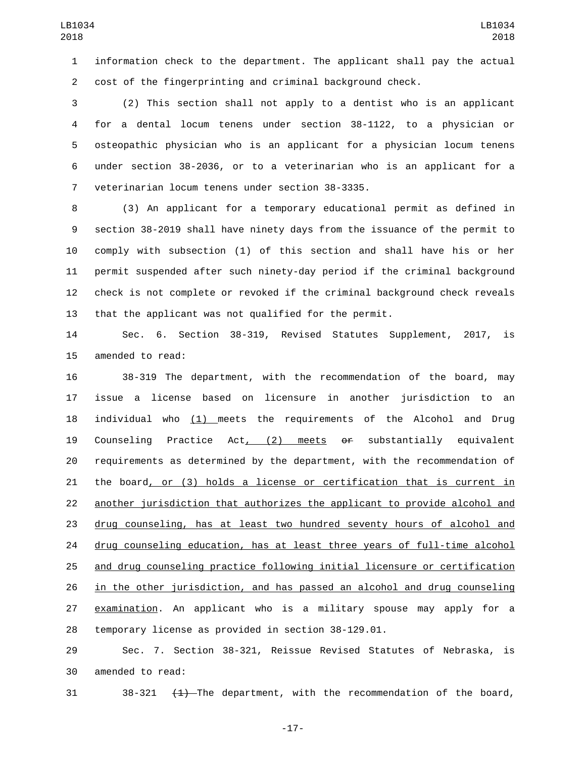information check to the department. The applicant shall pay the actual cost of the fingerprinting and criminal background check.

(2) This section shall not apply to a dentist who is an applicant for a dental locum tenens under section 38-1122, to a physician or osteopathic physician who is an applicant for a physician locum tenens under section 38-2036, or to a veterinarian who is an applicant for a veterinarian locum tenens under section 38-3335.

(3) An applicant for a temporary educational permit as defined in section 38-2019 shall have ninety days from the issuance of the permit to comply with subsection (1) of this section and shall have his or her permit suspended after such ninety-day period if the criminal background check is not complete or revoked if the criminal background check reveals that the applicant was not qualified for the permit.

Sec. 6. Section 38-319, Revised Statutes Supplement, 2017, is amended to read:

38-319 The department, with the recommendation of the board, may issue a license based on licensure in another jurisdiction to an individual who (1) meets the requirements of the Alcohol and Drug Counseling Practice Act, (2) meets ~~or~~ substantially equivalent requirements as determined by the department, with the recommendation of the board, or (3) holds a license or certification that is current in another jurisdiction that authorizes the applicant to provide alcohol and drug counseling, has at least two hundred seventy hours of alcohol and drug counseling education, has at least three years of full-time alcohol and drug counseling practice following initial licensure or certification in the other jurisdiction, and has passed an alcohol and drug counseling examination. An applicant who is a military spouse may apply for a temporary license as provided in section 38-129.01.

Sec. 7. Section 38-321, Reissue Revised Statutes of Nebraska, is amended to read:

38-321 ~~(1)~~ The department, with the recommendation of the board,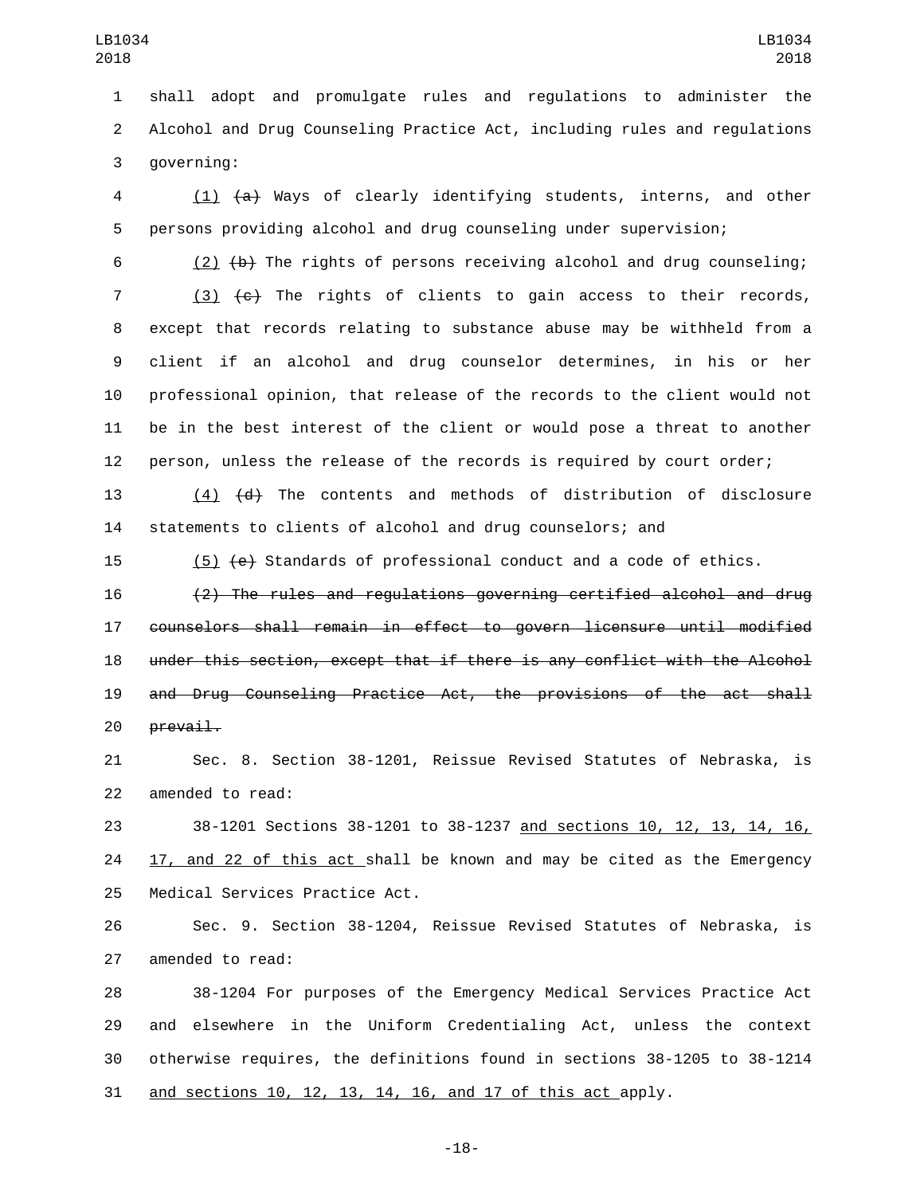shall adopt and promulgate rules and regulations to administer the Alcohol and Drug Counseling Practice Act, including rules and regulations governing:

(1) ~~(a)~~ Ways of clearly identifying students, interns, and other persons providing alcohol and drug counseling under supervision;

(2) ~~(b)~~ The rights of persons receiving alcohol and drug counseling;

(3) ~~(c)~~ The rights of clients to gain access to their records, except that records relating to substance abuse may be withheld from a client if an alcohol and drug counselor determines, in his or her professional opinion, that release of the records to the client would not be in the best interest of the client or would pose a threat to another person, unless the release of the records is required by court order;

(4) ~~(d)~~ The contents and methods of distribution of disclosure statements to clients of alcohol and drug counselors; and

(5) ~~(e)~~ Standards of professional conduct and a code of ethics.

~~(2) The rules and regulations governing certified alcohol and drug counselors shall remain in effect to govern licensure until modified under this section, except that if there is any conflict with the Alcohol and Drug Counseling Practice Act, the provisions of the act shall prevail.~~

Sec. 8. Section 38-1201, Reissue Revised Statutes of Nebraska, is amended to read:

38-1201 Sections 38-1201 to 38-1237 and sections 10, 12, 13, 14, 16, 17, and 22 of this act shall be known and may be cited as the Emergency Medical Services Practice Act.

Sec. 9. Section 38-1204, Reissue Revised Statutes of Nebraska, is amended to read:

38-1204 For purposes of the Emergency Medical Services Practice Act and elsewhere in the Uniform Credentialing Act, unless the context otherwise requires, the definitions found in sections 38-1205 to 38-1214 and sections 10, 12, 13, 14, 16, and 17 of this act apply.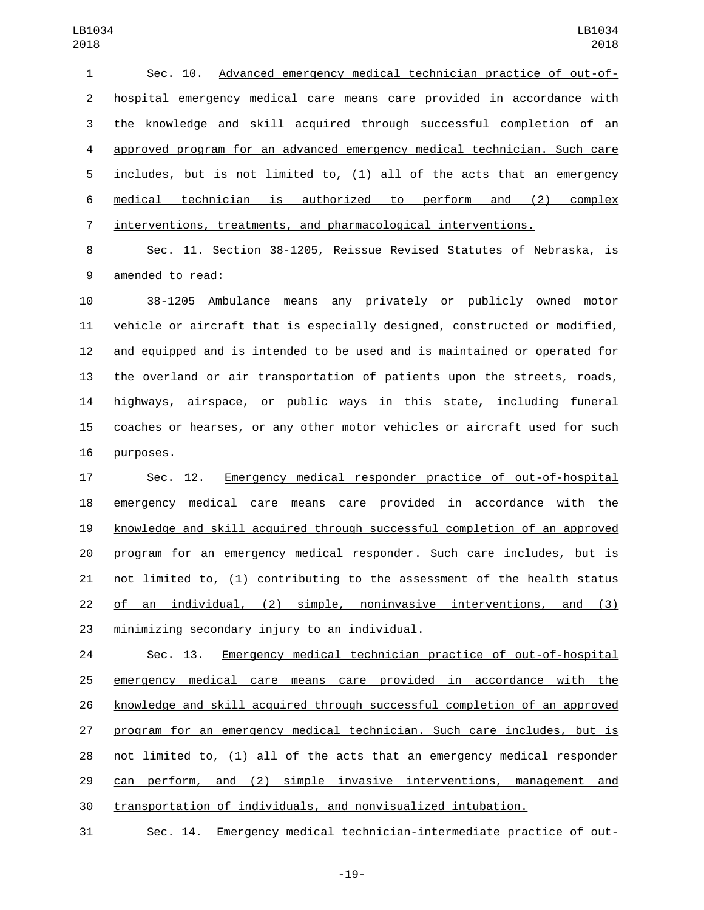Sec. 10. Advanced emergency medical technician practice of out-of-hospital emergency medical care means care provided in accordance with the knowledge and skill acquired through successful completion of an approved program for an advanced emergency medical technician. Such care includes, but is not limited to, (1) all of the acts that an emergency medical technician is authorized to perform and (2) complex interventions, treatments, and pharmacological interventions.

Sec. 11. Section 38-1205, Reissue Revised Statutes of Nebraska, is amended to read:

38-1205 Ambulance means any privately or publicly owned motor vehicle or aircraft that is especially designed, constructed or modified, and equipped and is intended to be used and is maintained or operated for the overland or air transportation of patients upon the streets, roads, highways, airspace, or public ways in this state~~, including funeral coaches or hearses,~~ or any other motor vehicles or aircraft used for such purposes.

Sec. 12. Emergency medical responder practice of out-of-hospital emergency medical care means care provided in accordance with the knowledge and skill acquired through successful completion of an approved program for an emergency medical responder. Such care includes, but is not limited to, (1) contributing to the assessment of the health status of an individual, (2) simple, noninvasive interventions, and (3) minimizing secondary injury to an individual.

Sec. 13. Emergency medical technician practice of out-of-hospital emergency medical care means care provided in accordance with the knowledge and skill acquired through successful completion of an approved program for an emergency medical technician. Such care includes, but is not limited to, (1) all of the acts that an emergency medical responder can perform, and (2) simple invasive interventions, management and transportation of individuals, and nonvisualized intubation.

Sec. 14. Emergency medical technician-intermediate practice of out-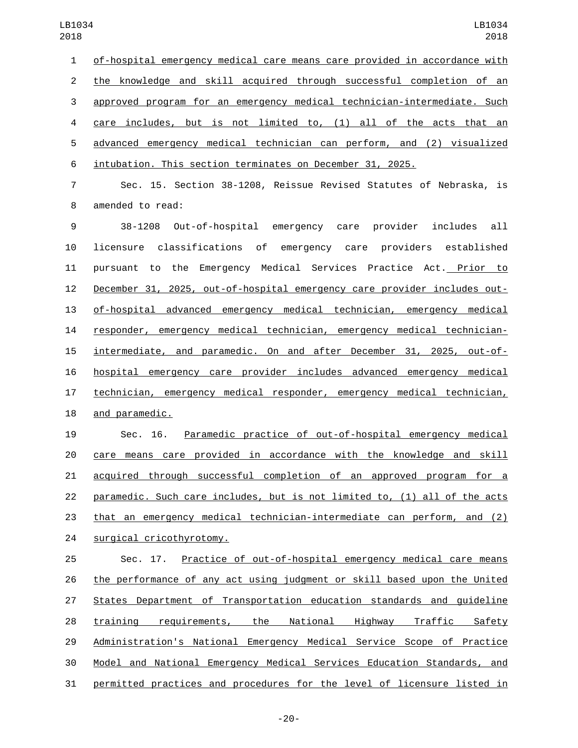of-hospital emergency medical care means care provided in accordance with the knowledge and skill acquired through successful completion of an approved program for an emergency medical technician-intermediate. Such care includes, but is not limited to, (1) all of the acts that an advanced emergency medical technician can perform, and (2) visualized intubation. This section terminates on December 31, 2025.

Sec. 15. Section 38-1208, Reissue Revised Statutes of Nebraska, is amended to read:

38-1208 Out-of-hospital emergency care provider includes all licensure classifications of emergency care providers established pursuant to the Emergency Medical Services Practice Act. Prior to December 31, 2025, out-of-hospital emergency care provider includes out-of-hospital advanced emergency medical technician, emergency medical responder, emergency medical technician, emergency medical technician-intermediate, and paramedic. On and after December 31, 2025, out-of-hospital emergency care provider includes advanced emergency medical technician, emergency medical responder, emergency medical technician, and paramedic.

Sec. 16. Paramedic practice of out-of-hospital emergency medical care means care provided in accordance with the knowledge and skill acquired through successful completion of an approved program for a paramedic. Such care includes, but is not limited to, (1) all of the acts that an emergency medical technician-intermediate can perform, and (2) surgical cricothyrotomy.

Sec. 17. Practice of out-of-hospital emergency medical care means the performance of any act using judgment or skill based upon the United States Department of Transportation education standards and guideline training requirements, the National Highway Traffic Safety Administration's National Emergency Medical Service Scope of Practice Model and National Emergency Medical Services Education Standards, and permitted practices and procedures for the level of licensure listed in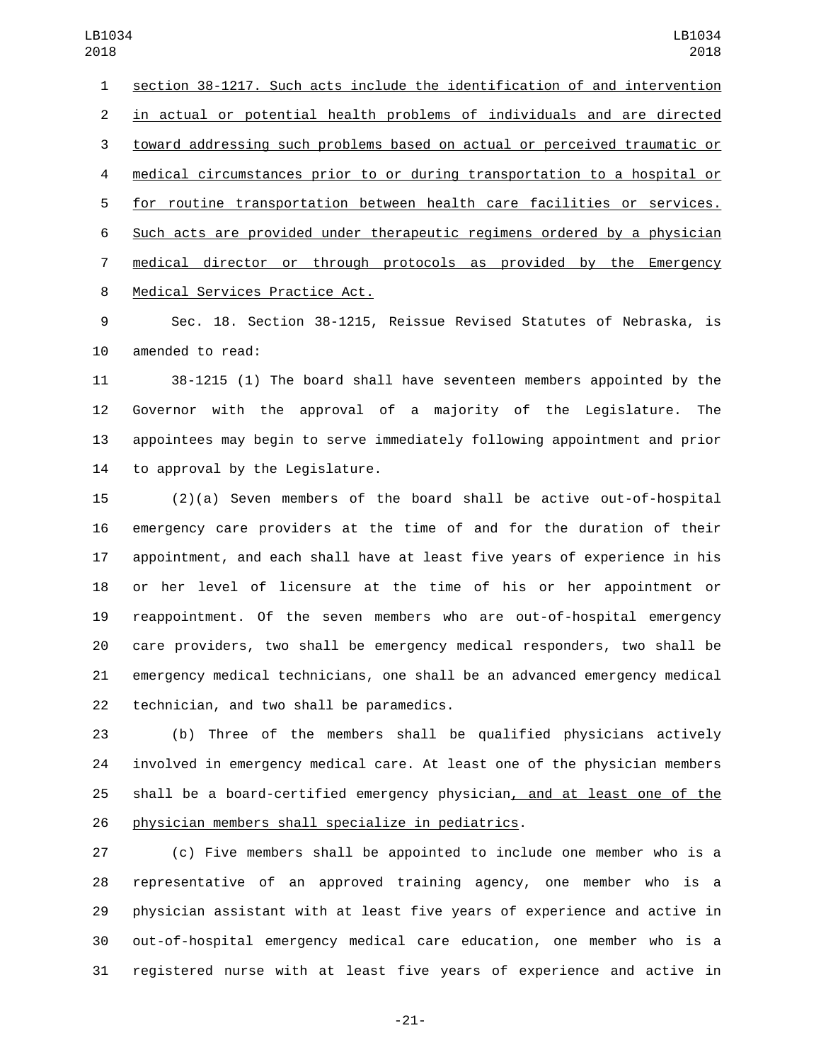section 38-1217. Such acts include the identification of and intervention in actual or potential health problems of individuals and are directed toward addressing such problems based on actual or perceived traumatic or medical circumstances prior to or during transportation to a hospital or for routine transportation between health care facilities or services. Such acts are provided under therapeutic regimens ordered by a physician medical director or through protocols as provided by the Emergency Medical Services Practice Act.

Sec. 18. Section 38-1215, Reissue Revised Statutes of Nebraska, is amended to read:

38-1215 (1) The board shall have seventeen members appointed by the Governor with the approval of a majority of the Legislature. The appointees may begin to serve immediately following appointment and prior to approval by the Legislature.

(2)(a) Seven members of the board shall be active out-of-hospital emergency care providers at the time of and for the duration of their appointment, and each shall have at least five years of experience in his or her level of licensure at the time of his or her appointment or reappointment. Of the seven members who are out-of-hospital emergency care providers, two shall be emergency medical responders, two shall be emergency medical technicians, one shall be an advanced emergency medical technician, and two shall be paramedics.

(b) Three of the members shall be qualified physicians actively involved in emergency medical care. At least one of the physician members shall be a board-certified emergency physician, and at least one of the physician members shall specialize in pediatrics.

(c) Five members shall be appointed to include one member who is a representative of an approved training agency, one member who is a physician assistant with at least five years of experience and active in out-of-hospital emergency medical care education, one member who is a registered nurse with at least five years of experience and active in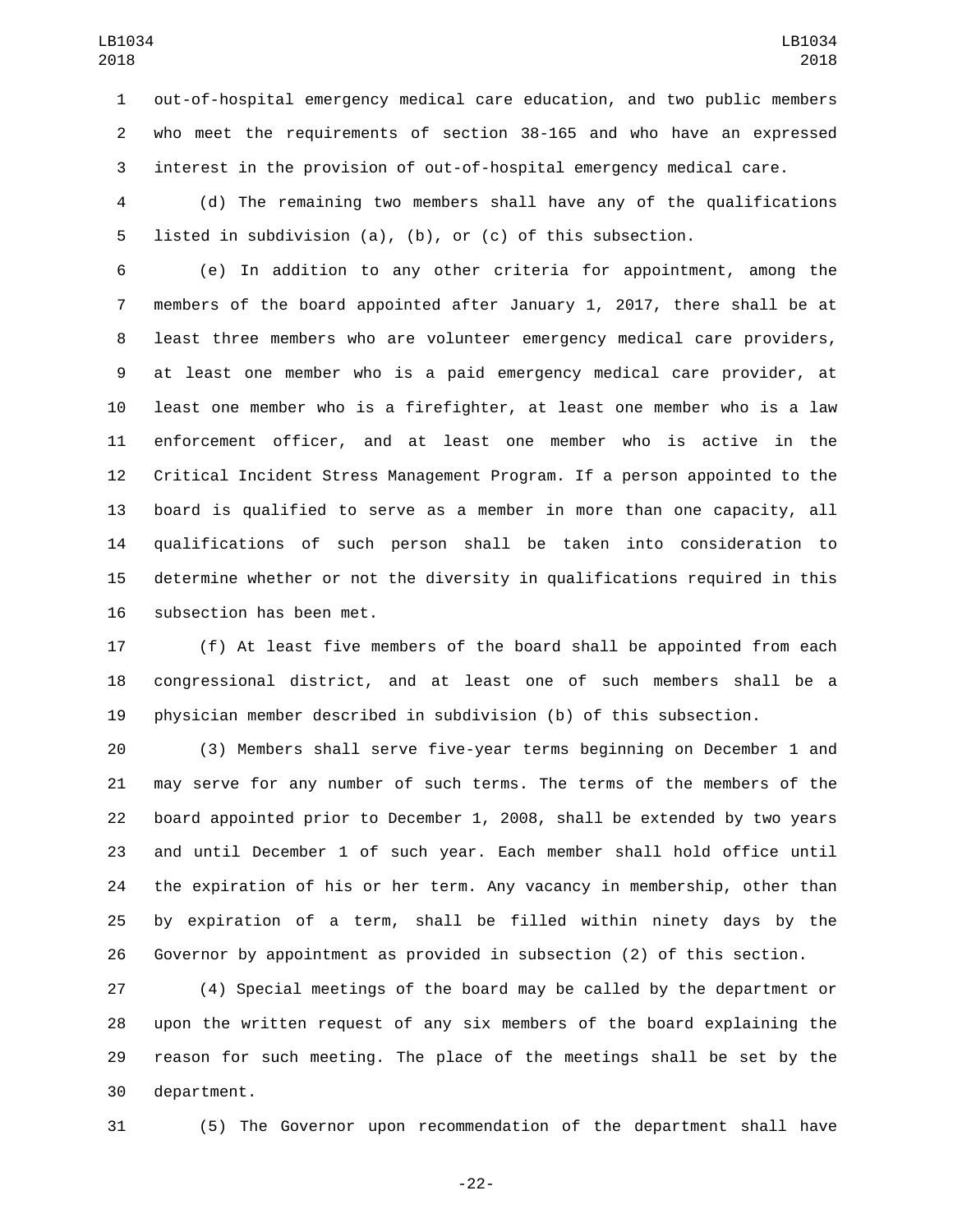out-of-hospital emergency medical care education, and two public members who meet the requirements of section 38-165 and who have an expressed interest in the provision of out-of-hospital emergency medical care.

(d) The remaining two members shall have any of the qualifications listed in subdivision (a), (b), or (c) of this subsection.

(e) In addition to any other criteria for appointment, among the members of the board appointed after January 1, 2017, there shall be at least three members who are volunteer emergency medical care providers, at least one member who is a paid emergency medical care provider, at least one member who is a firefighter, at least one member who is a law enforcement officer, and at least one member who is active in the Critical Incident Stress Management Program. If a person appointed to the board is qualified to serve as a member in more than one capacity, all qualifications of such person shall be taken into consideration to determine whether or not the diversity in qualifications required in this subsection has been met.

(f) At least five members of the board shall be appointed from each congressional district, and at least one of such members shall be a physician member described in subdivision (b) of this subsection.

(3) Members shall serve five-year terms beginning on December 1 and may serve for any number of such terms. The terms of the members of the board appointed prior to December 1, 2008, shall be extended by two years and until December 1 of such year. Each member shall hold office until the expiration of his or her term. Any vacancy in membership, other than by expiration of a term, shall be filled within ninety days by the Governor by appointment as provided in subsection (2) of this section.

(4) Special meetings of the board may be called by the department or upon the written request of any six members of the board explaining the reason for such meeting. The place of the meetings shall be set by the department.

(5) The Governor upon recommendation of the department shall have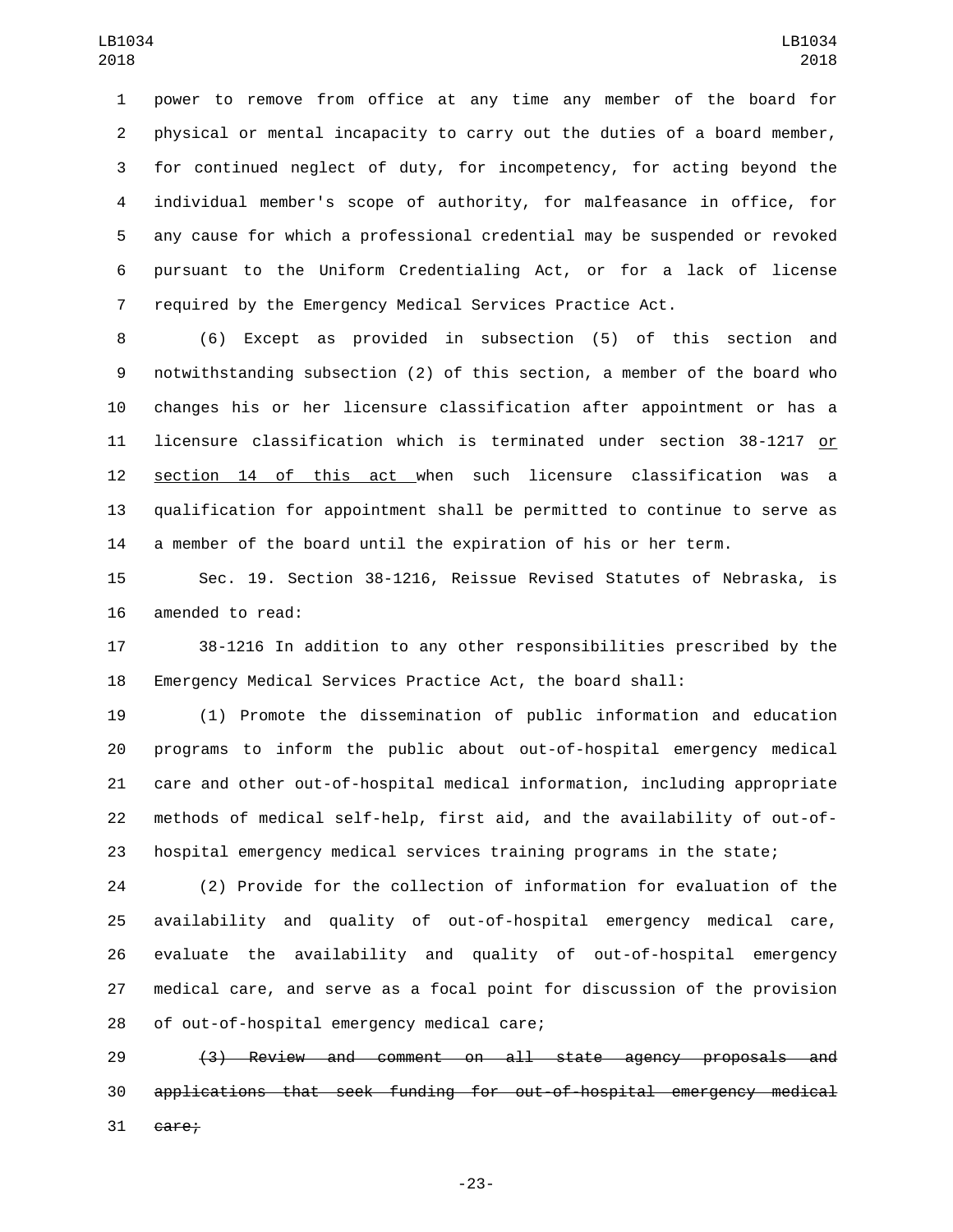power to remove from office at any time any member of the board for physical or mental incapacity to carry out the duties of a board member, for continued neglect of duty, for incompetency, for acting beyond the individual member's scope of authority, for malfeasance in office, for any cause for which a professional credential may be suspended or revoked pursuant to the Uniform Credentialing Act, or for a lack of license required by the Emergency Medical Services Practice Act.

(6) Except as provided in subsection (5) of this section and notwithstanding subsection (2) of this section, a member of the board who changes his or her licensure classification after appointment or has a licensure classification which is terminated under section 38-1217 <u>or section 14 of this act </u>when such licensure classification was a qualification for appointment shall be permitted to continue to serve as a member of the board until the expiration of his or her term.

Sec. 19. Section 38-1216, Reissue Revised Statutes of Nebraska, is amended to read:

38-1216 In addition to any other responsibilities prescribed by the Emergency Medical Services Practice Act, the board shall:

(1) Promote the dissemination of public information and education programs to inform the public about out-of-hospital emergency medical care and other out-of-hospital medical information, including appropriate methods of medical self-help, first aid, and the availability of out-of-hospital emergency medical services training programs in the state;

(2) Provide for the collection of information for evaluation of the availability and quality of out-of-hospital emergency medical care, evaluate the availability and quality of out-of-hospital emergency medical care, and serve as a focal point for discussion of the provision of out-of-hospital emergency medical care;

~~(3) Review and comment on all state agency proposals and applications that seek funding for out-of-hospital emergency medical care;~~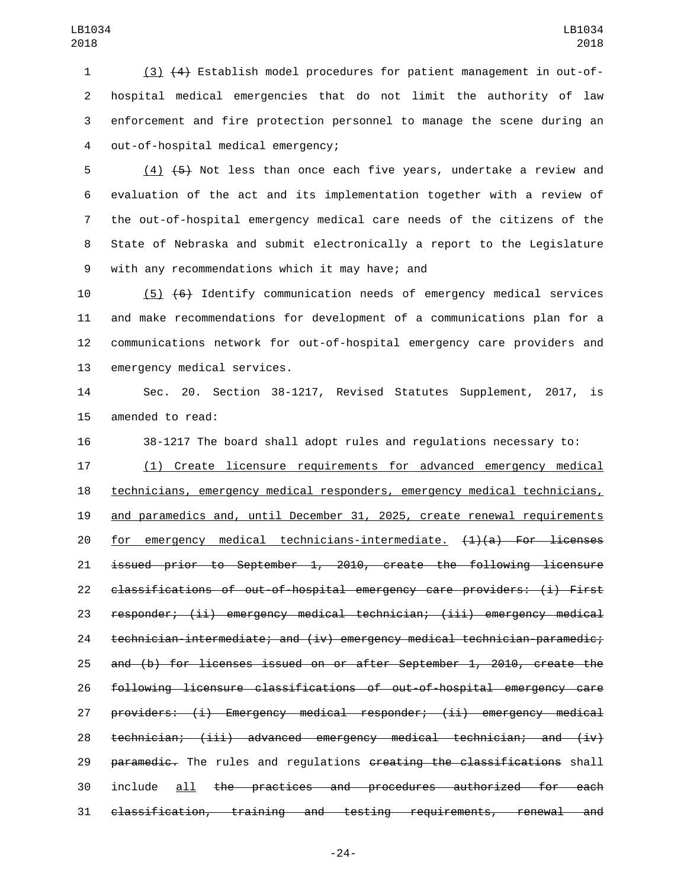(3) ~~(4)~~ Establish model procedures for patient management in out-of-hospital medical emergencies that do not limit the authority of law enforcement and fire protection personnel to manage the scene during an out-of-hospital medical emergency;

(4) ~~(5)~~ Not less than once each five years, undertake a review and evaluation of the act and its implementation together with a review of the out-of-hospital emergency medical care needs of the citizens of the State of Nebraska and submit electronically a report to the Legislature with any recommendations which it may have; and

(5) ~~(6)~~ Identify communication needs of emergency medical services and make recommendations for development of a communications plan for a communications network for out-of-hospital emergency care providers and emergency medical services.

Sec. 20. Section 38-1217, Revised Statutes Supplement, 2017, is amended to read:

38-1217 The board shall adopt rules and regulations necessary to:

<u>(1) Create licensure requirements for advanced emergency medical technicians, emergency medical responders, emergency medical technicians, and paramedics and, until December 31, 2025, create renewal requirements for emergency medical technicians-intermediate.</u> ~~(1)(a) For licenses issued prior to September 1, 2010, create the following licensure classifications of out-of-hospital emergency care providers: (i) First responder; (ii) emergency medical technician; (iii) emergency medical technician-intermediate; and (iv) emergency medical technician-paramedic; and (b) for licenses issued on or after September 1, 2010, create the following licensure classifications of out-of-hospital emergency care providers: (i) Emergency medical responder; (ii) emergency medical technician; (iii) advanced emergency medical technician; and (iv) paramedic.~~ The rules and regulations ~~creating the classifications~~ shall include <u>all</u> ~~the practices and procedures authorized for each classification, training and testing requirements, renewal and~~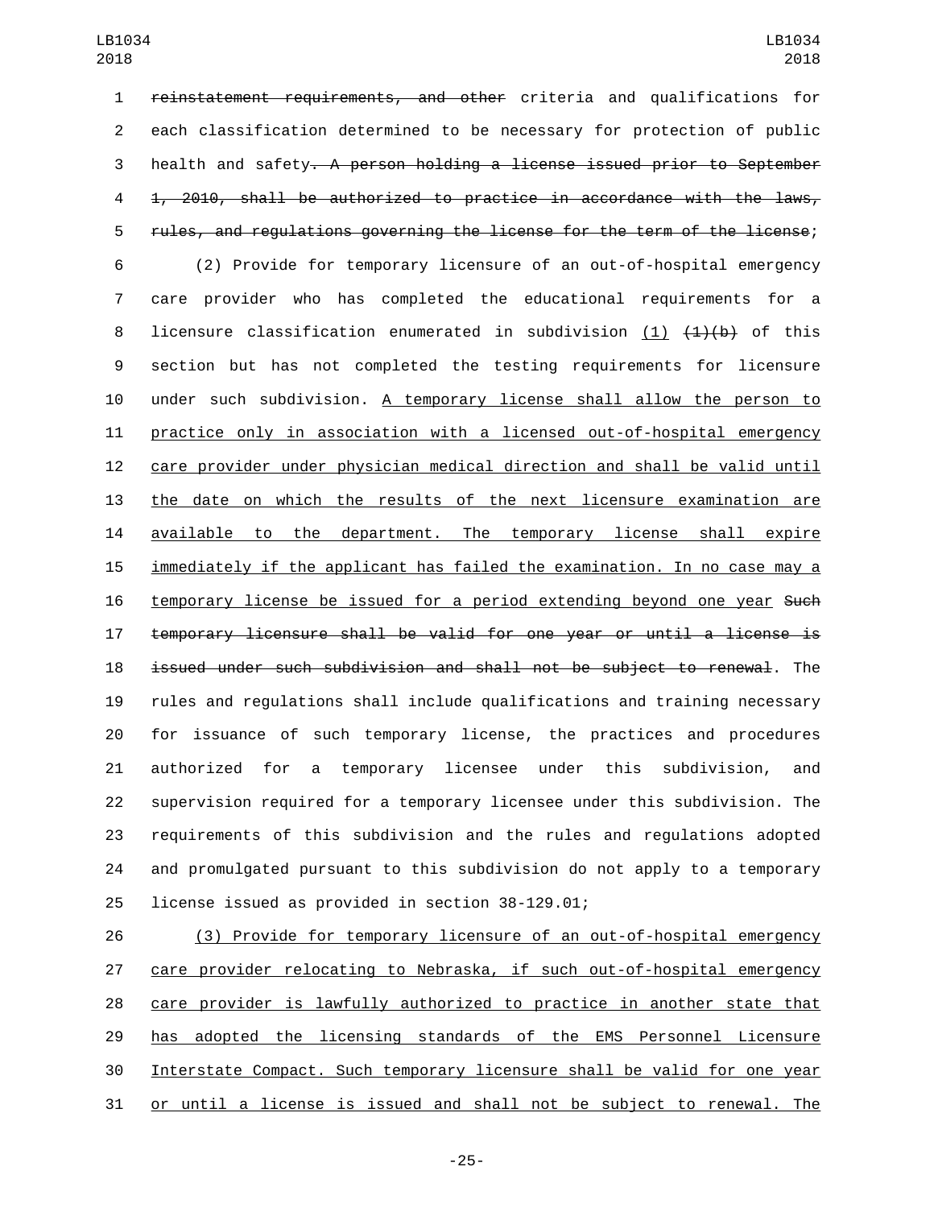reinstatement requirements, and other criteria and qualifications for each classification determined to be necessary for protection of public health and safety. A person holding a license issued prior to September 1, 2010, shall be authorized to practice in accordance with the laws, rules, and regulations governing the license for the term of the license;

(2) Provide for temporary licensure of an out-of-hospital emergency care provider who has completed the educational requirements for a licensure classification enumerated in subdivision (1) (1)(b) of this section but has not completed the testing requirements for licensure under such subdivision. A temporary license shall allow the person to practice only in association with a licensed out-of-hospital emergency care provider under physician medical direction and shall be valid until the date on which the results of the next licensure examination are available to the department. The temporary license shall expire immediately if the applicant has failed the examination. In no case may a temporary license be issued for a period extending beyond one year Such temporary licensure shall be valid for one year or until a license is issued under such subdivision and shall not be subject to renewal. The rules and regulations shall include qualifications and training necessary for issuance of such temporary license, the practices and procedures authorized for a temporary licensee under this subdivision, and supervision required for a temporary licensee under this subdivision. The requirements of this subdivision and the rules and regulations adopted and promulgated pursuant to this subdivision do not apply to a temporary license issued as provided in section 38-129.01;

(3) Provide for temporary licensure of an out-of-hospital emergency care provider relocating to Nebraska, if such out-of-hospital emergency care provider is lawfully authorized to practice in another state that has adopted the licensing standards of the EMS Personnel Licensure Interstate Compact. Such temporary licensure shall be valid for one year or until a license is issued and shall not be subject to renewal. The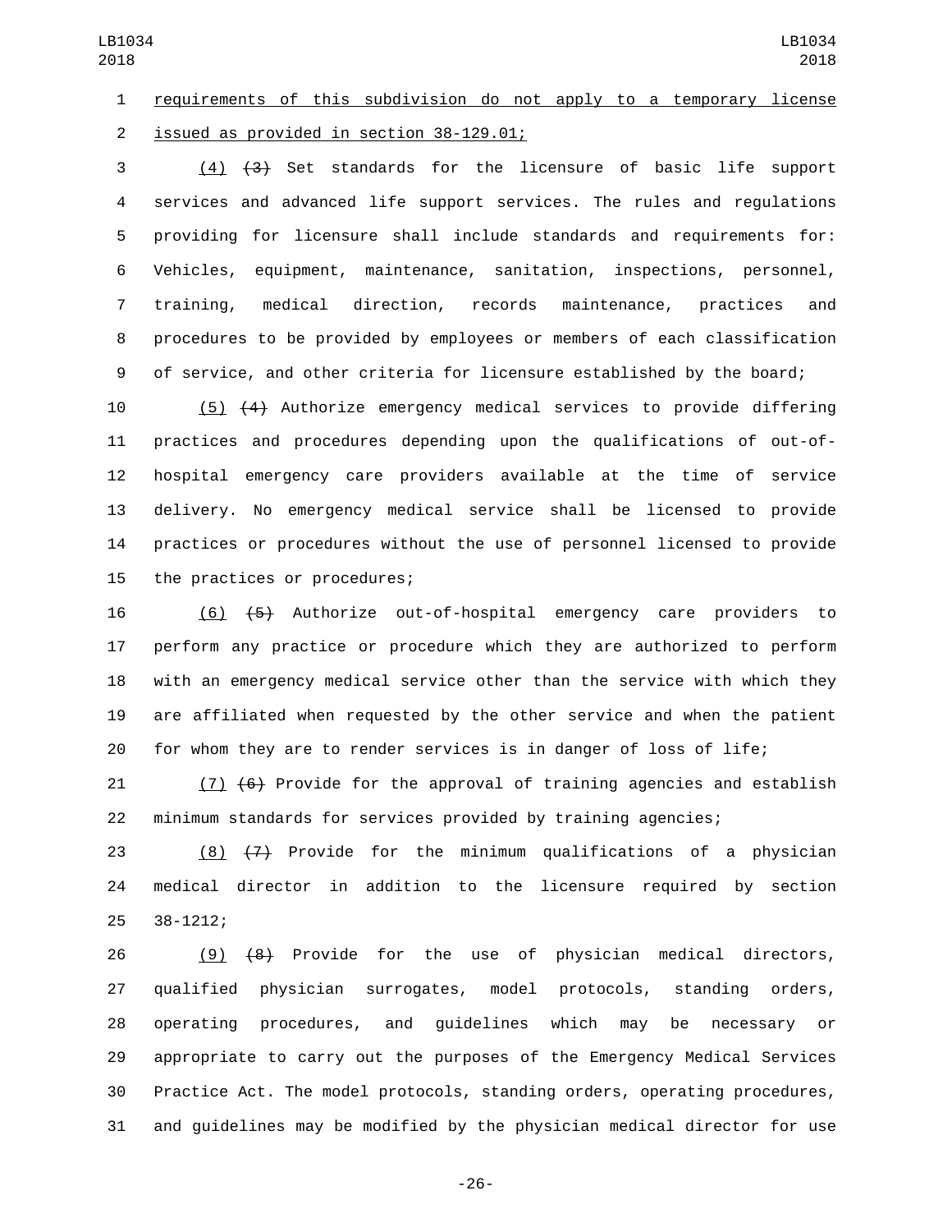requirements of this subdivision do not apply to a temporary license issued as provided in section 38-129.01;

(4) ~~(3)~~ Set standards for the licensure of basic life support services and advanced life support services. The rules and regulations providing for licensure shall include standards and requirements for: Vehicles, equipment, maintenance, sanitation, inspections, personnel, training, medical direction, records maintenance, practices and procedures to be provided by employees or members of each classification of service, and other criteria for licensure established by the board;

(5) ~~(4)~~ Authorize emergency medical services to provide differing practices and procedures depending upon the qualifications of out-of-hospital emergency care providers available at the time of service delivery. No emergency medical service shall be licensed to provide practices or procedures without the use of personnel licensed to provide the practices or procedures;

(6) ~~(5)~~ Authorize out-of-hospital emergency care providers to perform any practice or procedure which they are authorized to perform with an emergency medical service other than the service with which they are affiliated when requested by the other service and when the patient for whom they are to render services is in danger of loss of life;

(7) ~~(6)~~ Provide for the approval of training agencies and establish minimum standards for services provided by training agencies;

(8) ~~(7)~~ Provide for the minimum qualifications of a physician medical director in addition to the licensure required by section 38-1212;

(9) ~~(8)~~ Provide for the use of physician medical directors, qualified physician surrogates, model protocols, standing orders, operating procedures, and guidelines which may be necessary or appropriate to carry out the purposes of the Emergency Medical Services Practice Act. The model protocols, standing orders, operating procedures, and guidelines may be modified by the physician medical director for use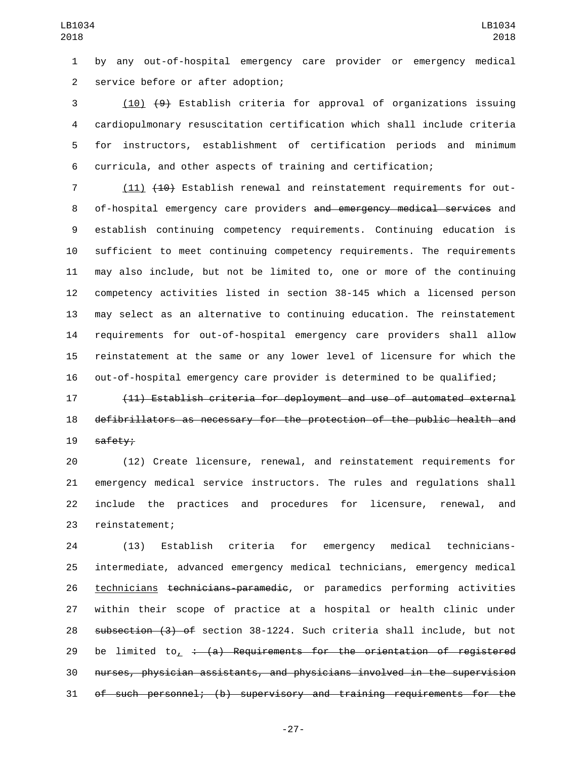by any out-of-hospital emergency care provider or emergency medical service before or after adoption;

(10) ~~(9)~~ Establish criteria for approval of organizations issuing cardiopulmonary resuscitation certification which shall include criteria for instructors, establishment of certification periods and minimum curricula, and other aspects of training and certification;

(11) ~~(10)~~ Establish renewal and reinstatement requirements for out-of-hospital emergency care providers ~~and emergency medical services~~ and establish continuing competency requirements. Continuing education is sufficient to meet continuing competency requirements. The requirements may also include, but not be limited to, one or more of the continuing competency activities listed in section 38-145 which a licensed person may select as an alternative to continuing education. The reinstatement requirements for out-of-hospital emergency care providers shall allow reinstatement at the same or any lower level of licensure for which the out-of-hospital emergency care provider is determined to be qualified;

~~(11) Establish criteria for deployment and use of automated external defibrillators as necessary for the protection of the public health and safety;~~

(12) Create licensure, renewal, and reinstatement requirements for emergency medical service instructors. The rules and regulations shall include the practices and procedures for licensure, renewal, and reinstatement;

(13) Establish criteria for emergency medical technicians-intermediate, advanced emergency medical technicians, emergency medical technicians ~~technicians-paramedic~~, or paramedics performing activities within their scope of practice at a hospital or health clinic under ~~subsection (3) of~~ section 38-1224. Such criteria shall include, but not be limited to, ~~: (a) Requirements for the orientation of registered nurses, physician assistants, and physicians involved in the supervision of such personnel; (b) supervisory and training requirements for the~~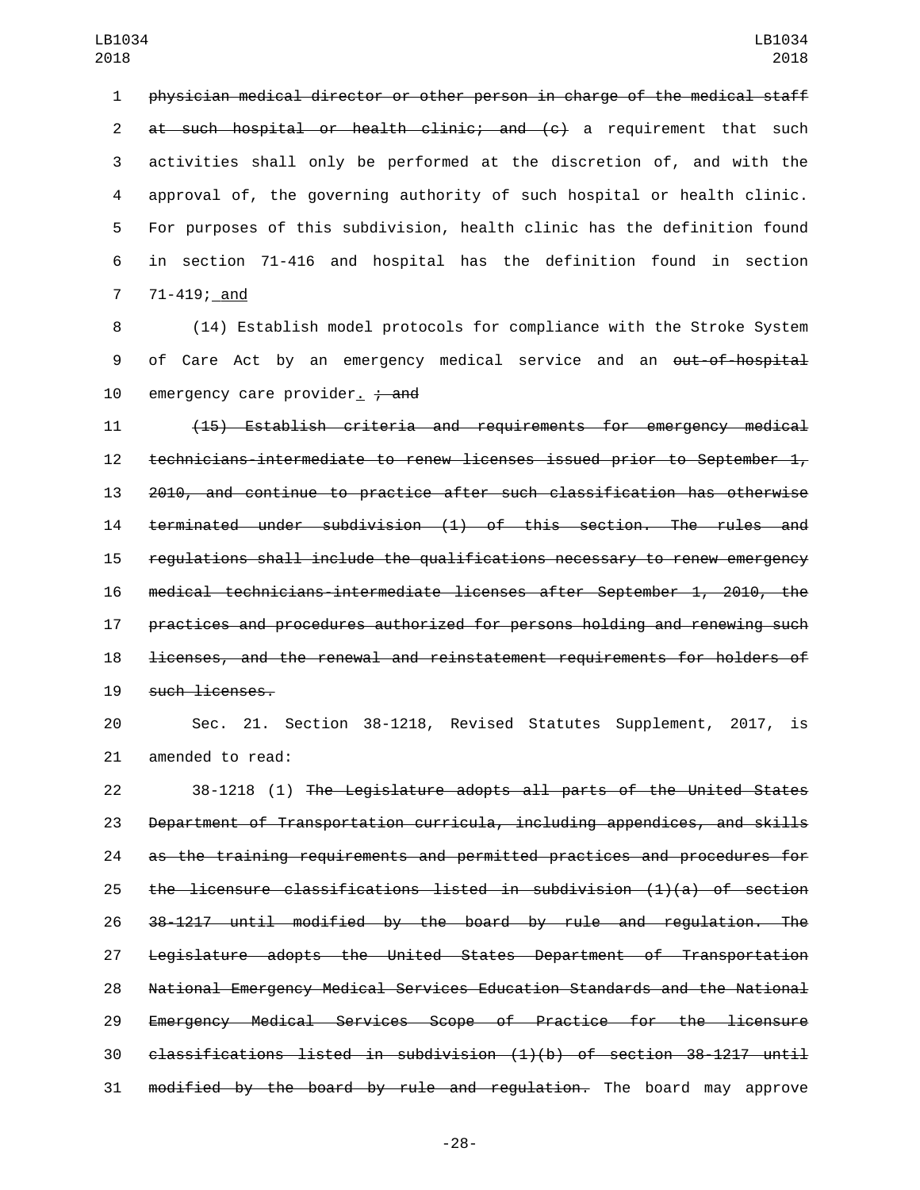physician medical director or other person in charge of the medical staff at such hospital or health clinic; and (c) a requirement that such activities shall only be performed at the discretion of, and with the approval of, the governing authority of such hospital or health clinic. For purposes of this subdivision, health clinic has the definition found in section 71-416 and hospital has the definition found in section 71-419; and

(14) Establish model protocols for compliance with the Stroke System of Care Act by an emergency medical service and an out-of-hospital emergency care provider. ; and

(15) Establish criteria and requirements for emergency medical technicians-intermediate to renew licenses issued prior to September 1, 2010, and continue to practice after such classification has otherwise terminated under subdivision (1) of this section. The rules and regulations shall include the qualifications necessary to renew emergency medical technicians-intermediate licenses after September 1, 2010, the practices and procedures authorized for persons holding and renewing such licenses, and the renewal and reinstatement requirements for holders of such licenses.

Sec. 21. Section 38-1218, Revised Statutes Supplement, 2017, is amended to read:

38-1218 (1) The Legislature adopts all parts of the United States Department of Transportation curricula, including appendices, and skills as the training requirements and permitted practices and procedures for the licensure classifications listed in subdivision (1)(a) of section 38-1217 until modified by the board by rule and regulation. The Legislature adopts the United States Department of Transportation National Emergency Medical Services Education Standards and the National Emergency Medical Services Scope of Practice for the licensure classifications listed in subdivision (1)(b) of section 38-1217 until modified by the board by rule and regulation. The board may approve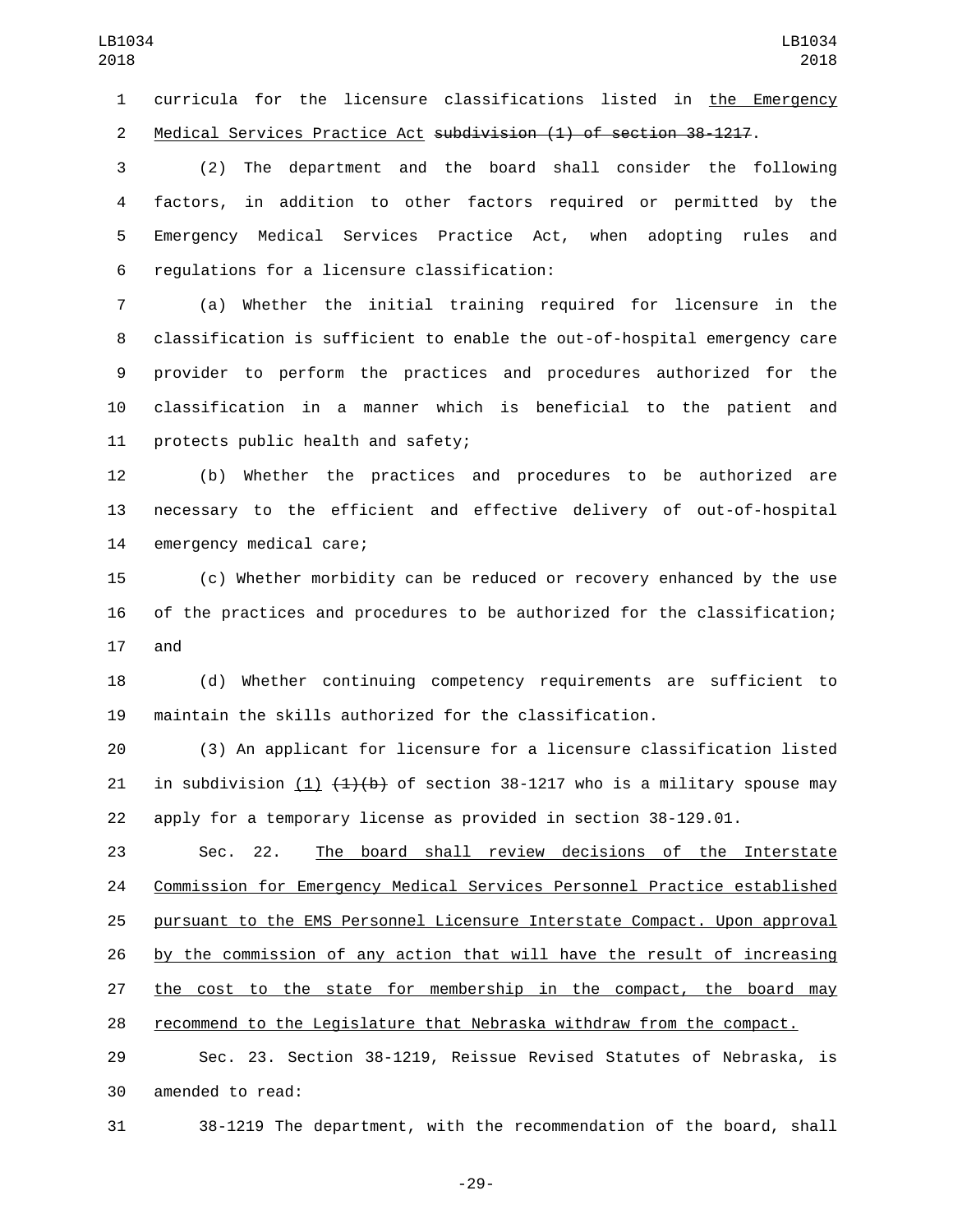curricula for the licensure classifications listed in <u>the Emergency Medical Services Practice Act</u> ~~subdivision (1) of section 38-1217~~.

(2) The department and the board shall consider the following factors, in addition to other factors required or permitted by the Emergency Medical Services Practice Act, when adopting rules and regulations for a licensure classification:

(a) Whether the initial training required for licensure in the classification is sufficient to enable the out-of-hospital emergency care provider to perform the practices and procedures authorized for the classification in a manner which is beneficial to the patient and protects public health and safety;

(b) Whether the practices and procedures to be authorized are necessary to the efficient and effective delivery of out-of-hospital emergency medical care;

(c) Whether morbidity can be reduced or recovery enhanced by the use of the practices and procedures to be authorized for the classification; and

(d) Whether continuing competency requirements are sufficient to maintain the skills authorized for the classification.

(3) An applicant for licensure for a licensure classification listed in subdivision <u>(1)</u> ~~(1)(b)~~ of section 38-1217 who is a military spouse may apply for a temporary license as provided in section 38-129.01.

Sec. 22. <u>The board shall review decisions of the Interstate Commission for Emergency Medical Services Personnel Practice established pursuant to the EMS Personnel Licensure Interstate Compact. Upon approval by the commission of any action that will have the result of increasing the cost to the state for membership in the compact, the board may recommend to the Legislature that Nebraska withdraw from the compact.</u>

Sec. 23. Section 38-1219, Reissue Revised Statutes of Nebraska, is amended to read:

38-1219 The department, with the recommendation of the board, shall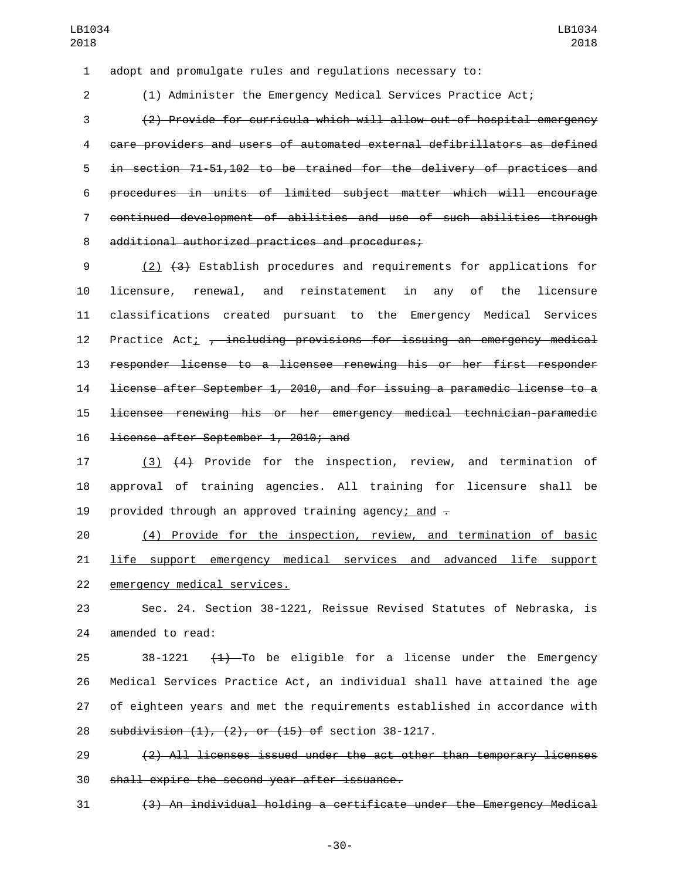adopt and promulgate rules and regulations necessary to:

(1) Administer the Emergency Medical Services Practice Act;

~~(2) Provide for curricula which will allow out-of-hospital emergency care providers and users of automated external defibrillators as defined in section 71-51,102 to be trained for the delivery of practices and procedures in units of limited subject matter which will encourage continued development of abilities and use of such abilities through additional authorized practices and procedures;~~

<u>(2)</u> ~~(3)~~ Establish procedures and requirements for applications for licensure, renewal, and reinstatement in any of the licensure classifications created pursuant to the Emergency Medical Services Practice Act<u>;</u> ~~, including provisions for issuing an emergency medical responder license to a licensee renewing his or her first responder license after September 1, 2010, and for issuing a paramedic license to a licensee renewing his or her emergency medical technician-paramedic license after September 1, 2010; and~~

<u>(3)</u> ~~(4)~~ Provide for the inspection, review, and termination of approval of training agencies. All training for licensure shall be provided through an approved training agency<u>; and</u> ~~.~~

<u>(4) Provide for the inspection, review, and termination of basic life support emergency medical services and advanced life support emergency medical services.</u>

Sec. 24. Section 38-1221, Reissue Revised Statutes of Nebraska, is amended to read:

38-1221 ~~(1)~~ To be eligible for a license under the Emergency Medical Services Practice Act, an individual shall have attained the age of eighteen years and met the requirements established in accordance with ~~subdivision (1), (2), or (15) of~~ section 38-1217.

~~(2) All licenses issued under the act other than temporary licenses shall expire the second year after issuance.~~

~~(3) An individual holding a certificate under the Emergency Medical~~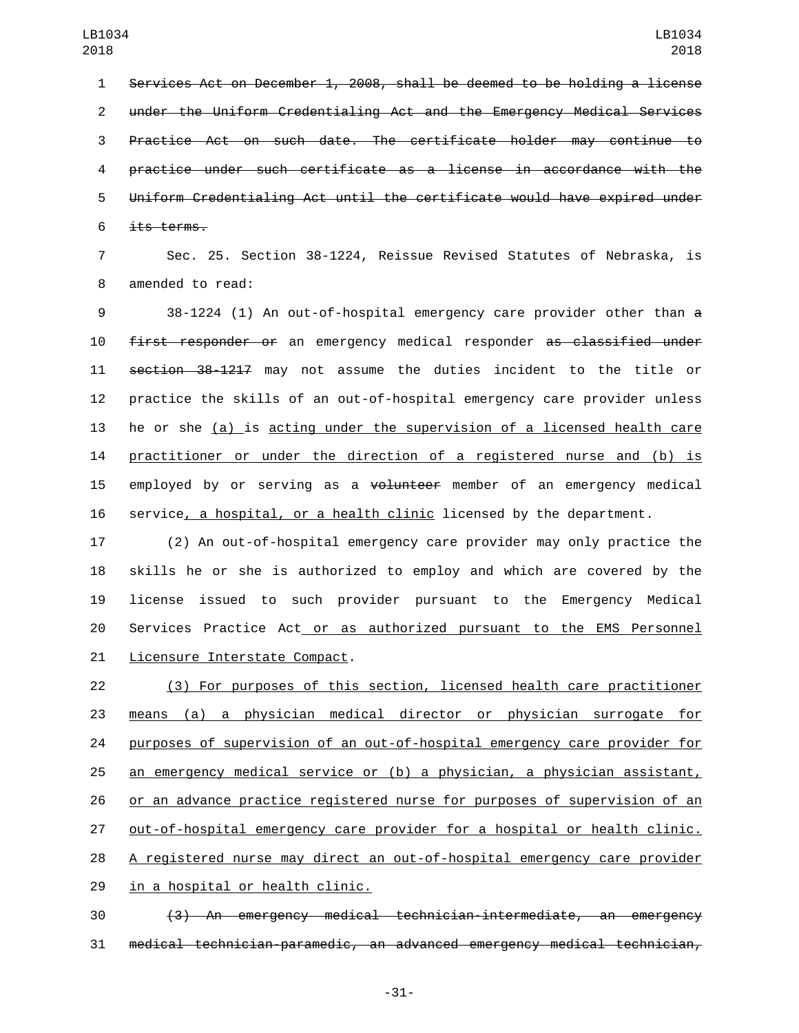~~Services Act on December 1, 2008, shall be deemed to be holding a license under the Uniform Credentialing Act and the Emergency Medical Services Practice Act on such date. The certificate holder may continue to practice under such certificate as a license in accordance with the Uniform Credentialing Act until the certificate would have expired under its terms.~~

Sec. 25. Section 38-1224, Reissue Revised Statutes of Nebraska, is amended to read:

38-1224 (1) An out-of-hospital emergency care provider other than ~~a first responder or~~ an emergency medical responder ~~as classified under section 38-1217~~ may not assume the duties incident to the title or practice the skills of an out-of-hospital emergency care provider unless he or she <u>(a)</u> is <u>acting under the supervision of a licensed health care practitioner or under the direction of a registered nurse and (b) is</u> employed by or serving as a ~~volunteer~~ member of an emergency medical service<u>, a hospital, or a health clinic</u> licensed by the department.

(2) An out-of-hospital emergency care provider may only practice the skills he or she is authorized to employ and which are covered by the license issued to such provider pursuant to the Emergency Medical Services Practice Act<u> or as authorized pursuant to the EMS Personnel Licensure Interstate Compact</u>.

<u>(3) For purposes of this section, licensed health care practitioner means (a) a physician medical director or physician surrogate for purposes of supervision of an out-of-hospital emergency care provider for an emergency medical service or (b) a physician, a physician assistant, or an advance practice registered nurse for purposes of supervision of an out-of-hospital emergency care provider for a hospital or health clinic. A registered nurse may direct an out-of-hospital emergency care provider in a hospital or health clinic.</u>

~~(3) An emergency medical technician-intermediate, an emergency medical technician-paramedic, an advanced emergency medical technician,~~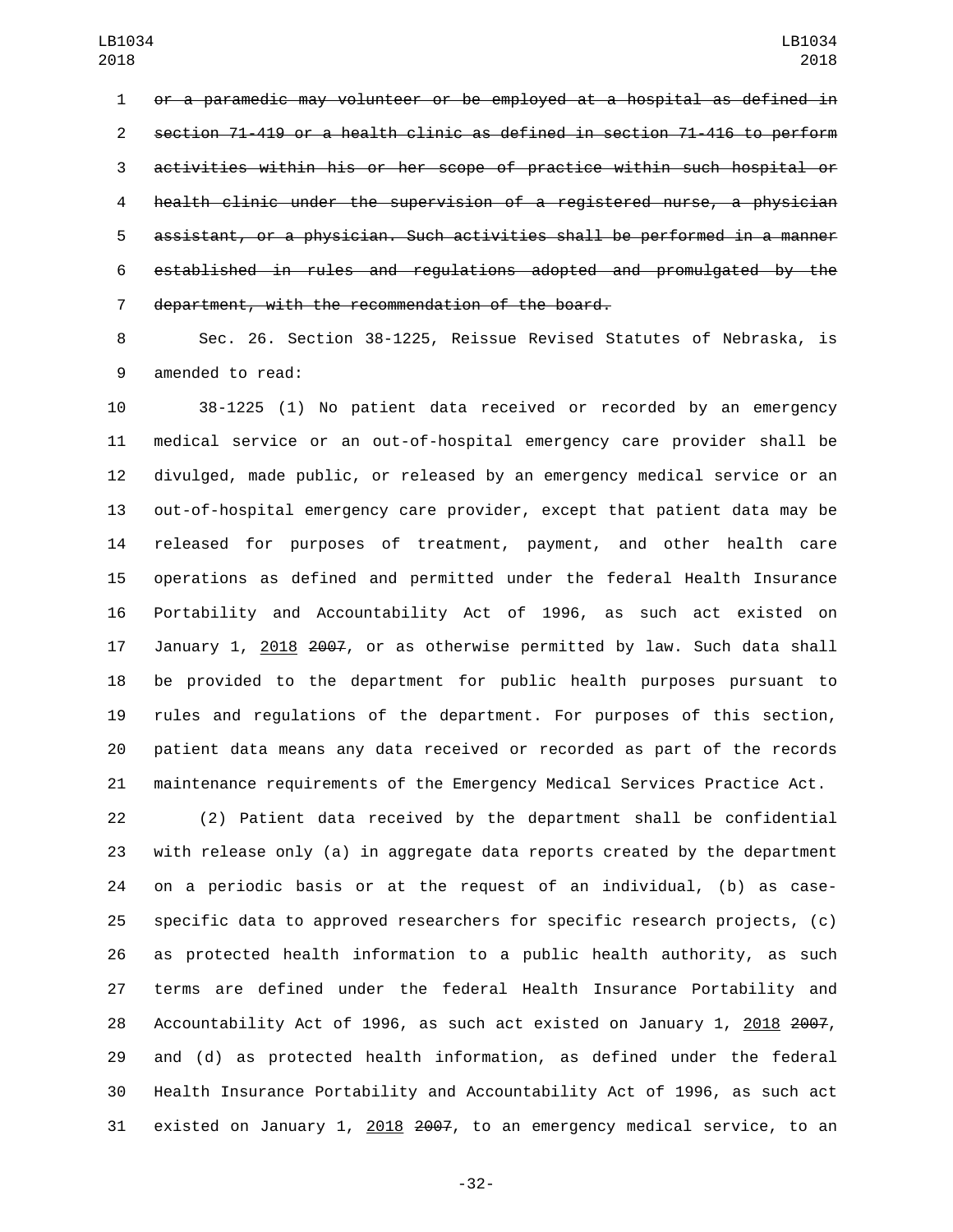~~or a paramedic may volunteer or be employed at a hospital as defined in section 71-419 or a health clinic as defined in section 71-416 to perform activities within his or her scope of practice within such hospital or health clinic under the supervision of a registered nurse, a physician assistant, or a physician. Such activities shall be performed in a manner established in rules and regulations adopted and promulgated by the department, with the recommendation of the board.~~

Sec. 26. Section 38-1225, Reissue Revised Statutes of Nebraska, is amended to read:

38-1225 (1) No patient data received or recorded by an emergency medical service or an out-of-hospital emergency care provider shall be divulged, made public, or released by an emergency medical service or an out-of-hospital emergency care provider, except that patient data may be released for purposes of treatment, payment, and other health care operations as defined and permitted under the federal Health Insurance Portability and Accountability Act of 1996, as such act existed on January 1, <u>2018</u> ~~2007~~, or as otherwise permitted by law. Such data shall be provided to the department for public health purposes pursuant to rules and regulations of the department. For purposes of this section, patient data means any data received or recorded as part of the records maintenance requirements of the Emergency Medical Services Practice Act.

(2) Patient data received by the department shall be confidential with release only (a) in aggregate data reports created by the department on a periodic basis or at the request of an individual, (b) as case-specific data to approved researchers for specific research projects, (c) as protected health information to a public health authority, as such terms are defined under the federal Health Insurance Portability and Accountability Act of 1996, as such act existed on January 1, <u>2018</u> ~~2007~~, and (d) as protected health information, as defined under the federal Health Insurance Portability and Accountability Act of 1996, as such act existed on January 1, <u>2018</u> ~~2007~~, to an emergency medical service, to an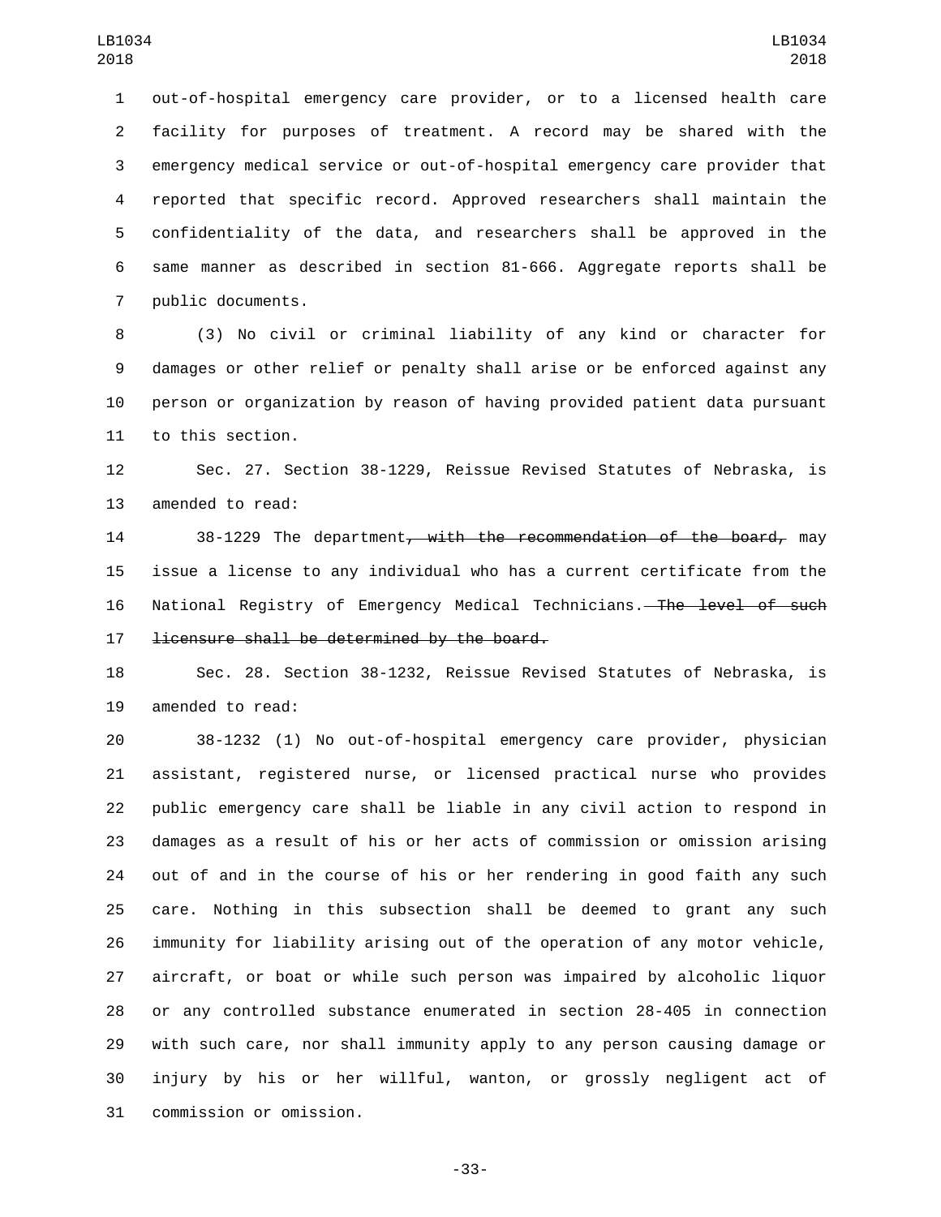out-of-hospital emergency care provider, or to a licensed health care facility for purposes of treatment. A record may be shared with the emergency medical service or out-of-hospital emergency care provider that reported that specific record. Approved researchers shall maintain the confidentiality of the data, and researchers shall be approved in the same manner as described in section 81-666. Aggregate reports shall be public documents.

(3) No civil or criminal liability of any kind or character for damages or other relief or penalty shall arise or be enforced against any person or organization by reason of having provided patient data pursuant to this section.

Sec. 27. Section 38-1229, Reissue Revised Statutes of Nebraska, is amended to read:

38-1229 The department~~, with the recommendation of the board,~~ may issue a license to any individual who has a current certificate from the National Registry of Emergency Medical Technicians.~~ The level of such licensure shall be determined by the board.~~

Sec. 28. Section 38-1232, Reissue Revised Statutes of Nebraska, is amended to read:

38-1232 (1) No out-of-hospital emergency care provider, physician assistant, registered nurse, or licensed practical nurse who provides public emergency care shall be liable in any civil action to respond in damages as a result of his or her acts of commission or omission arising out of and in the course of his or her rendering in good faith any such care. Nothing in this subsection shall be deemed to grant any such immunity for liability arising out of the operation of any motor vehicle, aircraft, or boat or while such person was impaired by alcoholic liquor or any controlled substance enumerated in section 28-405 in connection with such care, nor shall immunity apply to any person causing damage or injury by his or her willful, wanton, or grossly negligent act of commission or omission.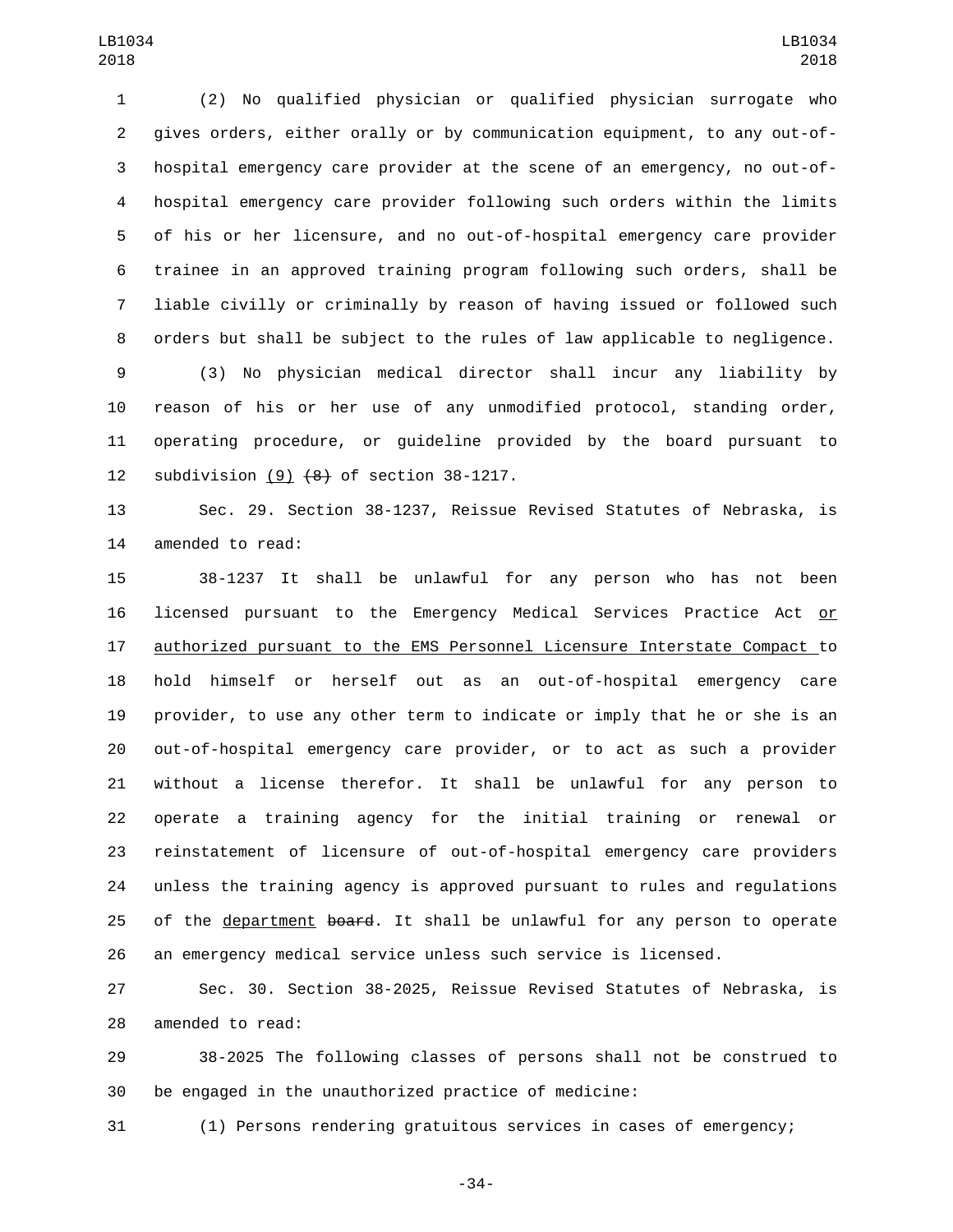(2) No qualified physician or qualified physician surrogate who gives orders, either orally or by communication equipment, to any out-of-hospital emergency care provider at the scene of an emergency, no out-of-hospital emergency care provider following such orders within the limits of his or her licensure, and no out-of-hospital emergency care provider trainee in an approved training program following such orders, shall be liable civilly or criminally by reason of having issued or followed such orders but shall be subject to the rules of law applicable to negligence.

(3) No physician medical director shall incur any liability by reason of his or her use of any unmodified protocol, standing order, operating procedure, or guideline provided by the board pursuant to subdivision <u>(9)</u> ~~(8)~~ of section 38-1217.

Sec. 29. Section 38-1237, Reissue Revised Statutes of Nebraska, is amended to read:

38-1237 It shall be unlawful for any person who has not been licensed pursuant to the Emergency Medical Services Practice Act <u>or authorized pursuant to the EMS Personnel Licensure Interstate Compact</u> to hold himself or herself out as an out-of-hospital emergency care provider, to use any other term to indicate or imply that he or she is an out-of-hospital emergency care provider, or to act as such a provider without a license therefor. It shall be unlawful for any person to operate a training agency for the initial training or renewal or reinstatement of licensure of out-of-hospital emergency care providers unless the training agency is approved pursuant to rules and regulations of the <u>department</u> ~~board~~. It shall be unlawful for any person to operate an emergency medical service unless such service is licensed.

Sec. 30. Section 38-2025, Reissue Revised Statutes of Nebraska, is amended to read:

38-2025 The following classes of persons shall not be construed to be engaged in the unauthorized practice of medicine:

(1) Persons rendering gratuitous services in cases of emergency;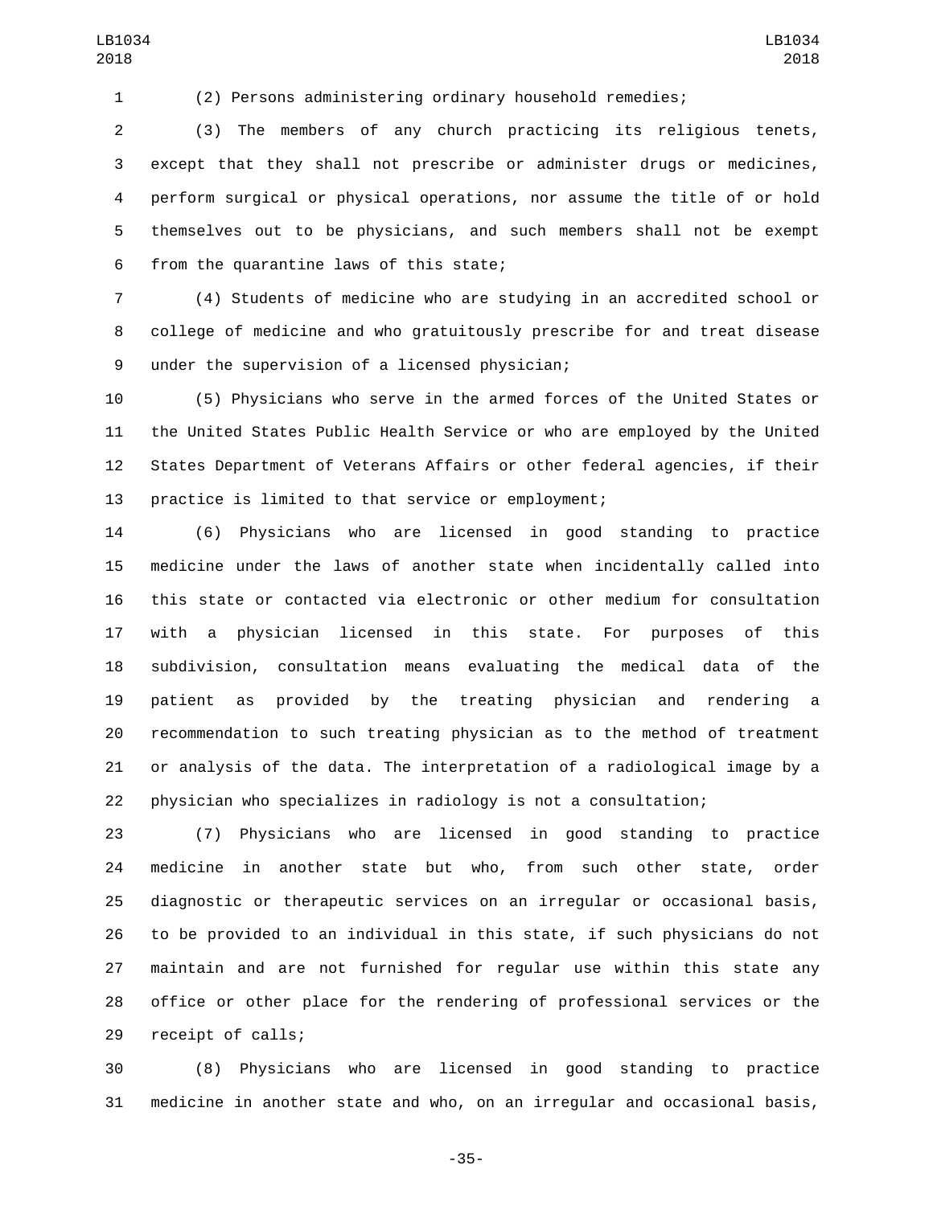(2) Persons administering ordinary household remedies;

(3) The members of any church practicing its religious tenets, except that they shall not prescribe or administer drugs or medicines, perform surgical or physical operations, nor assume the title of or hold themselves out to be physicians, and such members shall not be exempt from the quarantine laws of this state;

(4) Students of medicine who are studying in an accredited school or college of medicine and who gratuitously prescribe for and treat disease under the supervision of a licensed physician;

(5) Physicians who serve in the armed forces of the United States or the United States Public Health Service or who are employed by the United States Department of Veterans Affairs or other federal agencies, if their practice is limited to that service or employment;

(6) Physicians who are licensed in good standing to practice medicine under the laws of another state when incidentally called into this state or contacted via electronic or other medium for consultation with a physician licensed in this state. For purposes of this subdivision, consultation means evaluating the medical data of the patient as provided by the treating physician and rendering a recommendation to such treating physician as to the method of treatment or analysis of the data. The interpretation of a radiological image by a physician who specializes in radiology is not a consultation;

(7) Physicians who are licensed in good standing to practice medicine in another state but who, from such other state, order diagnostic or therapeutic services on an irregular or occasional basis, to be provided to an individual in this state, if such physicians do not maintain and are not furnished for regular use within this state any office or other place for the rendering of professional services or the receipt of calls;

(8) Physicians who are licensed in good standing to practice medicine in another state and who, on an irregular and occasional basis,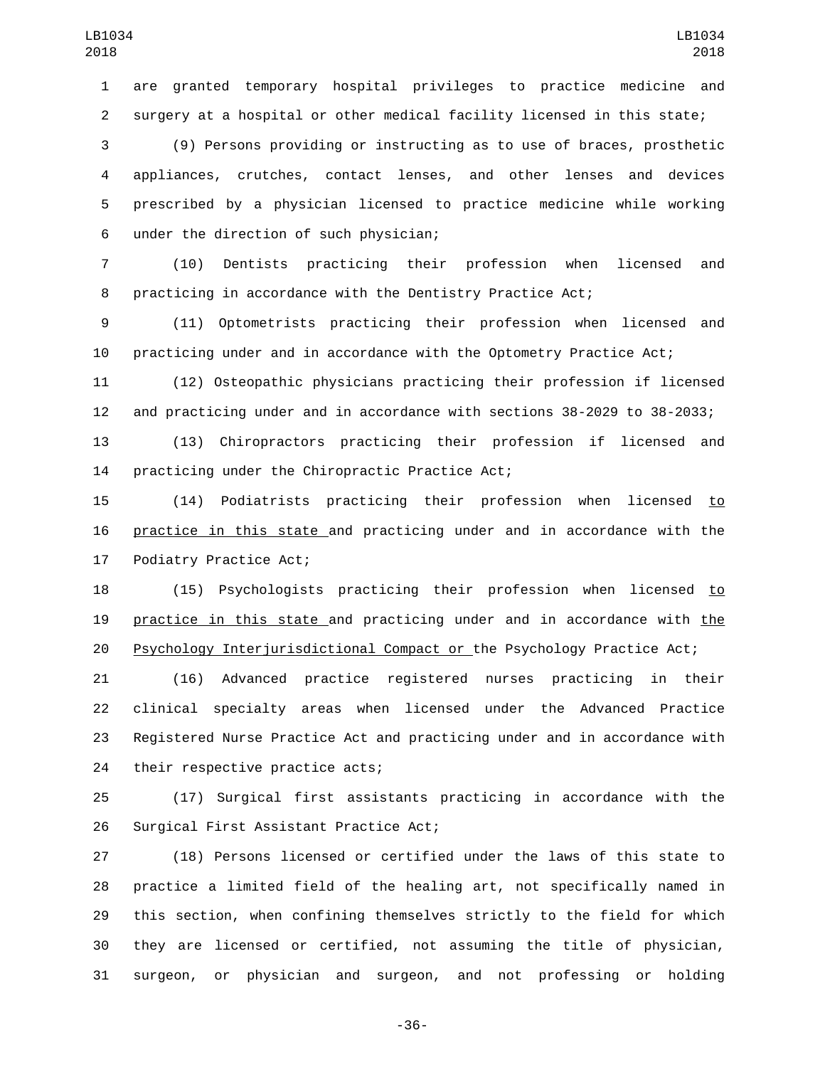are granted temporary hospital privileges to practice medicine and surgery at a hospital or other medical facility licensed in this state;

(9) Persons providing or instructing as to use of braces, prosthetic appliances, crutches, contact lenses, and other lenses and devices prescribed by a physician licensed to practice medicine while working under the direction of such physician;

(10) Dentists practicing their profession when licensed and practicing in accordance with the Dentistry Practice Act;

(11) Optometrists practicing their profession when licensed and practicing under and in accordance with the Optometry Practice Act;

(12) Osteopathic physicians practicing their profession if licensed and practicing under and in accordance with sections 38-2029 to 38-2033;

(13) Chiropractors practicing their profession if licensed and practicing under the Chiropractic Practice Act;

(14) Podiatrists practicing their profession when licensed to practice in this state and practicing under and in accordance with the Podiatry Practice Act;

(15) Psychologists practicing their profession when licensed to practice in this state and practicing under and in accordance with the Psychology Interjurisdictional Compact or the Psychology Practice Act;

(16) Advanced practice registered nurses practicing in their clinical specialty areas when licensed under the Advanced Practice Registered Nurse Practice Act and practicing under and in accordance with their respective practice acts;

(17) Surgical first assistants practicing in accordance with the Surgical First Assistant Practice Act;

(18) Persons licensed or certified under the laws of this state to practice a limited field of the healing art, not specifically named in this section, when confining themselves strictly to the field for which they are licensed or certified, not assuming the title of physician, surgeon, or physician and surgeon, and not professing or holding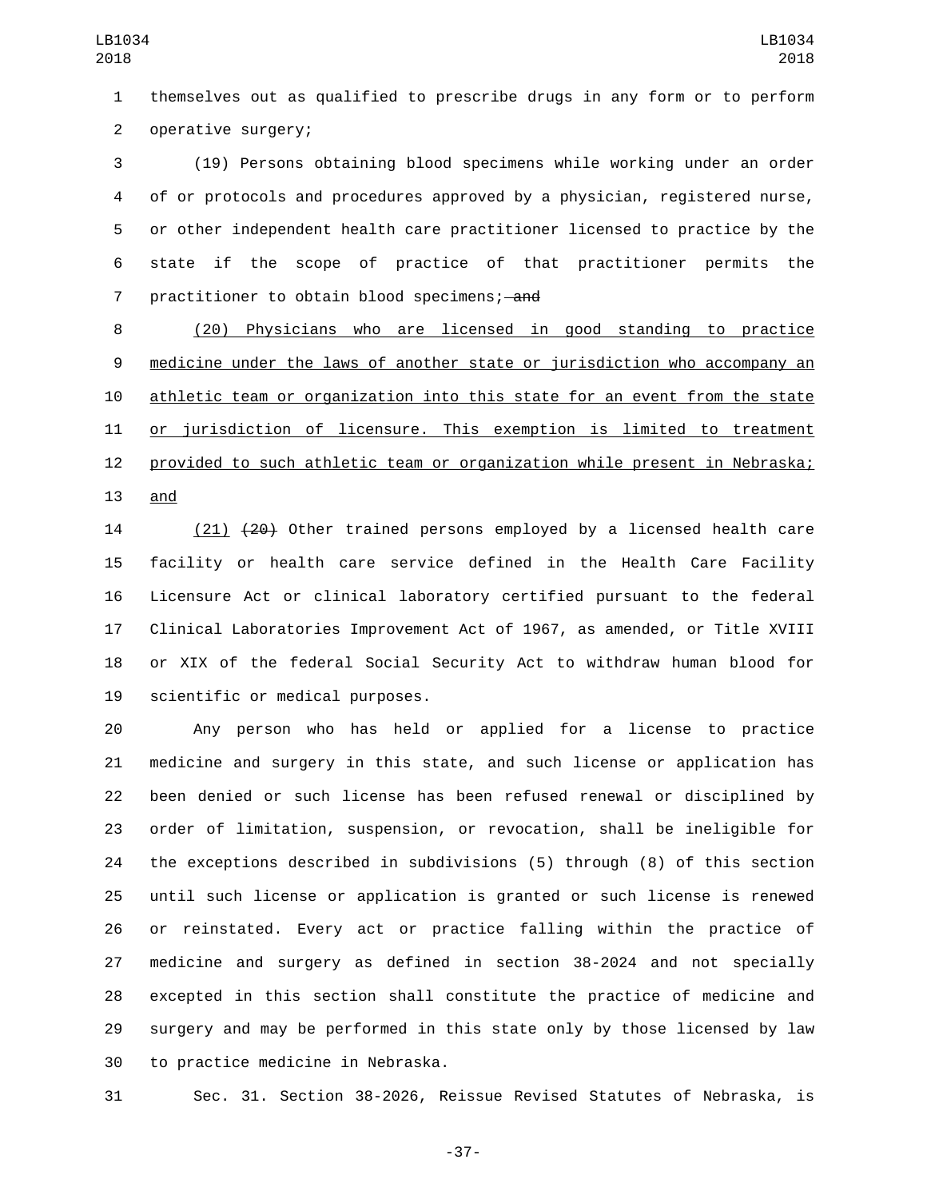themselves out as qualified to prescribe drugs in any form or to perform operative surgery;

(19) Persons obtaining blood specimens while working under an order of or protocols and procedures approved by a physician, registered nurse, or other independent health care practitioner licensed to practice by the state if the scope of practice of that practitioner permits the practitioner to obtain blood specimens; ~~and~~

<u>(20) Physicians who are licensed in good standing to practice medicine under the laws of another state or jurisdiction who accompany an athletic team or organization into this state for an event from the state or jurisdiction of licensure. This exemption is limited to treatment provided to such athletic team or organization while present in Nebraska; and</u>

<u>(21)</u> ~~(20)~~ Other trained persons employed by a licensed health care facility or health care service defined in the Health Care Facility Licensure Act or clinical laboratory certified pursuant to the federal Clinical Laboratories Improvement Act of 1967, as amended, or Title XVIII or XIX of the federal Social Security Act to withdraw human blood for scientific or medical purposes.

Any person who has held or applied for a license to practice medicine and surgery in this state, and such license or application has been denied or such license has been refused renewal or disciplined by order of limitation, suspension, or revocation, shall be ineligible for the exceptions described in subdivisions (5) through (8) of this section until such license or application is granted or such license is renewed or reinstated. Every act or practice falling within the practice of medicine and surgery as defined in section 38-2024 and not specially excepted in this section shall constitute the practice of medicine and surgery and may be performed in this state only by those licensed by law to practice medicine in Nebraska.

Sec. 31. Section 38-2026, Reissue Revised Statutes of Nebraska, is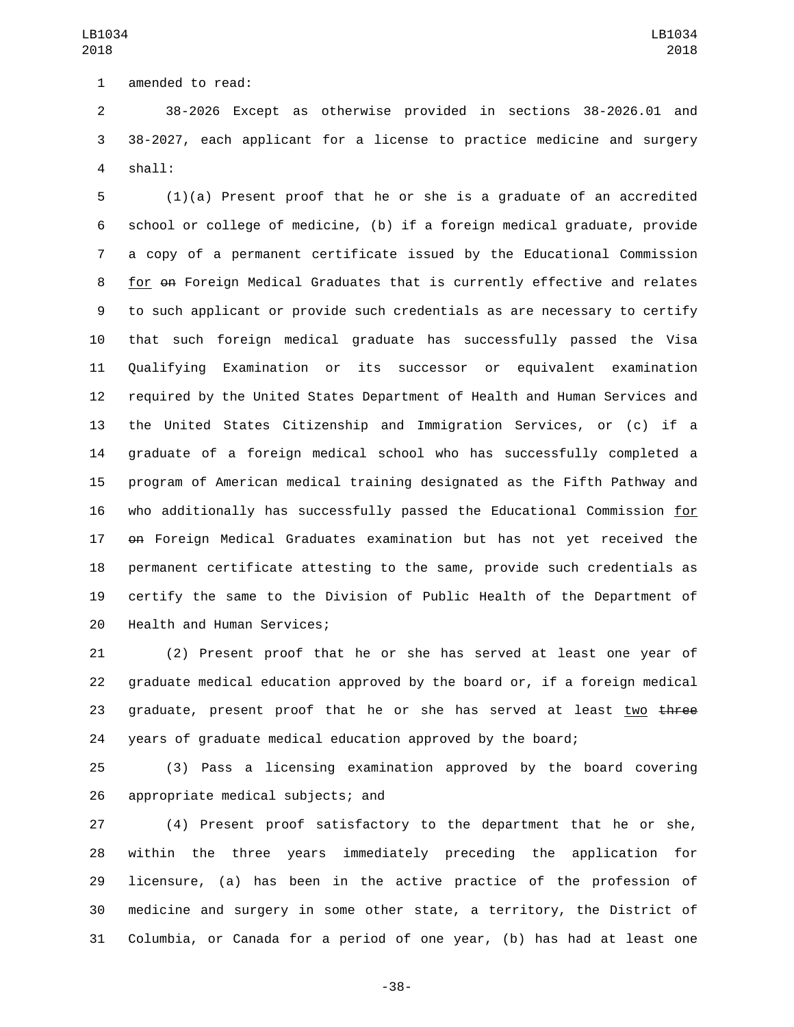amended to read:

38-2026 Except as otherwise provided in sections 38-2026.01 and 38-2027, each applicant for a license to practice medicine and surgery shall:

(1)(a) Present proof that he or she is a graduate of an accredited school or college of medicine, (b) if a foreign medical graduate, provide a copy of a permanent certificate issued by the Educational Commission <u>for</u> ~~on~~ Foreign Medical Graduates that is currently effective and relates to such applicant or provide such credentials as are necessary to certify that such foreign medical graduate has successfully passed the Visa Qualifying Examination or its successor or equivalent examination required by the United States Department of Health and Human Services and the United States Citizenship and Immigration Services, or (c) if a graduate of a foreign medical school who has successfully completed a program of American medical training designated as the Fifth Pathway and who additionally has successfully passed the Educational Commission <u>for</u> ~~on~~ Foreign Medical Graduates examination but has not yet received the permanent certificate attesting to the same, provide such credentials as certify the same to the Division of Public Health of the Department of Health and Human Services;

(2) Present proof that he or she has served at least one year of graduate medical education approved by the board or, if a foreign medical graduate, present proof that he or she has served at least <u>two</u> ~~three~~ years of graduate medical education approved by the board;

(3) Pass a licensing examination approved by the board covering appropriate medical subjects; and

(4) Present proof satisfactory to the department that he or she, within the three years immediately preceding the application for licensure, (a) has been in the active practice of the profession of medicine and surgery in some other state, a territory, the District of Columbia, or Canada for a period of one year, (b) has had at least one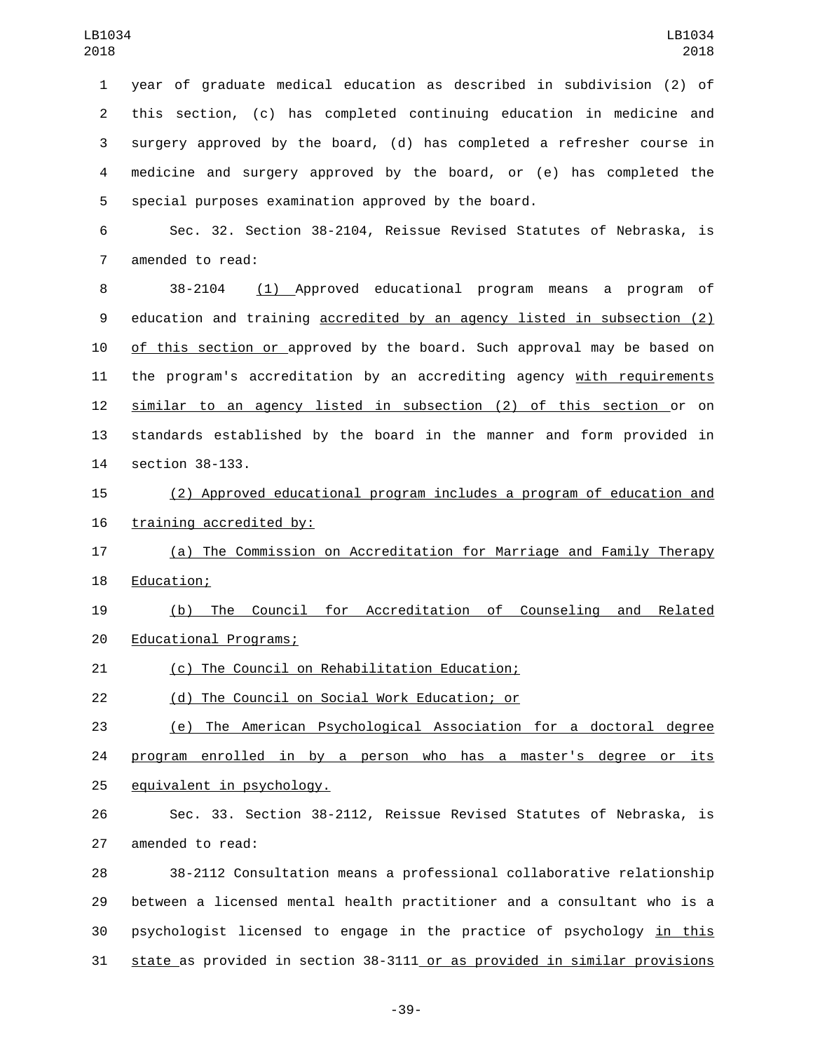year of graduate medical education as described in subdivision (2) of this section, (c) has completed continuing education in medicine and surgery approved by the board, (d) has completed a refresher course in medicine and surgery approved by the board, or (e) has completed the special purposes examination approved by the board.

Sec. 32. Section 38-2104, Reissue Revised Statutes of Nebraska, is amended to read:

38-2104 (1) Approved educational program means a program of education and training accredited by an agency listed in subsection (2) of this section or approved by the board. Such approval may be based on the program's accreditation by an accrediting agency with requirements similar to an agency listed in subsection (2) of this section or on standards established by the board in the manner and form provided in section 38-133.

(2) Approved educational program includes a program of education and training accredited by:

(a) The Commission on Accreditation for Marriage and Family Therapy Education;

(b) The Council for Accreditation of Counseling and Related Educational Programs;

(c) The Council on Rehabilitation Education;

(d) The Council on Social Work Education; or

(e) The American Psychological Association for a doctoral degree program enrolled in by a person who has a master's degree or its equivalent in psychology.

Sec. 33. Section 38-2112, Reissue Revised Statutes of Nebraska, is amended to read:

38-2112 Consultation means a professional collaborative relationship between a licensed mental health practitioner and a consultant who is a psychologist licensed to engage in the practice of psychology in this state as provided in section 38-3111 or as provided in similar provisions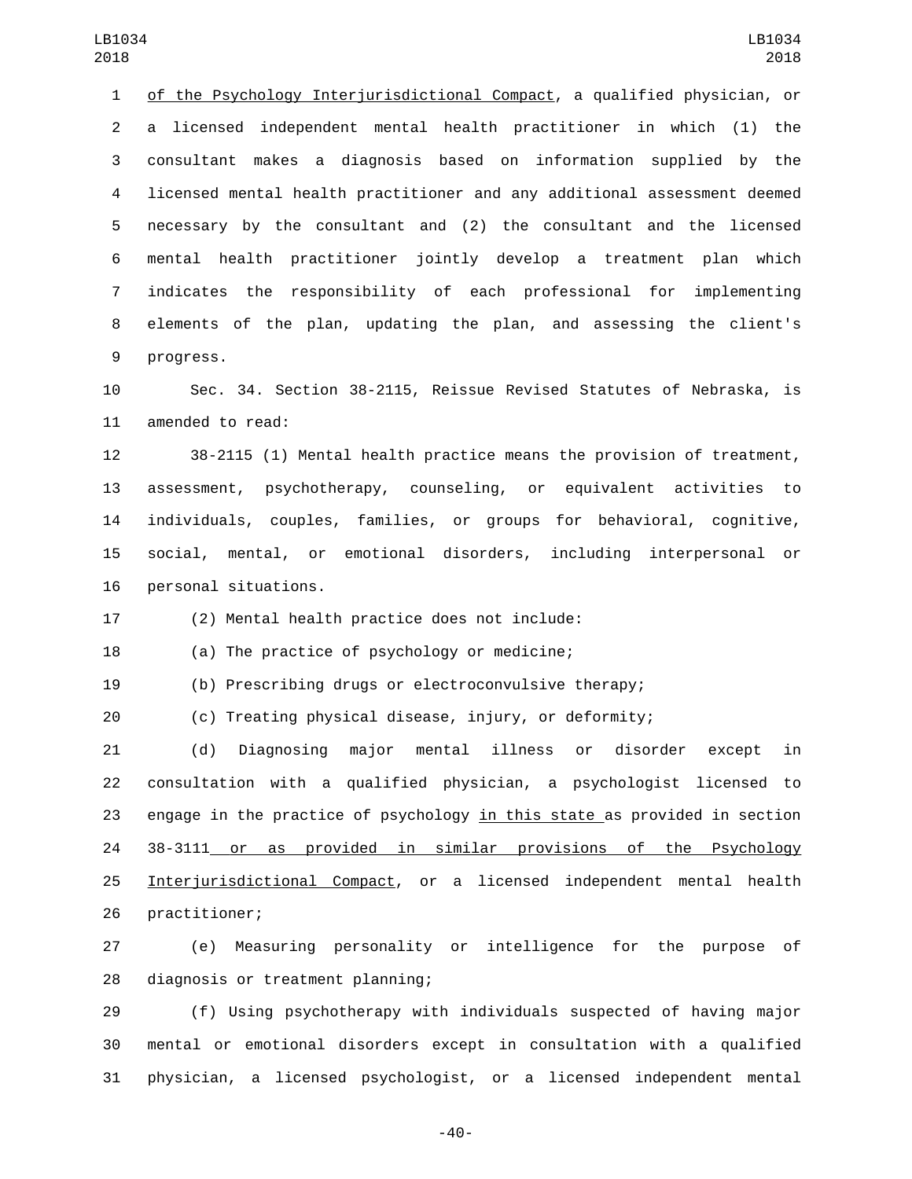of the Psychology Interjurisdictional Compact, a qualified physician, or a licensed independent mental health practitioner in which (1) the consultant makes a diagnosis based on information supplied by the licensed mental health practitioner and any additional assessment deemed necessary by the consultant and (2) the consultant and the licensed mental health practitioner jointly develop a treatment plan which indicates the responsibility of each professional for implementing elements of the plan, updating the plan, and assessing the client's progress.

Sec. 34. Section 38-2115, Reissue Revised Statutes of Nebraska, is amended to read:

38-2115 (1) Mental health practice means the provision of treatment, assessment, psychotherapy, counseling, or equivalent activities to individuals, couples, families, or groups for behavioral, cognitive, social, mental, or emotional disorders, including interpersonal or personal situations.

(2) Mental health practice does not include:

(a) The practice of psychology or medicine;

(b) Prescribing drugs or electroconvulsive therapy;

(c) Treating physical disease, injury, or deformity;

(d) Diagnosing major mental illness or disorder except in consultation with a qualified physician, a psychologist licensed to engage in the practice of psychology in this state as provided in section 38-3111 or as provided in similar provisions of the Psychology Interjurisdictional Compact, or a licensed independent mental health practitioner;

(e) Measuring personality or intelligence for the purpose of diagnosis or treatment planning;

(f) Using psychotherapy with individuals suspected of having major mental or emotional disorders except in consultation with a qualified physician, a licensed psychologist, or a licensed independent mental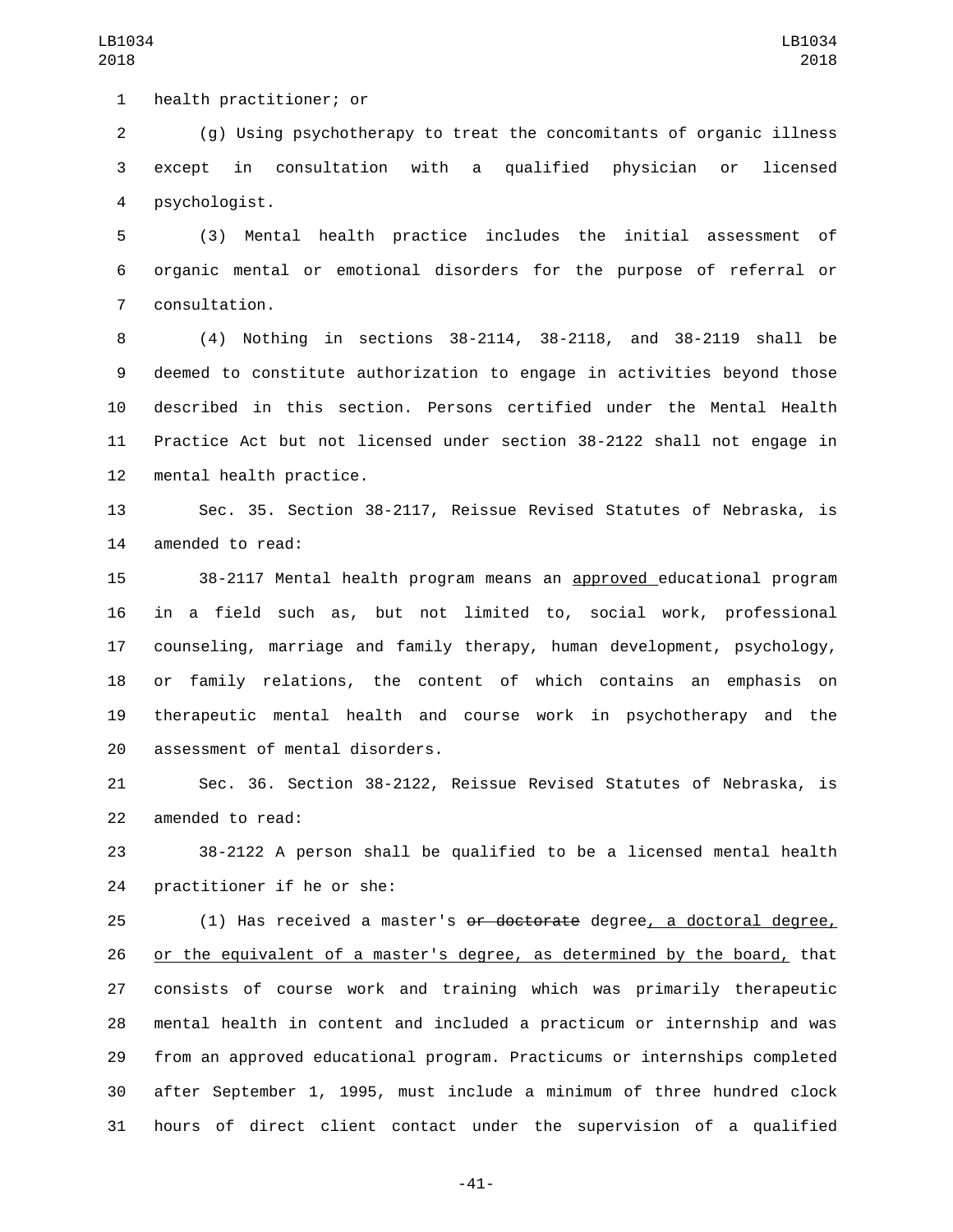health practitioner; or

(g) Using psychotherapy to treat the concomitants of organic illness except in consultation with a qualified physician or licensed psychologist.

(3) Mental health practice includes the initial assessment of organic mental or emotional disorders for the purpose of referral or consultation.

(4) Nothing in sections 38-2114, 38-2118, and 38-2119 shall be deemed to constitute authorization to engage in activities beyond those described in this section. Persons certified under the Mental Health Practice Act but not licensed under section 38-2122 shall not engage in mental health practice.

Sec. 35. Section 38-2117, Reissue Revised Statutes of Nebraska, is amended to read:

38-2117 Mental health program means an <u>approved </u>educational program in a field such as, but not limited to, social work, professional counseling, marriage and family therapy, human development, psychology, or family relations, the content of which contains an emphasis on therapeutic mental health and course work in psychotherapy and the assessment of mental disorders.

Sec. 36. Section 38-2122, Reissue Revised Statutes of Nebraska, is amended to read:

38-2122 A person shall be qualified to be a licensed mental health practitioner if he or she:

(1) Has received a master's ~~or doctorate~~ degree<u>, a doctoral degree, or the equivalent of a master's degree, as determined by the board,</u> that consists of course work and training which was primarily therapeutic mental health in content and included a practicum or internship and was from an approved educational program. Practicums or internships completed after September 1, 1995, must include a minimum of three hundred clock hours of direct client contact under the supervision of a qualified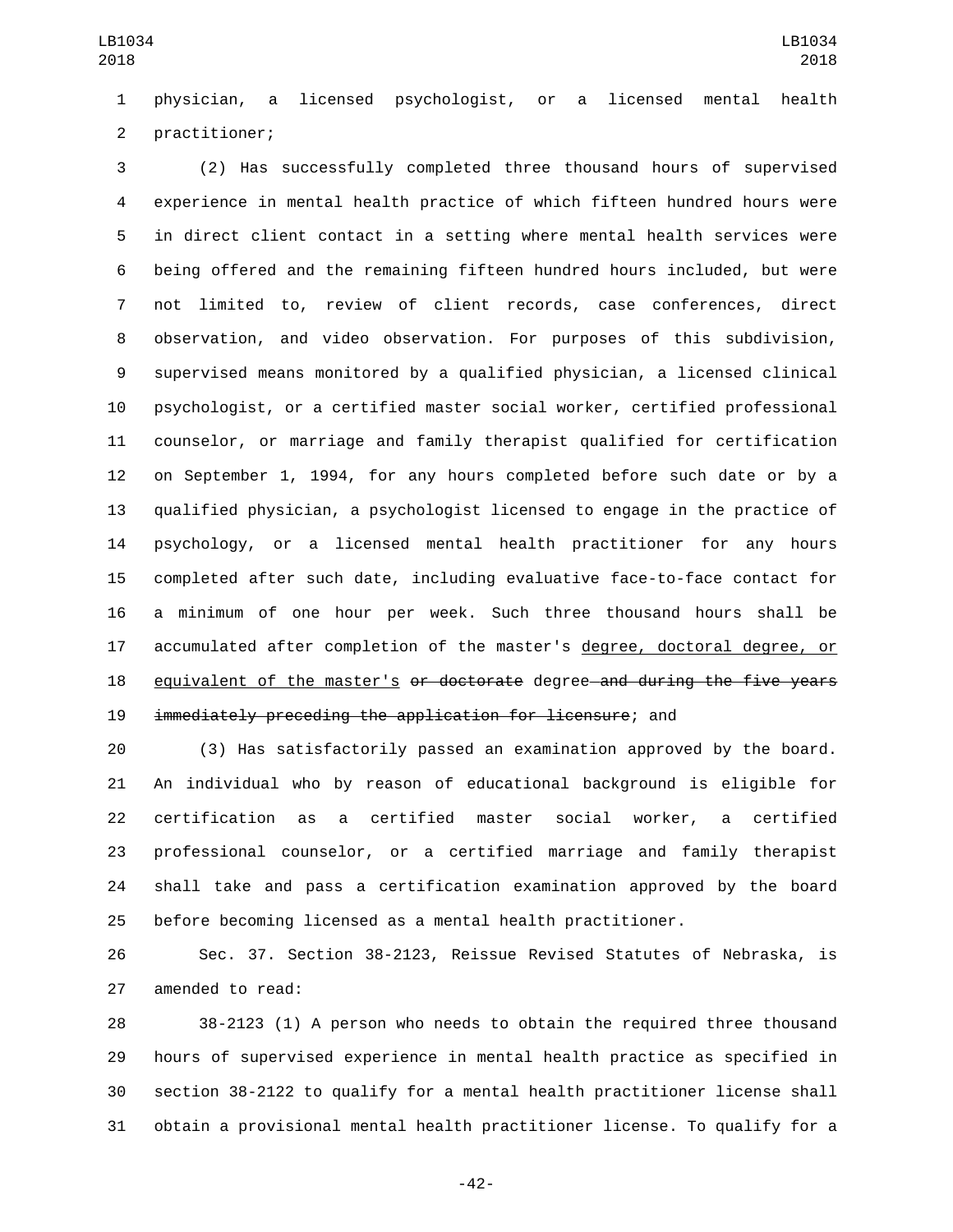physician, a licensed psychologist, or a licensed mental health practitioner;

(2) Has successfully completed three thousand hours of supervised experience in mental health practice of which fifteen hundred hours were in direct client contact in a setting where mental health services were being offered and the remaining fifteen hundred hours included, but were not limited to, review of client records, case conferences, direct observation, and video observation. For purposes of this subdivision, supervised means monitored by a qualified physician, a licensed clinical psychologist, or a certified master social worker, certified professional counselor, or marriage and family therapist qualified for certification on September 1, 1994, for any hours completed before such date or by a qualified physician, a psychologist licensed to engage in the practice of psychology, or a licensed mental health practitioner for any hours completed after such date, including evaluative face-to-face contact for a minimum of one hour per week. Such three thousand hours shall be accumulated after completion of the master's <u>degree, doctoral degree, or equivalent of the master's</u> ~~or doctorate~~ degree ~~and during the five years immediately preceding the application for licensure~~; and

(3) Has satisfactorily passed an examination approved by the board. An individual who by reason of educational background is eligible for certification as a certified master social worker, a certified professional counselor, or a certified marriage and family therapist shall take and pass a certification examination approved by the board before becoming licensed as a mental health practitioner.

Sec. 37. Section 38-2123, Reissue Revised Statutes of Nebraska, is amended to read:

38-2123 (1) A person who needs to obtain the required three thousand hours of supervised experience in mental health practice as specified in section 38-2122 to qualify for a mental health practitioner license shall obtain a provisional mental health practitioner license. To qualify for a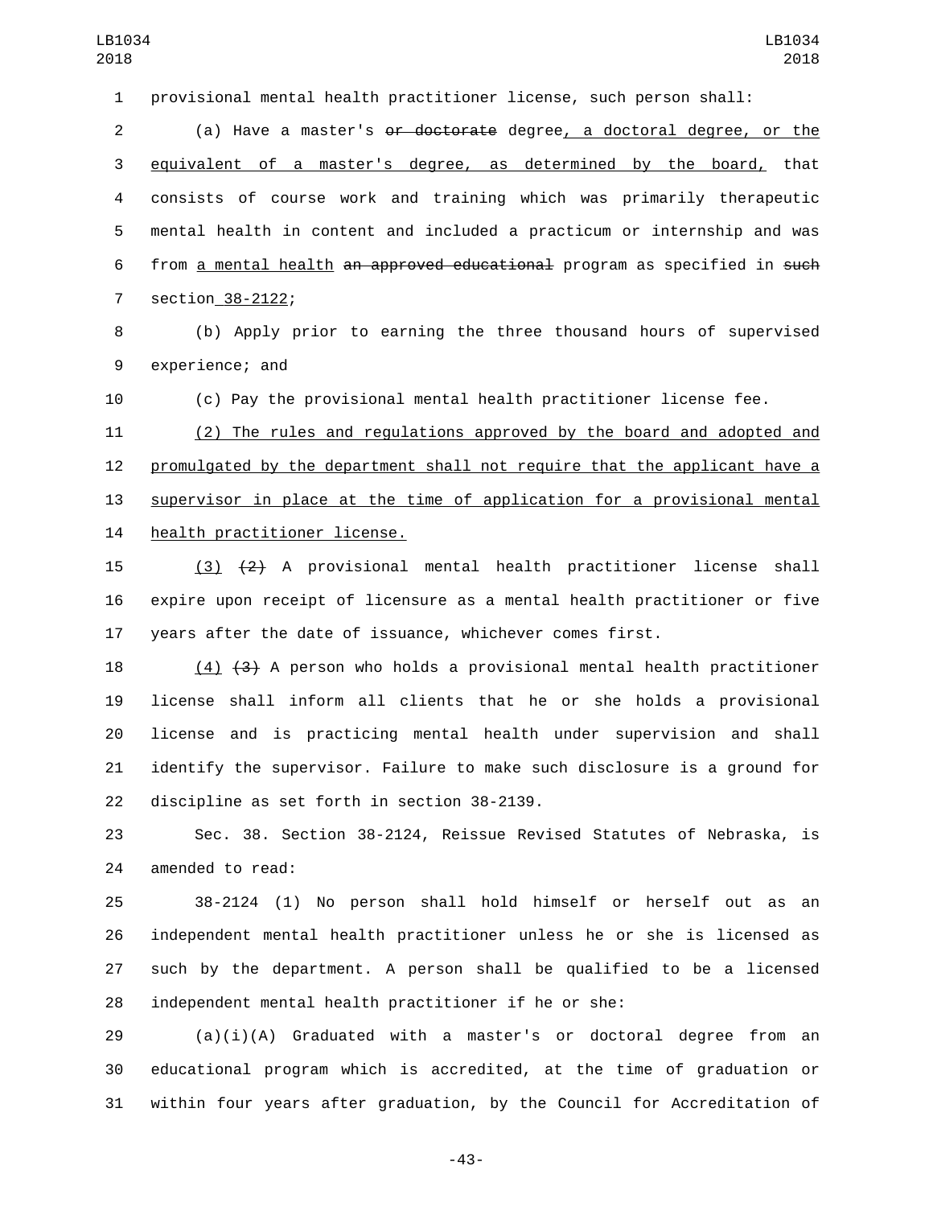provisional mental health practitioner license, such person shall:

(a) Have a master's ~~or doctorate~~ degree<u>, a doctoral degree, or the equivalent of a master's degree, as determined by the board,</u> that consists of course work and training which was primarily therapeutic mental health in content and included a practicum or internship and was from <u>a mental health</u> ~~an approved educational~~ program as specified in ~~such~~ section<u> 38-2122</u>;

(b) Apply prior to earning the three thousand hours of supervised experience; and

(c) Pay the provisional mental health practitioner license fee.

<u>(2) The rules and regulations approved by the board and adopted and promulgated by the department shall not require that the applicant have a supervisor in place at the time of application for a provisional mental health practitioner license.</u>

<u>(3)</u> ~~(2)~~ A provisional mental health practitioner license shall expire upon receipt of licensure as a mental health practitioner or five years after the date of issuance, whichever comes first.

<u>(4)</u> ~~(3)~~ A person who holds a provisional mental health practitioner license shall inform all clients that he or she holds a provisional license and is practicing mental health under supervision and shall identify the supervisor. Failure to make such disclosure is a ground for discipline as set forth in section 38-2139.

Sec. 38. Section 38-2124, Reissue Revised Statutes of Nebraska, is amended to read:

38-2124 (1) No person shall hold himself or herself out as an independent mental health practitioner unless he or she is licensed as such by the department. A person shall be qualified to be a licensed independent mental health practitioner if he or she:

(a)(i)(A) Graduated with a master's or doctoral degree from an educational program which is accredited, at the time of graduation or within four years after graduation, by the Council for Accreditation of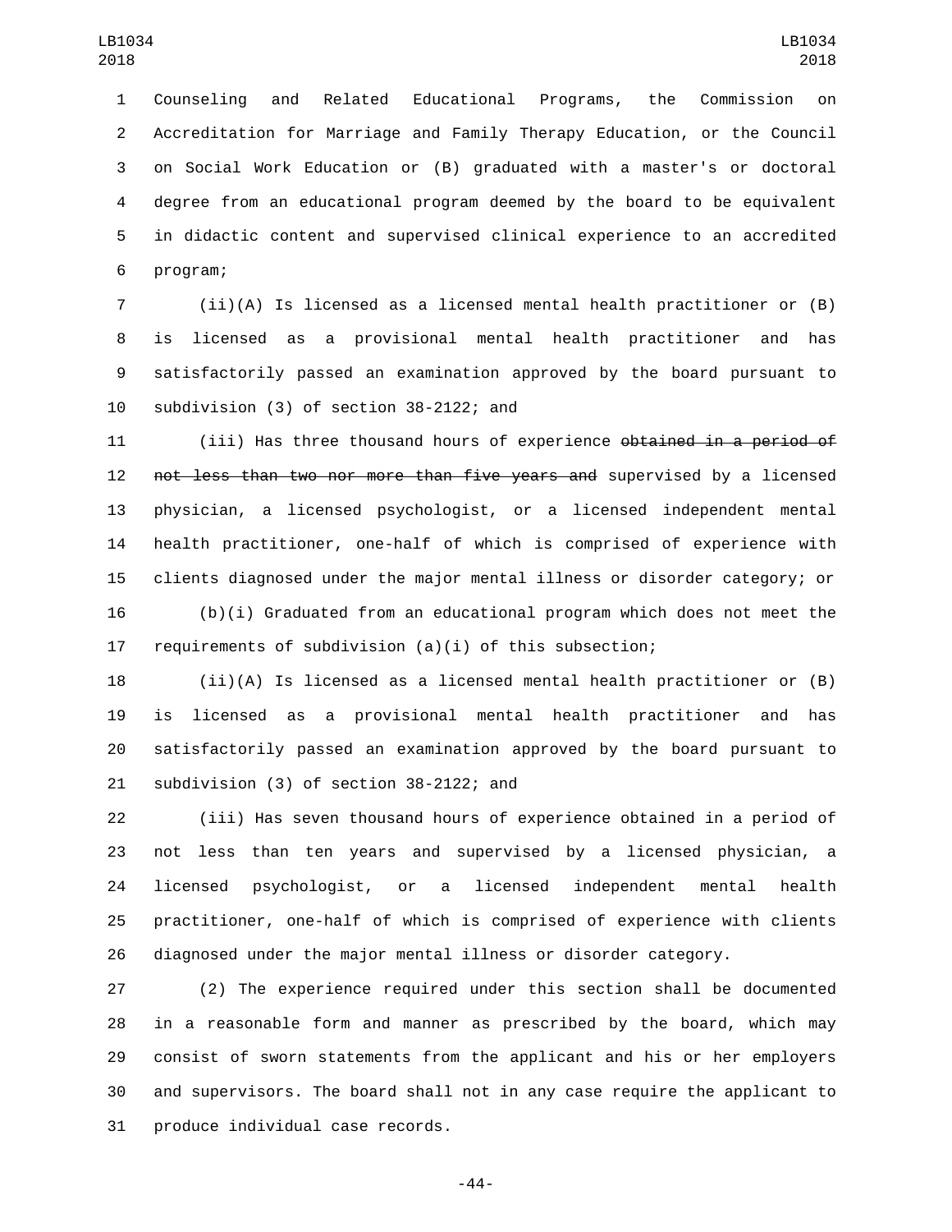Counseling and Related Educational Programs, the Commission on Accreditation for Marriage and Family Therapy Education, or the Council on Social Work Education or (B) graduated with a master's or doctoral degree from an educational program deemed by the board to be equivalent in didactic content and supervised clinical experience to an accredited program;

(ii)(A) Is licensed as a licensed mental health practitioner or (B) is licensed as a provisional mental health practitioner and has satisfactorily passed an examination approved by the board pursuant to subdivision (3) of section 38-2122; and

(iii) Has three thousand hours of experience ~~obtained in a period of not less than two nor more than five years and~~ supervised by a licensed physician, a licensed psychologist, or a licensed independent mental health practitioner, one-half of which is comprised of experience with clients diagnosed under the major mental illness or disorder category; or

(b)(i) Graduated from an educational program which does not meet the requirements of subdivision (a)(i) of this subsection;

(ii)(A) Is licensed as a licensed mental health practitioner or (B) is licensed as a provisional mental health practitioner and has satisfactorily passed an examination approved by the board pursuant to subdivision (3) of section 38-2122; and

(iii) Has seven thousand hours of experience obtained in a period of not less than ten years and supervised by a licensed physician, a licensed psychologist, or a licensed independent mental health practitioner, one-half of which is comprised of experience with clients diagnosed under the major mental illness or disorder category.

(2) The experience required under this section shall be documented in a reasonable form and manner as prescribed by the board, which may consist of sworn statements from the applicant and his or her employers and supervisors. The board shall not in any case require the applicant to produce individual case records.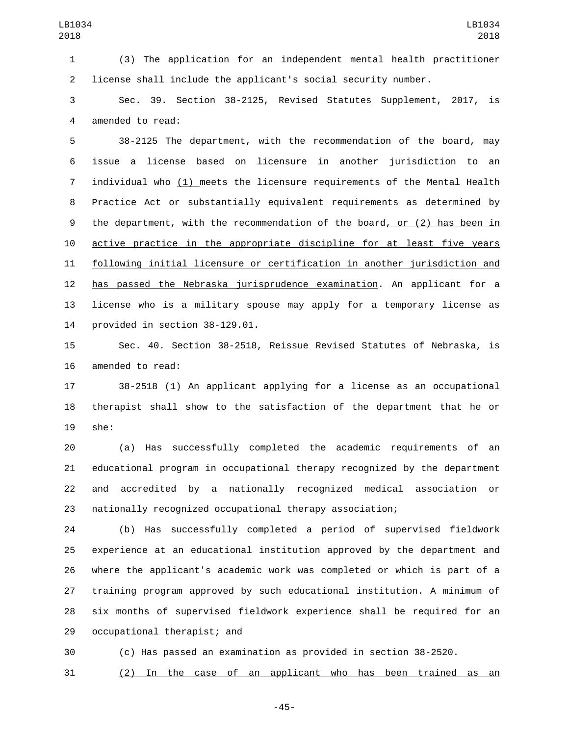(3) The application for an independent mental health practitioner license shall include the applicant's social security number.

Sec. 39. Section 38-2125, Revised Statutes Supplement, 2017, is amended to read:

38-2125 The department, with the recommendation of the board, may issue a license based on licensure in another jurisdiction to an individual who (1) meets the licensure requirements of the Mental Health Practice Act or substantially equivalent requirements as determined by the department, with the recommendation of the board, or (2) has been in active practice in the appropriate discipline for at least five years following initial licensure or certification in another jurisdiction and has passed the Nebraska jurisprudence examination. An applicant for a license who is a military spouse may apply for a temporary license as provided in section 38-129.01.

Sec. 40. Section 38-2518, Reissue Revised Statutes of Nebraska, is amended to read:

38-2518 (1) An applicant applying for a license as an occupational therapist shall show to the satisfaction of the department that he or she:

(a) Has successfully completed the academic requirements of an educational program in occupational therapy recognized by the department and accredited by a nationally recognized medical association or nationally recognized occupational therapy association;

(b) Has successfully completed a period of supervised fieldwork experience at an educational institution approved by the department and where the applicant's academic work was completed or which is part of a training program approved by such educational institution. A minimum of six months of supervised fieldwork experience shall be required for an occupational therapist; and

(c) Has passed an examination as provided in section 38-2520.

(2) In the case of an applicant who has been trained as an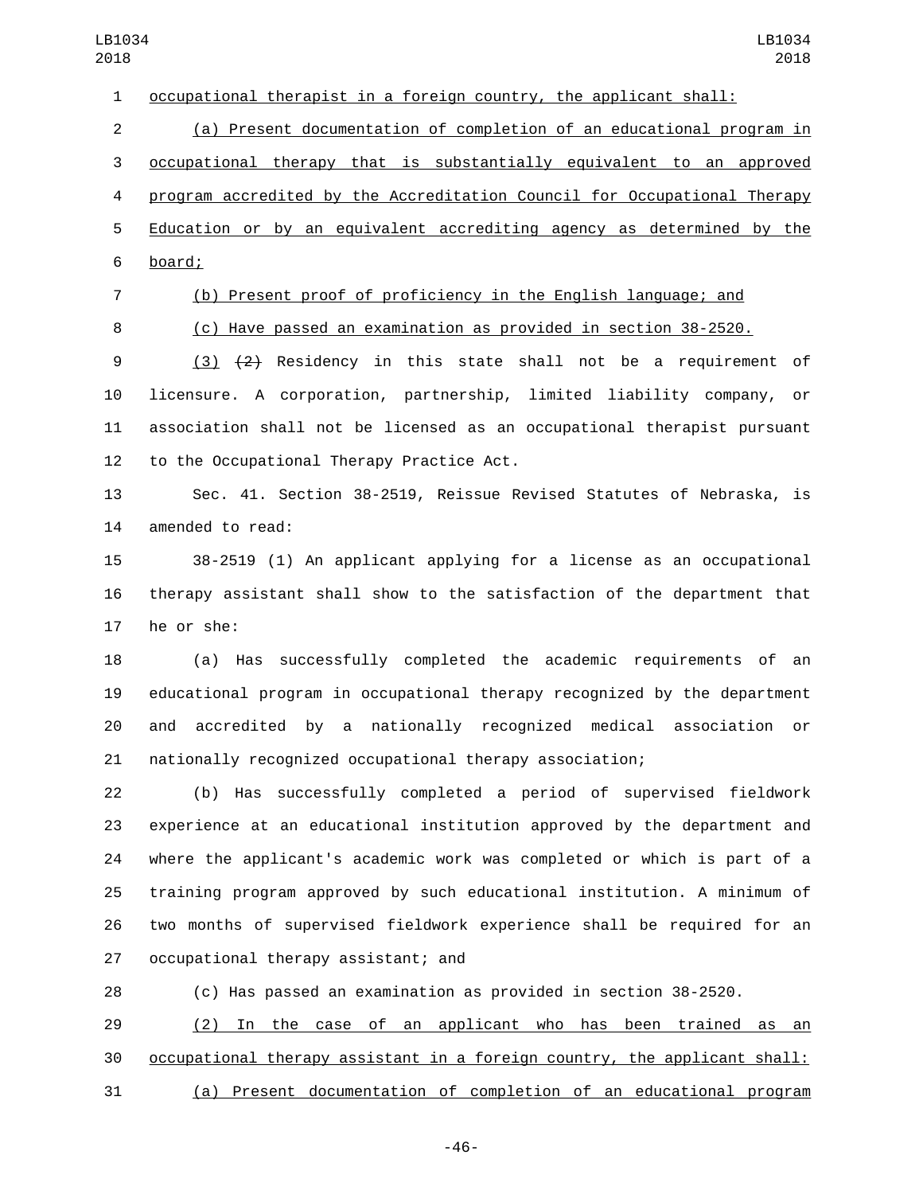occupational therapist in a foreign country, the applicant shall:

(a) Present documentation of completion of an educational program in occupational therapy that is substantially equivalent to an approved program accredited by the Accreditation Council for Occupational Therapy Education or by an equivalent accrediting agency as determined by the board;

(b) Present proof of proficiency in the English language; and

(c) Have passed an examination as provided in section 38-2520.

(3) ~~(2)~~ Residency in this state shall not be a requirement of licensure. A corporation, partnership, limited liability company, or association shall not be licensed as an occupational therapist pursuant to the Occupational Therapy Practice Act.

Sec. 41. Section 38-2519, Reissue Revised Statutes of Nebraska, is amended to read:

38-2519 (1) An applicant applying for a license as an occupational therapy assistant shall show to the satisfaction of the department that he or she:

(a) Has successfully completed the academic requirements of an educational program in occupational therapy recognized by the department and accredited by a nationally recognized medical association or nationally recognized occupational therapy association;

(b) Has successfully completed a period of supervised fieldwork experience at an educational institution approved by the department and where the applicant's academic work was completed or which is part of a training program approved by such educational institution. A minimum of two months of supervised fieldwork experience shall be required for an occupational therapy assistant; and

(c) Has passed an examination as provided in section 38-2520.

(2) In the case of an applicant who has been trained as an occupational therapy assistant in a foreign country, the applicant shall:

(a) Present documentation of completion of an educational program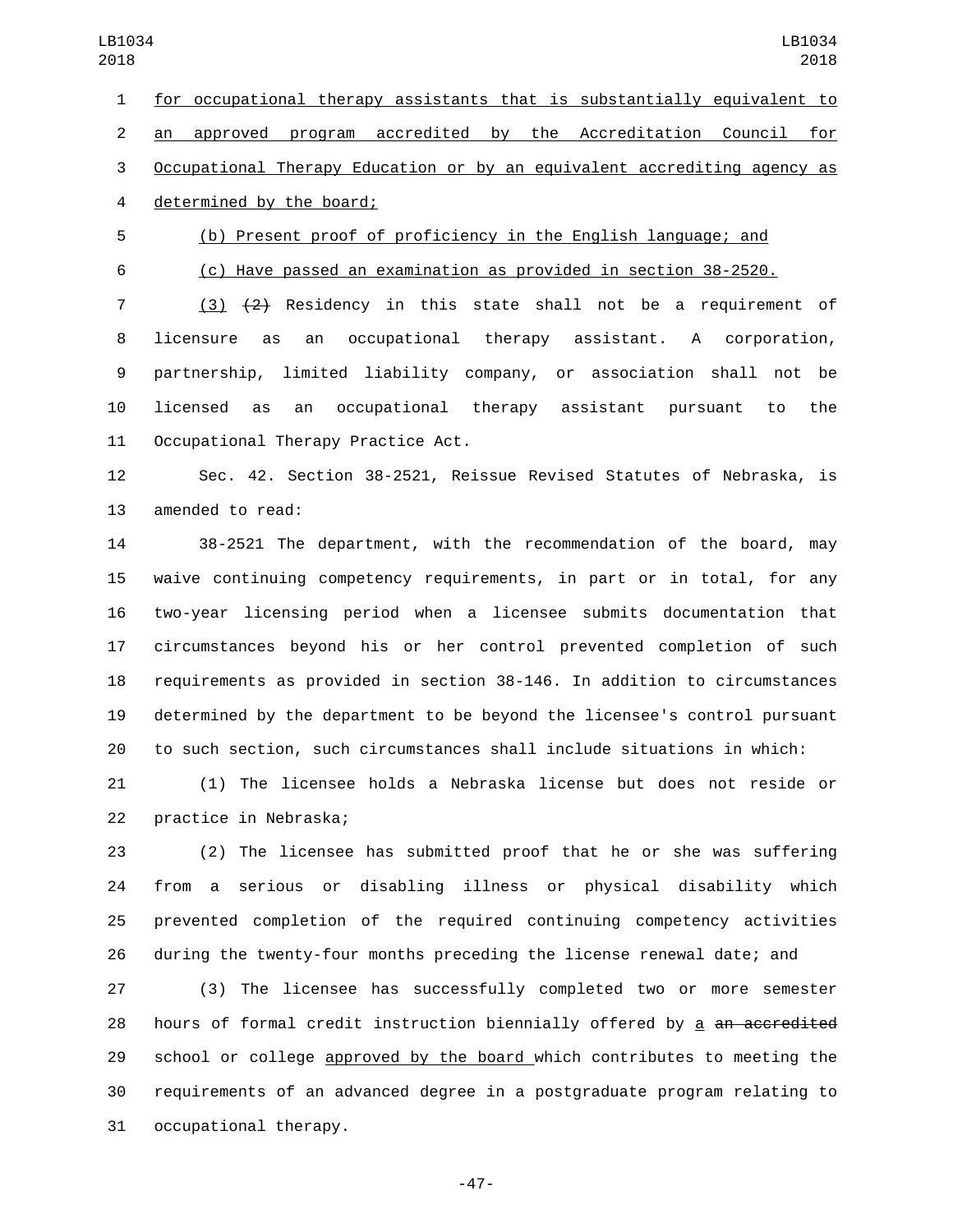for occupational therapy assistants that is substantially equivalent to an approved program accredited by the Accreditation Council for Occupational Therapy Education or by an equivalent accrediting agency as determined by the board;

(b) Present proof of proficiency in the English language; and

(c) Have passed an examination as provided in section 38-2520.

(3) ~~(2)~~ Residency in this state shall not be a requirement of licensure as an occupational therapy assistant. A corporation, partnership, limited liability company, or association shall not be licensed as an occupational therapy assistant pursuant to the Occupational Therapy Practice Act.

Sec. 42. Section 38-2521, Reissue Revised Statutes of Nebraska, is amended to read:

38-2521 The department, with the recommendation of the board, may waive continuing competency requirements, in part or in total, for any two-year licensing period when a licensee submits documentation that circumstances beyond his or her control prevented completion of such requirements as provided in section 38-146. In addition to circumstances determined by the department to be beyond the licensee's control pursuant to such section, such circumstances shall include situations in which:

(1) The licensee holds a Nebraska license but does not reside or practice in Nebraska;

(2) The licensee has submitted proof that he or she was suffering from a serious or disabling illness or physical disability which prevented completion of the required continuing competency activities during the twenty-four months preceding the license renewal date; and

(3) The licensee has successfully completed two or more semester hours of formal credit instruction biennially offered by a ~~an accredited~~ school or college approved by the board which contributes to meeting the requirements of an advanced degree in a postgraduate program relating to occupational therapy.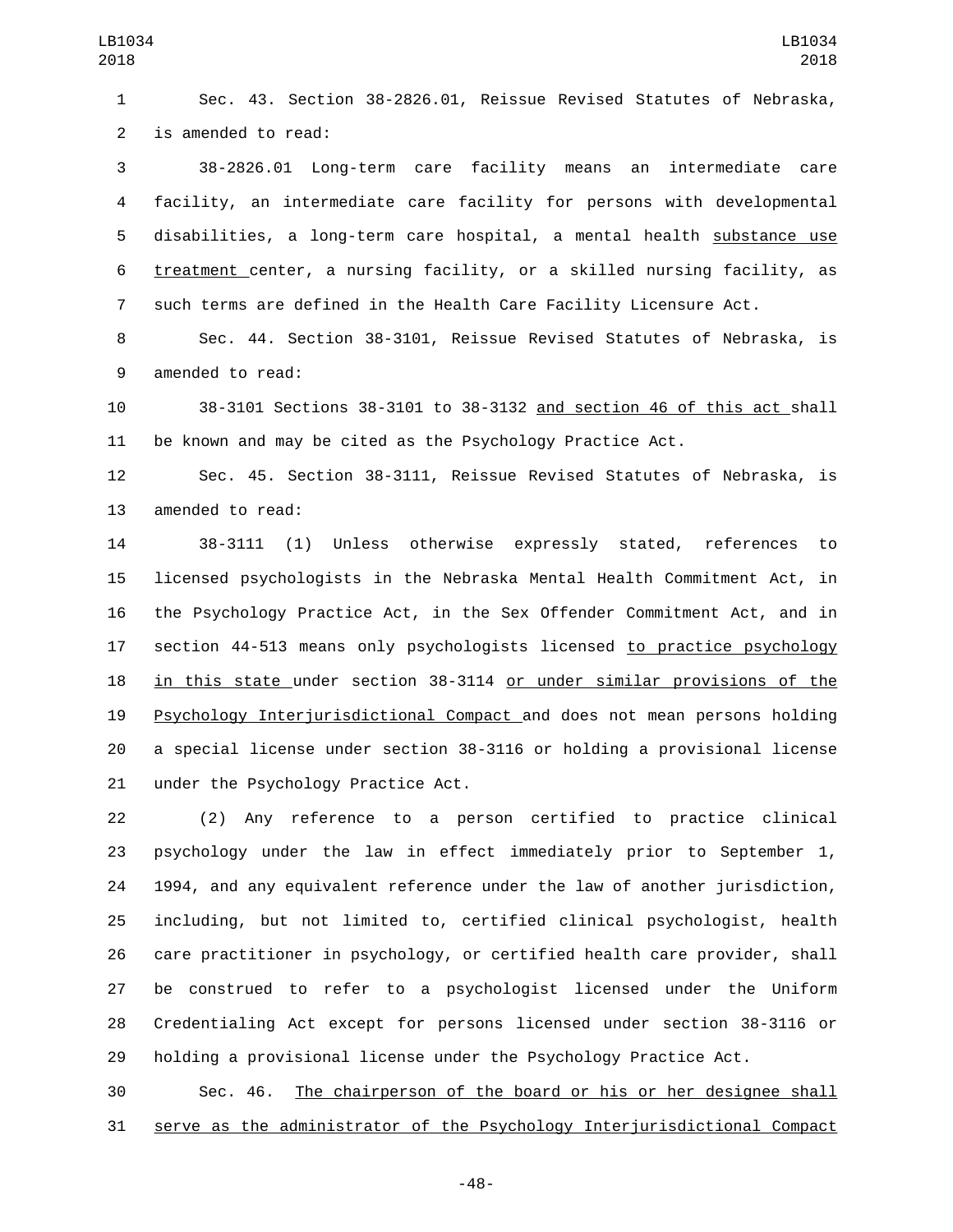Sec. 43. Section 38-2826.01, Reissue Revised Statutes of Nebraska, is amended to read:

38-2826.01 Long-term care facility means an intermediate care facility, an intermediate care facility for persons with developmental disabilities, a long-term care hospital, a mental health substance use treatment center, a nursing facility, or a skilled nursing facility, as such terms are defined in the Health Care Facility Licensure Act.

Sec. 44. Section 38-3101, Reissue Revised Statutes of Nebraska, is amended to read:

38-3101 Sections 38-3101 to 38-3132 and section 46 of this act shall be known and may be cited as the Psychology Practice Act.

Sec. 45. Section 38-3111, Reissue Revised Statutes of Nebraska, is amended to read:

38-3111 (1) Unless otherwise expressly stated, references to licensed psychologists in the Nebraska Mental Health Commitment Act, in the Psychology Practice Act, in the Sex Offender Commitment Act, and in section 44-513 means only psychologists licensed to practice psychology in this state under section 38-3114 or under similar provisions of the Psychology Interjurisdictional Compact and does not mean persons holding a special license under section 38-3116 or holding a provisional license under the Psychology Practice Act.

(2) Any reference to a person certified to practice clinical psychology under the law in effect immediately prior to September 1, 1994, and any equivalent reference under the law of another jurisdiction, including, but not limited to, certified clinical psychologist, health care practitioner in psychology, or certified health care provider, shall be construed to refer to a psychologist licensed under the Uniform Credentialing Act except for persons licensed under section 38-3116 or holding a provisional license under the Psychology Practice Act.

Sec. 46. The chairperson of the board or his or her designee shall serve as the administrator of the Psychology Interjurisdictional Compact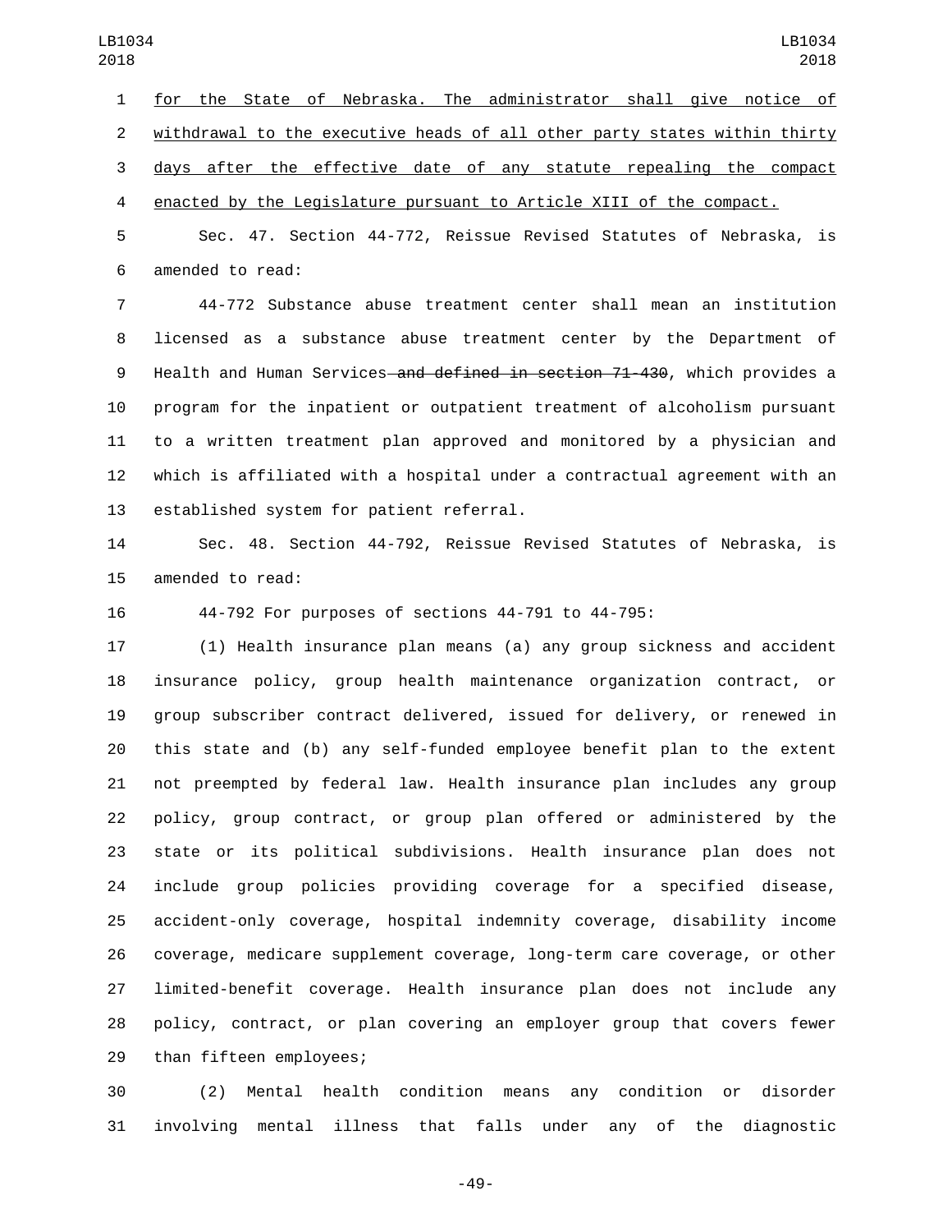for the State of Nebraska. The administrator shall give notice of withdrawal to the executive heads of all other party states within thirty days after the effective date of any statute repealing the compact enacted by the Legislature pursuant to Article XIII of the compact.

Sec. 47. Section 44-772, Reissue Revised Statutes of Nebraska, is amended to read:

44-772 Substance abuse treatment center shall mean an institution licensed as a substance abuse treatment center by the Department of Health and Human Services ~~and defined in section 71-430~~, which provides a program for the inpatient or outpatient treatment of alcoholism pursuant to a written treatment plan approved and monitored by a physician and which is affiliated with a hospital under a contractual agreement with an established system for patient referral.

Sec. 48. Section 44-792, Reissue Revised Statutes of Nebraska, is amended to read:

44-792 For purposes of sections 44-791 to 44-795:

(1) Health insurance plan means (a) any group sickness and accident insurance policy, group health maintenance organization contract, or group subscriber contract delivered, issued for delivery, or renewed in this state and (b) any self-funded employee benefit plan to the extent not preempted by federal law. Health insurance plan includes any group policy, group contract, or group plan offered or administered by the state or its political subdivisions. Health insurance plan does not include group policies providing coverage for a specified disease, accident-only coverage, hospital indemnity coverage, disability income coverage, medicare supplement coverage, long-term care coverage, or other limited-benefit coverage. Health insurance plan does not include any policy, contract, or plan covering an employer group that covers fewer than fifteen employees;

(2) Mental health condition means any condition or disorder involving mental illness that falls under any of the diagnostic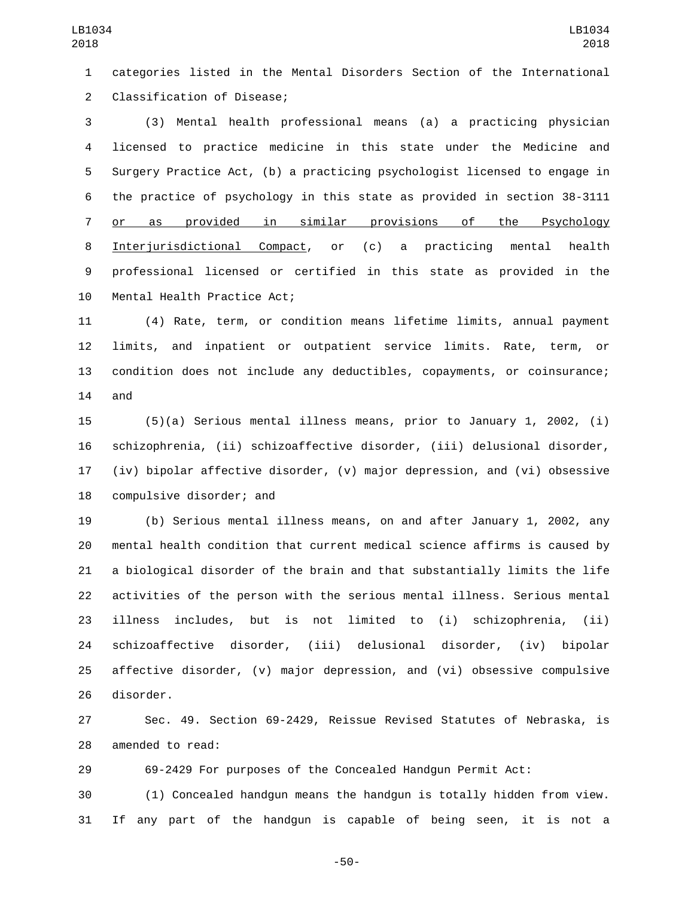categories listed in the Mental Disorders Section of the International Classification of Disease;

(3) Mental health professional means (a) a practicing physician licensed to practice medicine in this state under the Medicine and Surgery Practice Act, (b) a practicing psychologist licensed to engage in the practice of psychology in this state as provided in section 38-3111 or as provided in similar provisions of the Psychology Interjurisdictional Compact, or (c) a practicing mental health professional licensed or certified in this state as provided in the Mental Health Practice Act;

(4) Rate, term, or condition means lifetime limits, annual payment limits, and inpatient or outpatient service limits. Rate, term, or condition does not include any deductibles, copayments, or coinsurance; and

(5)(a) Serious mental illness means, prior to January 1, 2002, (i) schizophrenia, (ii) schizoaffective disorder, (iii) delusional disorder, (iv) bipolar affective disorder, (v) major depression, and (vi) obsessive compulsive disorder; and

(b) Serious mental illness means, on and after January 1, 2002, any mental health condition that current medical science affirms is caused by a biological disorder of the brain and that substantially limits the life activities of the person with the serious mental illness. Serious mental illness includes, but is not limited to (i) schizophrenia, (ii) schizoaffective disorder, (iii) delusional disorder, (iv) bipolar affective disorder, (v) major depression, and (vi) obsessive compulsive disorder.

Sec. 49. Section 69-2429, Reissue Revised Statutes of Nebraska, is amended to read:

69-2429 For purposes of the Concealed Handgun Permit Act:

(1) Concealed handgun means the handgun is totally hidden from view. If any part of the handgun is capable of being seen, it is not a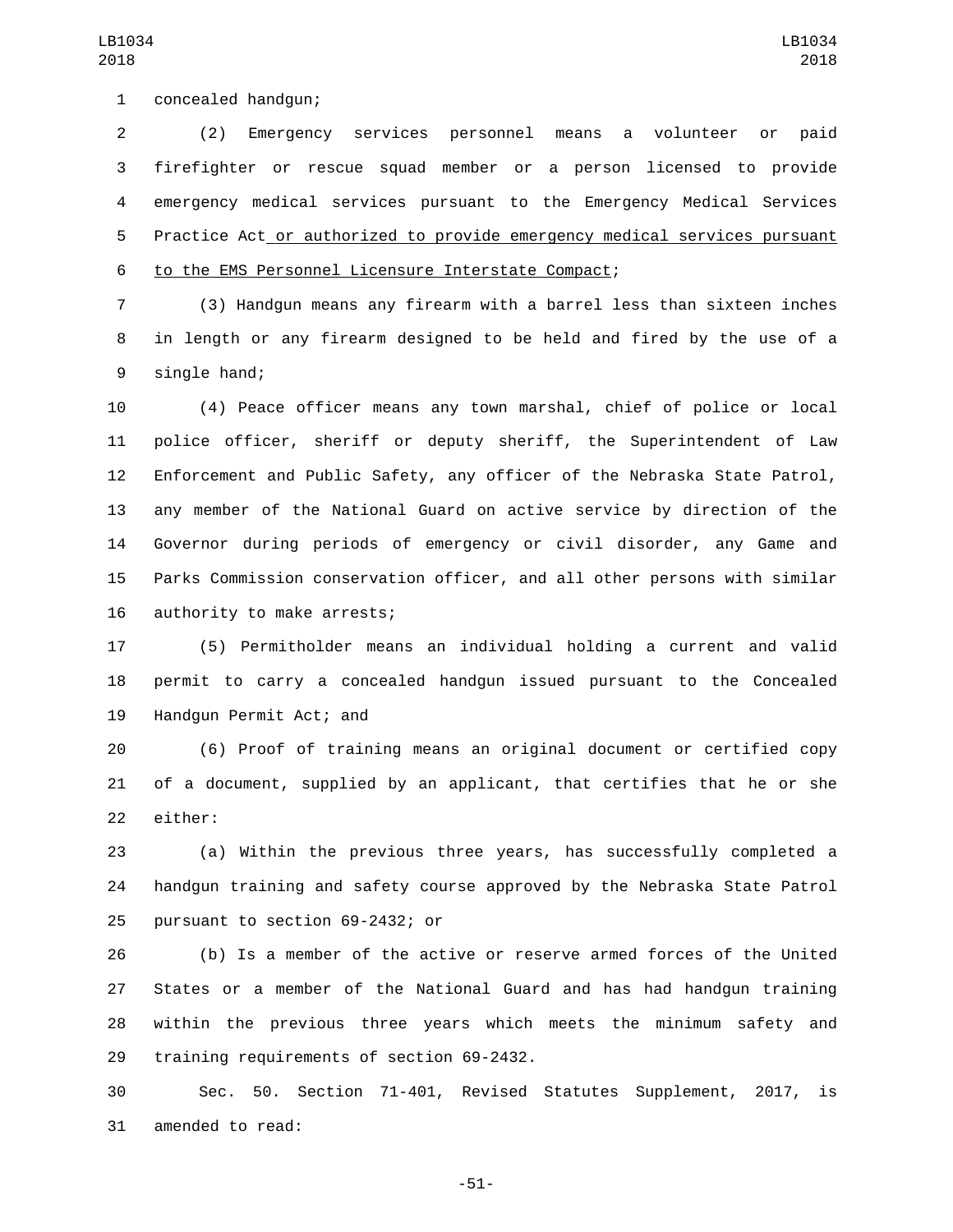concealed handgun;

(2) Emergency services personnel means a volunteer or paid firefighter or rescue squad member or a person licensed to provide emergency medical services pursuant to the Emergency Medical Services Practice Act or authorized to provide emergency medical services pursuant to the EMS Personnel Licensure Interstate Compact;

(3) Handgun means any firearm with a barrel less than sixteen inches in length or any firearm designed to be held and fired by the use of a single hand;

(4) Peace officer means any town marshal, chief of police or local police officer, sheriff or deputy sheriff, the Superintendent of Law Enforcement and Public Safety, any officer of the Nebraska State Patrol, any member of the National Guard on active service by direction of the Governor during periods of emergency or civil disorder, any Game and Parks Commission conservation officer, and all other persons with similar authority to make arrests;

(5) Permitholder means an individual holding a current and valid permit to carry a concealed handgun issued pursuant to the Concealed Handgun Permit Act; and

(6) Proof of training means an original document or certified copy of a document, supplied by an applicant, that certifies that he or she either:

(a) Within the previous three years, has successfully completed a handgun training and safety course approved by the Nebraska State Patrol pursuant to section 69-2432; or

(b) Is a member of the active or reserve armed forces of the United States or a member of the National Guard and has had handgun training within the previous three years which meets the minimum safety and training requirements of section 69-2432.

Sec. 50. Section 71-401, Revised Statutes Supplement, 2017, is amended to read: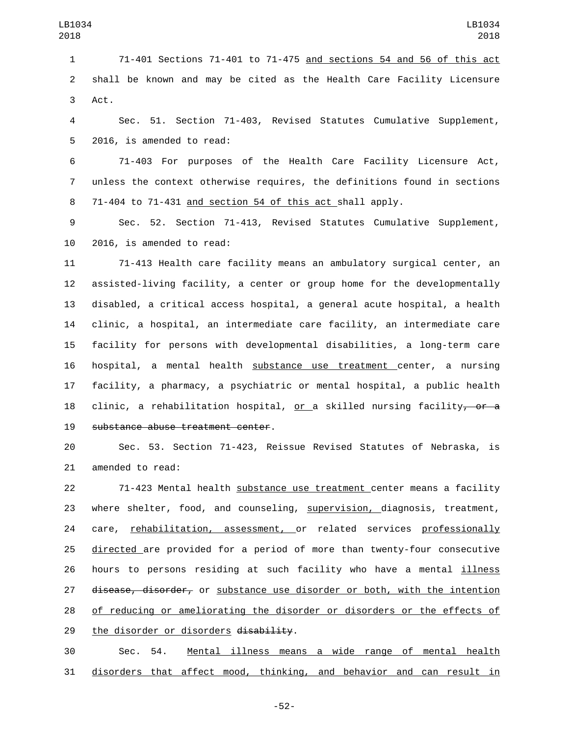71-401 Sections 71-401 to 71-475 and sections 54 and 56 of this act shall be known and may be cited as the Health Care Facility Licensure Act.

Sec. 51. Section 71-403, Revised Statutes Cumulative Supplement, 2016, is amended to read:

71-403 For purposes of the Health Care Facility Licensure Act, unless the context otherwise requires, the definitions found in sections 71-404 to 71-431 and section 54 of this act shall apply.

Sec. 52. Section 71-413, Revised Statutes Cumulative Supplement, 2016, is amended to read:

71-413 Health care facility means an ambulatory surgical center, an assisted-living facility, a center or group home for the developmentally disabled, a critical access hospital, a general acute hospital, a health clinic, a hospital, an intermediate care facility, an intermediate care facility for persons with developmental disabilities, a long-term care hospital, a mental health substance use treatment center, a nursing facility, a pharmacy, a psychiatric or mental hospital, a public health clinic, a rehabilitation hospital, or a skilled nursing facility~~, or a substance abuse treatment center~~.

Sec. 53. Section 71-423, Reissue Revised Statutes of Nebraska, is amended to read:

71-423 Mental health substance use treatment center means a facility where shelter, food, and counseling, supervision, diagnosis, treatment, care, rehabilitation, assessment, or related services professionally directed are provided for a period of more than twenty-four consecutive hours to persons residing at such facility who have a mental illness ~~disease, disorder,~~ or substance use disorder or both, with the intention of reducing or ameliorating the disorder or disorders or the effects of the disorder or disorders ~~disability~~.

Sec. 54. Mental illness means a wide range of mental health disorders that affect mood, thinking, and behavior and can result in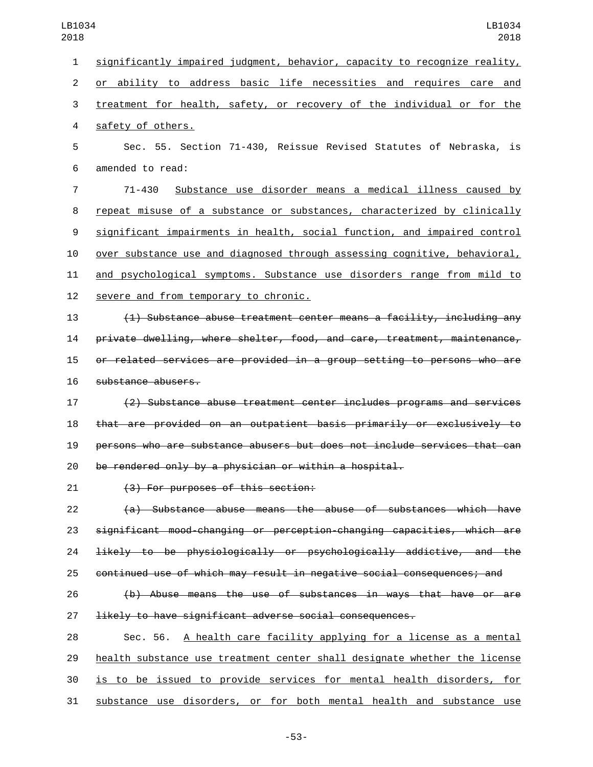significantly impaired judgment, behavior, capacity to recognize reality, or ability to address basic life necessities and requires care and treatment for health, safety, or recovery of the individual or for the safety of others.

Sec. 55. Section 71-430, Reissue Revised Statutes of Nebraska, is amended to read:

71-430 Substance use disorder means a medical illness caused by repeat misuse of a substance or substances, characterized by clinically significant impairments in health, social function, and impaired control over substance use and diagnosed through assessing cognitive, behavioral, and psychological symptoms. Substance use disorders range from mild to severe and from temporary to chronic.

~~(1) Substance abuse treatment center means a facility, including any private dwelling, where shelter, food, and care, treatment, maintenance, or related services are provided in a group setting to persons who are substance abusers.~~

~~(2) Substance abuse treatment center includes programs and services that are provided on an outpatient basis primarily or exclusively to persons who are substance abusers but does not include services that can be rendered only by a physician or within a hospital.~~

~~(3) For purposes of this section:~~

~~(a) Substance abuse means the abuse of substances which have significant mood-changing or perception-changing capacities, which are likely to be physiologically or psychologically addictive, and the continued use of which may result in negative social consequences; and~~

~~(b) Abuse means the use of substances in ways that have or are likely to have significant adverse social consequences.~~

Sec. 56. A health care facility applying for a license as a mental health substance use treatment center shall designate whether the license is to be issued to provide services for mental health disorders, for substance use disorders, or for both mental health and substance use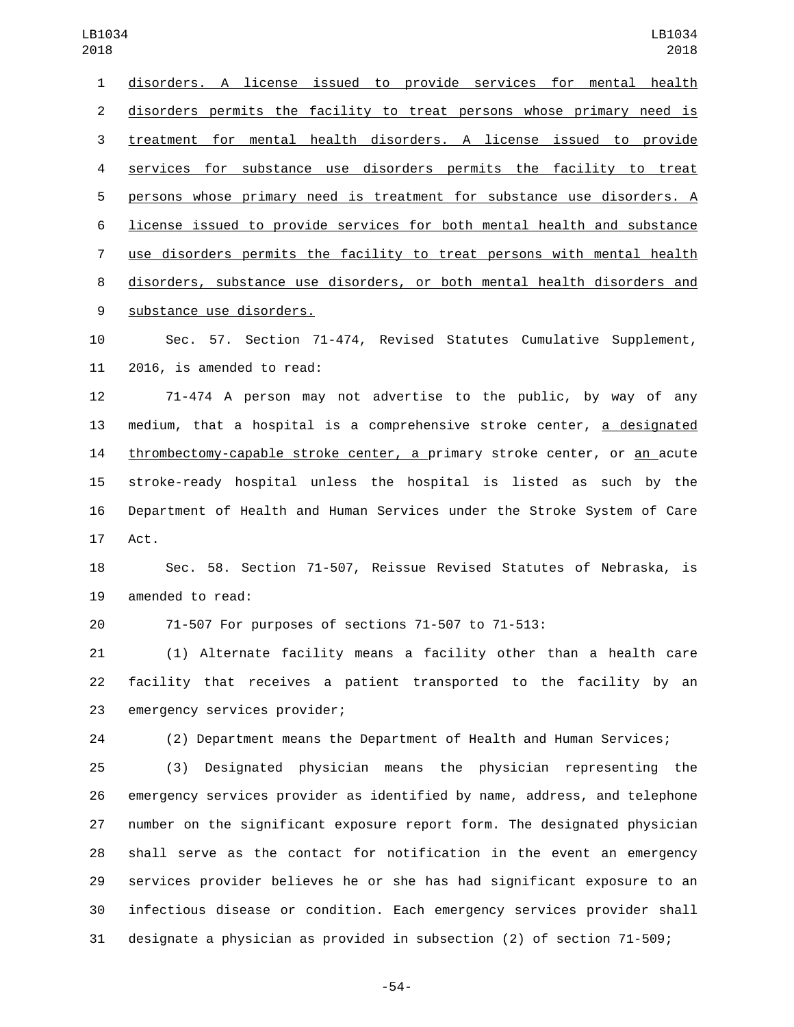disorders. A license issued to provide services for mental health disorders permits the facility to treat persons whose primary need is treatment for mental health disorders. A license issued to provide services for substance use disorders permits the facility to treat persons whose primary need is treatment for substance use disorders. A license issued to provide services for both mental health and substance use disorders permits the facility to treat persons with mental health disorders, substance use disorders, or both mental health disorders and substance use disorders.

Sec. 57. Section 71-474, Revised Statutes Cumulative Supplement, 2016, is amended to read:

71-474 A person may not advertise to the public, by way of any medium, that a hospital is a comprehensive stroke center, a designated thrombectomy-capable stroke center, a primary stroke center, or an acute stroke-ready hospital unless the hospital is listed as such by the Department of Health and Human Services under the Stroke System of Care Act.

Sec. 58. Section 71-507, Reissue Revised Statutes of Nebraska, is amended to read:

71-507 For purposes of sections 71-507 to 71-513:

(1) Alternate facility means a facility other than a health care facility that receives a patient transported to the facility by an emergency services provider;

(2) Department means the Department of Health and Human Services;

(3) Designated physician means the physician representing the emergency services provider as identified by name, address, and telephone number on the significant exposure report form. The designated physician shall serve as the contact for notification in the event an emergency services provider believes he or she has had significant exposure to an infectious disease or condition. Each emergency services provider shall designate a physician as provided in subsection (2) of section 71-509;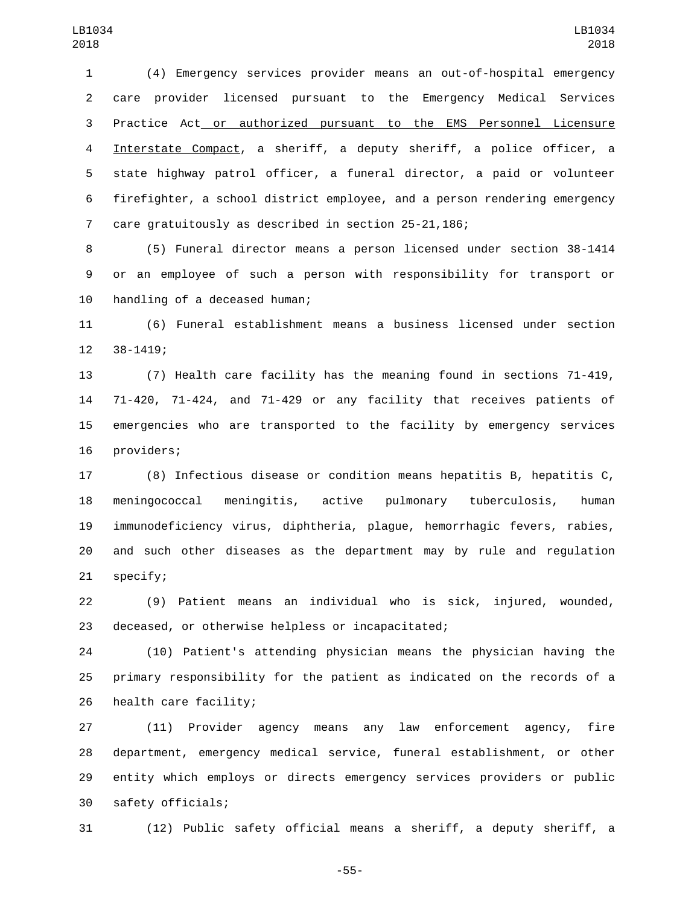(4) Emergency services provider means an out-of-hospital emergency care provider licensed pursuant to the Emergency Medical Services Practice Act or authorized pursuant to the EMS Personnel Licensure Interstate Compact, a sheriff, a deputy sheriff, a police officer, a state highway patrol officer, a funeral director, a paid or volunteer firefighter, a school district employee, and a person rendering emergency care gratuitously as described in section 25-21,186;

(5) Funeral director means a person licensed under section 38-1414 or an employee of such a person with responsibility for transport or handling of a deceased human;

(6) Funeral establishment means a business licensed under section 38-1419;

(7) Health care facility has the meaning found in sections 71-419, 71-420, 71-424, and 71-429 or any facility that receives patients of emergencies who are transported to the facility by emergency services providers;

(8) Infectious disease or condition means hepatitis B, hepatitis C, meningococcal meningitis, active pulmonary tuberculosis, human immunodeficiency virus, diphtheria, plague, hemorrhagic fevers, rabies, and such other diseases as the department may by rule and regulation specify;

(9) Patient means an individual who is sick, injured, wounded, deceased, or otherwise helpless or incapacitated;

(10) Patient's attending physician means the physician having the primary responsibility for the patient as indicated on the records of a health care facility;

(11) Provider agency means any law enforcement agency, fire department, emergency medical service, funeral establishment, or other entity which employs or directs emergency services providers or public safety officials;

(12) Public safety official means a sheriff, a deputy sheriff, a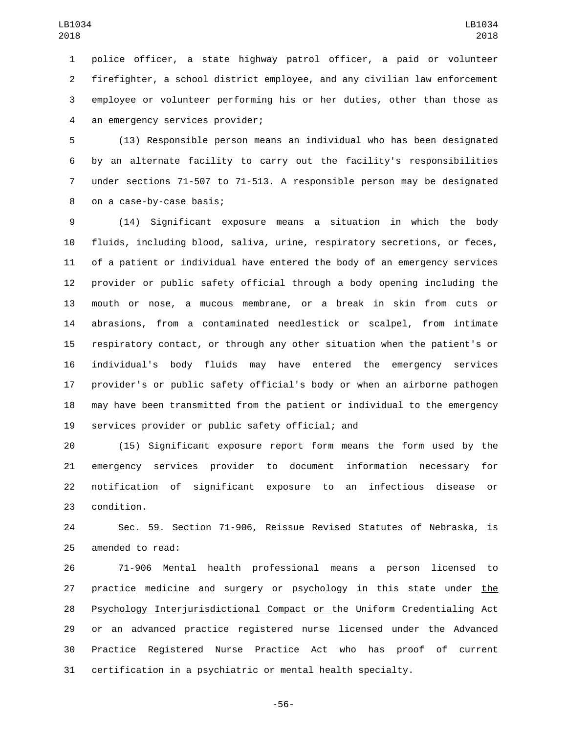police officer, a state highway patrol officer, a paid or volunteer firefighter, a school district employee, and any civilian law enforcement employee or volunteer performing his or her duties, other than those as an emergency services provider;

(13) Responsible person means an individual who has been designated by an alternate facility to carry out the facility's responsibilities under sections 71-507 to 71-513. A responsible person may be designated on a case-by-case basis;

(14) Significant exposure means a situation in which the body fluids, including blood, saliva, urine, respiratory secretions, or feces, of a patient or individual have entered the body of an emergency services provider or public safety official through a body opening including the mouth or nose, a mucous membrane, or a break in skin from cuts or abrasions, from a contaminated needlestick or scalpel, from intimate respiratory contact, or through any other situation when the patient's or individual's body fluids may have entered the emergency services provider's or public safety official's body or when an airborne pathogen may have been transmitted from the patient or individual to the emergency services provider or public safety official; and

(15) Significant exposure report form means the form used by the emergency services provider to document information necessary for notification of significant exposure to an infectious disease or condition.

Sec. 59. Section 71-906, Reissue Revised Statutes of Nebraska, is amended to read:

71-906 Mental health professional means a person licensed to practice medicine and surgery or psychology in this state under the Psychology Interjurisdictional Compact or the Uniform Credentialing Act or an advanced practice registered nurse licensed under the Advanced Practice Registered Nurse Practice Act who has proof of current certification in a psychiatric or mental health specialty.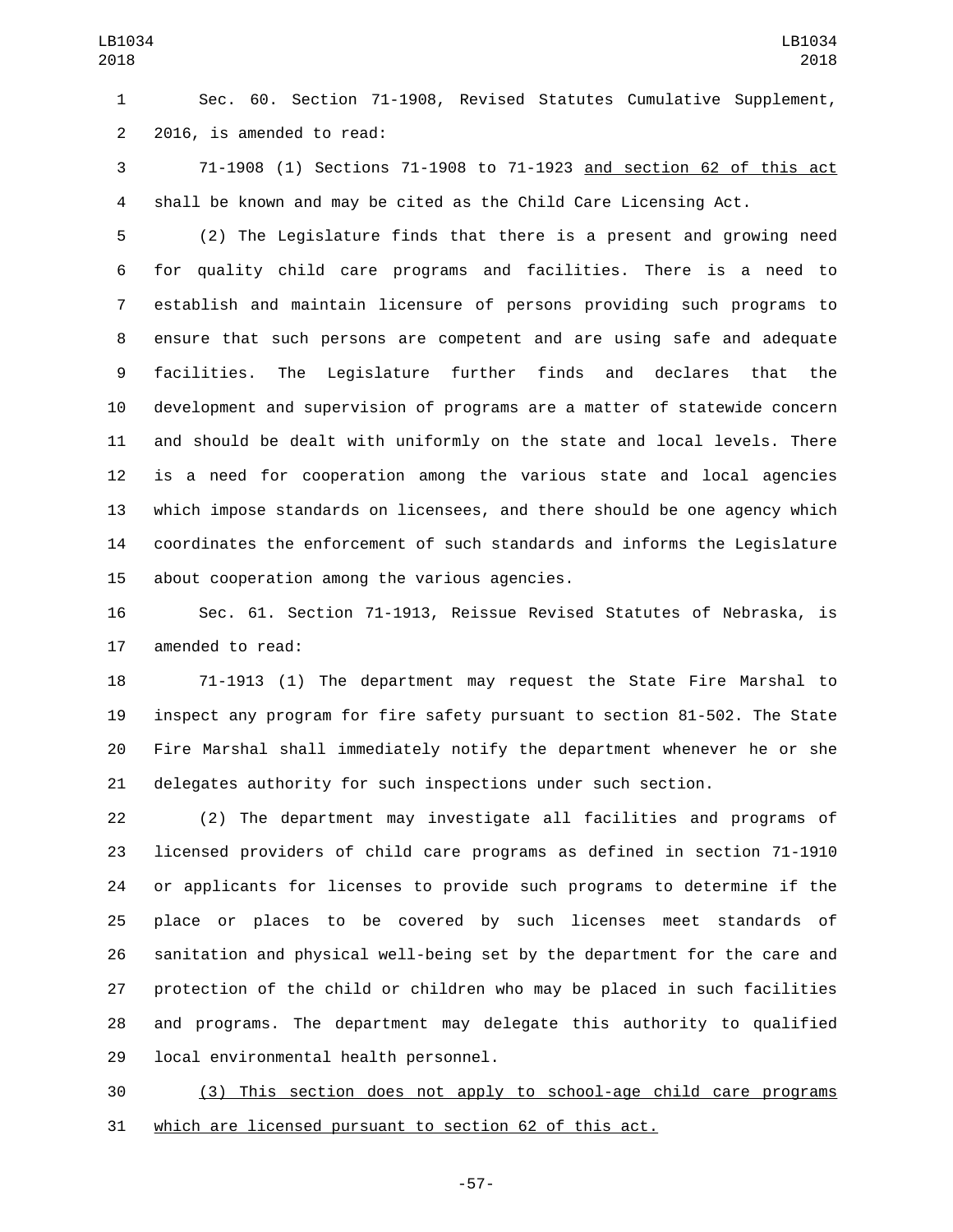Sec. 60. Section 71-1908, Revised Statutes Cumulative Supplement, 2016, is amended to read:

71-1908 (1) Sections 71-1908 to 71-1923 <u>and section 62 of this act</u> shall be known and may be cited as the Child Care Licensing Act.

(2) The Legislature finds that there is a present and growing need for quality child care programs and facilities. There is a need to establish and maintain licensure of persons providing such programs to ensure that such persons are competent and are using safe and adequate facilities. The Legislature further finds and declares that the development and supervision of programs are a matter of statewide concern and should be dealt with uniformly on the state and local levels. There is a need for cooperation among the various state and local agencies which impose standards on licensees, and there should be one agency which coordinates the enforcement of such standards and informs the Legislature about cooperation among the various agencies.

Sec. 61. Section 71-1913, Reissue Revised Statutes of Nebraska, is amended to read:

71-1913 (1) The department may request the State Fire Marshal to inspect any program for fire safety pursuant to section 81-502. The State Fire Marshal shall immediately notify the department whenever he or she delegates authority for such inspections under such section.

(2) The department may investigate all facilities and programs of licensed providers of child care programs as defined in section 71-1910 or applicants for licenses to provide such programs to determine if the place or places to be covered by such licenses meet standards of sanitation and physical well-being set by the department for the care and protection of the child or children who may be placed in such facilities and programs. The department may delegate this authority to qualified local environmental health personnel.

<u>(3) This section does not apply to school-age child care programs which are licensed pursuant to section 62 of this act.</u>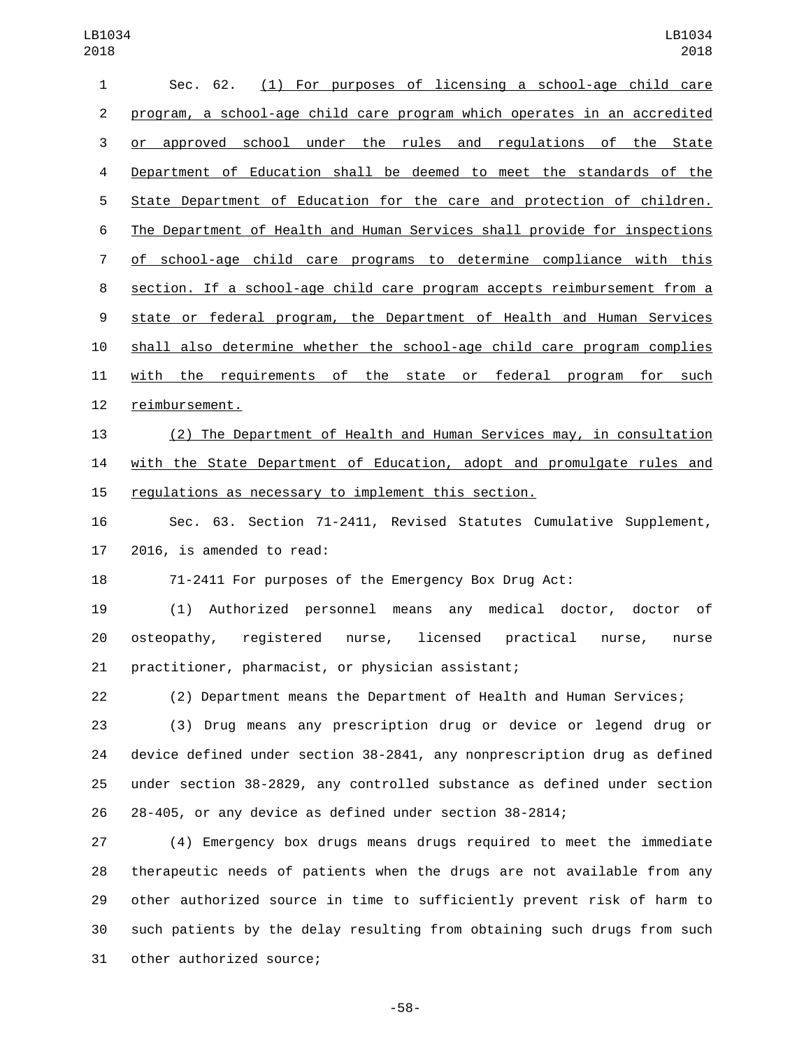Sec. 62. (1) For purposes of licensing a school-age child care program, a school-age child care program which operates in an accredited or approved school under the rules and regulations of the State Department of Education shall be deemed to meet the standards of the State Department of Education for the care and protection of children. The Department of Health and Human Services shall provide for inspections of school-age child care programs to determine compliance with this section. If a school-age child care program accepts reimbursement from a state or federal program, the Department of Health and Human Services shall also determine whether the school-age child care program complies with the requirements of the state or federal program for such reimbursement.

(2) The Department of Health and Human Services may, in consultation with the State Department of Education, adopt and promulgate rules and regulations as necessary to implement this section.

Sec. 63. Section 71-2411, Revised Statutes Cumulative Supplement, 2016, is amended to read:

71-2411 For purposes of the Emergency Box Drug Act:

(1) Authorized personnel means any medical doctor, doctor of osteopathy, registered nurse, licensed practical nurse, nurse practitioner, pharmacist, or physician assistant;

(2) Department means the Department of Health and Human Services;

(3) Drug means any prescription drug or device or legend drug or device defined under section 38-2841, any nonprescription drug as defined under section 38-2829, any controlled substance as defined under section 28-405, or any device as defined under section 38-2814;

(4) Emergency box drugs means drugs required to meet the immediate therapeutic needs of patients when the drugs are not available from any other authorized source in time to sufficiently prevent risk of harm to such patients by the delay resulting from obtaining such drugs from such other authorized source;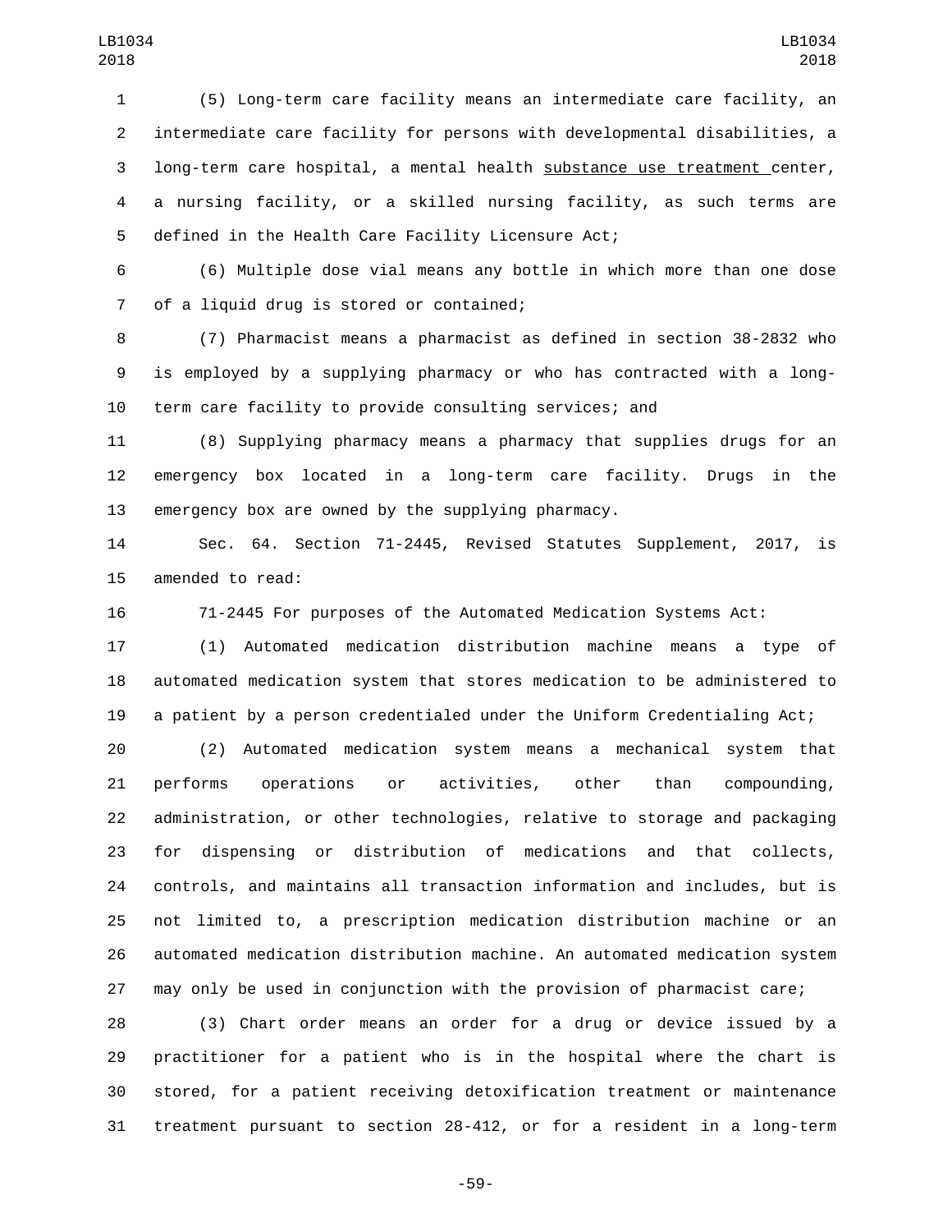(5) Long-term care facility means an intermediate care facility, an intermediate care facility for persons with developmental disabilities, a long-term care hospital, a mental health substance use treatment center, a nursing facility, or a skilled nursing facility, as such terms are defined in the Health Care Facility Licensure Act;

(6) Multiple dose vial means any bottle in which more than one dose of a liquid drug is stored or contained;

(7) Pharmacist means a pharmacist as defined in section 38-2832 who is employed by a supplying pharmacy or who has contracted with a long-term care facility to provide consulting services; and

(8) Supplying pharmacy means a pharmacy that supplies drugs for an emergency box located in a long-term care facility. Drugs in the emergency box are owned by the supplying pharmacy.

Sec. 64. Section 71-2445, Revised Statutes Supplement, 2017, is amended to read:

71-2445 For purposes of the Automated Medication Systems Act:

(1) Automated medication distribution machine means a type of automated medication system that stores medication to be administered to a patient by a person credentialed under the Uniform Credentialing Act;

(2) Automated medication system means a mechanical system that performs operations or activities, other than compounding, administration, or other technologies, relative to storage and packaging for dispensing or distribution of medications and that collects, controls, and maintains all transaction information and includes, but is not limited to, a prescription medication distribution machine or an automated medication distribution machine. An automated medication system may only be used in conjunction with the provision of pharmacist care;

(3) Chart order means an order for a drug or device issued by a practitioner for a patient who is in the hospital where the chart is stored, for a patient receiving detoxification treatment or maintenance treatment pursuant to section 28-412, or for a resident in a long-term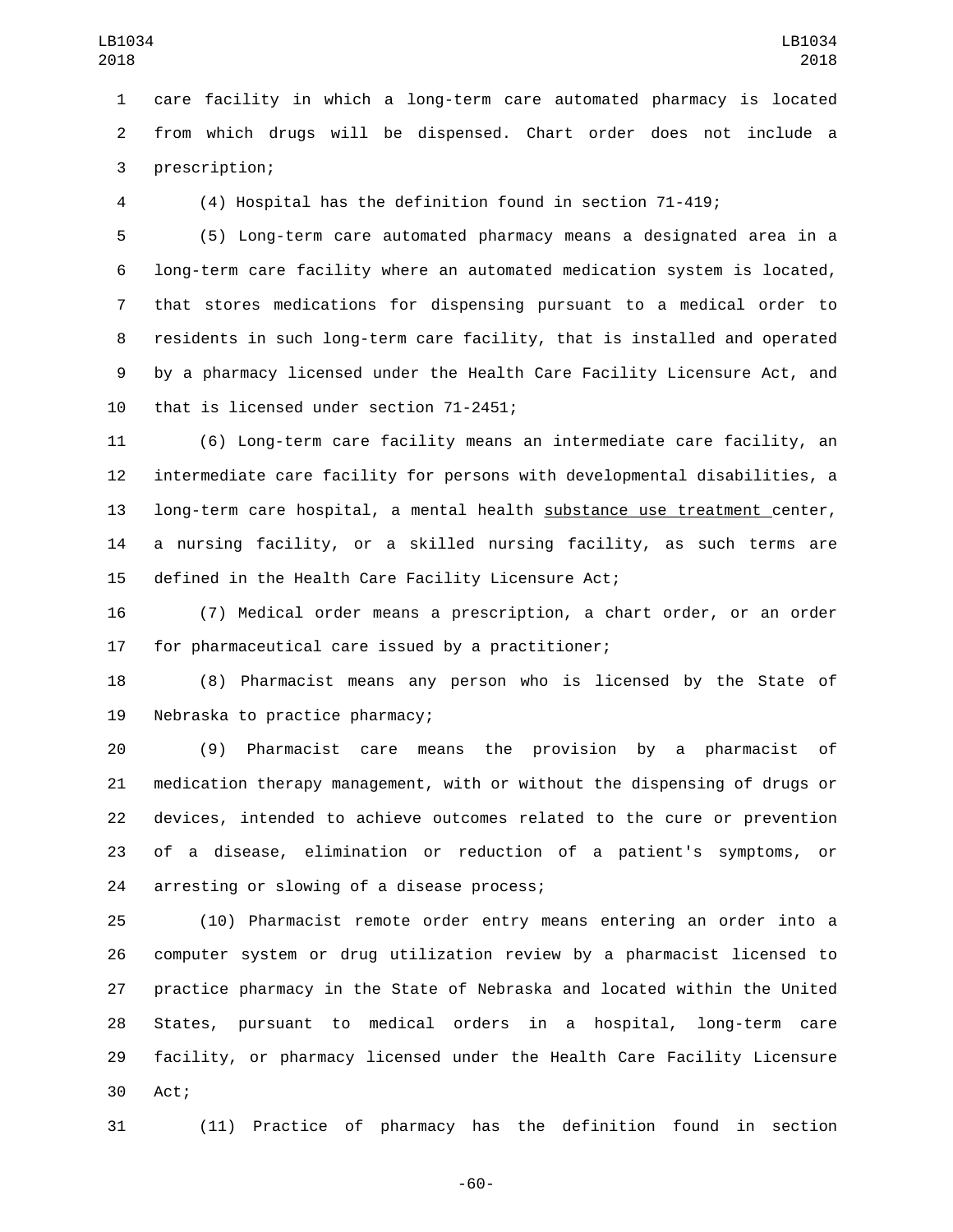care facility in which a long-term care automated pharmacy is located from which drugs will be dispensed. Chart order does not include a prescription;

(4) Hospital has the definition found in section 71-419;

(5) Long-term care automated pharmacy means a designated area in a long-term care facility where an automated medication system is located, that stores medications for dispensing pursuant to a medical order to residents in such long-term care facility, that is installed and operated by a pharmacy licensed under the Health Care Facility Licensure Act, and that is licensed under section 71-2451;

(6) Long-term care facility means an intermediate care facility, an intermediate care facility for persons with developmental disabilities, a long-term care hospital, a mental health substance use treatment center, a nursing facility, or a skilled nursing facility, as such terms are defined in the Health Care Facility Licensure Act;

(7) Medical order means a prescription, a chart order, or an order for pharmaceutical care issued by a practitioner;

(8) Pharmacist means any person who is licensed by the State of Nebraska to practice pharmacy;

(9) Pharmacist care means the provision by a pharmacist of medication therapy management, with or without the dispensing of drugs or devices, intended to achieve outcomes related to the cure or prevention of a disease, elimination or reduction of a patient's symptoms, or arresting or slowing of a disease process;

(10) Pharmacist remote order entry means entering an order into a computer system or drug utilization review by a pharmacist licensed to practice pharmacy in the State of Nebraska and located within the United States, pursuant to medical orders in a hospital, long-term care facility, or pharmacy licensed under the Health Care Facility Licensure Act;

(11) Practice of pharmacy has the definition found in section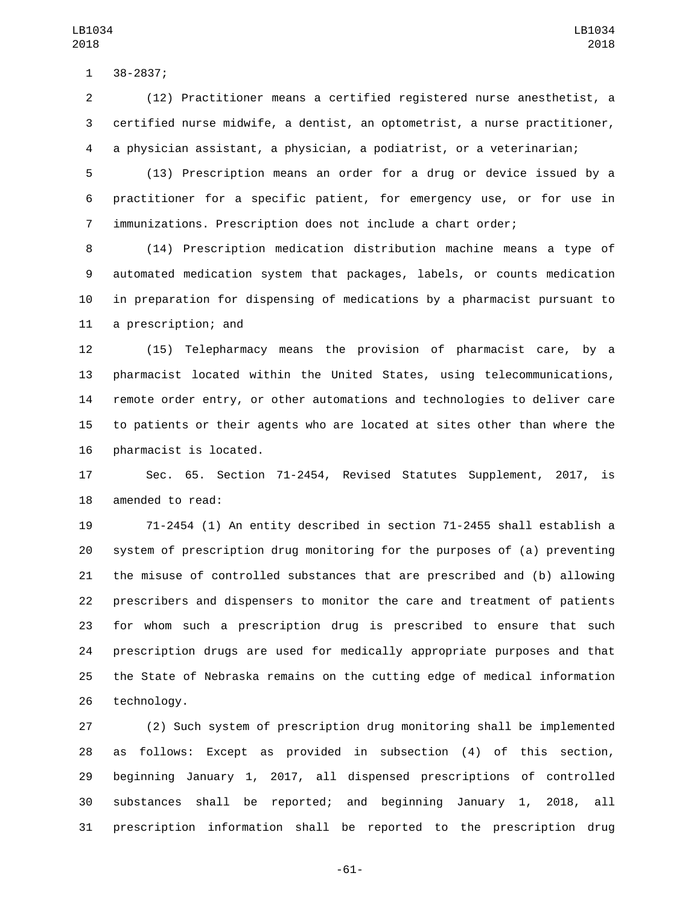38-2837;

(12) Practitioner means a certified registered nurse anesthetist, a certified nurse midwife, a dentist, an optometrist, a nurse practitioner, a physician assistant, a physician, a podiatrist, or a veterinarian;

(13) Prescription means an order for a drug or device issued by a practitioner for a specific patient, for emergency use, or for use in immunizations. Prescription does not include a chart order;

(14) Prescription medication distribution machine means a type of automated medication system that packages, labels, or counts medication in preparation for dispensing of medications by a pharmacist pursuant to a prescription; and

(15) Telepharmacy means the provision of pharmacist care, by a pharmacist located within the United States, using telecommunications, remote order entry, or other automations and technologies to deliver care to patients or their agents who are located at sites other than where the pharmacist is located.

Sec. 65. Section 71-2454, Revised Statutes Supplement, 2017, is amended to read:

71-2454 (1) An entity described in section 71-2455 shall establish a system of prescription drug monitoring for the purposes of (a) preventing the misuse of controlled substances that are prescribed and (b) allowing prescribers and dispensers to monitor the care and treatment of patients for whom such a prescription drug is prescribed to ensure that such prescription drugs are used for medically appropriate purposes and that the State of Nebraska remains on the cutting edge of medical information technology.

(2) Such system of prescription drug monitoring shall be implemented as follows: Except as provided in subsection (4) of this section, beginning January 1, 2017, all dispensed prescriptions of controlled substances shall be reported; and beginning January 1, 2018, all prescription information shall be reported to the prescription drug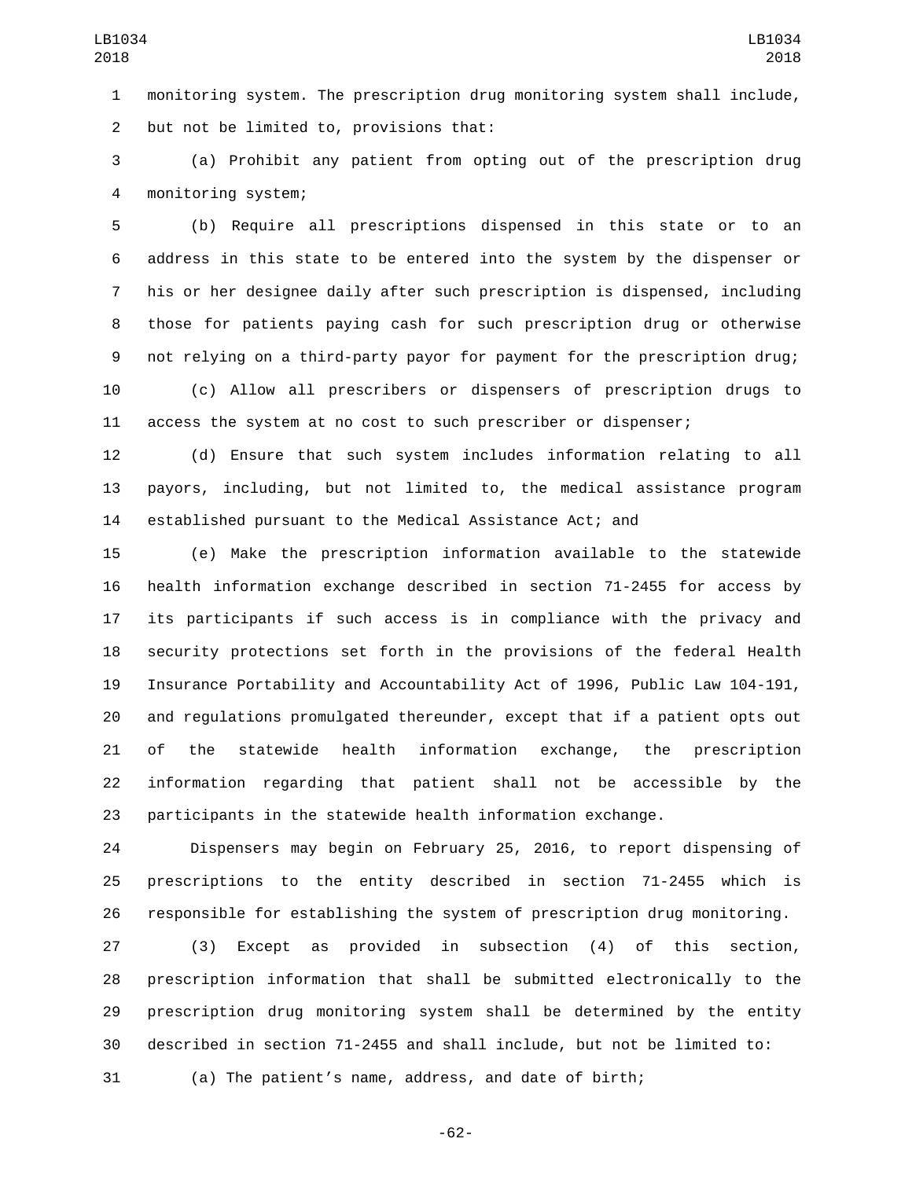monitoring system. The prescription drug monitoring system shall include, but not be limited to, provisions that:

(a) Prohibit any patient from opting out of the prescription drug monitoring system;

(b) Require all prescriptions dispensed in this state or to an address in this state to be entered into the system by the dispenser or his or her designee daily after such prescription is dispensed, including those for patients paying cash for such prescription drug or otherwise not relying on a third-party payor for payment for the prescription drug;

(c) Allow all prescribers or dispensers of prescription drugs to access the system at no cost to such prescriber or dispenser;

(d) Ensure that such system includes information relating to all payors, including, but not limited to, the medical assistance program established pursuant to the Medical Assistance Act; and

(e) Make the prescription information available to the statewide health information exchange described in section 71-2455 for access by its participants if such access is in compliance with the privacy and security protections set forth in the provisions of the federal Health Insurance Portability and Accountability Act of 1996, Public Law 104-191, and regulations promulgated thereunder, except that if a patient opts out of the statewide health information exchange, the prescription information regarding that patient shall not be accessible by the participants in the statewide health information exchange.

Dispensers may begin on February 25, 2016, to report dispensing of prescriptions to the entity described in section 71-2455 which is responsible for establishing the system of prescription drug monitoring.

(3) Except as provided in subsection (4) of this section, prescription information that shall be submitted electronically to the prescription drug monitoring system shall be determined by the entity described in section 71-2455 and shall include, but not be limited to:

(a) The patient's name, address, and date of birth;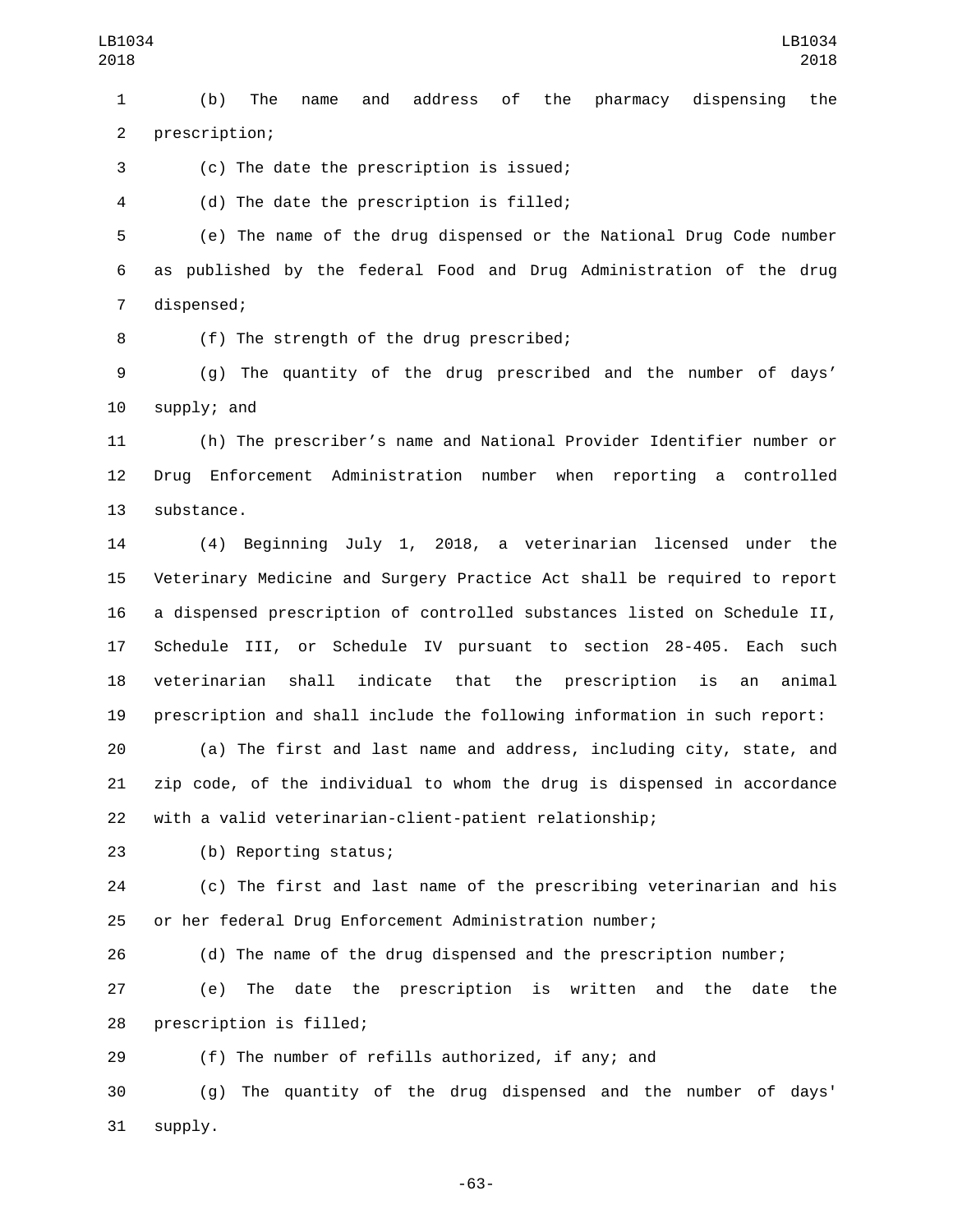(b) The name and address of the pharmacy dispensing the prescription;

(c) The date the prescription is issued;

(d) The date the prescription is filled;

(e) The name of the drug dispensed or the National Drug Code number as published by the federal Food and Drug Administration of the drug dispensed;

(f) The strength of the drug prescribed;

(g) The quantity of the drug prescribed and the number of days' supply; and

(h) The prescriber's name and National Provider Identifier number or Drug Enforcement Administration number when reporting a controlled substance.

(4) Beginning July 1, 2018, a veterinarian licensed under the Veterinary Medicine and Surgery Practice Act shall be required to report a dispensed prescription of controlled substances listed on Schedule II, Schedule III, or Schedule IV pursuant to section 28-405. Each such veterinarian shall indicate that the prescription is an animal prescription and shall include the following information in such report:

(a) The first and last name and address, including city, state, and zip code, of the individual to whom the drug is dispensed in accordance with a valid veterinarian-client-patient relationship;

(b) Reporting status;

(c) The first and last name of the prescribing veterinarian and his or her federal Drug Enforcement Administration number;

(d) The name of the drug dispensed and the prescription number;

(e) The date the prescription is written and the date the prescription is filled;

(f) The number of refills authorized, if any; and

(g) The quantity of the drug dispensed and the number of days' supply.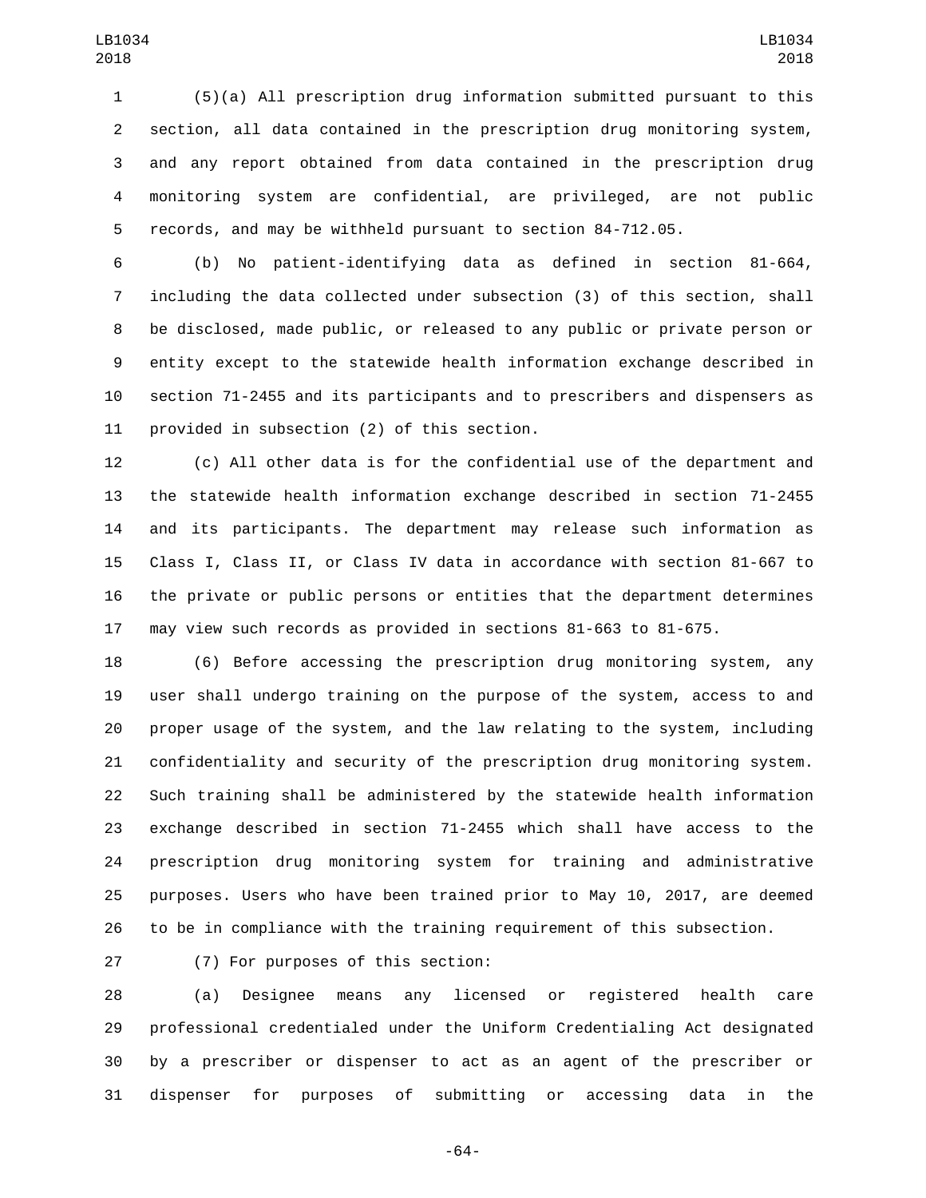(5)(a) All prescription drug information submitted pursuant to this section, all data contained in the prescription drug monitoring system, and any report obtained from data contained in the prescription drug monitoring system are confidential, are privileged, are not public records, and may be withheld pursuant to section 84-712.05.

(b) No patient-identifying data as defined in section 81-664, including the data collected under subsection (3) of this section, shall be disclosed, made public, or released to any public or private person or entity except to the statewide health information exchange described in section 71-2455 and its participants and to prescribers and dispensers as provided in subsection (2) of this section.

(c) All other data is for the confidential use of the department and the statewide health information exchange described in section 71-2455 and its participants. The department may release such information as Class I, Class II, or Class IV data in accordance with section 81-667 to the private or public persons or entities that the department determines may view such records as provided in sections 81-663 to 81-675.

(6) Before accessing the prescription drug monitoring system, any user shall undergo training on the purpose of the system, access to and proper usage of the system, and the law relating to the system, including confidentiality and security of the prescription drug monitoring system. Such training shall be administered by the statewide health information exchange described in section 71-2455 which shall have access to the prescription drug monitoring system for training and administrative purposes. Users who have been trained prior to May 10, 2017, are deemed to be in compliance with the training requirement of this subsection.

(7) For purposes of this section:

(a) Designee means any licensed or registered health care professional credentialed under the Uniform Credentialing Act designated by a prescriber or dispenser to act as an agent of the prescriber or dispenser for purposes of submitting or accessing data in the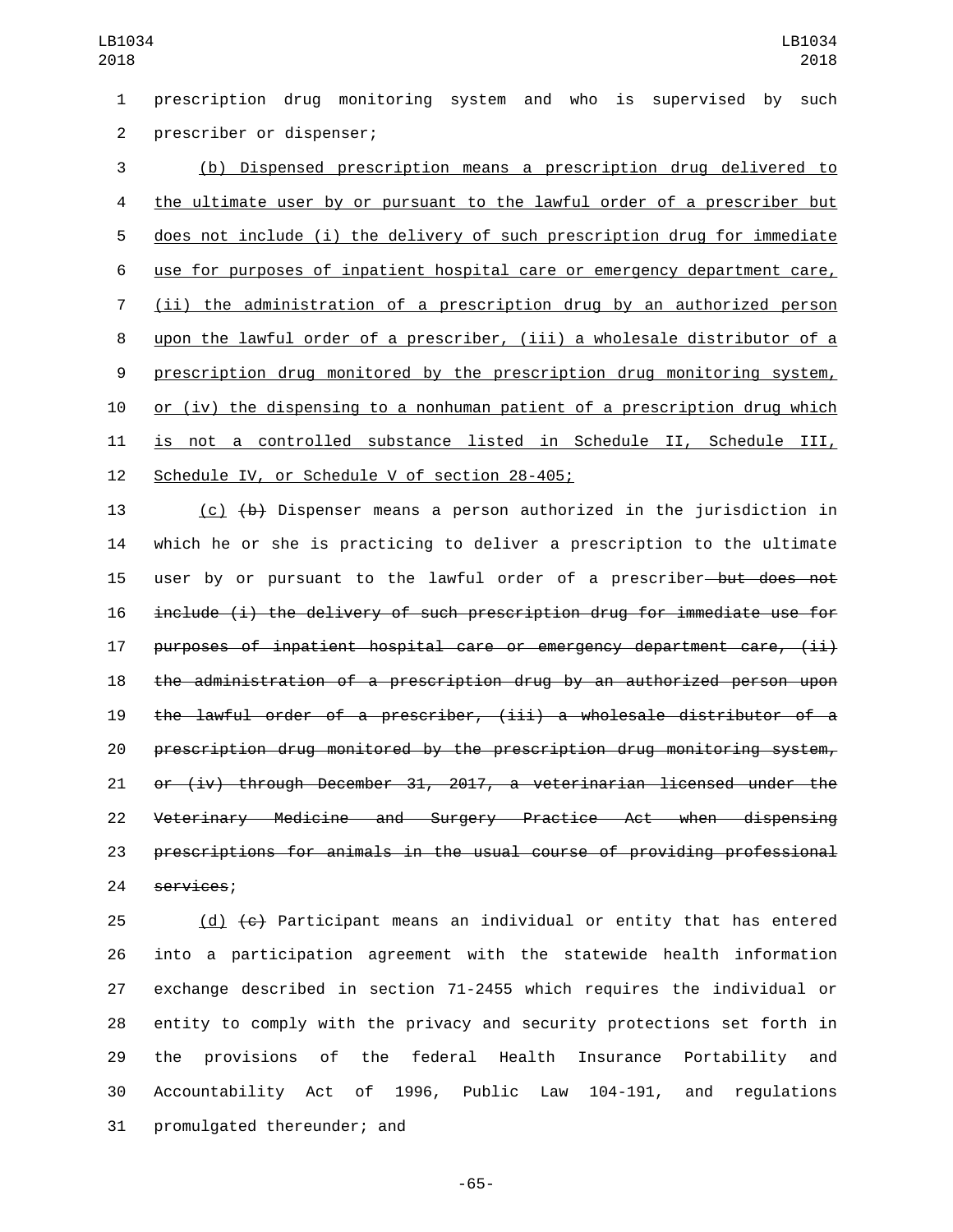prescription drug monitoring system and who is supervised by such prescriber or dispenser;

(b) Dispensed prescription means a prescription drug delivered to the ultimate user by or pursuant to the lawful order of a prescriber but does not include (i) the delivery of such prescription drug for immediate use for purposes of inpatient hospital care or emergency department care, (ii) the administration of a prescription drug by an authorized person upon the lawful order of a prescriber, (iii) a wholesale distributor of a prescription drug monitored by the prescription drug monitoring system, or (iv) the dispensing to a nonhuman patient of a prescription drug which is not a controlled substance listed in Schedule II, Schedule III, Schedule IV, or Schedule V of section 28-405;

(c) ~~(b)~~ Dispenser means a person authorized in the jurisdiction in which he or she is practicing to deliver a prescription to the ultimate user by or pursuant to the lawful order of a prescriber ~~but does not include (i) the delivery of such prescription drug for immediate use for purposes of inpatient hospital care or emergency department care, (ii) the administration of a prescription drug by an authorized person upon the lawful order of a prescriber, (iii) a wholesale distributor of a prescription drug monitored by the prescription drug monitoring system, or (iv) through December 31, 2017, a veterinarian licensed under the Veterinary Medicine and Surgery Practice Act when dispensing prescriptions for animals in the usual course of providing professional services~~;

(d) ~~(c)~~ Participant means an individual or entity that has entered into a participation agreement with the statewide health information exchange described in section 71-2455 which requires the individual or entity to comply with the privacy and security protections set forth in the provisions of the federal Health Insurance Portability and Accountability Act of 1996, Public Law 104-191, and regulations promulgated thereunder; and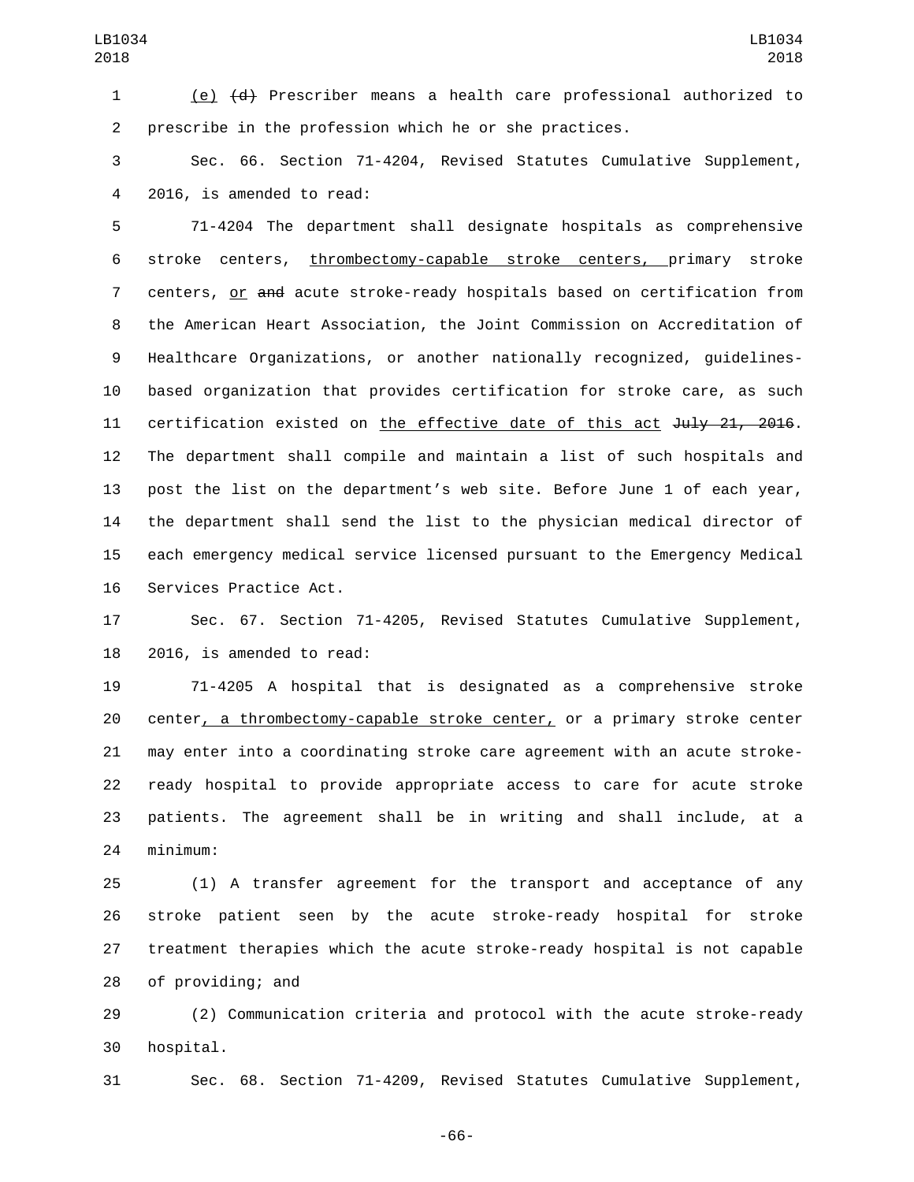(e) ~~(d)~~ Prescriber means a health care professional authorized to prescribe in the profession which he or she practices.

Sec. 66. Section 71-4204, Revised Statutes Cumulative Supplement, 2016, is amended to read:

71-4204 The department shall designate hospitals as comprehensive stroke centers, thrombectomy-capable stroke centers, primary stroke centers, or ~~and~~ acute stroke-ready hospitals based on certification from the American Heart Association, the Joint Commission on Accreditation of Healthcare Organizations, or another nationally recognized, guidelines-based organization that provides certification for stroke care, as such certification existed on the effective date of this act ~~July 21, 2016~~. The department shall compile and maintain a list of such hospitals and post the list on the department's web site. Before June 1 of each year, the department shall send the list to the physician medical director of each emergency medical service licensed pursuant to the Emergency Medical Services Practice Act.

Sec. 67. Section 71-4205, Revised Statutes Cumulative Supplement, 2016, is amended to read:

71-4205 A hospital that is designated as a comprehensive stroke center, a thrombectomy-capable stroke center, or a primary stroke center may enter into a coordinating stroke care agreement with an acute stroke-ready hospital to provide appropriate access to care for acute stroke patients. The agreement shall be in writing and shall include, at a minimum:

(1) A transfer agreement for the transport and acceptance of any stroke patient seen by the acute stroke-ready hospital for stroke treatment therapies which the acute stroke-ready hospital is not capable of providing; and

(2) Communication criteria and protocol with the acute stroke-ready hospital.

Sec. 68. Section 71-4209, Revised Statutes Cumulative Supplement,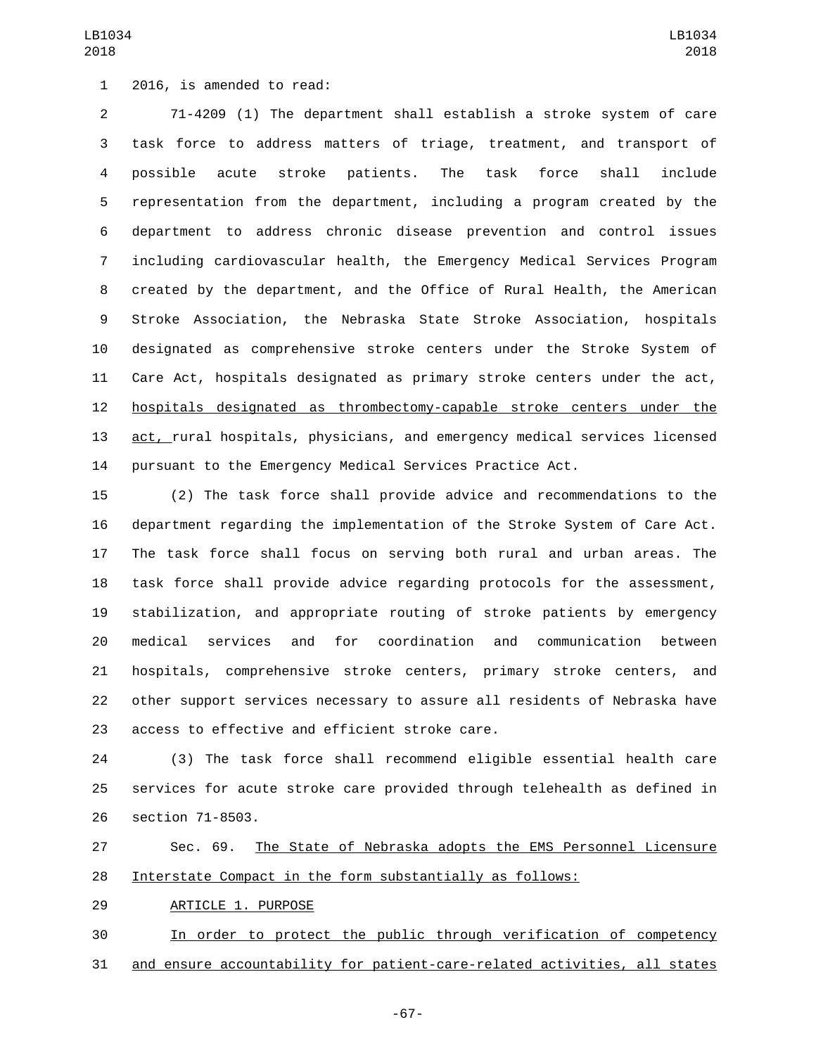2016, is amended to read:

71-4209 (1) The department shall establish a stroke system of care task force to address matters of triage, treatment, and transport of possible acute stroke patients. The task force shall include representation from the department, including a program created by the department to address chronic disease prevention and control issues including cardiovascular health, the Emergency Medical Services Program created by the department, and the Office of Rural Health, the American Stroke Association, the Nebraska State Stroke Association, hospitals designated as comprehensive stroke centers under the Stroke System of Care Act, hospitals designated as primary stroke centers under the act, hospitals designated as thrombectomy-capable stroke centers under the act, rural hospitals, physicians, and emergency medical services licensed pursuant to the Emergency Medical Services Practice Act.

(2) The task force shall provide advice and recommendations to the department regarding the implementation of the Stroke System of Care Act. The task force shall focus on serving both rural and urban areas. The task force shall provide advice regarding protocols for the assessment, stabilization, and appropriate routing of stroke patients by emergency medical services and for coordination and communication between hospitals, comprehensive stroke centers, primary stroke centers, and other support services necessary to assure all residents of Nebraska have access to effective and efficient stroke care.

(3) The task force shall recommend eligible essential health care services for acute stroke care provided through telehealth as defined in section 71-8503.

Sec. 69. The State of Nebraska adopts the EMS Personnel Licensure Interstate Compact in the form substantially as follows:

ARTICLE 1. PURPOSE

In order to protect the public through verification of competency and ensure accountability for patient-care-related activities, all states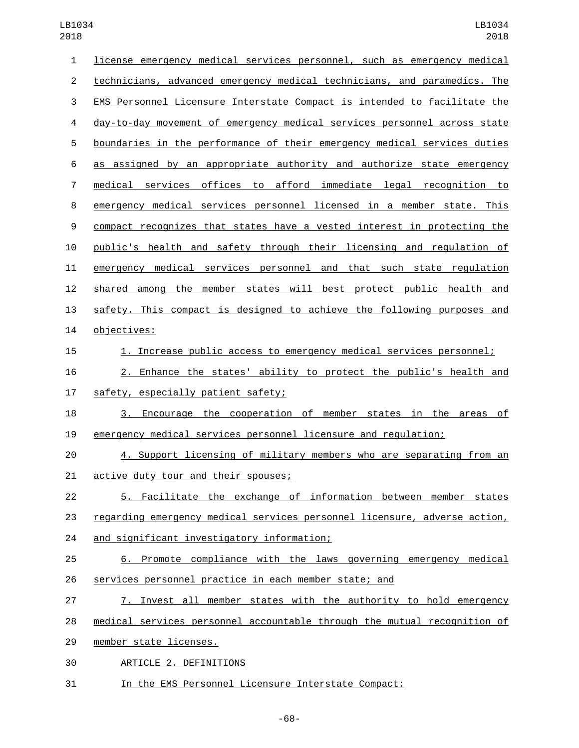license emergency medical services personnel, such as emergency medical technicians, advanced emergency medical technicians, and paramedics. The EMS Personnel Licensure Interstate Compact is intended to facilitate the day-to-day movement of emergency medical services personnel across state boundaries in the performance of their emergency medical services duties as assigned by an appropriate authority and authorize state emergency medical services offices to afford immediate legal recognition to emergency medical services personnel licensed in a member state. This compact recognizes that states have a vested interest in protecting the public's health and safety through their licensing and regulation of emergency medical services personnel and that such state regulation shared among the member states will best protect public health and safety. This compact is designed to achieve the following purposes and objectives:

1. Increase public access to emergency medical services personnel;

2. Enhance the states' ability to protect the public's health and safety, especially patient safety;

3. Encourage the cooperation of member states in the areas of emergency medical services personnel licensure and regulation;

4. Support licensing of military members who are separating from an active duty tour and their spouses;

5. Facilitate the exchange of information between member states regarding emergency medical services personnel licensure, adverse action, and significant investigatory information;

6. Promote compliance with the laws governing emergency medical services personnel practice in each member state; and

7. Invest all member states with the authority to hold emergency medical services personnel accountable through the mutual recognition of member state licenses.

ARTICLE 2. DEFINITIONS

In the EMS Personnel Licensure Interstate Compact: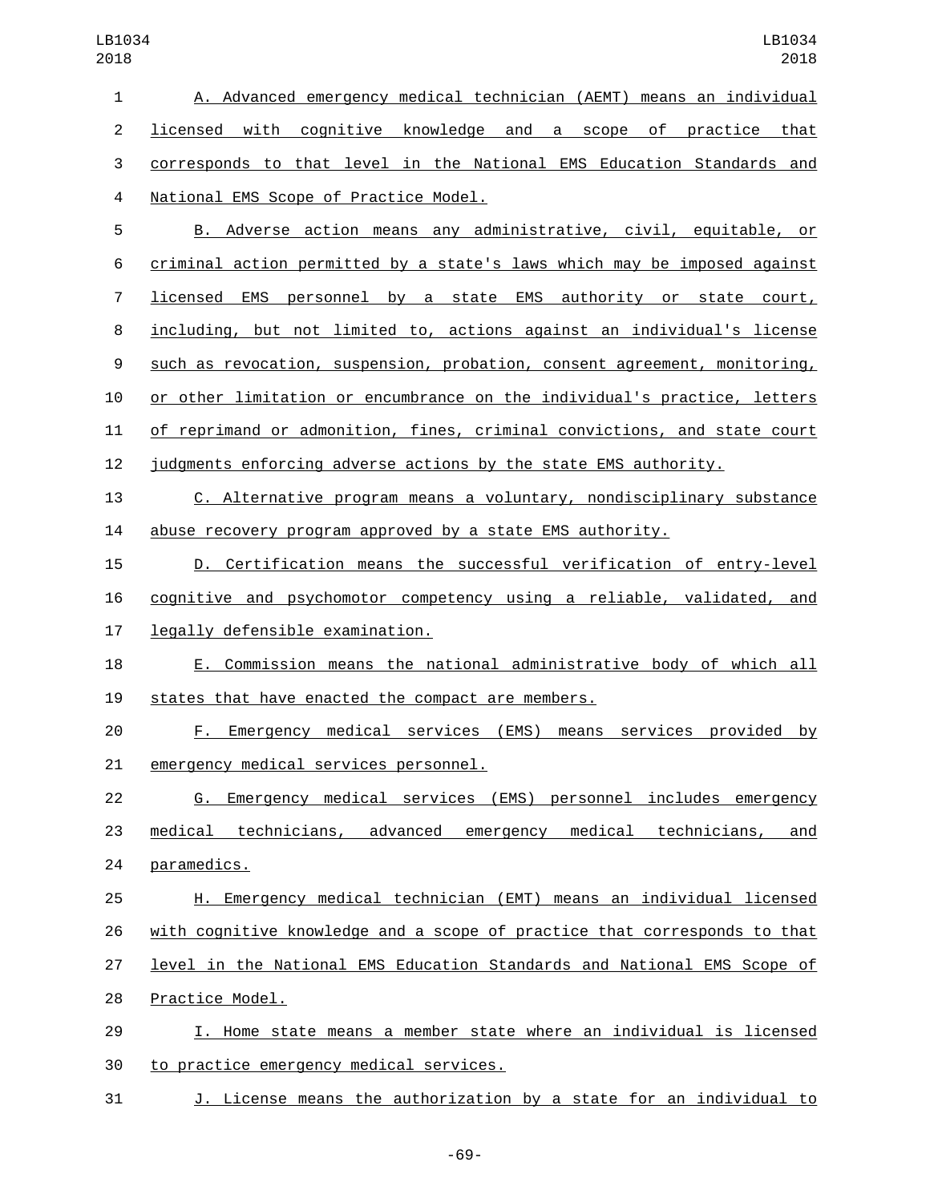A. Advanced emergency medical technician (AEMT) means an individual licensed with cognitive knowledge and a scope of practice that corresponds to that level in the National EMS Education Standards and National EMS Scope of Practice Model.

B. Adverse action means any administrative, civil, equitable, or criminal action permitted by a state's laws which may be imposed against licensed EMS personnel by a state EMS authority or state court, including, but not limited to, actions against an individual's license such as revocation, suspension, probation, consent agreement, monitoring, or other limitation or encumbrance on the individual's practice, letters of reprimand or admonition, fines, criminal convictions, and state court judgments enforcing adverse actions by the state EMS authority.

C. Alternative program means a voluntary, nondisciplinary substance abuse recovery program approved by a state EMS authority.

D. Certification means the successful verification of entry-level cognitive and psychomotor competency using a reliable, validated, and legally defensible examination.

E. Commission means the national administrative body of which all states that have enacted the compact are members.

F. Emergency medical services (EMS) means services provided by emergency medical services personnel.

G. Emergency medical services (EMS) personnel includes emergency medical technicians, advanced emergency medical technicians, and paramedics.

H. Emergency medical technician (EMT) means an individual licensed with cognitive knowledge and a scope of practice that corresponds to that level in the National EMS Education Standards and National EMS Scope of Practice Model.

I. Home state means a member state where an individual is licensed to practice emergency medical services.

J. License means the authorization by a state for an individual to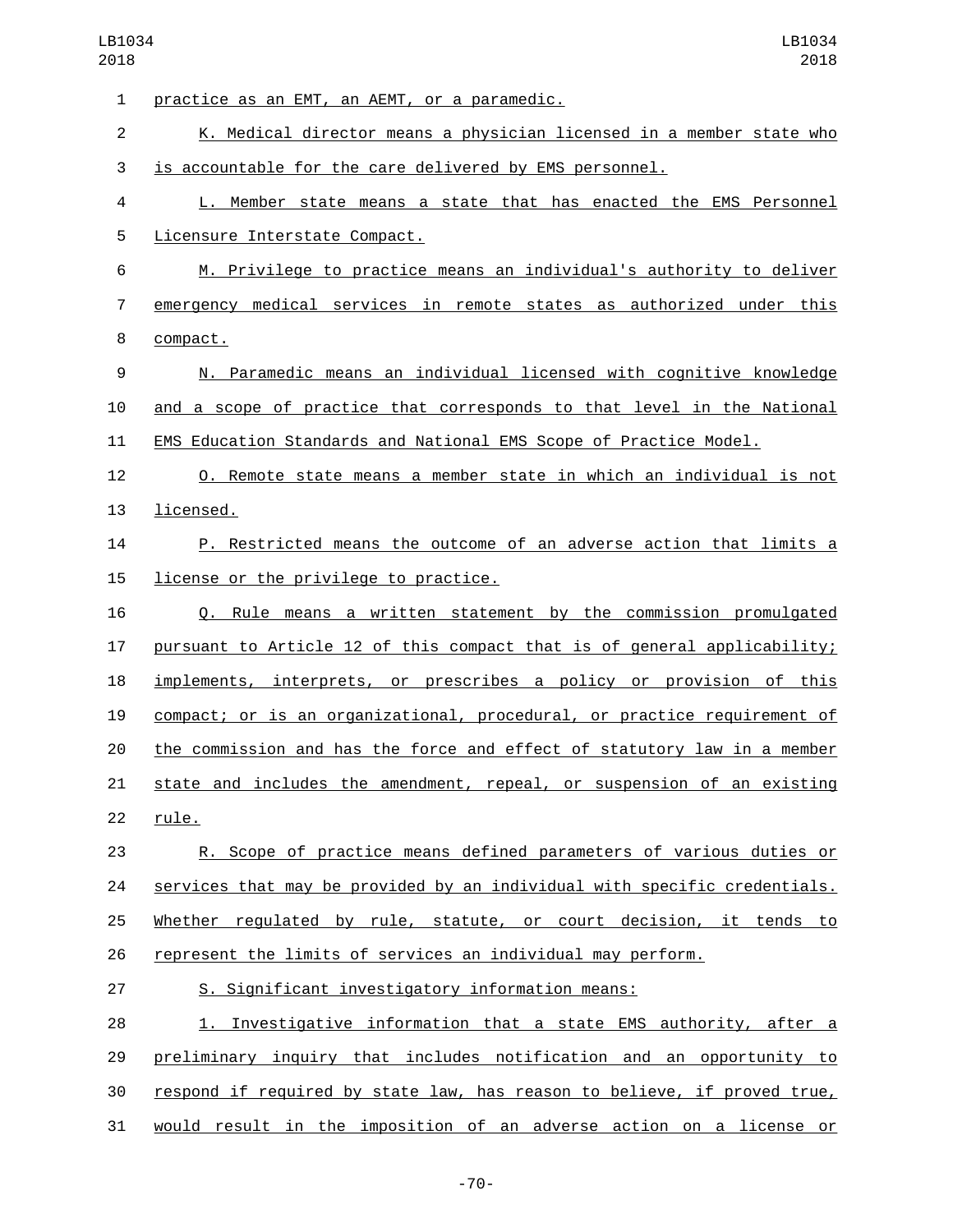practice as an EMT, an AEMT, or a paramedic.

K. Medical director means a physician licensed in a member state who is accountable for the care delivered by EMS personnel.

L. Member state means a state that has enacted the EMS Personnel Licensure Interstate Compact.

M. Privilege to practice means an individual's authority to deliver emergency medical services in remote states as authorized under this compact.

N. Paramedic means an individual licensed with cognitive knowledge and a scope of practice that corresponds to that level in the National EMS Education Standards and National EMS Scope of Practice Model.

O. Remote state means a member state in which an individual is not licensed.

P. Restricted means the outcome of an adverse action that limits a license or the privilege to practice.

Q. Rule means a written statement by the commission promulgated pursuant to Article 12 of this compact that is of general applicability; implements, interprets, or prescribes a policy or provision of this compact; or is an organizational, procedural, or practice requirement of the commission and has the force and effect of statutory law in a member state and includes the amendment, repeal, or suspension of an existing rule.

R. Scope of practice means defined parameters of various duties or services that may be provided by an individual with specific credentials. Whether regulated by rule, statute, or court decision, it tends to represent the limits of services an individual may perform.

S. Significant investigatory information means:

1. Investigative information that a state EMS authority, after a preliminary inquiry that includes notification and an opportunity to respond if required by state law, has reason to believe, if proved true, would result in the imposition of an adverse action on a license or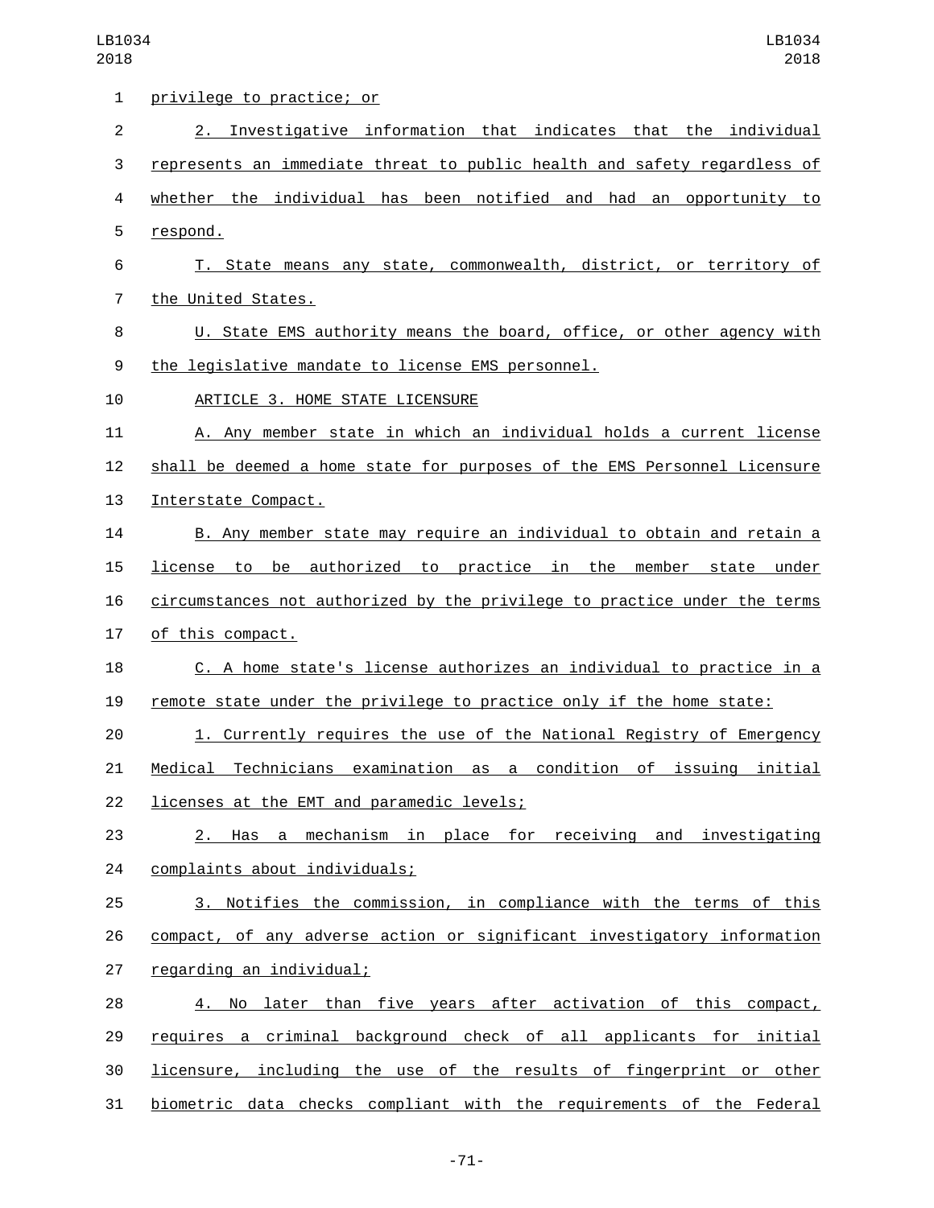privilege to practice; or

2. Investigative information that indicates that the individual represents an immediate threat to public health and safety regardless of whether the individual has been notified and had an opportunity to respond.

T. State means any state, commonwealth, district, or territory of the United States.

U. State EMS authority means the board, office, or other agency with the legislative mandate to license EMS personnel.

ARTICLE 3. HOME STATE LICENSURE

A. Any member state in which an individual holds a current license shall be deemed a home state for purposes of the EMS Personnel Licensure Interstate Compact.

B. Any member state may require an individual to obtain and retain a license to be authorized to practice in the member state under circumstances not authorized by the privilege to practice under the terms of this compact.

C. A home state's license authorizes an individual to practice in a remote state under the privilege to practice only if the home state:

1. Currently requires the use of the National Registry of Emergency Medical Technicians examination as a condition of issuing initial licenses at the EMT and paramedic levels;

2. Has a mechanism in place for receiving and investigating complaints about individuals;

3. Notifies the commission, in compliance with the terms of this compact, of any adverse action or significant investigatory information regarding an individual;

4. No later than five years after activation of this compact, requires a criminal background check of all applicants for initial licensure, including the use of the results of fingerprint or other biometric data checks compliant with the requirements of the Federal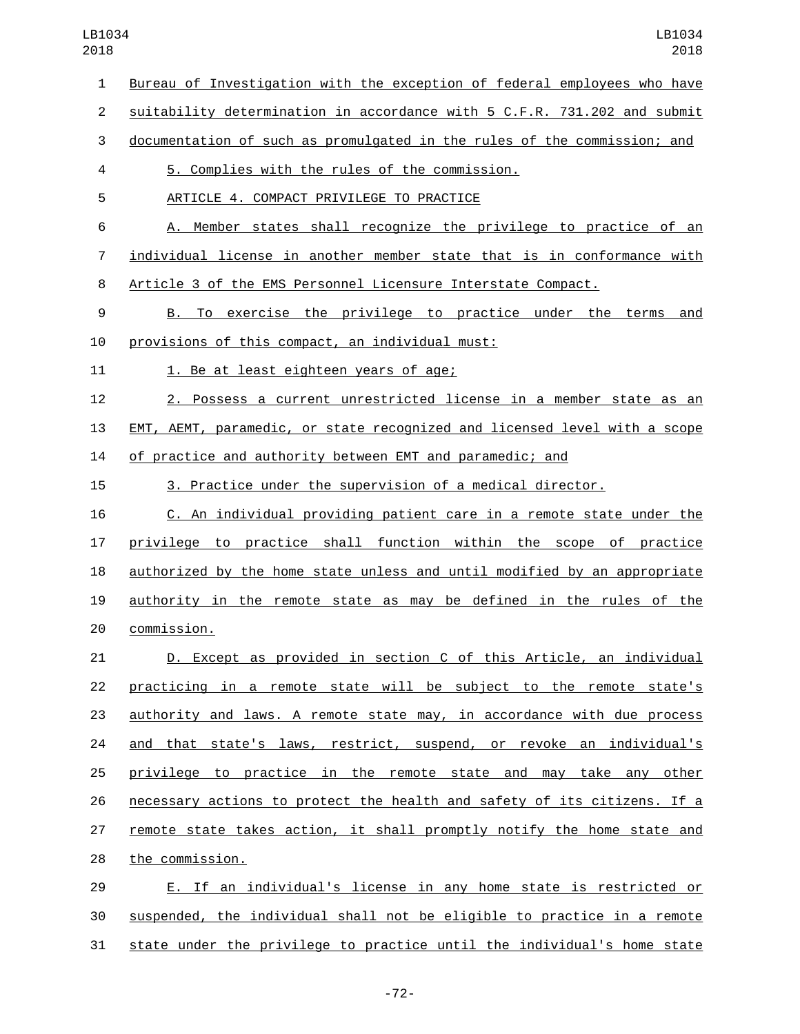Bureau of Investigation with the exception of federal employees who have suitability determination in accordance with 5 C.F.R. 731.202 and submit documentation of such as promulgated in the rules of the commission; and

5. Complies with the rules of the commission.

ARTICLE 4. COMPACT PRIVILEGE TO PRACTICE

A. Member states shall recognize the privilege to practice of an individual license in another member state that is in conformance with Article 3 of the EMS Personnel Licensure Interstate Compact.

B. To exercise the privilege to practice under the terms and provisions of this compact, an individual must:

1. Be at least eighteen years of age;

2. Possess a current unrestricted license in a member state as an EMT, AEMT, paramedic, or state recognized and licensed level with a scope of practice and authority between EMT and paramedic; and

3. Practice under the supervision of a medical director.

C. An individual providing patient care in a remote state under the privilege to practice shall function within the scope of practice authorized by the home state unless and until modified by an appropriate authority in the remote state as may be defined in the rules of the commission.

D. Except as provided in section C of this Article, an individual practicing in a remote state will be subject to the remote state's authority and laws. A remote state may, in accordance with due process and that state's laws, restrict, suspend, or revoke an individual's privilege to practice in the remote state and may take any other necessary actions to protect the health and safety of its citizens. If a remote state takes action, it shall promptly notify the home state and the commission.

E. If an individual's license in any home state is restricted or suspended, the individual shall not be eligible to practice in a remote state under the privilege to practice until the individual's home state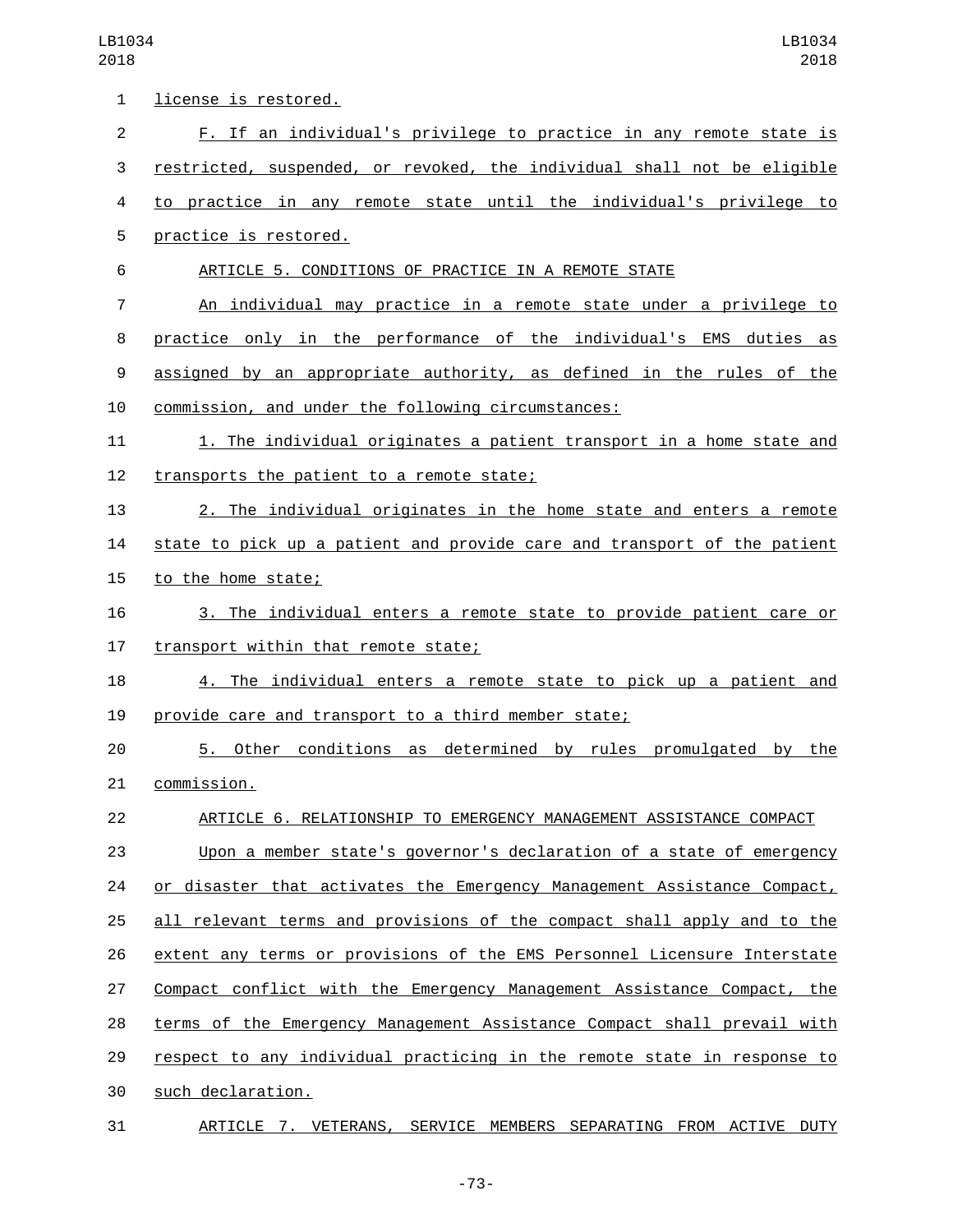license is restored.

F. If an individual's privilege to practice in any remote state is restricted, suspended, or revoked, the individual shall not be eligible to practice in any remote state until the individual's privilege to practice is restored.

ARTICLE 5. CONDITIONS OF PRACTICE IN A REMOTE STATE

An individual may practice in a remote state under a privilege to practice only in the performance of the individual's EMS duties as assigned by an appropriate authority, as defined in the rules of the commission, and under the following circumstances:

1. The individual originates a patient transport in a home state and transports the patient to a remote state;

2. The individual originates in the home state and enters a remote state to pick up a patient and provide care and transport of the patient to the home state;

3. The individual enters a remote state to provide patient care or transport within that remote state;

4. The individual enters a remote state to pick up a patient and provide care and transport to a third member state;

5. Other conditions as determined by rules promulgated by the commission.

ARTICLE 6. RELATIONSHIP TO EMERGENCY MANAGEMENT ASSISTANCE COMPACT

Upon a member state's governor's declaration of a state of emergency or disaster that activates the Emergency Management Assistance Compact, all relevant terms and provisions of the compact shall apply and to the extent any terms or provisions of the EMS Personnel Licensure Interstate Compact conflict with the Emergency Management Assistance Compact, the terms of the Emergency Management Assistance Compact shall prevail with respect to any individual practicing in the remote state in response to such declaration.

ARTICLE 7. VETERANS, SERVICE MEMBERS SEPARATING FROM ACTIVE DUTY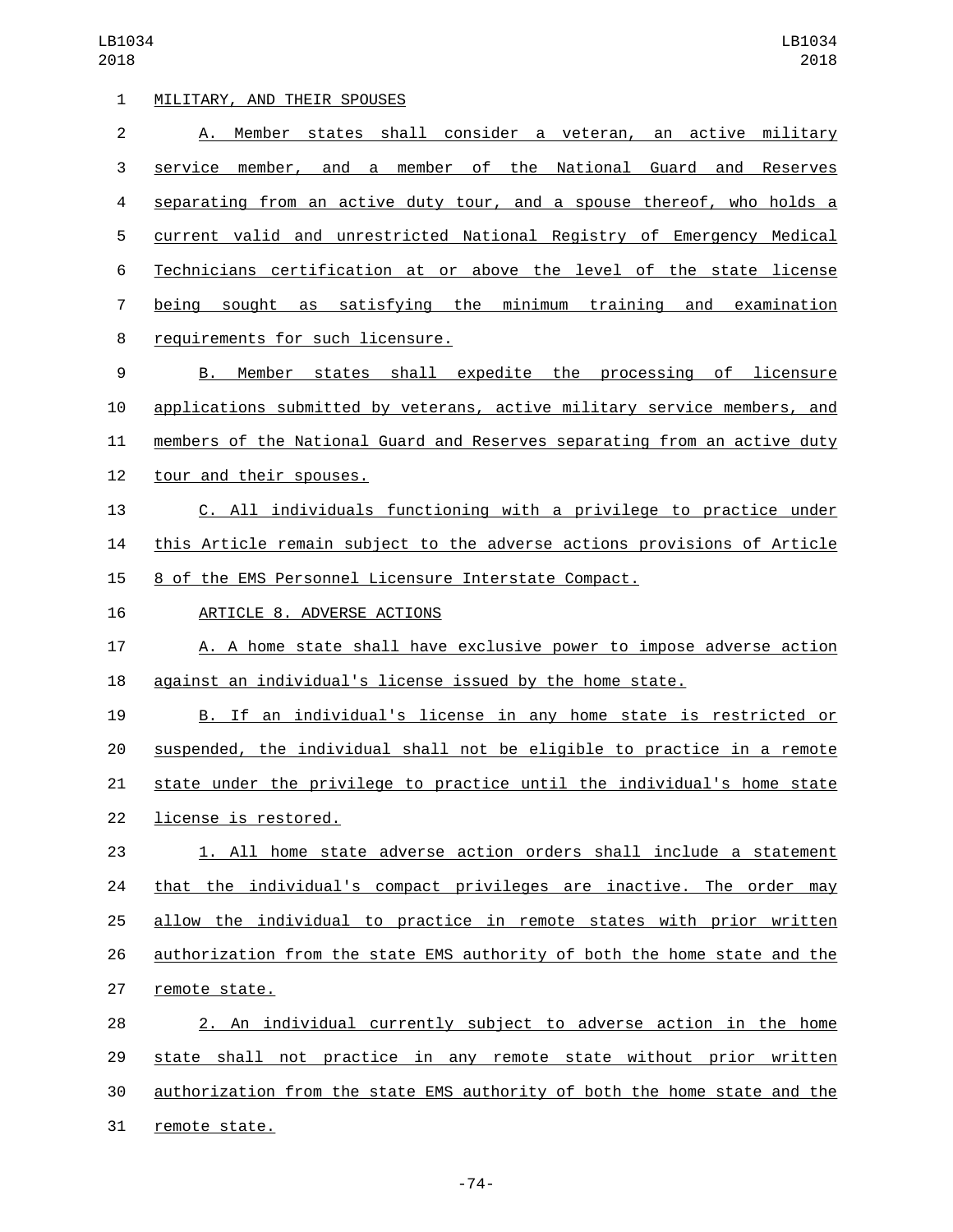MILITARY, AND THEIR SPOUSES

A. Member states shall consider a veteran, an active military service member, and a member of the National Guard and Reserves separating from an active duty tour, and a spouse thereof, who holds a current valid and unrestricted National Registry of Emergency Medical Technicians certification at or above the level of the state license being sought as satisfying the minimum training and examination requirements for such licensure.

B. Member states shall expedite the processing of licensure applications submitted by veterans, active military service members, and members of the National Guard and Reserves separating from an active duty tour and their spouses.

C. All individuals functioning with a privilege to practice under this Article remain subject to the adverse actions provisions of Article 8 of the EMS Personnel Licensure Interstate Compact.

ARTICLE 8. ADVERSE ACTIONS

A. A home state shall have exclusive power to impose adverse action against an individual's license issued by the home state.

B. If an individual's license in any home state is restricted or suspended, the individual shall not be eligible to practice in a remote state under the privilege to practice until the individual's home state license is restored.

1. All home state adverse action orders shall include a statement that the individual's compact privileges are inactive. The order may allow the individual to practice in remote states with prior written authorization from the state EMS authority of both the home state and the remote state.

2. An individual currently subject to adverse action in the home state shall not practice in any remote state without prior written authorization from the state EMS authority of both the home state and the remote state.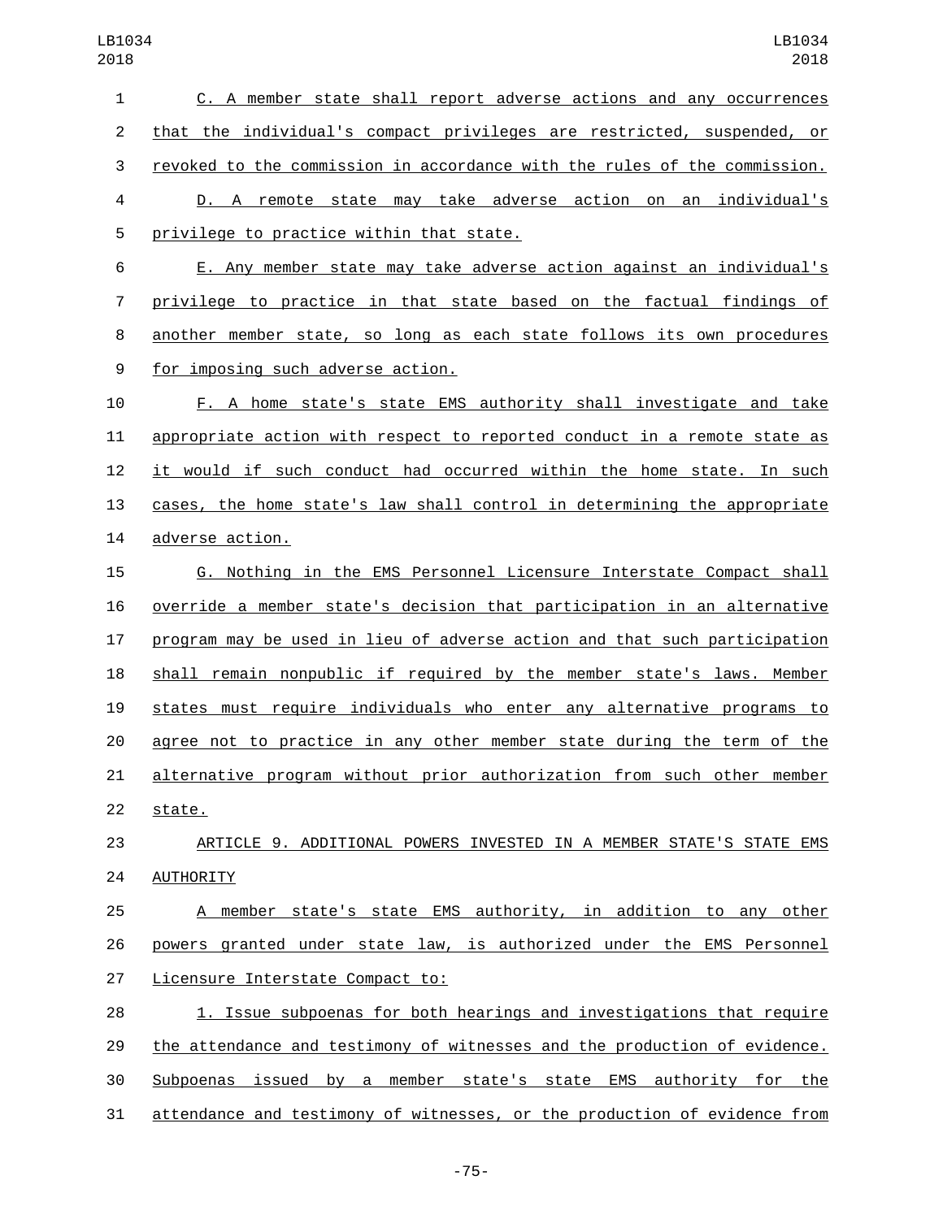C. A member state shall report adverse actions and any occurrences that the individual's compact privileges are restricted, suspended, or revoked to the commission in accordance with the rules of the commission.

D. A remote state may take adverse action on an individual's privilege to practice within that state.

E. Any member state may take adverse action against an individual's privilege to practice in that state based on the factual findings of another member state, so long as each state follows its own procedures for imposing such adverse action.

F. A home state's state EMS authority shall investigate and take appropriate action with respect to reported conduct in a remote state as it would if such conduct had occurred within the home state. In such cases, the home state's law shall control in determining the appropriate adverse action.

G. Nothing in the EMS Personnel Licensure Interstate Compact shall override a member state's decision that participation in an alternative program may be used in lieu of adverse action and that such participation shall remain nonpublic if required by the member state's laws. Member states must require individuals who enter any alternative programs to agree not to practice in any other member state during the term of the alternative program without prior authorization from such other member state.

ARTICLE 9. ADDITIONAL POWERS INVESTED IN A MEMBER STATE'S STATE EMS AUTHORITY

A member state's state EMS authority, in addition to any other powers granted under state law, is authorized under the EMS Personnel Licensure Interstate Compact to:

1. Issue subpoenas for both hearings and investigations that require the attendance and testimony of witnesses and the production of evidence. Subpoenas issued by a member state's state EMS authority for the attendance and testimony of witnesses, or the production of evidence from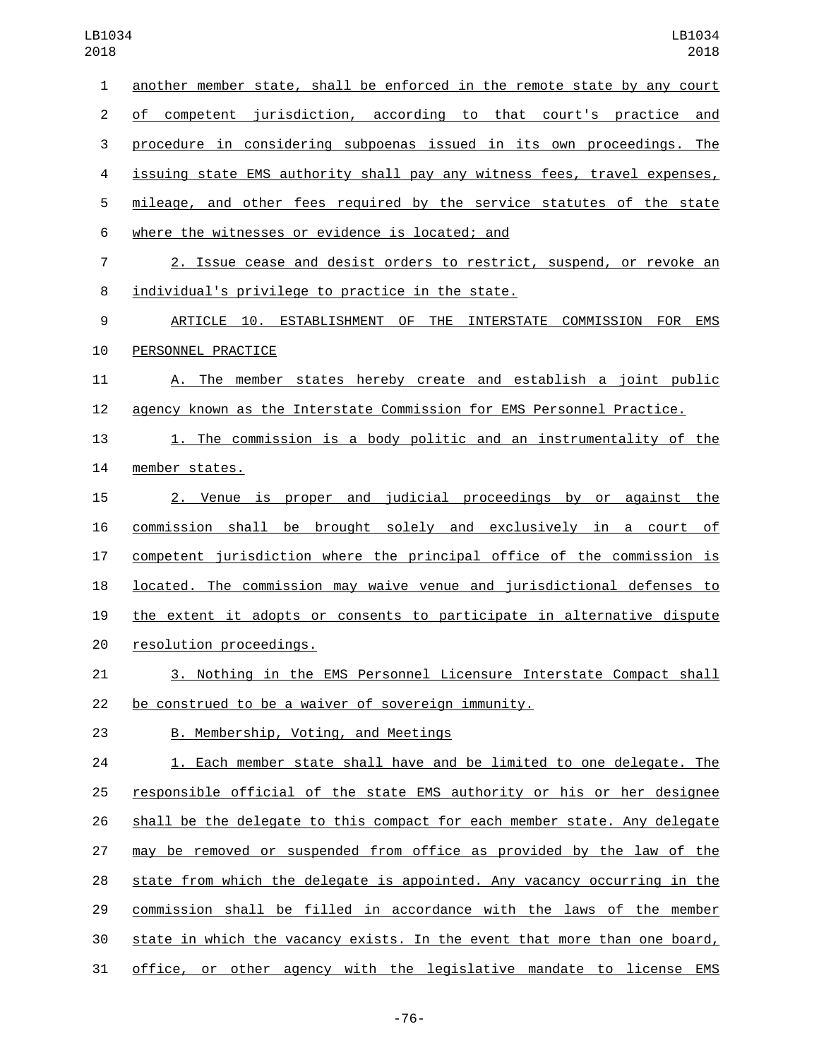another member state, shall be enforced in the remote state by any court of competent jurisdiction, according to that court's practice and procedure in considering subpoenas issued in its own proceedings. The issuing state EMS authority shall pay any witness fees, travel expenses, mileage, and other fees required by the service statutes of the state where the witnesses or evidence is located; and

2. Issue cease and desist orders to restrict, suspend, or revoke an individual's privilege to practice in the state.

ARTICLE 10. ESTABLISHMENT OF THE INTERSTATE COMMISSION FOR EMS PERSONNEL PRACTICE

A. The member states hereby create and establish a joint public agency known as the Interstate Commission for EMS Personnel Practice.

1. The commission is a body politic and an instrumentality of the member states.

2. Venue is proper and judicial proceedings by or against the commission shall be brought solely and exclusively in a court of competent jurisdiction where the principal office of the commission is located. The commission may waive venue and jurisdictional defenses to the extent it adopts or consents to participate in alternative dispute resolution proceedings.

3. Nothing in the EMS Personnel Licensure Interstate Compact shall be construed to be a waiver of sovereign immunity.

B. Membership, Voting, and Meetings

1. Each member state shall have and be limited to one delegate. The responsible official of the state EMS authority or his or her designee shall be the delegate to this compact for each member state. Any delegate may be removed or suspended from office as provided by the law of the state from which the delegate is appointed. Any vacancy occurring in the commission shall be filled in accordance with the laws of the member state in which the vacancy exists. In the event that more than one board, office, or other agency with the legislative mandate to license EMS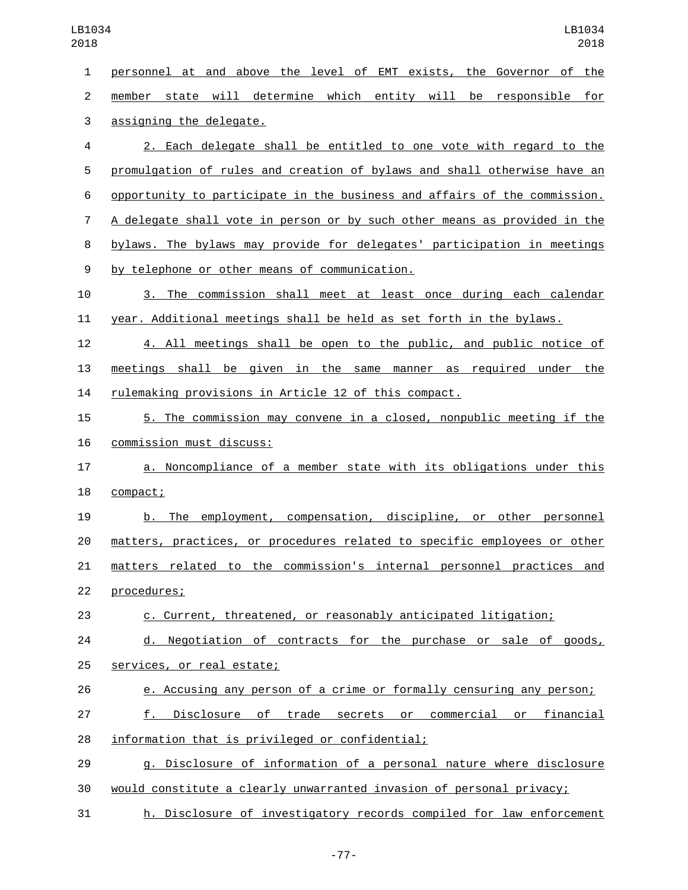personnel at and above the level of EMT exists, the Governor of the member state will determine which entity will be responsible for assigning the delegate.

2. Each delegate shall be entitled to one vote with regard to the promulgation of rules and creation of bylaws and shall otherwise have an opportunity to participate in the business and affairs of the commission. A delegate shall vote in person or by such other means as provided in the bylaws. The bylaws may provide for delegates' participation in meetings by telephone or other means of communication.

3. The commission shall meet at least once during each calendar year. Additional meetings shall be held as set forth in the bylaws.

4. All meetings shall be open to the public, and public notice of meetings shall be given in the same manner as required under the rulemaking provisions in Article 12 of this compact.

5. The commission may convene in a closed, nonpublic meeting if the commission must discuss:

a. Noncompliance of a member state with its obligations under this compact;

b. The employment, compensation, discipline, or other personnel matters, practices, or procedures related to specific employees or other matters related to the commission's internal personnel practices and procedures;

c. Current, threatened, or reasonably anticipated litigation;

d. Negotiation of contracts for the purchase or sale of goods, services, or real estate;

e. Accusing any person of a crime or formally censuring any person;

f. Disclosure of trade secrets or commercial or financial information that is privileged or confidential;

g. Disclosure of information of a personal nature where disclosure would constitute a clearly unwarranted invasion of personal privacy;

h. Disclosure of investigatory records compiled for law enforcement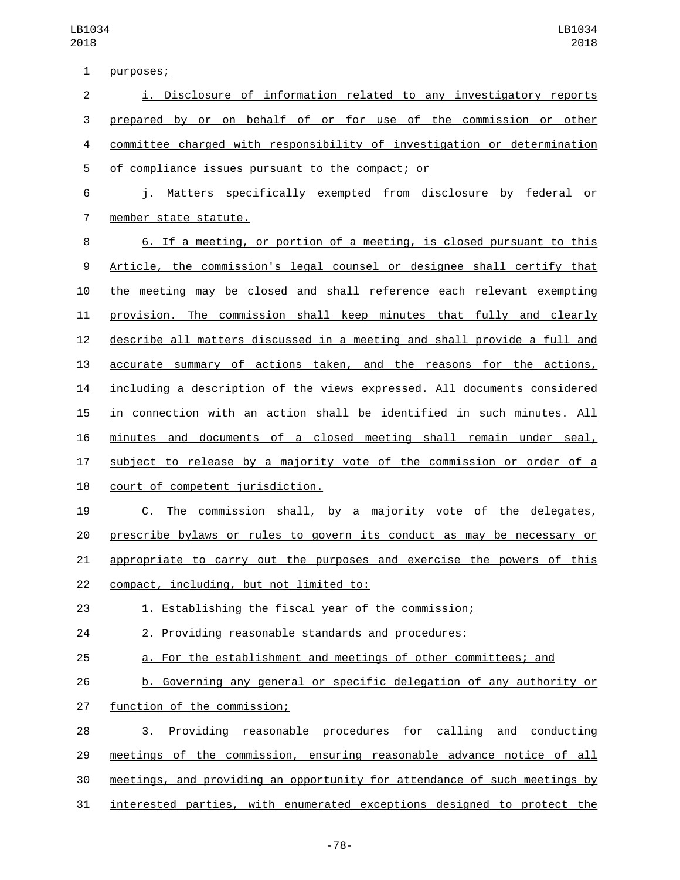purposes;

i. Disclosure of information related to any investigatory reports prepared by or on behalf of or for use of the commission or other committee charged with responsibility of investigation or determination of compliance issues pursuant to the compact; or

j. Matters specifically exempted from disclosure by federal or member state statute.

6. If a meeting, or portion of a meeting, is closed pursuant to this Article, the commission's legal counsel or designee shall certify that the meeting may be closed and shall reference each relevant exempting provision. The commission shall keep minutes that fully and clearly describe all matters discussed in a meeting and shall provide a full and accurate summary of actions taken, and the reasons for the actions, including a description of the views expressed. All documents considered in connection with an action shall be identified in such minutes. All minutes and documents of a closed meeting shall remain under seal, subject to release by a majority vote of the commission or order of a court of competent jurisdiction.

C. The commission shall, by a majority vote of the delegates, prescribe bylaws or rules to govern its conduct as may be necessary or appropriate to carry out the purposes and exercise the powers of this compact, including, but not limited to:

1. Establishing the fiscal year of the commission;

2. Providing reasonable standards and procedures:

a. For the establishment and meetings of other committees; and

b. Governing any general or specific delegation of any authority or function of the commission;

3. Providing reasonable procedures for calling and conducting meetings of the commission, ensuring reasonable advance notice of all meetings, and providing an opportunity for attendance of such meetings by interested parties, with enumerated exceptions designed to protect the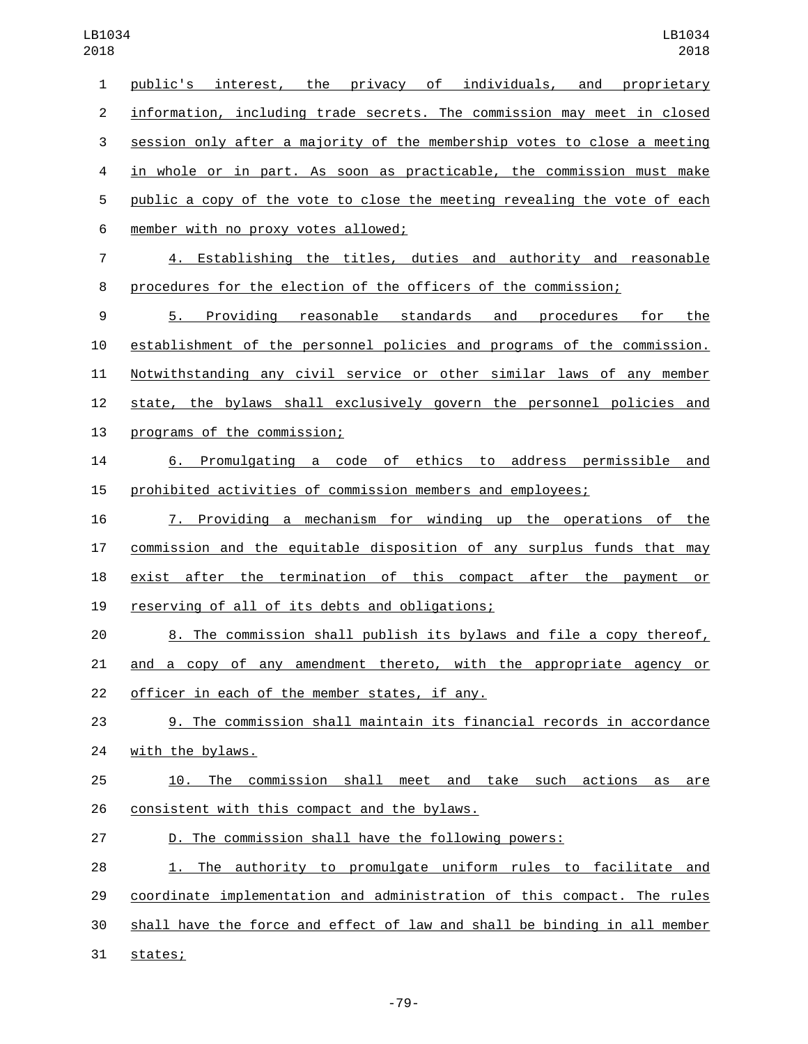public's interest, the privacy of individuals, and proprietary information, including trade secrets. The commission may meet in closed session only after a majority of the membership votes to close a meeting in whole or in part. As soon as practicable, the commission must make public a copy of the vote to close the meeting revealing the vote of each member with no proxy votes allowed;

4. Establishing the titles, duties and authority and reasonable procedures for the election of the officers of the commission;

5. Providing reasonable standards and procedures for the establishment of the personnel policies and programs of the commission. Notwithstanding any civil service or other similar laws of any member state, the bylaws shall exclusively govern the personnel policies and programs of the commission;

6. Promulgating a code of ethics to address permissible and prohibited activities of commission members and employees;

7. Providing a mechanism for winding up the operations of the commission and the equitable disposition of any surplus funds that may exist after the termination of this compact after the payment or reserving of all of its debts and obligations;

8. The commission shall publish its bylaws and file a copy thereof, and a copy of any amendment thereto, with the appropriate agency or officer in each of the member states, if any.

9. The commission shall maintain its financial records in accordance with the bylaws.

10. The commission shall meet and take such actions as are consistent with this compact and the bylaws.

D. The commission shall have the following powers:

1. The authority to promulgate uniform rules to facilitate and coordinate implementation and administration of this compact. The rules shall have the force and effect of law and shall be binding in all member states;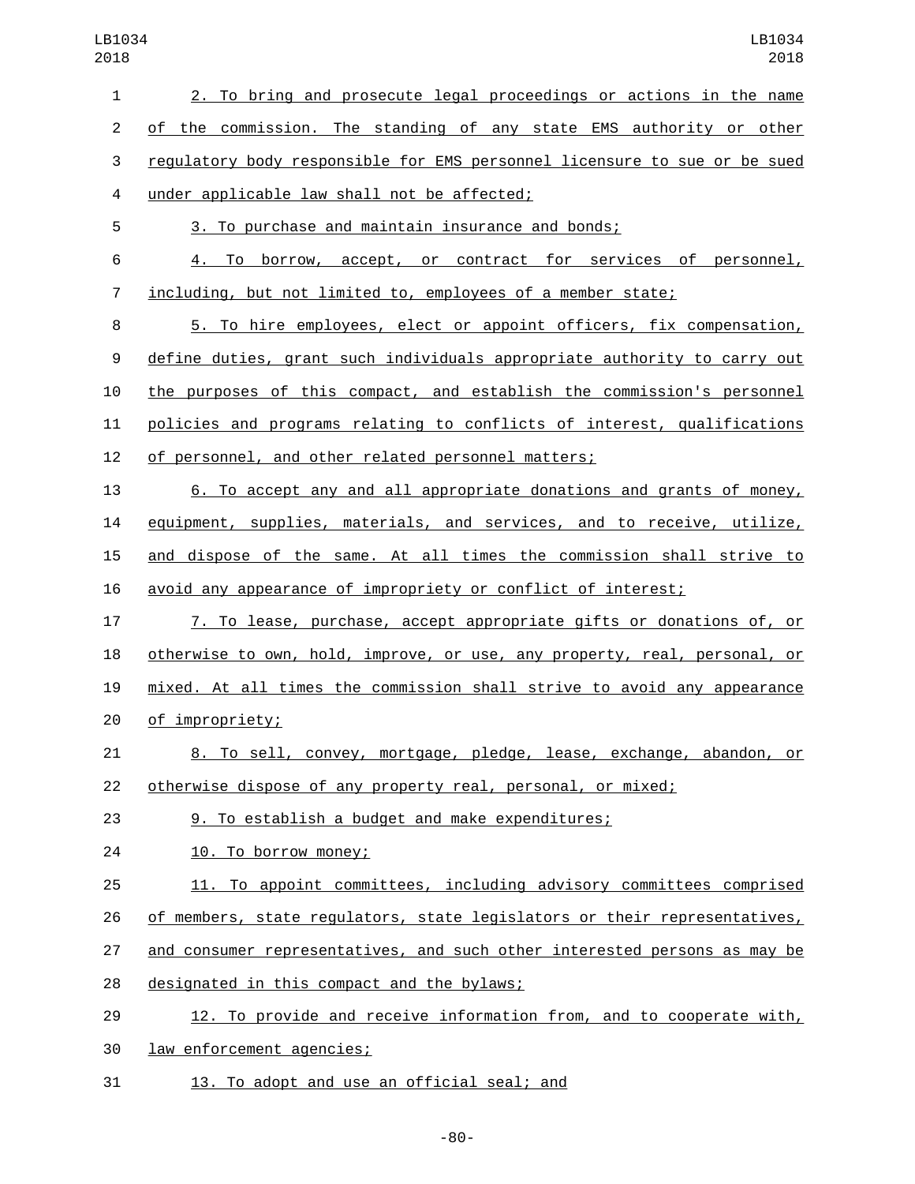2. To bring and prosecute legal proceedings or actions in the name of the commission. The standing of any state EMS authority or other regulatory body responsible for EMS personnel licensure to sue or be sued under applicable law shall not be affected;

3. To purchase and maintain insurance and bonds;

4. To borrow, accept, or contract for services of personnel, including, but not limited to, employees of a member state;

5. To hire employees, elect or appoint officers, fix compensation, define duties, grant such individuals appropriate authority to carry out the purposes of this compact, and establish the commission's personnel policies and programs relating to conflicts of interest, qualifications of personnel, and other related personnel matters;

6. To accept any and all appropriate donations and grants of money, equipment, supplies, materials, and services, and to receive, utilize, and dispose of the same. At all times the commission shall strive to avoid any appearance of impropriety or conflict of interest;

7. To lease, purchase, accept appropriate gifts or donations of, or otherwise to own, hold, improve, or use, any property, real, personal, or mixed. At all times the commission shall strive to avoid any appearance of impropriety;

8. To sell, convey, mortgage, pledge, lease, exchange, abandon, or otherwise dispose of any property real, personal, or mixed;

9. To establish a budget and make expenditures;

10. To borrow money;

11. To appoint committees, including advisory committees comprised of members, state regulators, state legislators or their representatives, and consumer representatives, and such other interested persons as may be designated in this compact and the bylaws;

12. To provide and receive information from, and to cooperate with, law enforcement agencies;

13. To adopt and use an official seal; and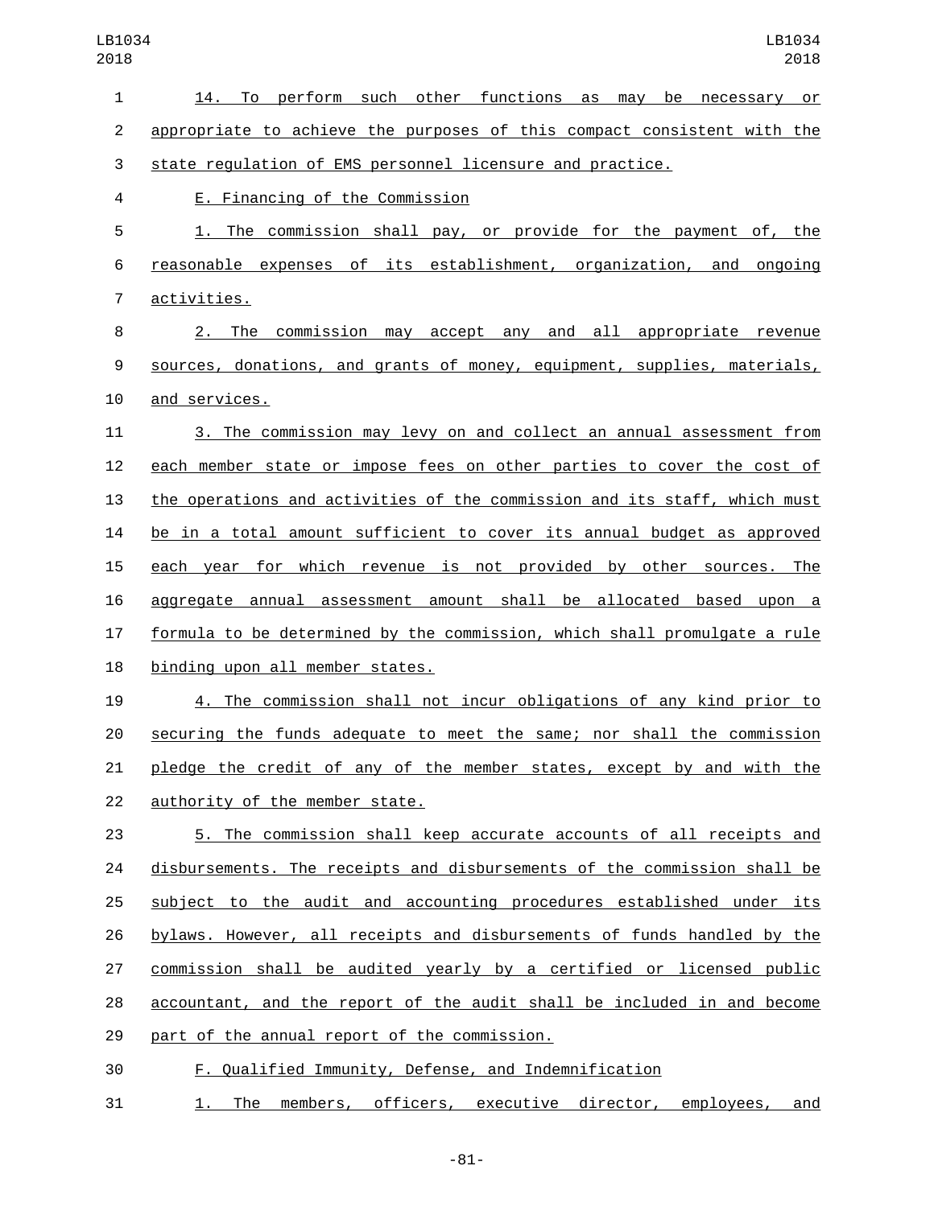14. To perform such other functions as may be necessary or appropriate to achieve the purposes of this compact consistent with the state regulation of EMS personnel licensure and practice.

E. Financing of the Commission

1. The commission shall pay, or provide for the payment of, the reasonable expenses of its establishment, organization, and ongoing activities.

2. The commission may accept any and all appropriate revenue sources, donations, and grants of money, equipment, supplies, materials, and services.

3. The commission may levy on and collect an annual assessment from each member state or impose fees on other parties to cover the cost of the operations and activities of the commission and its staff, which must be in a total amount sufficient to cover its annual budget as approved each year for which revenue is not provided by other sources. The aggregate annual assessment amount shall be allocated based upon a formula to be determined by the commission, which shall promulgate a rule binding upon all member states.

4. The commission shall not incur obligations of any kind prior to securing the funds adequate to meet the same; nor shall the commission pledge the credit of any of the member states, except by and with the authority of the member state.

5. The commission shall keep accurate accounts of all receipts and disbursements. The receipts and disbursements of the commission shall be subject to the audit and accounting procedures established under its bylaws. However, all receipts and disbursements of funds handled by the commission shall be audited yearly by a certified or licensed public accountant, and the report of the audit shall be included in and become part of the annual report of the commission.

F. Qualified Immunity, Defense, and Indemnification

1. The members, officers, executive director, employees, and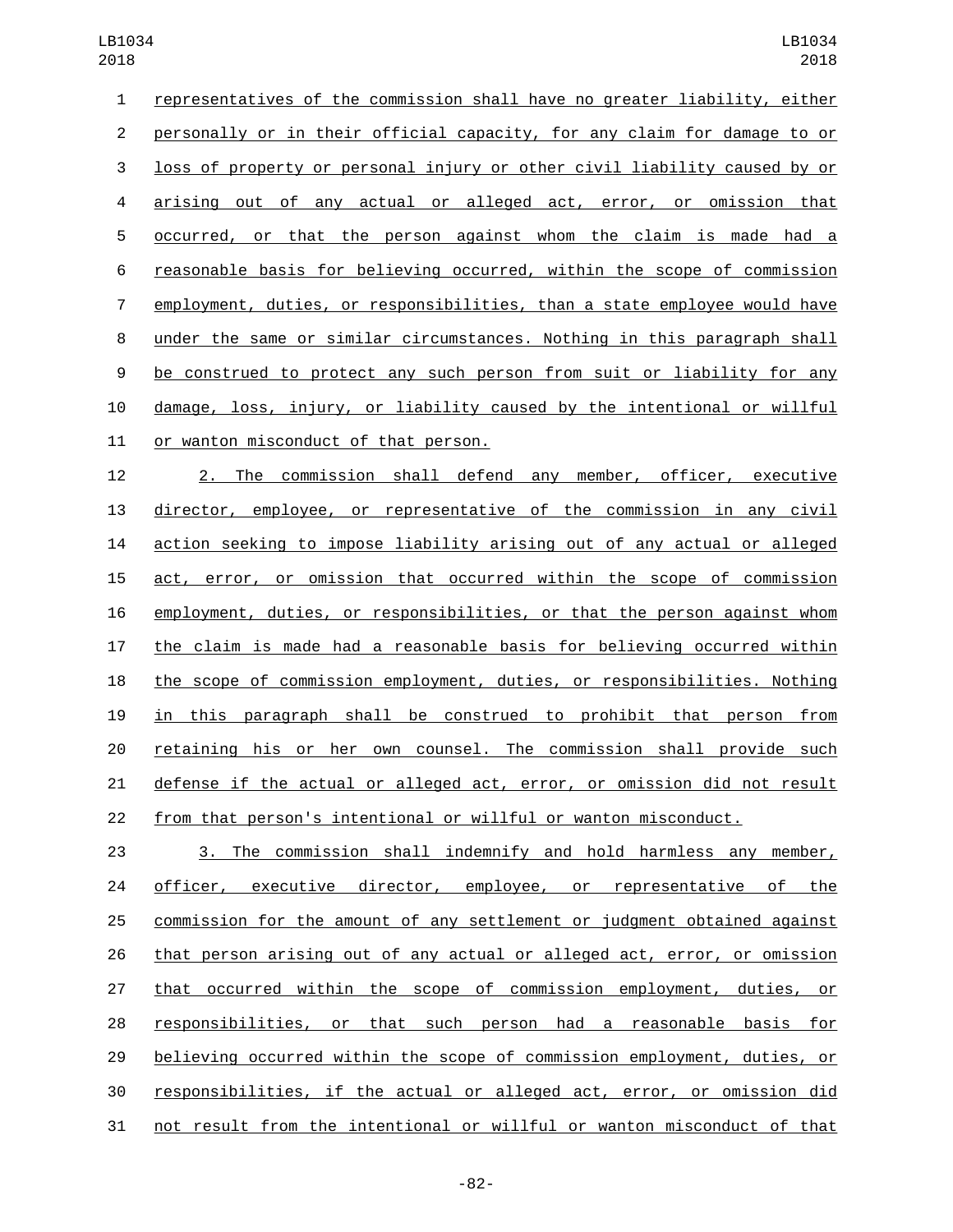representatives of the commission shall have no greater liability, either personally or in their official capacity, for any claim for damage to or loss of property or personal injury or other civil liability caused by or arising out of any actual or alleged act, error, or omission that occurred, or that the person against whom the claim is made had a reasonable basis for believing occurred, within the scope of commission employment, duties, or responsibilities, than a state employee would have under the same or similar circumstances. Nothing in this paragraph shall be construed to protect any such person from suit or liability for any damage, loss, injury, or liability caused by the intentional or willful or wanton misconduct of that person.

2. The commission shall defend any member, officer, executive director, employee, or representative of the commission in any civil action seeking to impose liability arising out of any actual or alleged act, error, or omission that occurred within the scope of commission employment, duties, or responsibilities, or that the person against whom the claim is made had a reasonable basis for believing occurred within the scope of commission employment, duties, or responsibilities. Nothing in this paragraph shall be construed to prohibit that person from retaining his or her own counsel. The commission shall provide such defense if the actual or alleged act, error, or omission did not result from that person's intentional or willful or wanton misconduct.

3. The commission shall indemnify and hold harmless any member, officer, executive director, employee, or representative of the commission for the amount of any settlement or judgment obtained against that person arising out of any actual or alleged act, error, or omission that occurred within the scope of commission employment, duties, or responsibilities, or that such person had a reasonable basis for believing occurred within the scope of commission employment, duties, or responsibilities, if the actual or alleged act, error, or omission did not result from the intentional or willful or wanton misconduct of that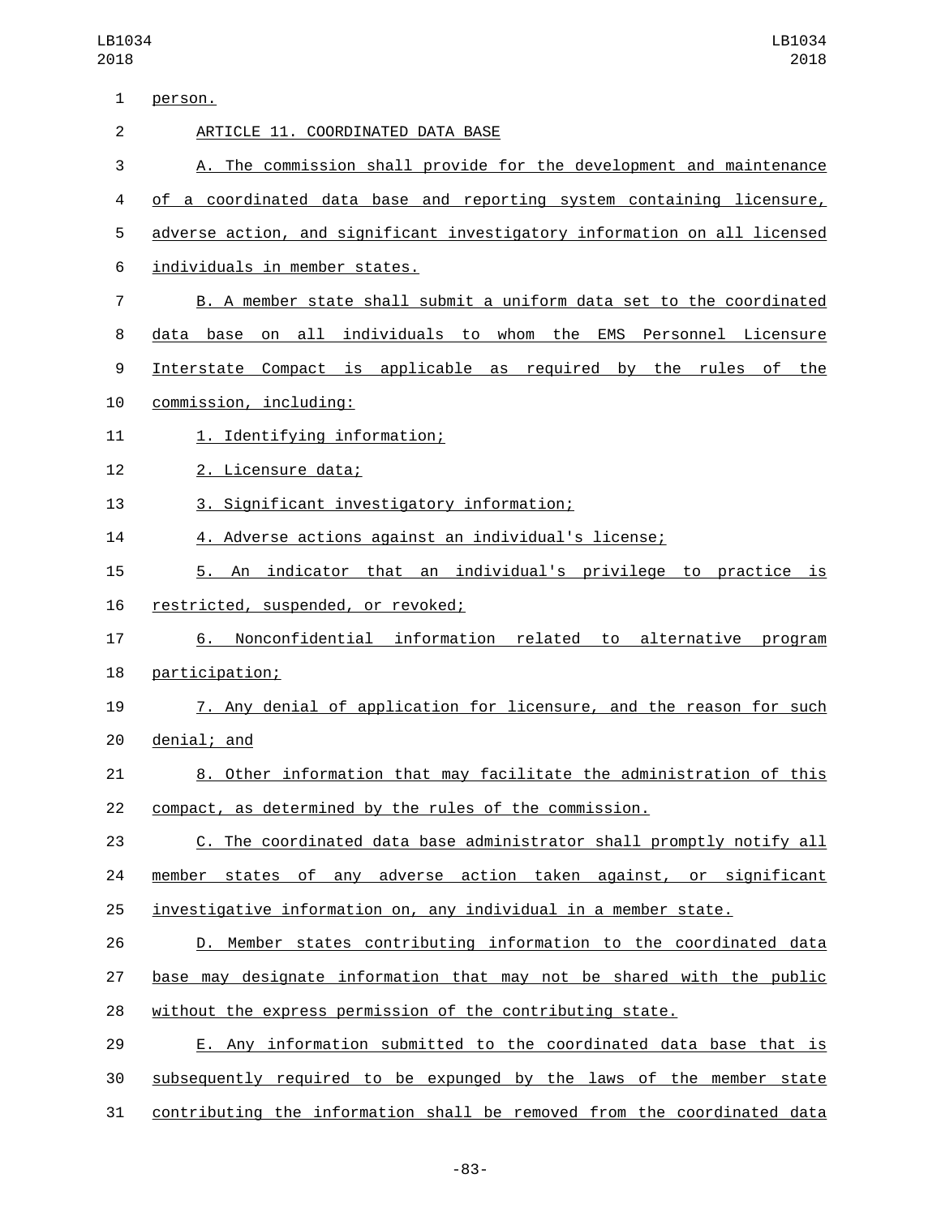person.

ARTICLE 11. COORDINATED DATA BASE

A. The commission shall provide for the development and maintenance of a coordinated data base and reporting system containing licensure, adverse action, and significant investigatory information on all licensed individuals in member states.

B. A member state shall submit a uniform data set to the coordinated data base on all individuals to whom the EMS Personnel Licensure Interstate Compact is applicable as required by the rules of the commission, including:

1. Identifying information;

2. Licensure data;

3. Significant investigatory information;

4. Adverse actions against an individual's license;

5. An indicator that an individual's privilege to practice is restricted, suspended, or revoked;

6. Nonconfidential information related to alternative program participation;

7. Any denial of application for licensure, and the reason for such denial; and

8. Other information that may facilitate the administration of this compact, as determined by the rules of the commission.

C. The coordinated data base administrator shall promptly notify all member states of any adverse action taken against, or significant investigative information on, any individual in a member state.

D. Member states contributing information to the coordinated data base may designate information that may not be shared with the public without the express permission of the contributing state.

E. Any information submitted to the coordinated data base that is subsequently required to be expunged by the laws of the member state contributing the information shall be removed from the coordinated data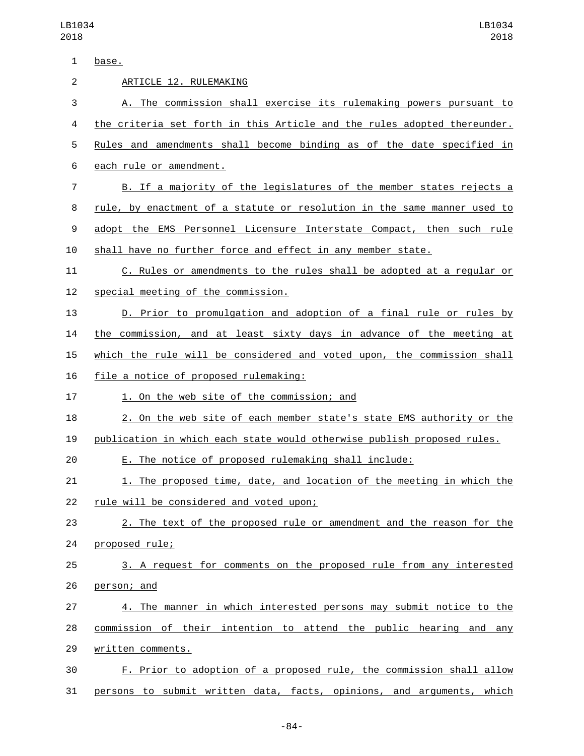base.

ARTICLE 12. RULEMAKING

A. The commission shall exercise its rulemaking powers pursuant to the criteria set forth in this Article and the rules adopted thereunder. Rules and amendments shall become binding as of the date specified in each rule or amendment.

B. If a majority of the legislatures of the member states rejects a rule, by enactment of a statute or resolution in the same manner used to adopt the EMS Personnel Licensure Interstate Compact, then such rule shall have no further force and effect in any member state.

C. Rules or amendments to the rules shall be adopted at a regular or special meeting of the commission.

D. Prior to promulgation and adoption of a final rule or rules by the commission, and at least sixty days in advance of the meeting at which the rule will be considered and voted upon, the commission shall file a notice of proposed rulemaking:

1. On the web site of the commission; and

2. On the web site of each member state's state EMS authority or the publication in which each state would otherwise publish proposed rules.

E. The notice of proposed rulemaking shall include:

1. The proposed time, date, and location of the meeting in which the rule will be considered and voted upon;

2. The text of the proposed rule or amendment and the reason for the proposed rule;

3. A request for comments on the proposed rule from any interested person; and

4. The manner in which interested persons may submit notice to the commission of their intention to attend the public hearing and any written comments.

F. Prior to adoption of a proposed rule, the commission shall allow persons to submit written data, facts, opinions, and arguments, which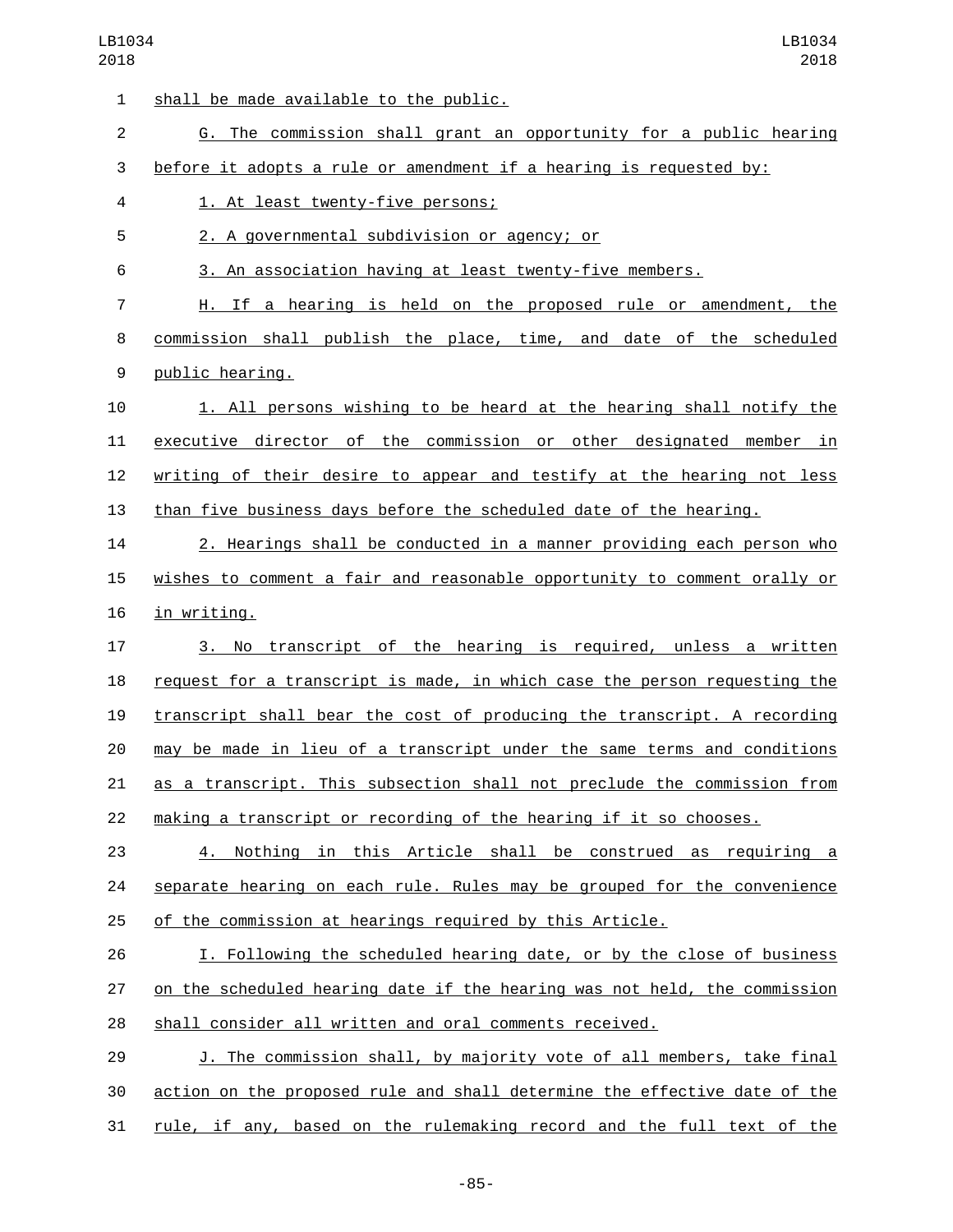shall be made available to the public.

G. The commission shall grant an opportunity for a public hearing before it adopts a rule or amendment if a hearing is requested by:

1. At least twenty-five persons;

2. A governmental subdivision or agency; or

3. An association having at least twenty-five members.

H. If a hearing is held on the proposed rule or amendment, the commission shall publish the place, time, and date of the scheduled public hearing.

1. All persons wishing to be heard at the hearing shall notify the executive director of the commission or other designated member in writing of their desire to appear and testify at the hearing not less than five business days before the scheduled date of the hearing.

2. Hearings shall be conducted in a manner providing each person who wishes to comment a fair and reasonable opportunity to comment orally or in writing.

3. No transcript of the hearing is required, unless a written request for a transcript is made, in which case the person requesting the transcript shall bear the cost of producing the transcript. A recording may be made in lieu of a transcript under the same terms and conditions as a transcript. This subsection shall not preclude the commission from making a transcript or recording of the hearing if it so chooses.

4. Nothing in this Article shall be construed as requiring a separate hearing on each rule. Rules may be grouped for the convenience of the commission at hearings required by this Article.

I. Following the scheduled hearing date, or by the close of business on the scheduled hearing date if the hearing was not held, the commission shall consider all written and oral comments received.

J. The commission shall, by majority vote of all members, take final action on the proposed rule and shall determine the effective date of the rule, if any, based on the rulemaking record and the full text of the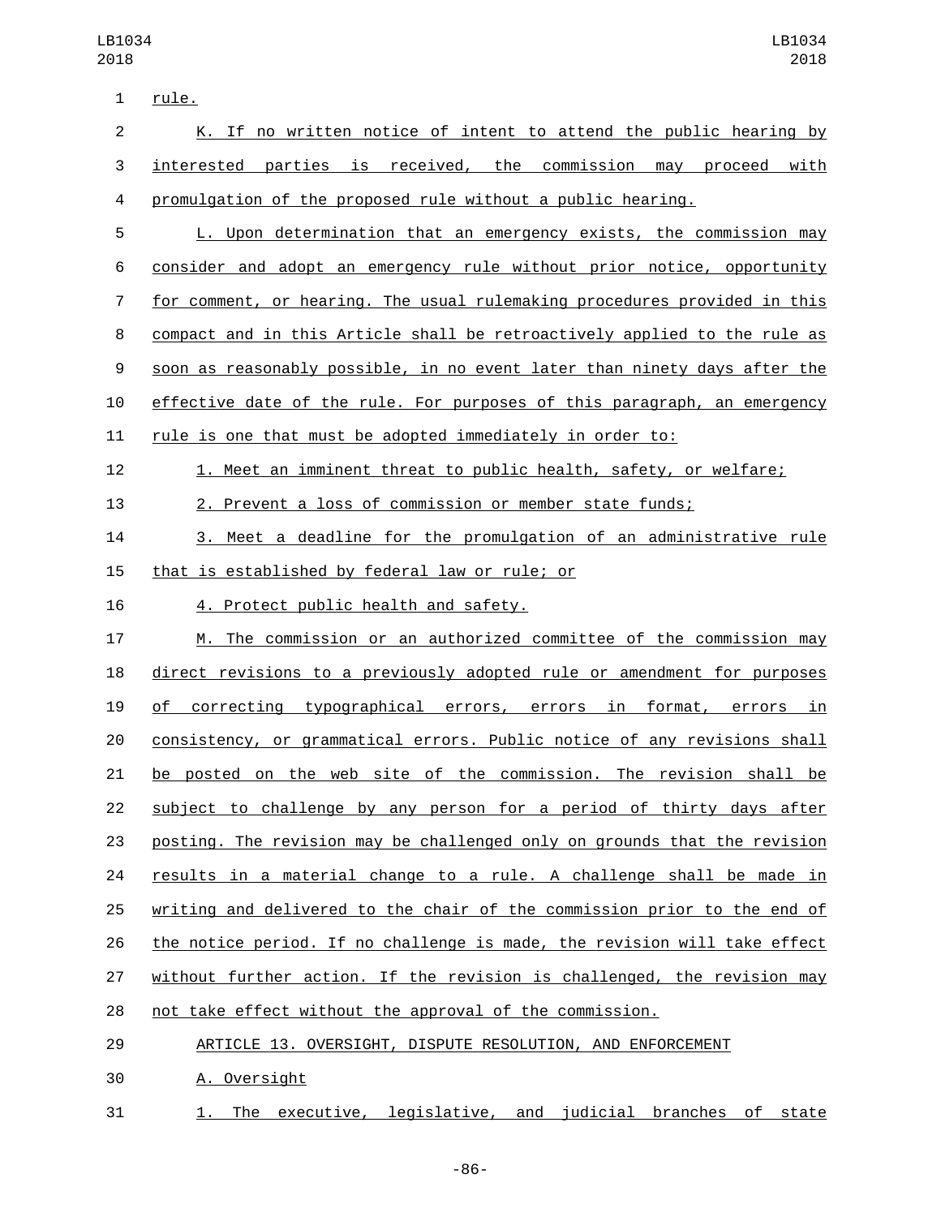rule.

K. If no written notice of intent to attend the public hearing by interested parties is received, the commission may proceed with promulgation of the proposed rule without a public hearing.

L. Upon determination that an emergency exists, the commission may consider and adopt an emergency rule without prior notice, opportunity for comment, or hearing. The usual rulemaking procedures provided in this compact and in this Article shall be retroactively applied to the rule as soon as reasonably possible, in no event later than ninety days after the effective date of the rule. For purposes of this paragraph, an emergency rule is one that must be adopted immediately in order to:

1. Meet an imminent threat to public health, safety, or welfare;

2. Prevent a loss of commission or member state funds;

3. Meet a deadline for the promulgation of an administrative rule that is established by federal law or rule; or

4. Protect public health and safety.

M. The commission or an authorized committee of the commission may direct revisions to a previously adopted rule or amendment for purposes of correcting typographical errors, errors in format, errors in consistency, or grammatical errors. Public notice of any revisions shall be posted on the web site of the commission. The revision shall be subject to challenge by any person for a period of thirty days after posting. The revision may be challenged only on grounds that the revision results in a material change to a rule. A challenge shall be made in writing and delivered to the chair of the commission prior to the end of the notice period. If no challenge is made, the revision will take effect without further action. If the revision is challenged, the revision may not take effect without the approval of the commission.

ARTICLE 13. OVERSIGHT, DISPUTE RESOLUTION, AND ENFORCEMENT

A. Oversight

1. The executive, legislative, and judicial branches of state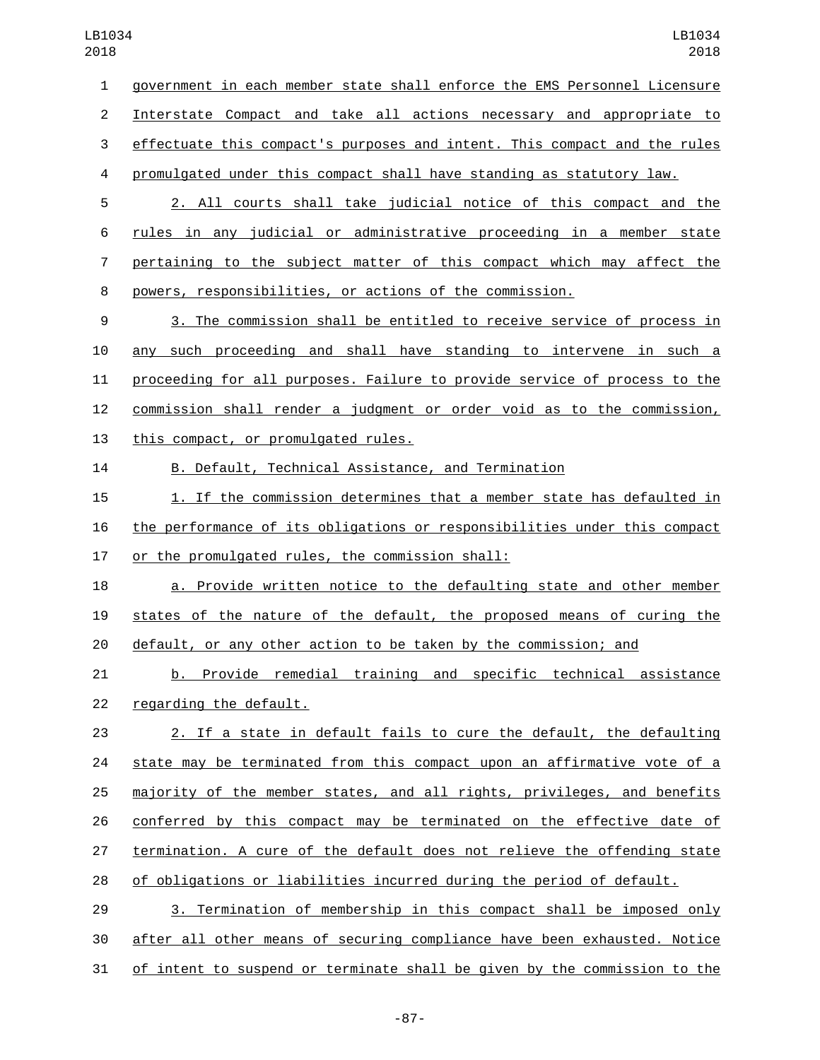government in each member state shall enforce the EMS Personnel Licensure Interstate Compact and take all actions necessary and appropriate to effectuate this compact's purposes and intent. This compact and the rules promulgated under this compact shall have standing as statutory law.

2. All courts shall take judicial notice of this compact and the rules in any judicial or administrative proceeding in a member state pertaining to the subject matter of this compact which may affect the powers, responsibilities, or actions of the commission.

3. The commission shall be entitled to receive service of process in any such proceeding and shall have standing to intervene in such a proceeding for all purposes. Failure to provide service of process to the commission shall render a judgment or order void as to the commission, this compact, or promulgated rules.

B. Default, Technical Assistance, and Termination

1. If the commission determines that a member state has defaulted in the performance of its obligations or responsibilities under this compact or the promulgated rules, the commission shall:

a. Provide written notice to the defaulting state and other member states of the nature of the default, the proposed means of curing the default, or any other action to be taken by the commission; and

b. Provide remedial training and specific technical assistance regarding the default.

2. If a state in default fails to cure the default, the defaulting state may be terminated from this compact upon an affirmative vote of a majority of the member states, and all rights, privileges, and benefits conferred by this compact may be terminated on the effective date of termination. A cure of the default does not relieve the offending state of obligations or liabilities incurred during the period of default.

3. Termination of membership in this compact shall be imposed only after all other means of securing compliance have been exhausted. Notice of intent to suspend or terminate shall be given by the commission to the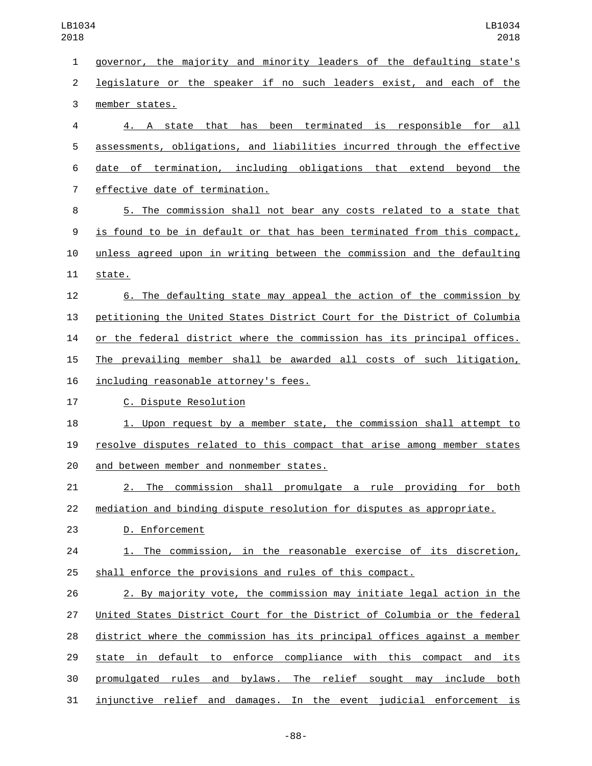governor, the majority and minority leaders of the defaulting state's legislature or the speaker if no such leaders exist, and each of the member states.

4. A state that has been terminated is responsible for all assessments, obligations, and liabilities incurred through the effective date of termination, including obligations that extend beyond the effective date of termination.

5. The commission shall not bear any costs related to a state that is found to be in default or that has been terminated from this compact, unless agreed upon in writing between the commission and the defaulting state.

6. The defaulting state may appeal the action of the commission by petitioning the United States District Court for the District of Columbia or the federal district where the commission has its principal offices. The prevailing member shall be awarded all costs of such litigation, including reasonable attorney's fees.

C. Dispute Resolution

1. Upon request by a member state, the commission shall attempt to resolve disputes related to this compact that arise among member states and between member and nonmember states.

2. The commission shall promulgate a rule providing for both mediation and binding dispute resolution for disputes as appropriate.

D. Enforcement

1. The commission, in the reasonable exercise of its discretion, shall enforce the provisions and rules of this compact.

2. By majority vote, the commission may initiate legal action in the United States District Court for the District of Columbia or the federal district where the commission has its principal offices against a member state in default to enforce compliance with this compact and its promulgated rules and bylaws. The relief sought may include both injunctive relief and damages. In the event judicial enforcement is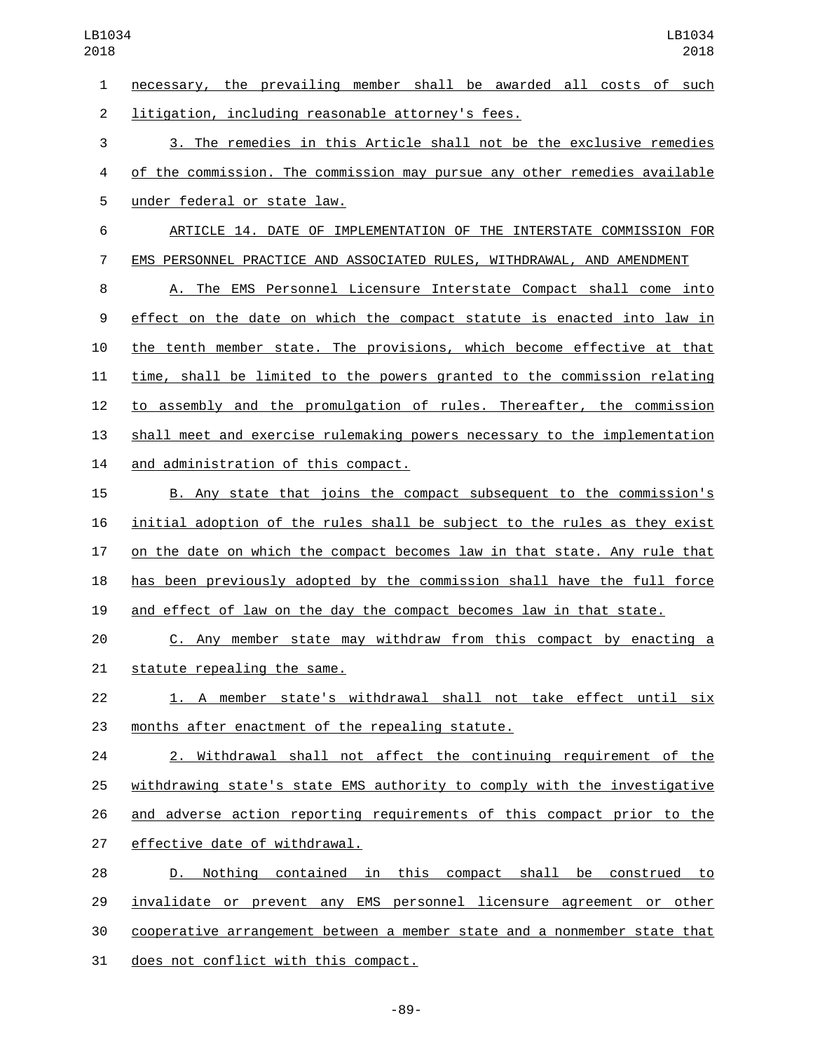necessary, the prevailing member shall be awarded all costs of such litigation, including reasonable attorney's fees.

3. The remedies in this Article shall not be the exclusive remedies of the commission. The commission may pursue any other remedies available under federal or state law.

ARTICLE 14. DATE OF IMPLEMENTATION OF THE INTERSTATE COMMISSION FOR EMS PERSONNEL PRACTICE AND ASSOCIATED RULES, WITHDRAWAL, AND AMENDMENT

A. The EMS Personnel Licensure Interstate Compact shall come into effect on the date on which the compact statute is enacted into law in the tenth member state. The provisions, which become effective at that time, shall be limited to the powers granted to the commission relating to assembly and the promulgation of rules. Thereafter, the commission shall meet and exercise rulemaking powers necessary to the implementation and administration of this compact.

B. Any state that joins the compact subsequent to the commission's initial adoption of the rules shall be subject to the rules as they exist on the date on which the compact becomes law in that state. Any rule that has been previously adopted by the commission shall have the full force and effect of law on the day the compact becomes law in that state.

C. Any member state may withdraw from this compact by enacting a statute repealing the same.

1. A member state's withdrawal shall not take effect until six months after enactment of the repealing statute.

2. Withdrawal shall not affect the continuing requirement of the withdrawing state's state EMS authority to comply with the investigative and adverse action reporting requirements of this compact prior to the effective date of withdrawal.

D. Nothing contained in this compact shall be construed to invalidate or prevent any EMS personnel licensure agreement or other cooperative arrangement between a member state and a nonmember state that does not conflict with this compact.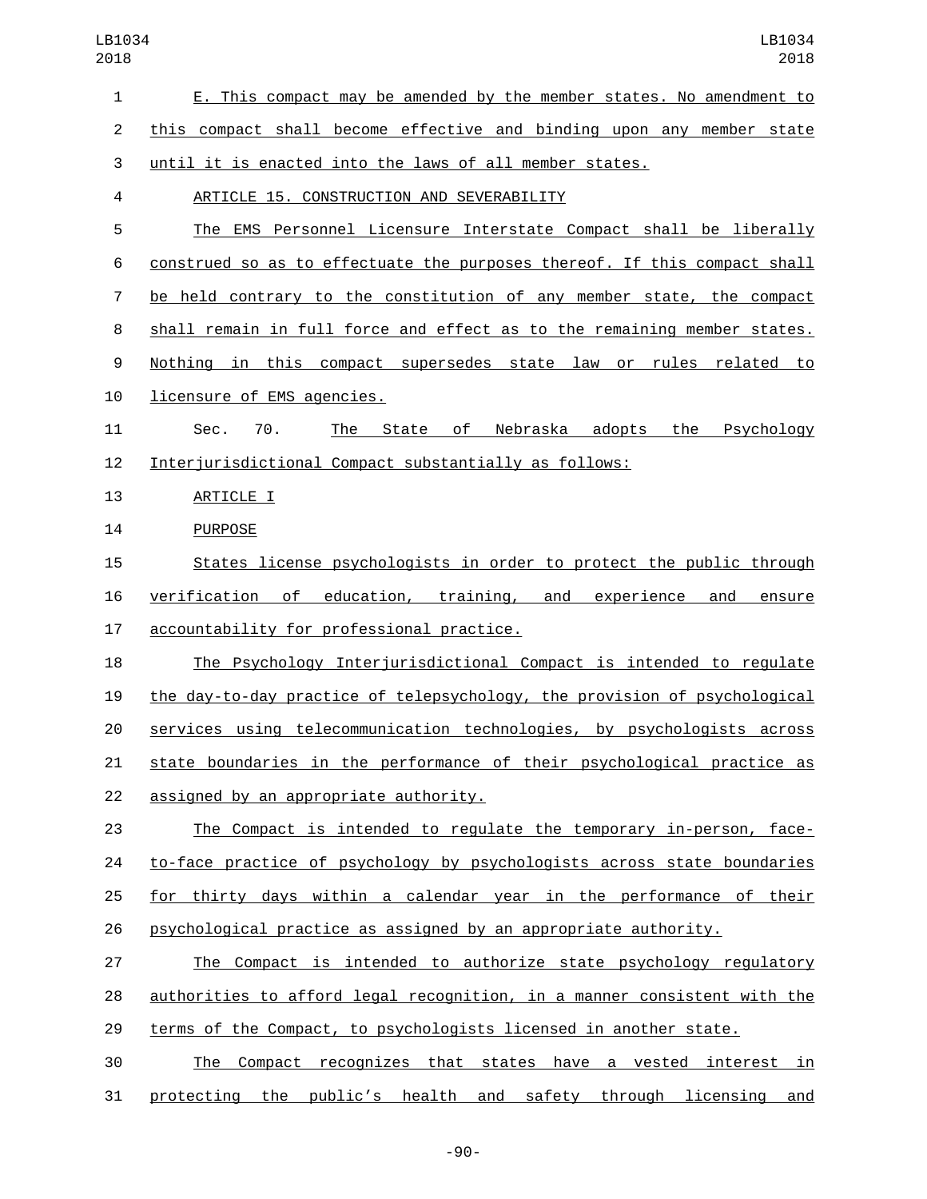E. This compact may be amended by the member states. No amendment to this compact shall become effective and binding upon any member state until it is enacted into the laws of all member states.

ARTICLE 15. CONSTRUCTION AND SEVERABILITY

The EMS Personnel Licensure Interstate Compact shall be liberally construed so as to effectuate the purposes thereof. If this compact shall be held contrary to the constitution of any member state, the compact shall remain in full force and effect as to the remaining member states. Nothing in this compact supersedes state law or rules related to licensure of EMS agencies.

Sec. 70. The State of Nebraska adopts the Psychology Interjurisdictional Compact substantially as follows:

ARTICLE I

PURPOSE

States license psychologists in order to protect the public through verification of education, training, and experience and ensure accountability for professional practice.

The Psychology Interjurisdictional Compact is intended to regulate the day-to-day practice of telepsychology, the provision of psychological services using telecommunication technologies, by psychologists across state boundaries in the performance of their psychological practice as assigned by an appropriate authority.

The Compact is intended to regulate the temporary in-person, face-to-face practice of psychology by psychologists across state boundaries for thirty days within a calendar year in the performance of their psychological practice as assigned by an appropriate authority.

The Compact is intended to authorize state psychology regulatory authorities to afford legal recognition, in a manner consistent with the terms of the Compact, to psychologists licensed in another state.

The Compact recognizes that states have a vested interest in protecting the public's health and safety through licensing and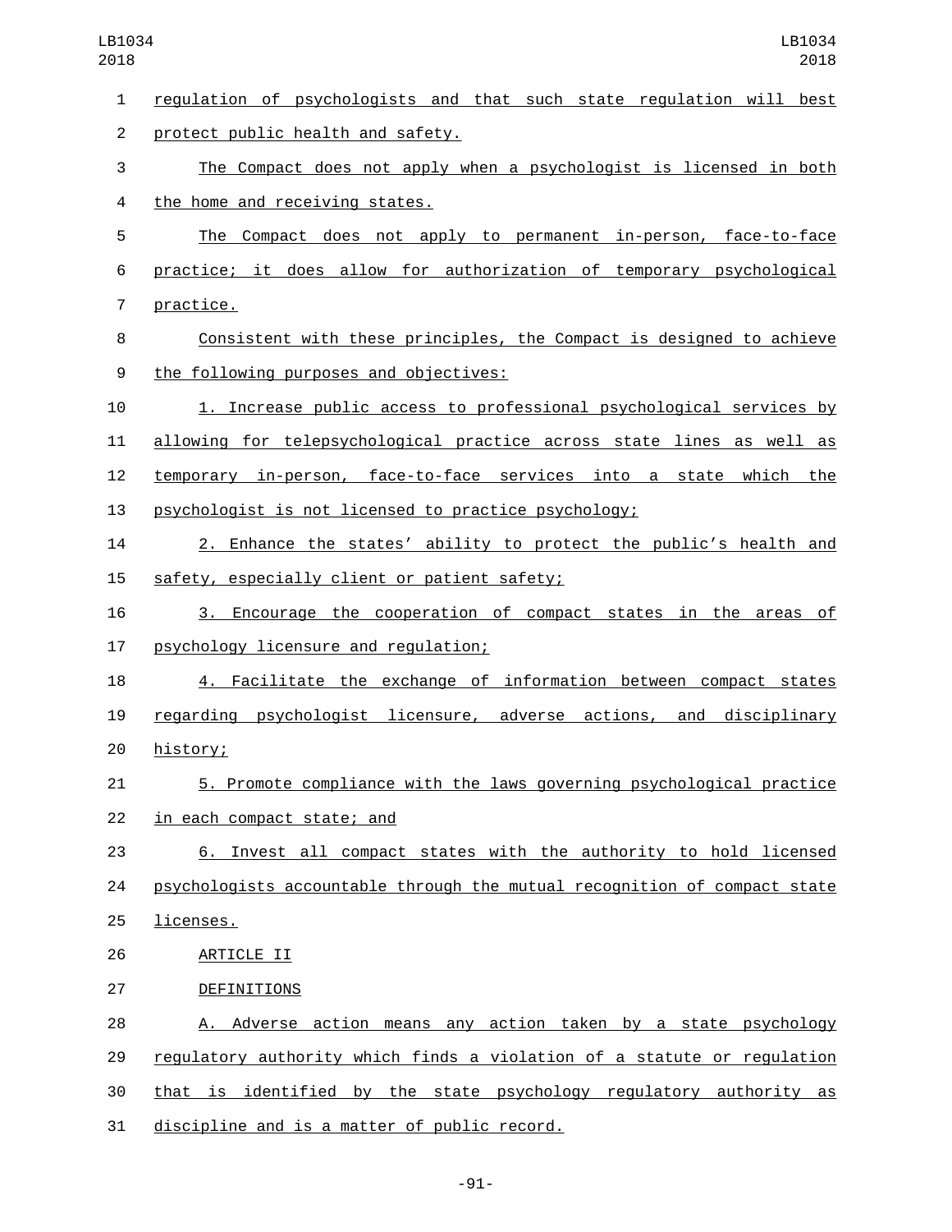regulation of psychologists and that such state regulation will best protect public health and safety.

The Compact does not apply when a psychologist is licensed in both the home and receiving states.

The Compact does not apply to permanent in-person, face-to-face practice; it does allow for authorization of temporary psychological practice.

Consistent with these principles, the Compact is designed to achieve the following purposes and objectives:

1. Increase public access to professional psychological services by allowing for telepsychological practice across state lines as well as temporary in-person, face-to-face services into a state which the psychologist is not licensed to practice psychology;

2. Enhance the states' ability to protect the public's health and safety, especially client or patient safety;

3. Encourage the cooperation of compact states in the areas of psychology licensure and regulation;

4. Facilitate the exchange of information between compact states regarding psychologist licensure, adverse actions, and disciplinary history;

5. Promote compliance with the laws governing psychological practice in each compact state; and

6. Invest all compact states with the authority to hold licensed psychologists accountable through the mutual recognition of compact state licenses.

ARTICLE II

DEFINITIONS

A. Adverse action means any action taken by a state psychology regulatory authority which finds a violation of a statute or regulation that is identified by the state psychology regulatory authority as discipline and is a matter of public record.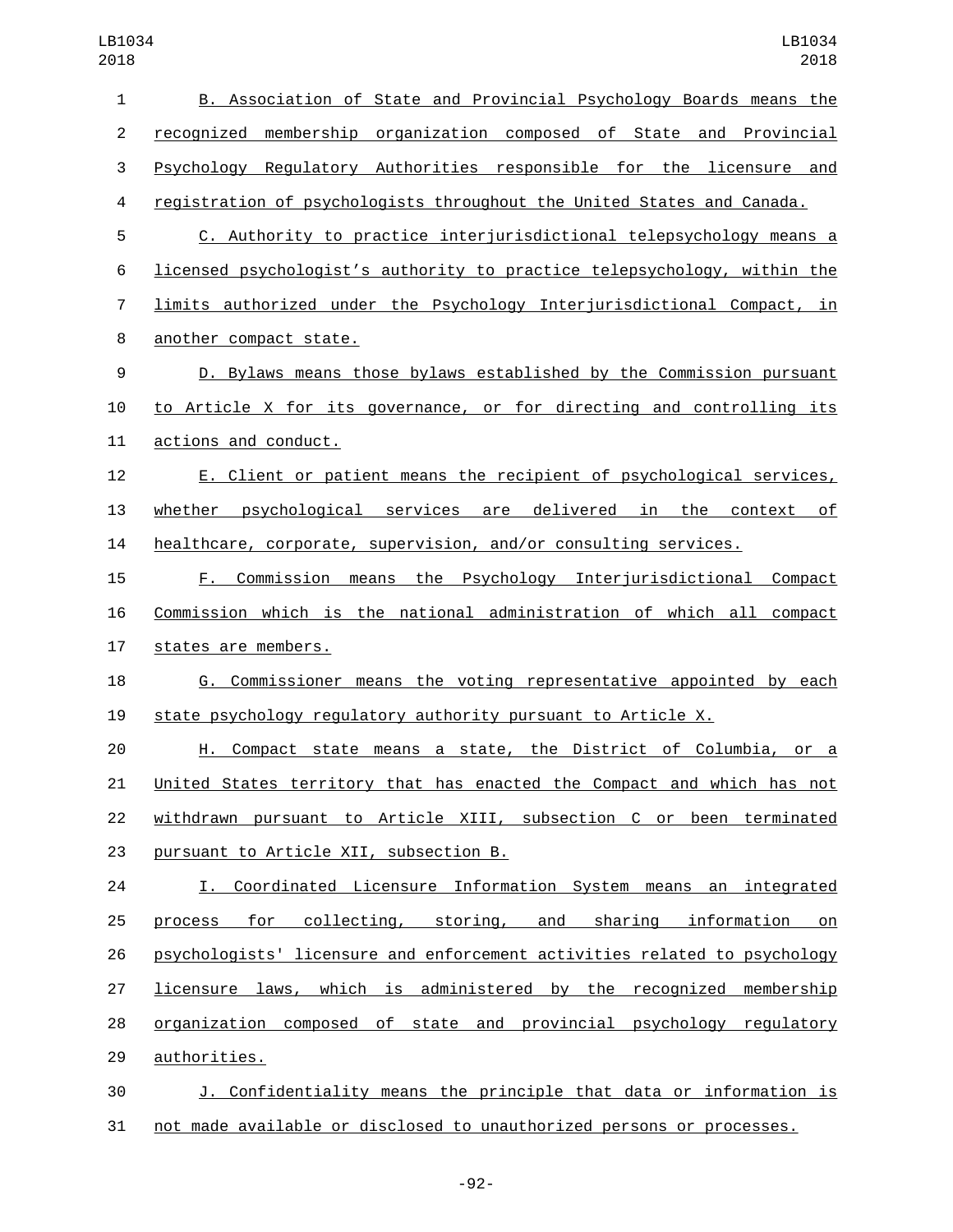B. Association of State and Provincial Psychology Boards means the recognized membership organization composed of State and Provincial Psychology Regulatory Authorities responsible for the licensure and registration of psychologists throughout the United States and Canada.

C. Authority to practice interjurisdictional telepsychology means a licensed psychologist's authority to practice telepsychology, within the limits authorized under the Psychology Interjurisdictional Compact, in another compact state.

D. Bylaws means those bylaws established by the Commission pursuant to Article X for its governance, or for directing and controlling its actions and conduct.

E. Client or patient means the recipient of psychological services, whether psychological services are delivered in the context of healthcare, corporate, supervision, and/or consulting services.

F. Commission means the Psychology Interjurisdictional Compact Commission which is the national administration of which all compact states are members.

G. Commissioner means the voting representative appointed by each state psychology regulatory authority pursuant to Article X.

H. Compact state means a state, the District of Columbia, or a United States territory that has enacted the Compact and which has not withdrawn pursuant to Article XIII, subsection C or been terminated pursuant to Article XII, subsection B.

I. Coordinated Licensure Information System means an integrated process for collecting, storing, and sharing information on psychologists' licensure and enforcement activities related to psychology licensure laws, which is administered by the recognized membership organization composed of state and provincial psychology regulatory authorities.

J. Confidentiality means the principle that data or information is not made available or disclosed to unauthorized persons or processes.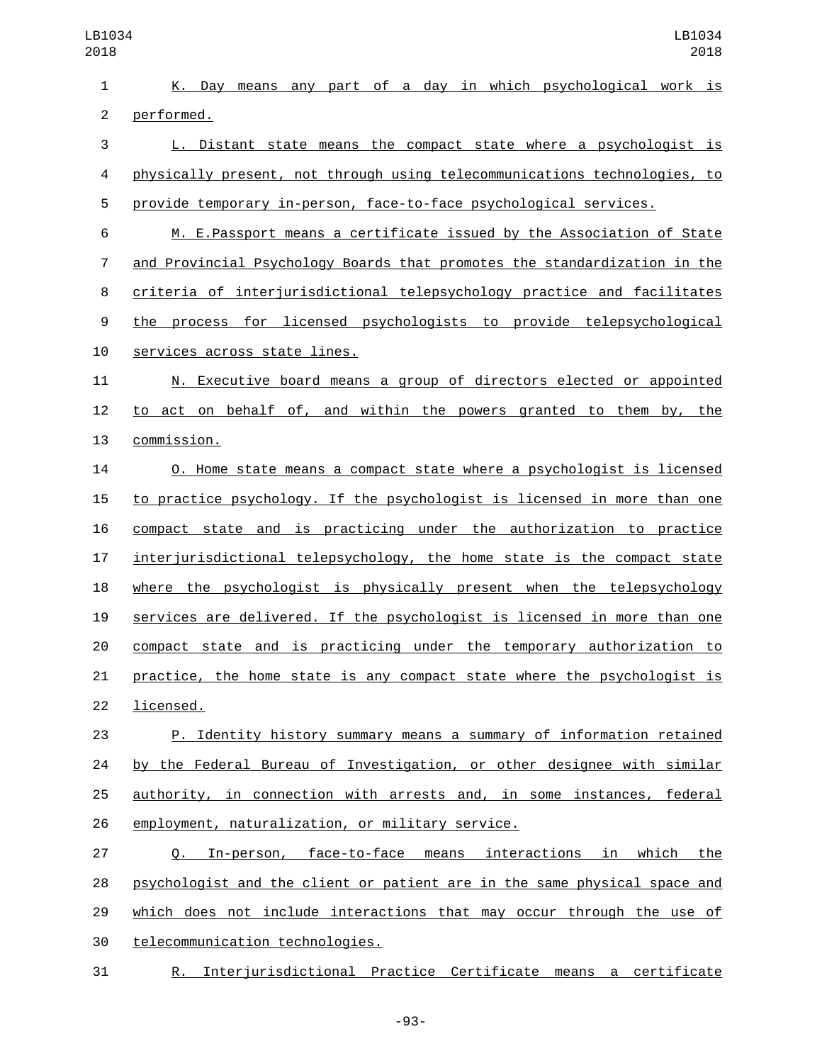K. Day means any part of a day in which psychological work is performed.

L. Distant state means the compact state where a psychologist is physically present, not through using telecommunications technologies, to provide temporary in-person, face-to-face psychological services.

M. E.Passport means a certificate issued by the Association of State and Provincial Psychology Boards that promotes the standardization in the criteria of interjurisdictional telepsychology practice and facilitates the process for licensed psychologists to provide telepsychological services across state lines.

N. Executive board means a group of directors elected or appointed to act on behalf of, and within the powers granted to them by, the commission.

O. Home state means a compact state where a psychologist is licensed to practice psychology. If the psychologist is licensed in more than one compact state and is practicing under the authorization to practice interjurisdictional telepsychology, the home state is the compact state where the psychologist is physically present when the telepsychology services are delivered. If the psychologist is licensed in more than one compact state and is practicing under the temporary authorization to practice, the home state is any compact state where the psychologist is licensed.

P. Identity history summary means a summary of information retained by the Federal Bureau of Investigation, or other designee with similar authority, in connection with arrests and, in some instances, federal employment, naturalization, or military service.

Q. In-person, face-to-face means interactions in which the psychologist and the client or patient are in the same physical space and which does not include interactions that may occur through the use of telecommunication technologies.

R. Interjurisdictional Practice Certificate means a certificate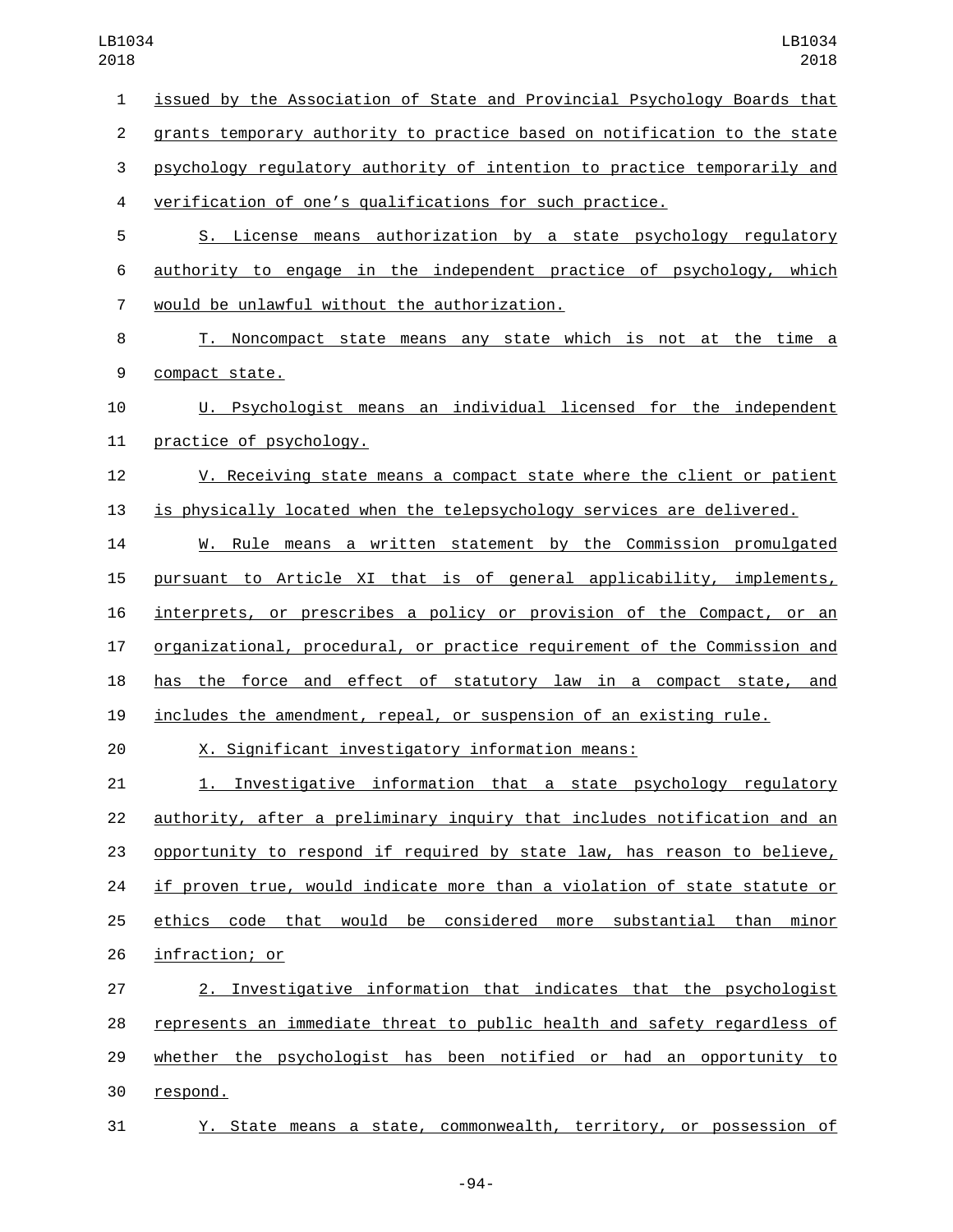issued by the Association of State and Provincial Psychology Boards that grants temporary authority to practice based on notification to the state psychology regulatory authority of intention to practice temporarily and verification of one's qualifications for such practice.

S. License means authorization by a state psychology regulatory authority to engage in the independent practice of psychology, which would be unlawful without the authorization.

T. Noncompact state means any state which is not at the time a compact state.

U. Psychologist means an individual licensed for the independent practice of psychology.

V. Receiving state means a compact state where the client or patient is physically located when the telepsychology services are delivered.

W. Rule means a written statement by the Commission promulgated pursuant to Article XI that is of general applicability, implements, interprets, or prescribes a policy or provision of the Compact, or an organizational, procedural, or practice requirement of the Commission and has the force and effect of statutory law in a compact state, and includes the amendment, repeal, or suspension of an existing rule.

X. Significant investigatory information means:

1. Investigative information that a state psychology regulatory authority, after a preliminary inquiry that includes notification and an opportunity to respond if required by state law, has reason to believe, if proven true, would indicate more than a violation of state statute or ethics code that would be considered more substantial than minor infraction; or

2. Investigative information that indicates that the psychologist represents an immediate threat to public health and safety regardless of whether the psychologist has been notified or had an opportunity to respond.

Y. State means a state, commonwealth, territory, or possession of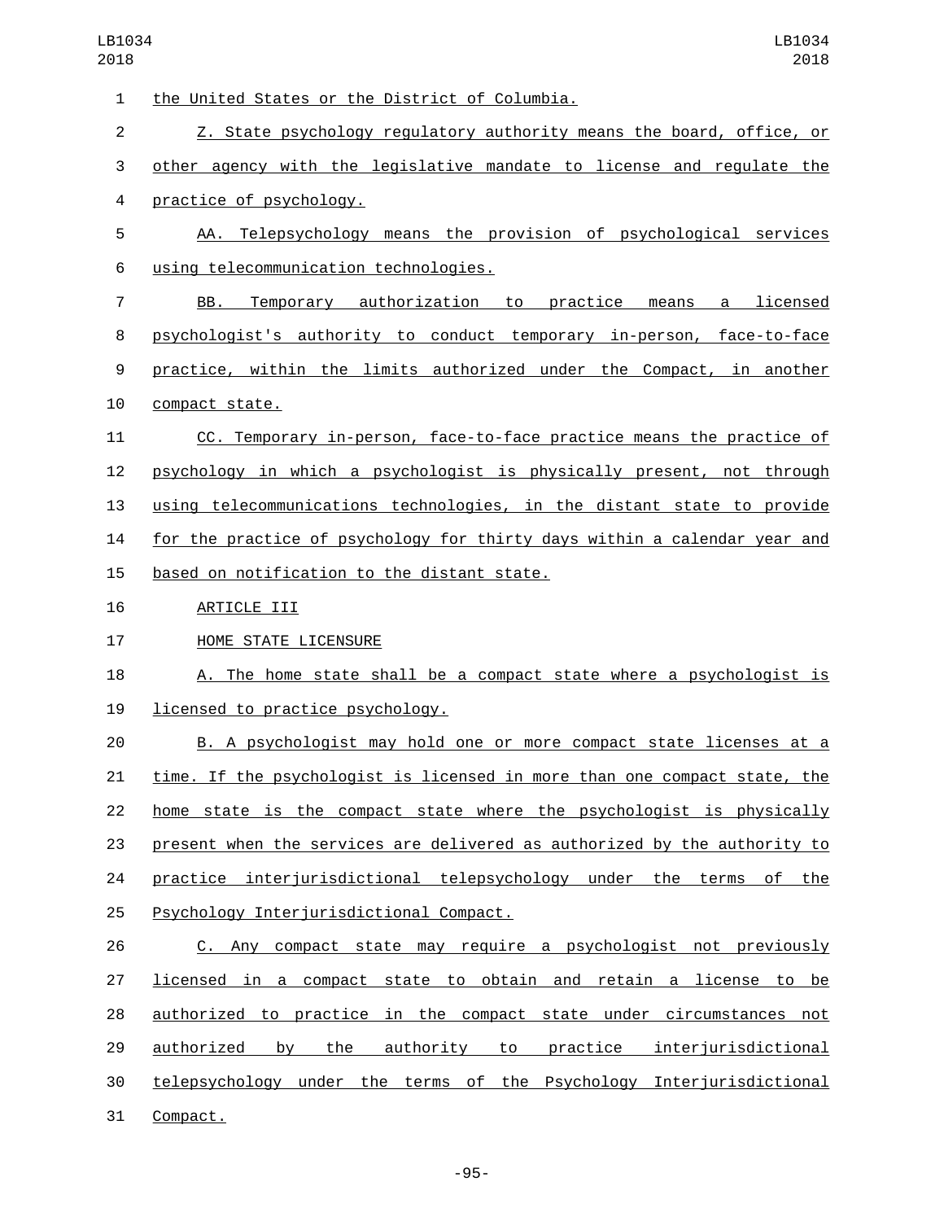the United States or the District of Columbia.

Z. State psychology regulatory authority means the board, office, or other agency with the legislative mandate to license and regulate the practice of psychology.

AA. Telepsychology means the provision of psychological services using telecommunication technologies.

BB. Temporary authorization to practice means a licensed psychologist's authority to conduct temporary in-person, face-to-face practice, within the limits authorized under the Compact, in another compact state.

CC. Temporary in-person, face-to-face practice means the practice of psychology in which a psychologist is physically present, not through using telecommunications technologies, in the distant state to provide for the practice of psychology for thirty days within a calendar year and based on notification to the distant state.

ARTICLE III

HOME STATE LICENSURE

A. The home state shall be a compact state where a psychologist is licensed to practice psychology.

B. A psychologist may hold one or more compact state licenses at a time. If the psychologist is licensed in more than one compact state, the home state is the compact state where the psychologist is physically present when the services are delivered as authorized by the authority to practice interjurisdictional telepsychology under the terms of the Psychology Interjurisdictional Compact.

C. Any compact state may require a psychologist not previously licensed in a compact state to obtain and retain a license to be authorized to practice in the compact state under circumstances not authorized by the authority to practice interjurisdictional telepsychology under the terms of the Psychology Interjurisdictional Compact.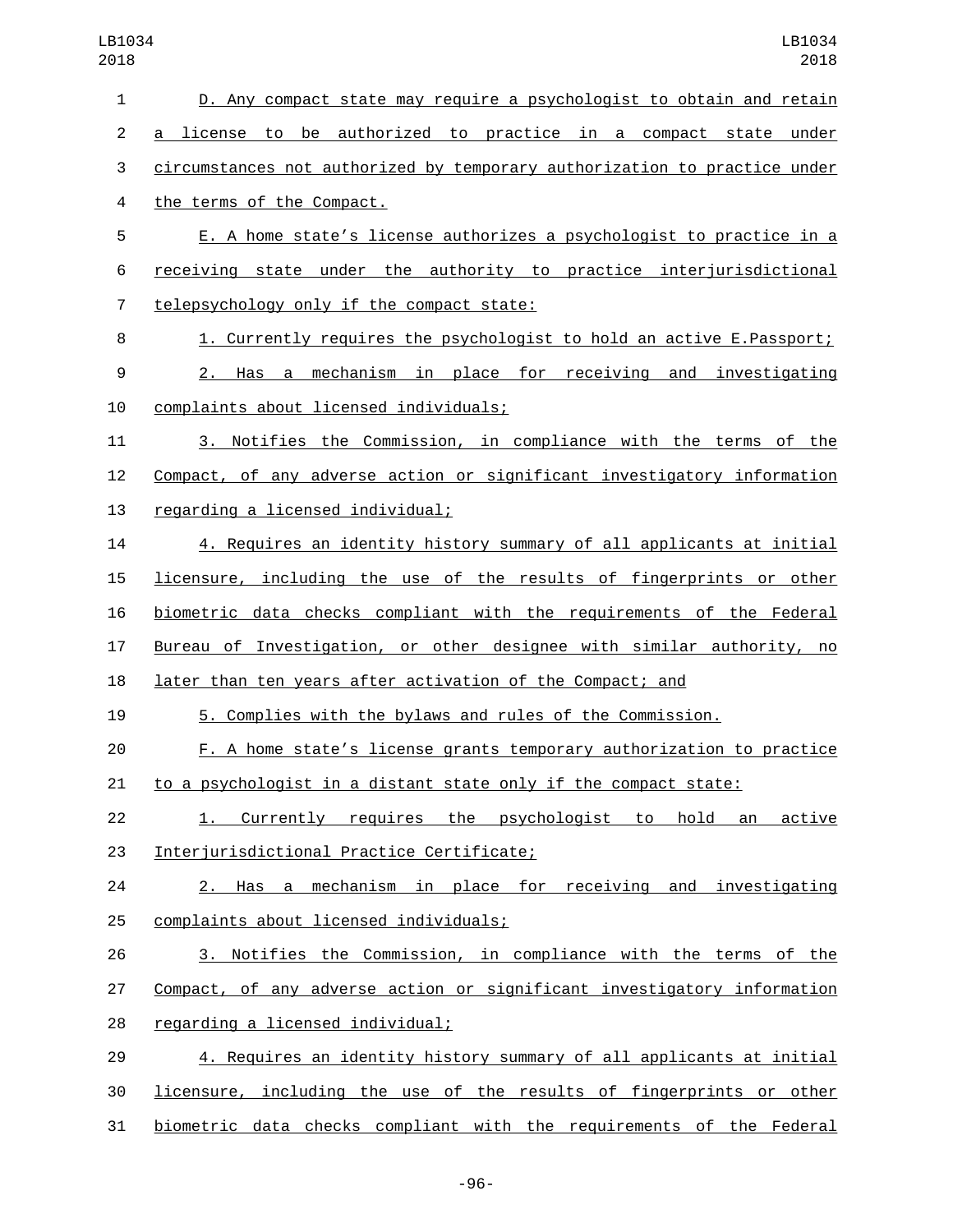D. Any compact state may require a psychologist to obtain and retain a license to be authorized to practice in a compact state under circumstances not authorized by temporary authorization to practice under the terms of the Compact.

E. A home state's license authorizes a psychologist to practice in a receiving state under the authority to practice interjurisdictional telepsychology only if the compact state:

1. Currently requires the psychologist to hold an active E.Passport;

2. Has a mechanism in place for receiving and investigating complaints about licensed individuals;

3. Notifies the Commission, in compliance with the terms of the Compact, of any adverse action or significant investigatory information regarding a licensed individual;

4. Requires an identity history summary of all applicants at initial licensure, including the use of the results of fingerprints or other biometric data checks compliant with the requirements of the Federal Bureau of Investigation, or other designee with similar authority, no later than ten years after activation of the Compact; and

5. Complies with the bylaws and rules of the Commission.

F. A home state's license grants temporary authorization to practice to a psychologist in a distant state only if the compact state:

1. Currently requires the psychologist to hold an active Interjurisdictional Practice Certificate;

2. Has a mechanism in place for receiving and investigating complaints about licensed individuals;

3. Notifies the Commission, in compliance with the terms of the Compact, of any adverse action or significant investigatory information regarding a licensed individual;

4. Requires an identity history summary of all applicants at initial licensure, including the use of the results of fingerprints or other biometric data checks compliant with the requirements of the Federal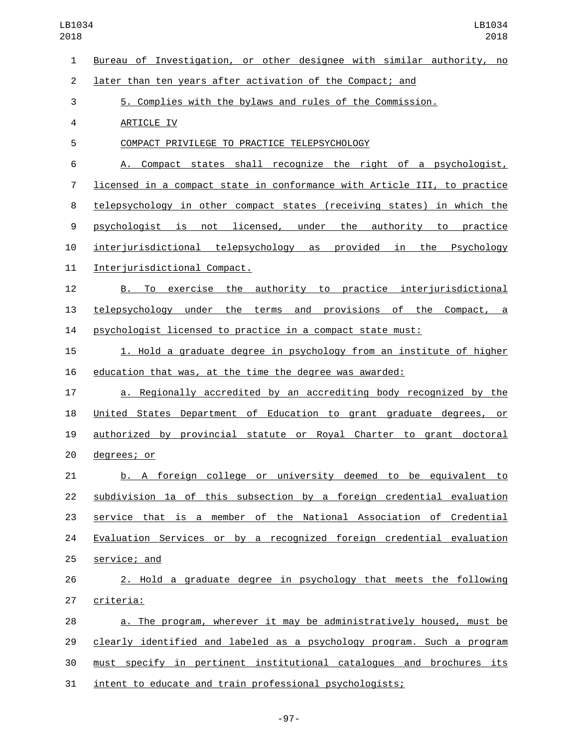Bureau of Investigation, or other designee with similar authority, no later than ten years after activation of the Compact; and

5. Complies with the bylaws and rules of the Commission.

ARTICLE IV

COMPACT PRIVILEGE TO PRACTICE TELEPSYCHOLOGY

A. Compact states shall recognize the right of a psychologist, licensed in a compact state in conformance with Article III, to practice telepsychology in other compact states (receiving states) in which the psychologist is not licensed, under the authority to practice interjurisdictional telepsychology as provided in the Psychology Interjurisdictional Compact.

B. To exercise the authority to practice interjurisdictional telepsychology under the terms and provisions of the Compact, a psychologist licensed to practice in a compact state must:

1. Hold a graduate degree in psychology from an institute of higher education that was, at the time the degree was awarded:

a. Regionally accredited by an accrediting body recognized by the United States Department of Education to grant graduate degrees, or authorized by provincial statute or Royal Charter to grant doctoral degrees; or

b. A foreign college or university deemed to be equivalent to subdivision 1a of this subsection by a foreign credential evaluation service that is a member of the National Association of Credential Evaluation Services or by a recognized foreign credential evaluation service; and

2. Hold a graduate degree in psychology that meets the following criteria:

a. The program, wherever it may be administratively housed, must be clearly identified and labeled as a psychology program. Such a program must specify in pertinent institutional catalogues and brochures its intent to educate and train professional psychologists;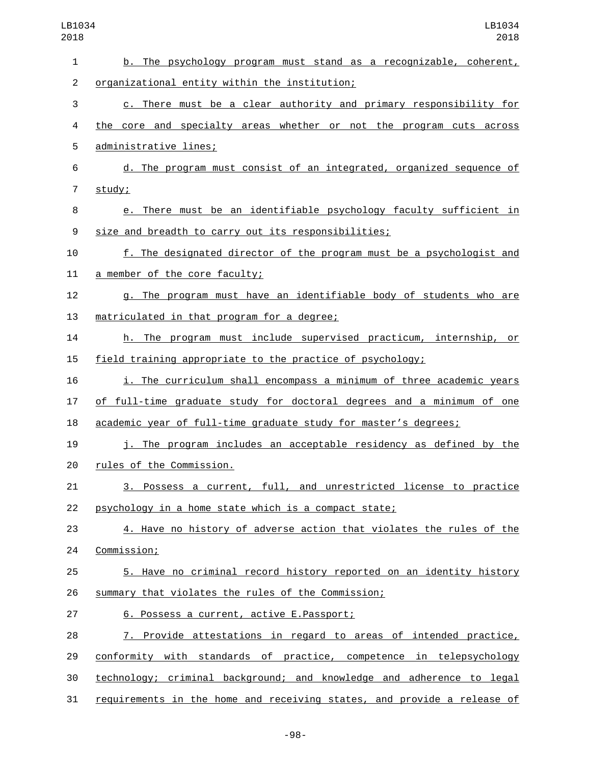b. The psychology program must stand as a recognizable, coherent, organizational entity within the institution;

c. There must be a clear authority and primary responsibility for the core and specialty areas whether or not the program cuts across administrative lines;

d. The program must consist of an integrated, organized sequence of study;

e. There must be an identifiable psychology faculty sufficient in size and breadth to carry out its responsibilities;

f. The designated director of the program must be a psychologist and a member of the core faculty;

g. The program must have an identifiable body of students who are matriculated in that program for a degree;

h. The program must include supervised practicum, internship, or field training appropriate to the practice of psychology;

i. The curriculum shall encompass a minimum of three academic years of full-time graduate study for doctoral degrees and a minimum of one academic year of full-time graduate study for master's degrees;

j. The program includes an acceptable residency as defined by the rules of the Commission.

3. Possess a current, full, and unrestricted license to practice psychology in a home state which is a compact state;

4. Have no history of adverse action that violates the rules of the Commission;

5. Have no criminal record history reported on an identity history summary that violates the rules of the Commission;

6. Possess a current, active E.Passport;

7. Provide attestations in regard to areas of intended practice, conformity with standards of practice, competence in telepsychology technology; criminal background; and knowledge and adherence to legal requirements in the home and receiving states, and provide a release of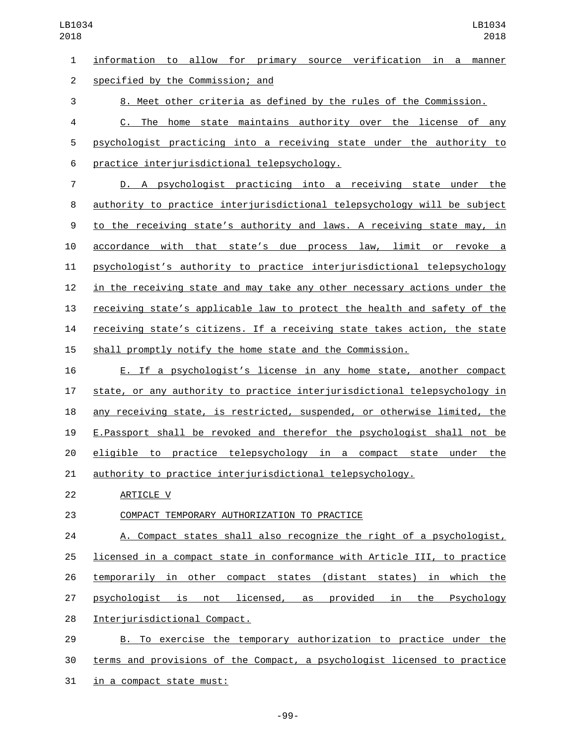information to allow for primary source verification in a manner specified by the Commission; and

8. Meet other criteria as defined by the rules of the Commission.

C. The home state maintains authority over the license of any psychologist practicing into a receiving state under the authority to practice interjurisdictional telepsychology.

D. A psychologist practicing into a receiving state under the authority to practice interjurisdictional telepsychology will be subject to the receiving state's authority and laws. A receiving state may, in accordance with that state's due process law, limit or revoke a psychologist's authority to practice interjurisdictional telepsychology in the receiving state and may take any other necessary actions under the receiving state's applicable law to protect the health and safety of the receiving state's citizens. If a receiving state takes action, the state shall promptly notify the home state and the Commission.

E. If a psychologist's license in any home state, another compact state, or any authority to practice interjurisdictional telepsychology in any receiving state, is restricted, suspended, or otherwise limited, the E.Passport shall be revoked and therefor the psychologist shall not be eligible to practice telepsychology in a compact state under the authority to practice interjurisdictional telepsychology.

ARTICLE V

COMPACT TEMPORARY AUTHORIZATION TO PRACTICE

A. Compact states shall also recognize the right of a psychologist, licensed in a compact state in conformance with Article III, to practice temporarily in other compact states (distant states) in which the psychologist is not licensed, as provided in the Psychology Interjurisdictional Compact.

B. To exercise the temporary authorization to practice under the terms and provisions of the Compact, a psychologist licensed to practice in a compact state must: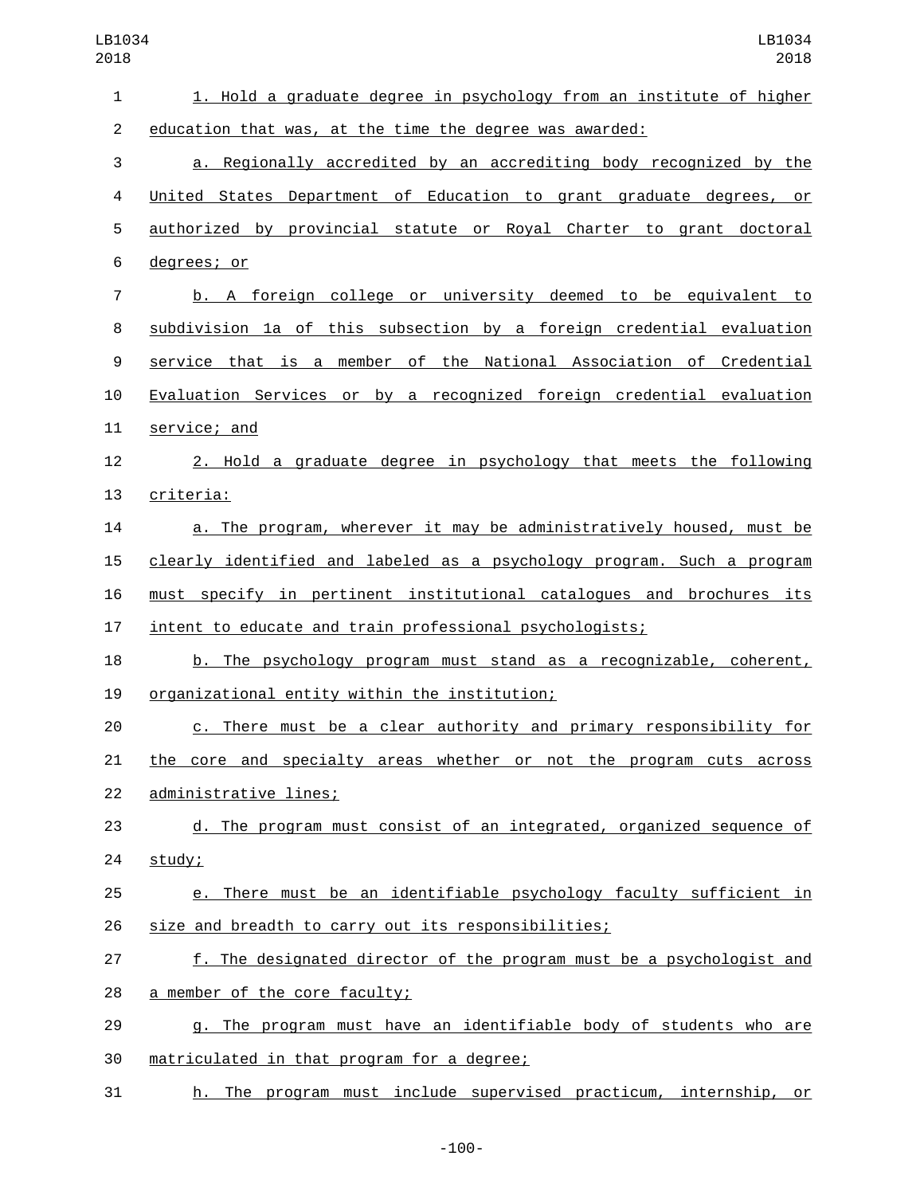1. Hold a graduate degree in psychology from an institute of higher education that was, at the time the degree was awarded:

a. Regionally accredited by an accrediting body recognized by the United States Department of Education to grant graduate degrees, or authorized by provincial statute or Royal Charter to grant doctoral degrees; or

b. A foreign college or university deemed to be equivalent to subdivision 1a of this subsection by a foreign credential evaluation service that is a member of the National Association of Credential Evaluation Services or by a recognized foreign credential evaluation service; and

2. Hold a graduate degree in psychology that meets the following criteria:

a. The program, wherever it may be administratively housed, must be clearly identified and labeled as a psychology program. Such a program must specify in pertinent institutional catalogues and brochures its intent to educate and train professional psychologists;

b. The psychology program must stand as a recognizable, coherent, organizational entity within the institution;

c. There must be a clear authority and primary responsibility for the core and specialty areas whether or not the program cuts across administrative lines;

d. The program must consist of an integrated, organized sequence of study;

e. There must be an identifiable psychology faculty sufficient in size and breadth to carry out its responsibilities;

f. The designated director of the program must be a psychologist and a member of the core faculty;

g. The program must have an identifiable body of students who are matriculated in that program for a degree;

h. The program must include supervised practicum, internship, or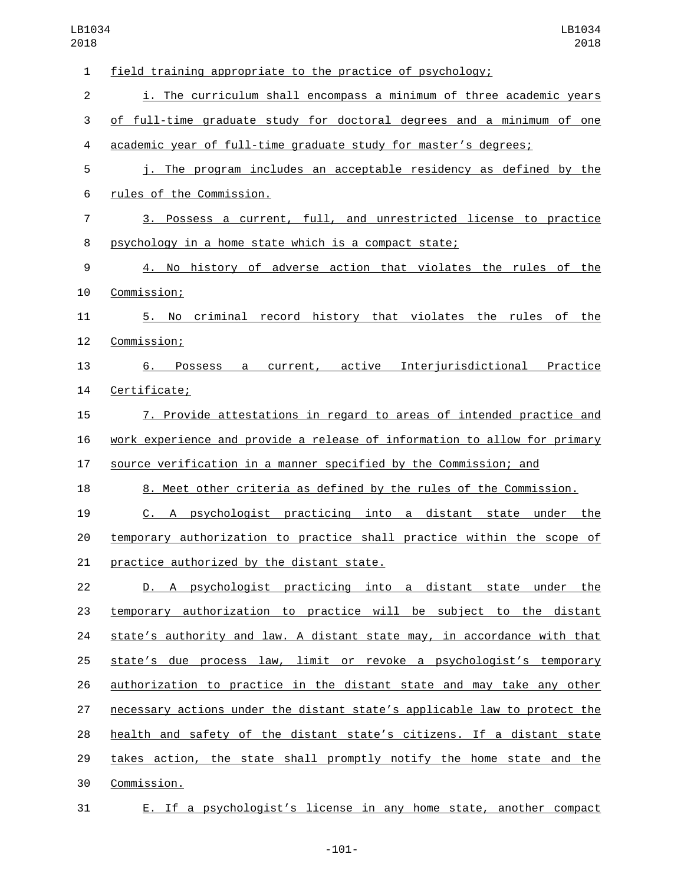field training appropriate to the practice of psychology;

i. The curriculum shall encompass a minimum of three academic years of full-time graduate study for doctoral degrees and a minimum of one academic year of full-time graduate study for master's degrees;

j. The program includes an acceptable residency as defined by the rules of the Commission.

3. Possess a current, full, and unrestricted license to practice psychology in a home state which is a compact state;

4. No history of adverse action that violates the rules of the Commission;

5. No criminal record history that violates the rules of the Commission;

6. Possess a current, active Interjurisdictional Practice Certificate;

7. Provide attestations in regard to areas of intended practice and work experience and provide a release of information to allow for primary source verification in a manner specified by the Commission; and

8. Meet other criteria as defined by the rules of the Commission.

C. A psychologist practicing into a distant state under the temporary authorization to practice shall practice within the scope of practice authorized by the distant state.

D. A psychologist practicing into a distant state under the temporary authorization to practice will be subject to the distant state's authority and law. A distant state may, in accordance with that state's due process law, limit or revoke a psychologist's temporary authorization to practice in the distant state and may take any other necessary actions under the distant state's applicable law to protect the health and safety of the distant state's citizens. If a distant state takes action, the state shall promptly notify the home state and the Commission.

E. If a psychologist's license in any home state, another compact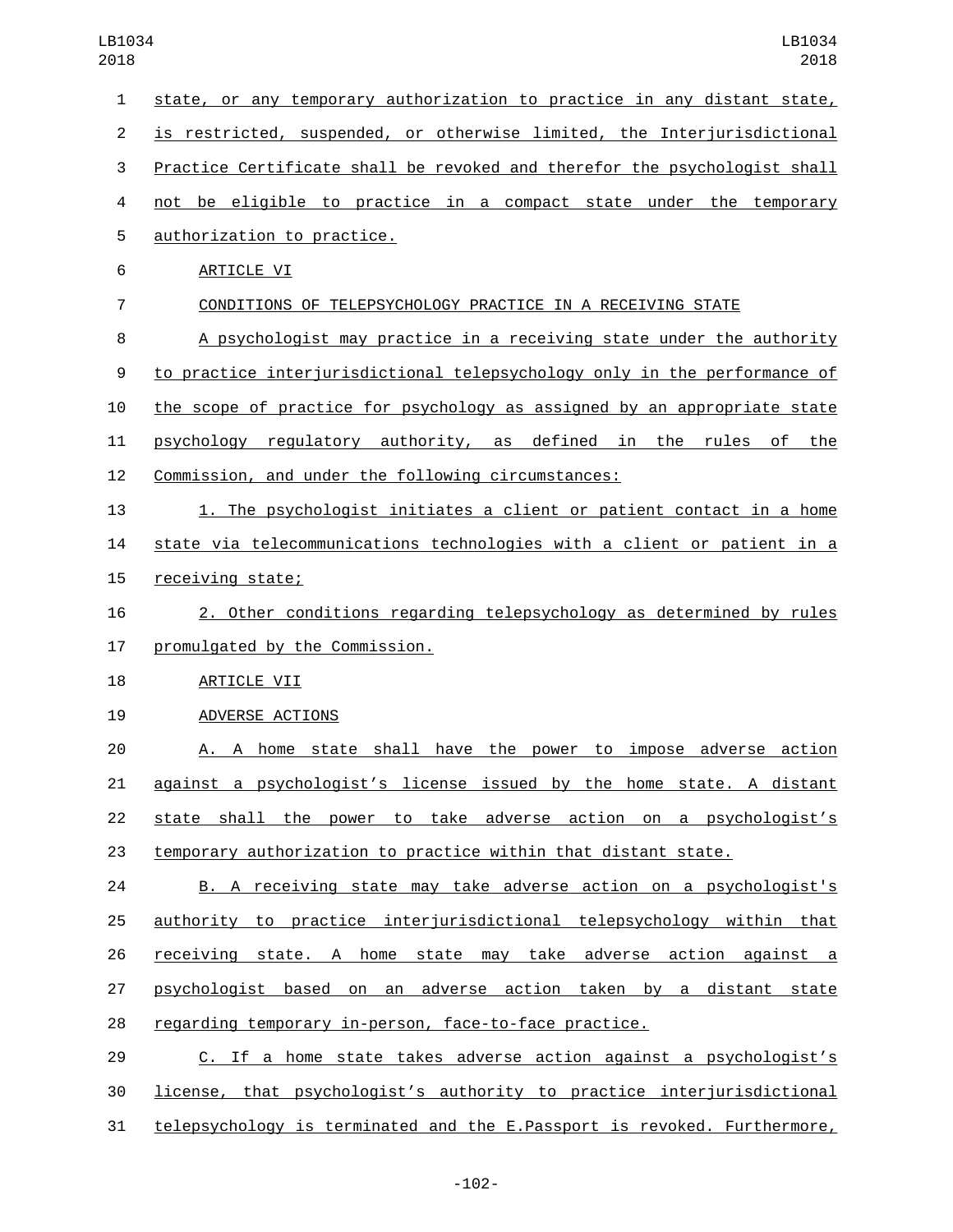state, or any temporary authorization to practice in any distant state, is restricted, suspended, or otherwise limited, the Interjurisdictional Practice Certificate shall be revoked and therefor the psychologist shall not be eligible to practice in a compact state under the temporary authorization to practice.

ARTICLE VI

CONDITIONS OF TELEPSYCHOLOGY PRACTICE IN A RECEIVING STATE

A psychologist may practice in a receiving state under the authority to practice interjurisdictional telepsychology only in the performance of the scope of practice for psychology as assigned by an appropriate state psychology regulatory authority, as defined in the rules of the Commission, and under the following circumstances:

1. The psychologist initiates a client or patient contact in a home state via telecommunications technologies with a client or patient in a receiving state;

2. Other conditions regarding telepsychology as determined by rules promulgated by the Commission.

ARTICLE VII

ADVERSE ACTIONS

A. A home state shall have the power to impose adverse action against a psychologist's license issued by the home state. A distant state shall the power to take adverse action on a psychologist's temporary authorization to practice within that distant state.

B. A receiving state may take adverse action on a psychologist's authority to practice interjurisdictional telepsychology within that receiving state. A home state may take adverse action against a psychologist based on an adverse action taken by a distant state regarding temporary in-person, face-to-face practice.

C. If a home state takes adverse action against a psychologist's license, that psychologist's authority to practice interjurisdictional telepsychology is terminated and the E.Passport is revoked. Furthermore,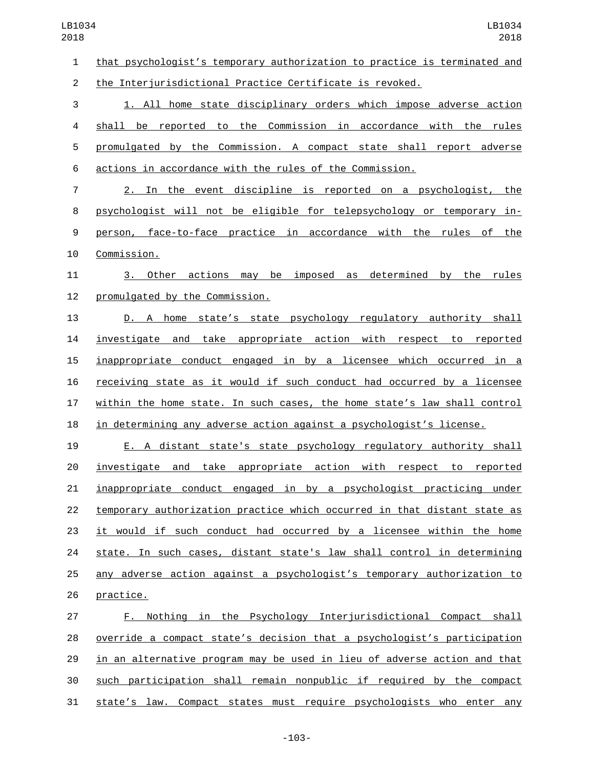that psychologist's temporary authorization to practice is terminated and the Interjurisdictional Practice Certificate is revoked.

1. All home state disciplinary orders which impose adverse action shall be reported to the Commission in accordance with the rules promulgated by the Commission. A compact state shall report adverse actions in accordance with the rules of the Commission.

2. In the event discipline is reported on a psychologist, the psychologist will not be eligible for telepsychology or temporary in-person, face-to-face practice in accordance with the rules of the Commission.

3. Other actions may be imposed as determined by the rules promulgated by the Commission.

D. A home state's state psychology regulatory authority shall investigate and take appropriate action with respect to reported inappropriate conduct engaged in by a licensee which occurred in a receiving state as it would if such conduct had occurred by a licensee within the home state. In such cases, the home state's law shall control in determining any adverse action against a psychologist's license.

E. A distant state's state psychology regulatory authority shall investigate and take appropriate action with respect to reported inappropriate conduct engaged in by a psychologist practicing under temporary authorization practice which occurred in that distant state as it would if such conduct had occurred by a licensee within the home state. In such cases, distant state's law shall control in determining any adverse action against a psychologist's temporary authorization to practice.

F. Nothing in the Psychology Interjurisdictional Compact shall override a compact state's decision that a psychologist's participation in an alternative program may be used in lieu of adverse action and that such participation shall remain nonpublic if required by the compact state's law. Compact states must require psychologists who enter any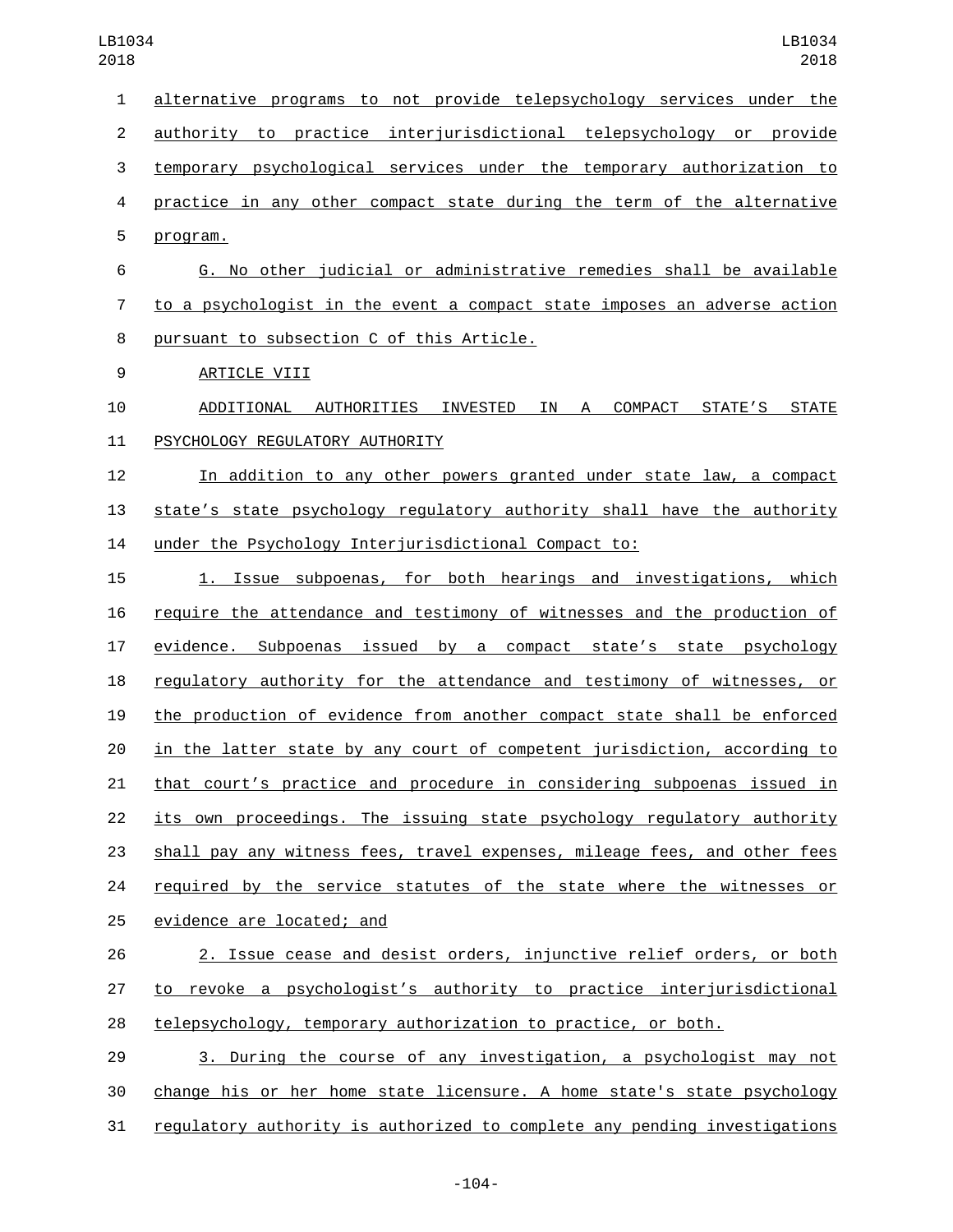alternative programs to not provide telepsychology services under the authority to practice interjurisdictional telepsychology or provide temporary psychological services under the temporary authorization to practice in any other compact state during the term of the alternative program.

G. No other judicial or administrative remedies shall be available to a psychologist in the event a compact state imposes an adverse action pursuant to subsection C of this Article.

ARTICLE VIII

ADDITIONAL AUTHORITIES INVESTED IN A COMPACT STATE’S STATE PSYCHOLOGY REGULATORY AUTHORITY

In addition to any other powers granted under state law, a compact state’s state psychology regulatory authority shall have the authority under the Psychology Interjurisdictional Compact to:

1. Issue subpoenas, for both hearings and investigations, which require the attendance and testimony of witnesses and the production of evidence. Subpoenas issued by a compact state’s state psychology regulatory authority for the attendance and testimony of witnesses, or the production of evidence from another compact state shall be enforced in the latter state by any court of competent jurisdiction, according to that court’s practice and procedure in considering subpoenas issued in its own proceedings. The issuing state psychology regulatory authority shall pay any witness fees, travel expenses, mileage fees, and other fees required by the service statutes of the state where the witnesses or evidence are located; and

2. Issue cease and desist orders, injunctive relief orders, or both to revoke a psychologist’s authority to practice interjurisdictional telepsychology, temporary authorization to practice, or both.

3. During the course of any investigation, a psychologist may not change his or her home state licensure. A home state's state psychology regulatory authority is authorized to complete any pending investigations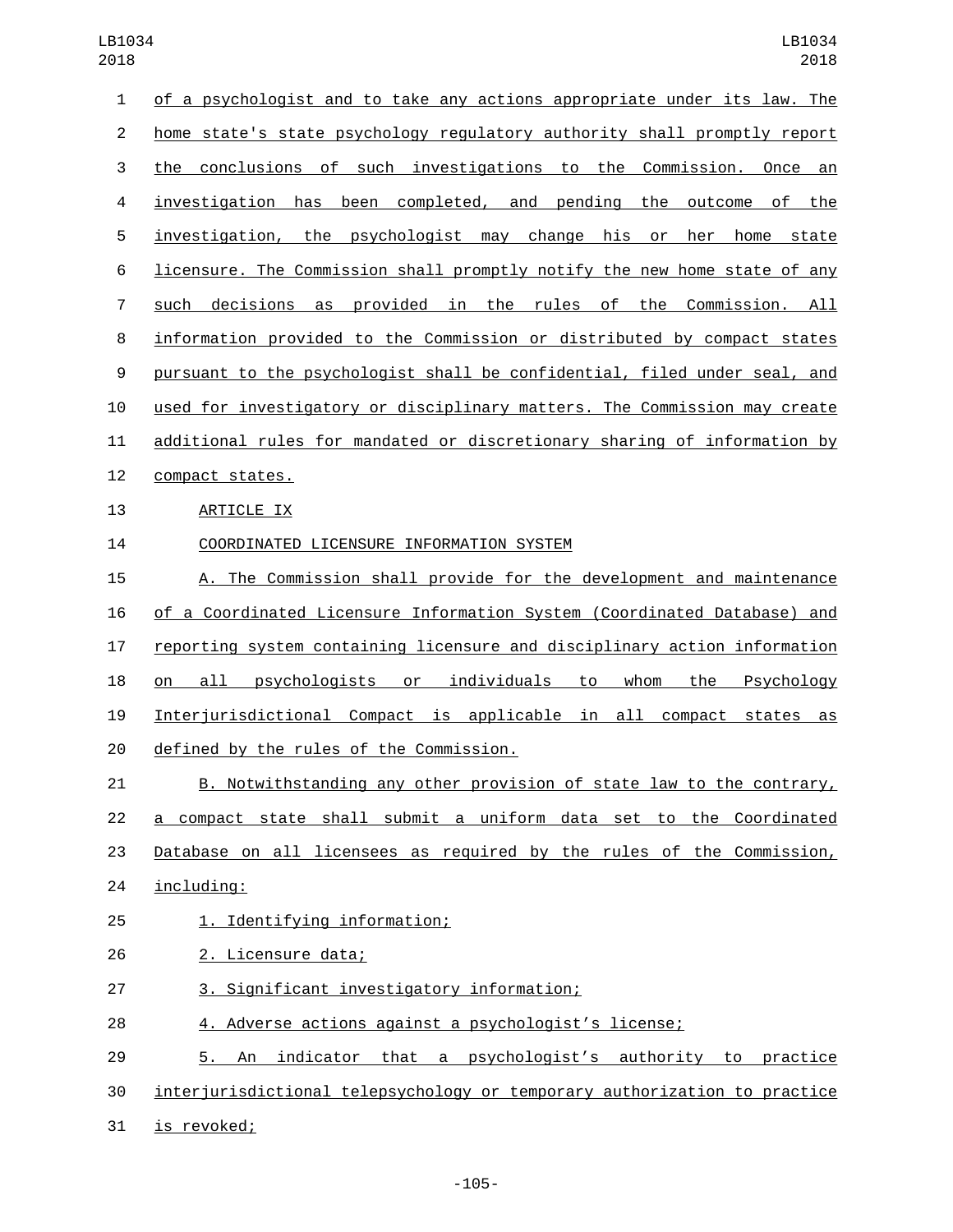of a psychologist and to take any actions appropriate under its law. The home state's state psychology regulatory authority shall promptly report the conclusions of such investigations to the Commission. Once an investigation has been completed, and pending the outcome of the investigation, the psychologist may change his or her home state licensure. The Commission shall promptly notify the new home state of any such decisions as provided in the rules of the Commission. All information provided to the Commission or distributed by compact states pursuant to the psychologist shall be confidential, filed under seal, and used for investigatory or disciplinary matters. The Commission may create additional rules for mandated or discretionary sharing of information by compact states.

ARTICLE IX

COORDINATED LICENSURE INFORMATION SYSTEM

A. The Commission shall provide for the development and maintenance of a Coordinated Licensure Information System (Coordinated Database) and reporting system containing licensure and disciplinary action information on all psychologists or individuals to whom the Psychology Interjurisdictional Compact is applicable in all compact states as defined by the rules of the Commission.

B. Notwithstanding any other provision of state law to the contrary, a compact state shall submit a uniform data set to the Coordinated Database on all licensees as required by the rules of the Commission, including:

1. Identifying information;

2. Licensure data;

3. Significant investigatory information;

4. Adverse actions against a psychologist's license;

5. An indicator that a psychologist's authority to practice interjurisdictional telepsychology or temporary authorization to practice is revoked;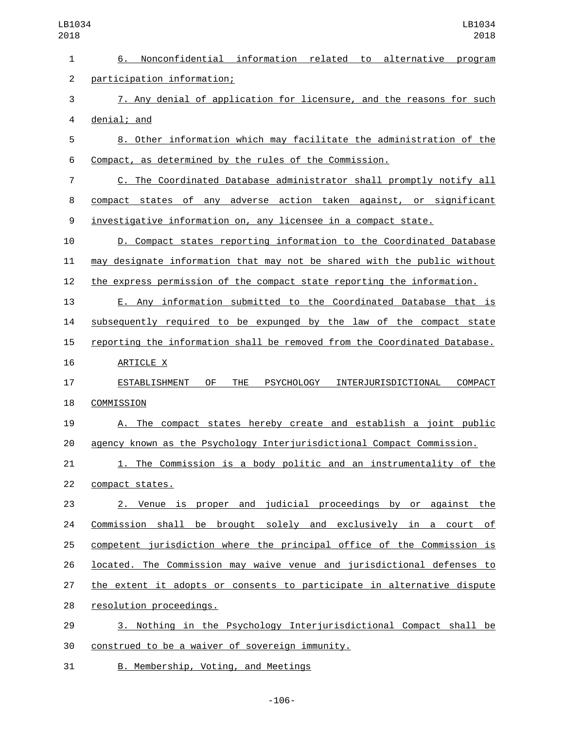6. Nonconfidential information related to alternative program participation information;

7. Any denial of application for licensure, and the reasons for such denial; and

8. Other information which may facilitate the administration of the Compact, as determined by the rules of the Commission.

C. The Coordinated Database administrator shall promptly notify all compact states of any adverse action taken against, or significant investigative information on, any licensee in a compact state.

D. Compact states reporting information to the Coordinated Database may designate information that may not be shared with the public without the express permission of the compact state reporting the information.

E. Any information submitted to the Coordinated Database that is subsequently required to be expunged by the law of the compact state reporting the information shall be removed from the Coordinated Database.

ARTICLE X

ESTABLISHMENT OF THE PSYCHOLOGY INTERJURISDICTIONAL COMPACT COMMISSION

A. The compact states hereby create and establish a joint public agency known as the Psychology Interjurisdictional Compact Commission.

1. The Commission is a body politic and an instrumentality of the compact states.

2. Venue is proper and judicial proceedings by or against the Commission shall be brought solely and exclusively in a court of competent jurisdiction where the principal office of the Commission is located. The Commission may waive venue and jurisdictional defenses to the extent it adopts or consents to participate in alternative dispute resolution proceedings.

3. Nothing in the Psychology Interjurisdictional Compact shall be construed to be a waiver of sovereign immunity.

B. Membership, Voting, and Meetings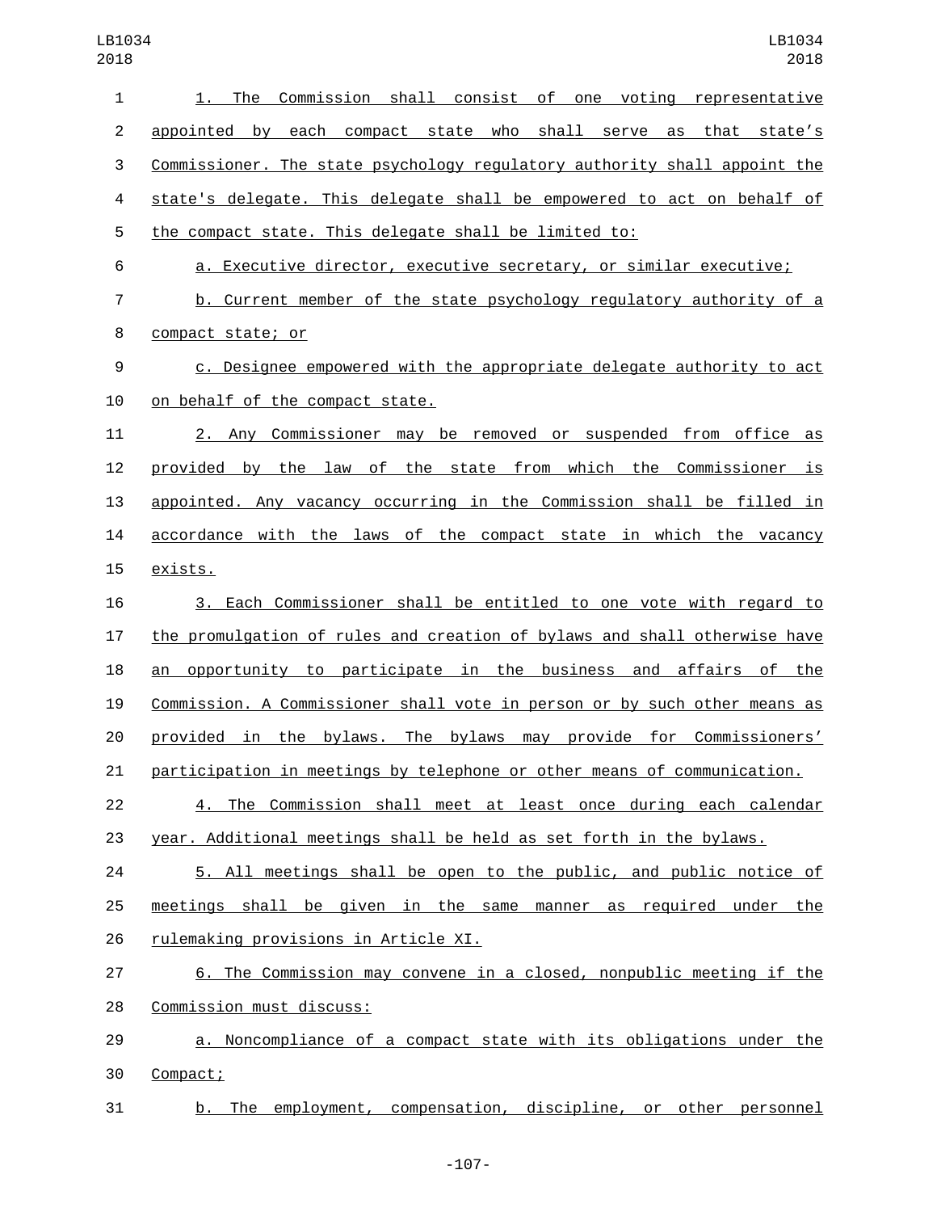1. The Commission shall consist of one voting representative appointed by each compact state who shall serve as that state’s Commissioner. The state psychology regulatory authority shall appoint the state's delegate. This delegate shall be empowered to act on behalf of the compact state. This delegate shall be limited to:

a. Executive director, executive secretary, or similar executive;

b. Current member of the state psychology regulatory authority of a compact state; or

c. Designee empowered with the appropriate delegate authority to act on behalf of the compact state.

2. Any Commissioner may be removed or suspended from office as provided by the law of the state from which the Commissioner is appointed. Any vacancy occurring in the Commission shall be filled in accordance with the laws of the compact state in which the vacancy exists.

3. Each Commissioner shall be entitled to one vote with regard to the promulgation of rules and creation of bylaws and shall otherwise have an opportunity to participate in the business and affairs of the Commission. A Commissioner shall vote in person or by such other means as provided in the bylaws. The bylaws may provide for Commissioners’ participation in meetings by telephone or other means of communication.

4. The Commission shall meet at least once during each calendar year. Additional meetings shall be held as set forth in the bylaws.

5. All meetings shall be open to the public, and public notice of meetings shall be given in the same manner as required under the rulemaking provisions in Article XI.

6. The Commission may convene in a closed, nonpublic meeting if the Commission must discuss:

a. Noncompliance of a compact state with its obligations under the Compact;

b. The employment, compensation, discipline, or other personnel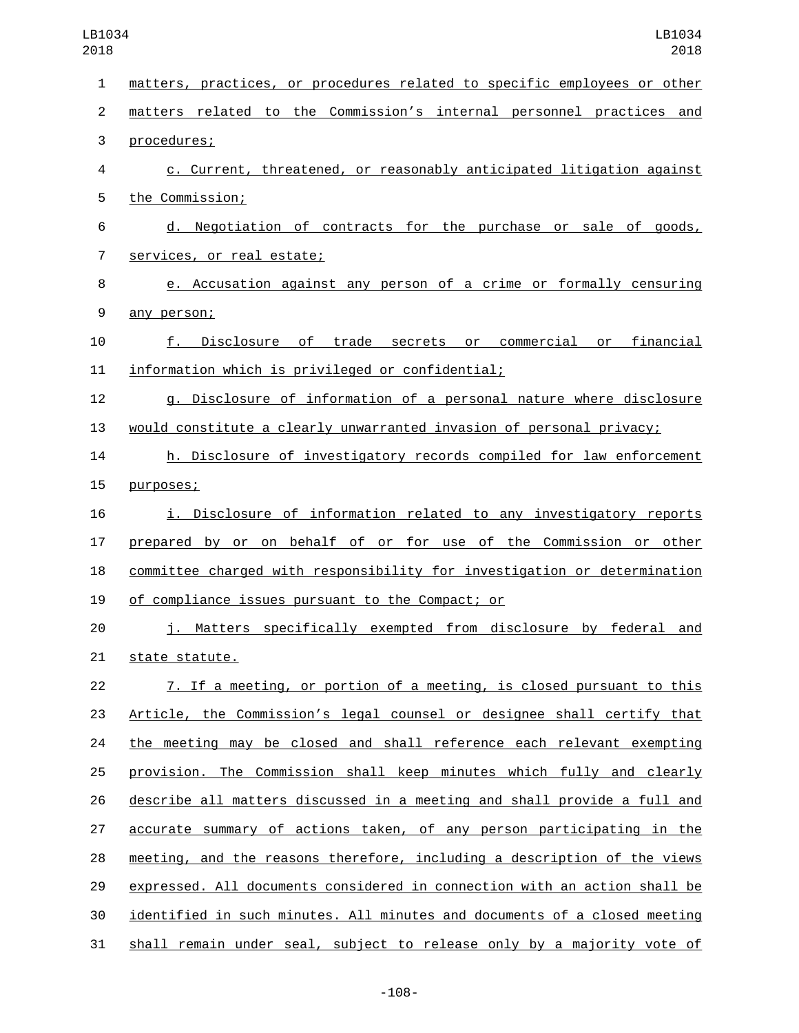matters, practices, or procedures related to specific employees or other matters related to the Commission's internal personnel practices and procedures;

c. Current, threatened, or reasonably anticipated litigation against the Commission;

d. Negotiation of contracts for the purchase or sale of goods, services, or real estate;

e. Accusation against any person of a crime or formally censuring any person;

f. Disclosure of trade secrets or commercial or financial information which is privileged or confidential;

g. Disclosure of information of a personal nature where disclosure would constitute a clearly unwarranted invasion of personal privacy;

h. Disclosure of investigatory records compiled for law enforcement purposes;

i. Disclosure of information related to any investigatory reports prepared by or on behalf of or for use of the Commission or other committee charged with responsibility for investigation or determination of compliance issues pursuant to the Compact; or

j. Matters specifically exempted from disclosure by federal and state statute.

7. If a meeting, or portion of a meeting, is closed pursuant to this Article, the Commission's legal counsel or designee shall certify that the meeting may be closed and shall reference each relevant exempting provision. The Commission shall keep minutes which fully and clearly describe all matters discussed in a meeting and shall provide a full and accurate summary of actions taken, of any person participating in the meeting, and the reasons therefore, including a description of the views expressed. All documents considered in connection with an action shall be identified in such minutes. All minutes and documents of a closed meeting shall remain under seal, subject to release only by a majority vote of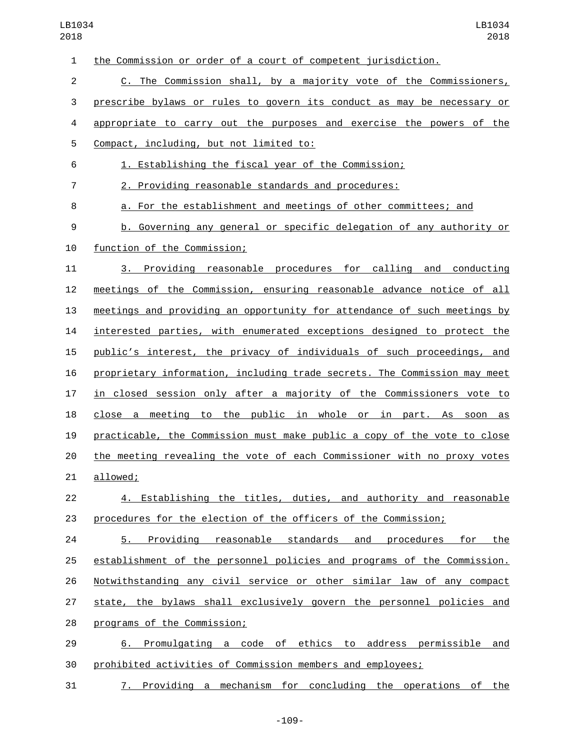the Commission or order of a court of competent jurisdiction.

C. The Commission shall, by a majority vote of the Commissioners, prescribe bylaws or rules to govern its conduct as may be necessary or appropriate to carry out the purposes and exercise the powers of the Compact, including, but not limited to:

1. Establishing the fiscal year of the Commission;

2. Providing reasonable standards and procedures:

a. For the establishment and meetings of other committees; and

b. Governing any general or specific delegation of any authority or function of the Commission;

3. Providing reasonable procedures for calling and conducting meetings of the Commission, ensuring reasonable advance notice of all meetings and providing an opportunity for attendance of such meetings by interested parties, with enumerated exceptions designed to protect the public's interest, the privacy of individuals of such proceedings, and proprietary information, including trade secrets. The Commission may meet in closed session only after a majority of the Commissioners vote to close a meeting to the public in whole or in part. As soon as practicable, the Commission must make public a copy of the vote to close the meeting revealing the vote of each Commissioner with no proxy votes allowed;

4. Establishing the titles, duties, and authority and reasonable procedures for the election of the officers of the Commission;

5. Providing reasonable standards and procedures for the establishment of the personnel policies and programs of the Commission. Notwithstanding any civil service or other similar law of any compact state, the bylaws shall exclusively govern the personnel policies and programs of the Commission;

6. Promulgating a code of ethics to address permissible and prohibited activities of Commission members and employees;

7. Providing a mechanism for concluding the operations of the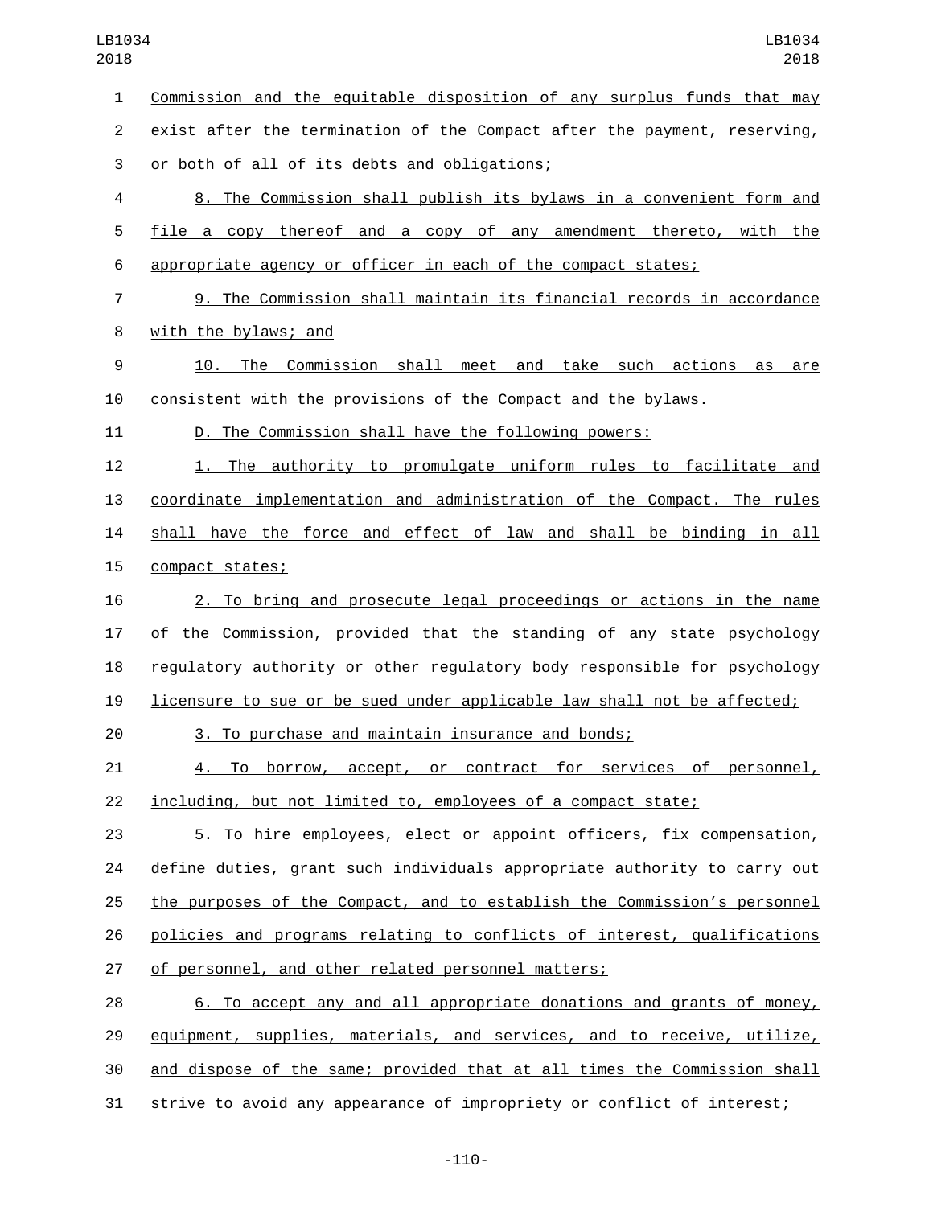Commission and the equitable disposition of any surplus funds that may exist after the termination of the Compact after the payment, reserving, or both of all of its debts and obligations;

8. The Commission shall publish its bylaws in a convenient form and file a copy thereof and a copy of any amendment thereto, with the appropriate agency or officer in each of the compact states;

9. The Commission shall maintain its financial records in accordance with the bylaws; and

10. The Commission shall meet and take such actions as are consistent with the provisions of the Compact and the bylaws.

D. The Commission shall have the following powers:

1. The authority to promulgate uniform rules to facilitate and coordinate implementation and administration of the Compact. The rules shall have the force and effect of law and shall be binding in all compact states;

2. To bring and prosecute legal proceedings or actions in the name of the Commission, provided that the standing of any state psychology regulatory authority or other regulatory body responsible for psychology licensure to sue or be sued under applicable law shall not be affected;

3. To purchase and maintain insurance and bonds;

4. To borrow, accept, or contract for services of personnel, including, but not limited to, employees of a compact state;

5. To hire employees, elect or appoint officers, fix compensation, define duties, grant such individuals appropriate authority to carry out the purposes of the Compact, and to establish the Commission's personnel policies and programs relating to conflicts of interest, qualifications of personnel, and other related personnel matters;

6. To accept any and all appropriate donations and grants of money, equipment, supplies, materials, and services, and to receive, utilize, and dispose of the same; provided that at all times the Commission shall strive to avoid any appearance of impropriety or conflict of interest;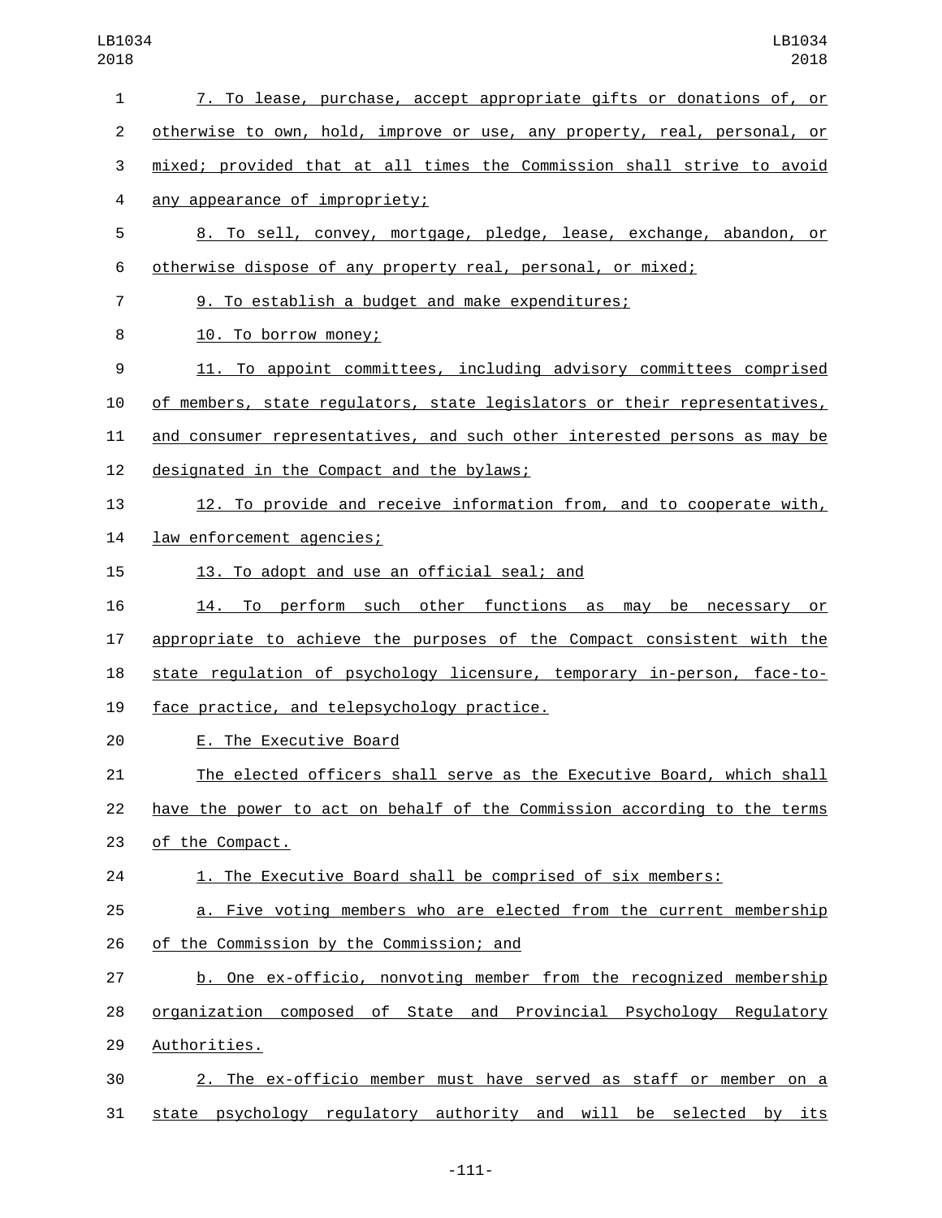7. To lease, purchase, accept appropriate gifts or donations of, or otherwise to own, hold, improve or use, any property, real, personal, or mixed; provided that at all times the Commission shall strive to avoid any appearance of impropriety;

8. To sell, convey, mortgage, pledge, lease, exchange, abandon, or otherwise dispose of any property real, personal, or mixed;

9. To establish a budget and make expenditures;

10. To borrow money;

11. To appoint committees, including advisory committees comprised of members, state regulators, state legislators or their representatives, and consumer representatives, and such other interested persons as may be designated in the Compact and the bylaws;

12. To provide and receive information from, and to cooperate with, law enforcement agencies;

13. To adopt and use an official seal; and

14. To perform such other functions as may be necessary or appropriate to achieve the purposes of the Compact consistent with the state regulation of psychology licensure, temporary in-person, face-to-face practice, and telepsychology practice.

E. The Executive Board

The elected officers shall serve as the Executive Board, which shall have the power to act on behalf of the Commission according to the terms of the Compact.

1. The Executive Board shall be comprised of six members:

a. Five voting members who are elected from the current membership of the Commission by the Commission; and

b. One ex-officio, nonvoting member from the recognized membership organization composed of State and Provincial Psychology Regulatory Authorities.

2. The ex-officio member must have served as staff or member on a state psychology regulatory authority and will be selected by its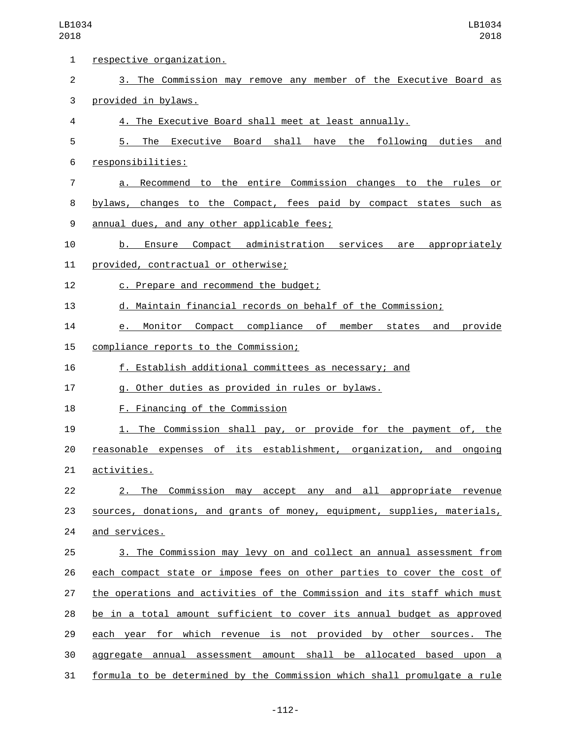respective organization.

3. The Commission may remove any member of the Executive Board as provided in bylaws.

4. The Executive Board shall meet at least annually.

5. The Executive Board shall have the following duties and responsibilities:

a. Recommend to the entire Commission changes to the rules or bylaws, changes to the Compact, fees paid by compact states such as annual dues, and any other applicable fees;

b. Ensure Compact administration services are appropriately provided, contractual or otherwise;

c. Prepare and recommend the budget;

d. Maintain financial records on behalf of the Commission;

e. Monitor Compact compliance of member states and provide compliance reports to the Commission;

f. Establish additional committees as necessary; and

g. Other duties as provided in rules or bylaws.

F. Financing of the Commission

1. The Commission shall pay, or provide for the payment of, the reasonable expenses of its establishment, organization, and ongoing activities.

2. The Commission may accept any and all appropriate revenue sources, donations, and grants of money, equipment, supplies, materials, and services.

3. The Commission may levy on and collect an annual assessment from each compact state or impose fees on other parties to cover the cost of the operations and activities of the Commission and its staff which must be in a total amount sufficient to cover its annual budget as approved each year for which revenue is not provided by other sources. The aggregate annual assessment amount shall be allocated based upon a formula to be determined by the Commission which shall promulgate a rule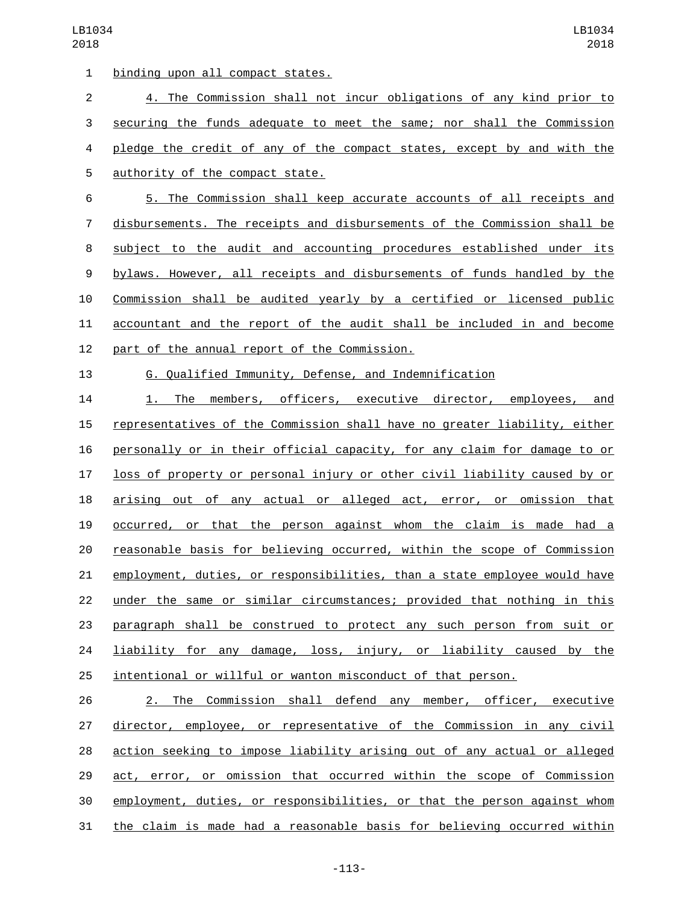binding upon all compact states.

4. The Commission shall not incur obligations of any kind prior to securing the funds adequate to meet the same; nor shall the Commission pledge the credit of any of the compact states, except by and with the authority of the compact state.

5. The Commission shall keep accurate accounts of all receipts and disbursements. The receipts and disbursements of the Commission shall be subject to the audit and accounting procedures established under its bylaws. However, all receipts and disbursements of funds handled by the Commission shall be audited yearly by a certified or licensed public accountant and the report of the audit shall be included in and become part of the annual report of the Commission.

G. Qualified Immunity, Defense, and Indemnification

1. The members, officers, executive director, employees, and representatives of the Commission shall have no greater liability, either personally or in their official capacity, for any claim for damage to or loss of property or personal injury or other civil liability caused by or arising out of any actual or alleged act, error, or omission that occurred, or that the person against whom the claim is made had a reasonable basis for believing occurred, within the scope of Commission employment, duties, or responsibilities, than a state employee would have under the same or similar circumstances; provided that nothing in this paragraph shall be construed to protect any such person from suit or liability for any damage, loss, injury, or liability caused by the intentional or willful or wanton misconduct of that person.

2. The Commission shall defend any member, officer, executive director, employee, or representative of the Commission in any civil action seeking to impose liability arising out of any actual or alleged act, error, or omission that occurred within the scope of Commission employment, duties, or responsibilities, or that the person against whom the claim is made had a reasonable basis for believing occurred within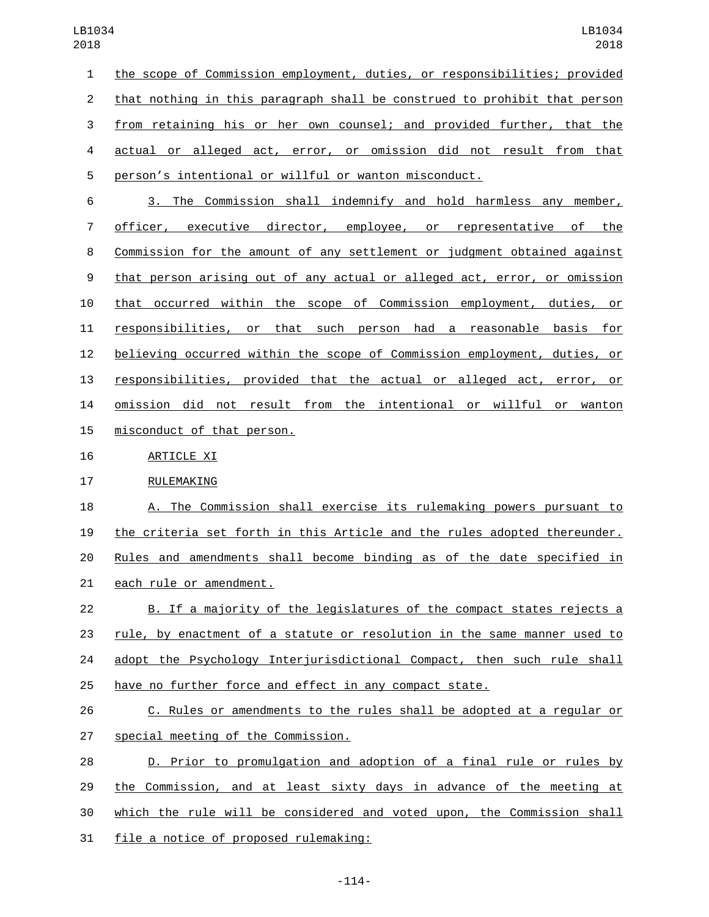the scope of Commission employment, duties, or responsibilities; provided that nothing in this paragraph shall be construed to prohibit that person from retaining his or her own counsel; and provided further, that the actual or alleged act, error, or omission did not result from that person's intentional or willful or wanton misconduct.

3. The Commission shall indemnify and hold harmless any member, officer, executive director, employee, or representative of the Commission for the amount of any settlement or judgment obtained against that person arising out of any actual or alleged act, error, or omission that occurred within the scope of Commission employment, duties, or responsibilities, or that such person had a reasonable basis for believing occurred within the scope of Commission employment, duties, or responsibilities, provided that the actual or alleged act, error, or omission did not result from the intentional or willful or wanton misconduct of that person.

ARTICLE XI

RULEMAKING

A. The Commission shall exercise its rulemaking powers pursuant to the criteria set forth in this Article and the rules adopted thereunder. Rules and amendments shall become binding as of the date specified in each rule or amendment.

B. If a majority of the legislatures of the compact states rejects a rule, by enactment of a statute or resolution in the same manner used to adopt the Psychology Interjurisdictional Compact, then such rule shall have no further force and effect in any compact state.

C. Rules or amendments to the rules shall be adopted at a regular or special meeting of the Commission.

D. Prior to promulgation and adoption of a final rule or rules by the Commission, and at least sixty days in advance of the meeting at which the rule will be considered and voted upon, the Commission shall file a notice of proposed rulemaking: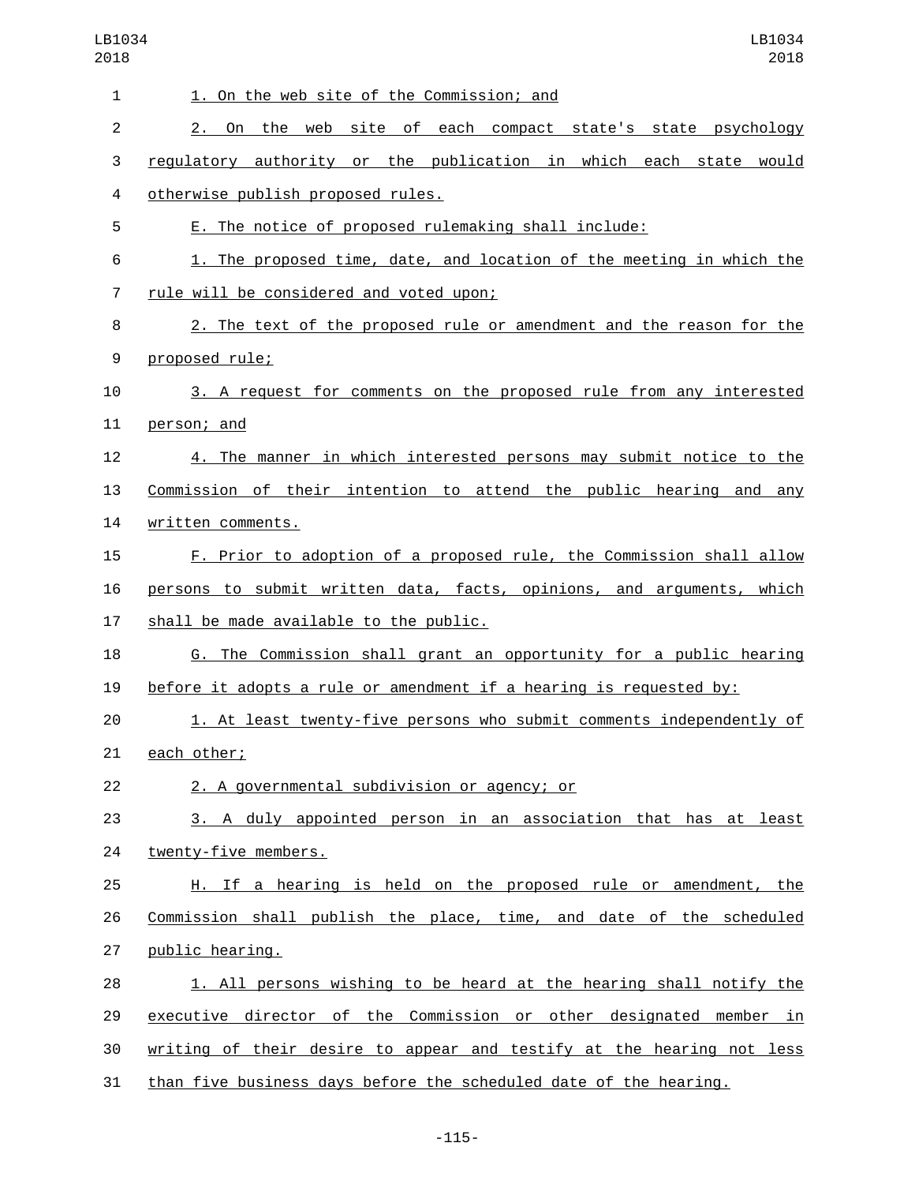1. On the web site of the Commission; and

2. On the web site of each compact state's state psychology regulatory authority or the publication in which each state would otherwise publish proposed rules.

E. The notice of proposed rulemaking shall include:

1. The proposed time, date, and location of the meeting in which the rule will be considered and voted upon;

2. The text of the proposed rule or amendment and the reason for the proposed rule;

3. A request for comments on the proposed rule from any interested person; and

4. The manner in which interested persons may submit notice to the Commission of their intention to attend the public hearing and any written comments.

F. Prior to adoption of a proposed rule, the Commission shall allow persons to submit written data, facts, opinions, and arguments, which shall be made available to the public.

G. The Commission shall grant an opportunity for a public hearing before it adopts a rule or amendment if a hearing is requested by:

1. At least twenty-five persons who submit comments independently of each other;

2. A governmental subdivision or agency; or

3. A duly appointed person in an association that has at least twenty-five members.

H. If a hearing is held on the proposed rule or amendment, the Commission shall publish the place, time, and date of the scheduled public hearing.

1. All persons wishing to be heard at the hearing shall notify the executive director of the Commission or other designated member in writing of their desire to appear and testify at the hearing not less than five business days before the scheduled date of the hearing.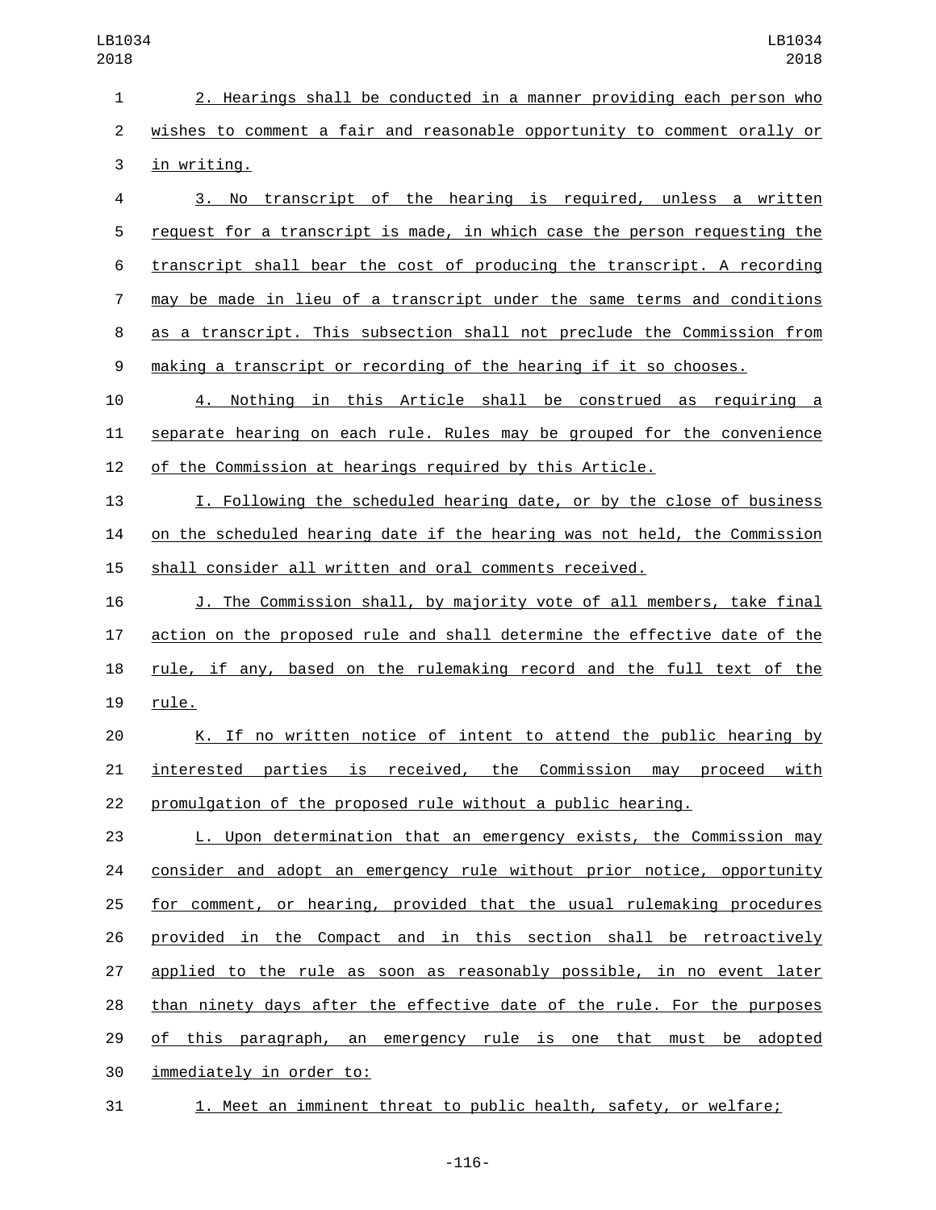2. Hearings shall be conducted in a manner providing each person who wishes to comment a fair and reasonable opportunity to comment orally or in writing.

3. No transcript of the hearing is required, unless a written request for a transcript is made, in which case the person requesting the transcript shall bear the cost of producing the transcript. A recording may be made in lieu of a transcript under the same terms and conditions as a transcript. This subsection shall not preclude the Commission from making a transcript or recording of the hearing if it so chooses.

4. Nothing in this Article shall be construed as requiring a separate hearing on each rule. Rules may be grouped for the convenience of the Commission at hearings required by this Article.

I. Following the scheduled hearing date, or by the close of business on the scheduled hearing date if the hearing was not held, the Commission shall consider all written and oral comments received.

J. The Commission shall, by majority vote of all members, take final action on the proposed rule and shall determine the effective date of the rule, if any, based on the rulemaking record and the full text of the rule.

K. If no written notice of intent to attend the public hearing by interested parties is received, the Commission may proceed with promulgation of the proposed rule without a public hearing.

L. Upon determination that an emergency exists, the Commission may consider and adopt an emergency rule without prior notice, opportunity for comment, or hearing, provided that the usual rulemaking procedures provided in the Compact and in this section shall be retroactively applied to the rule as soon as reasonably possible, in no event later than ninety days after the effective date of the rule. For the purposes of this paragraph, an emergency rule is one that must be adopted immediately in order to:

1. Meet an imminent threat to public health, safety, or welfare;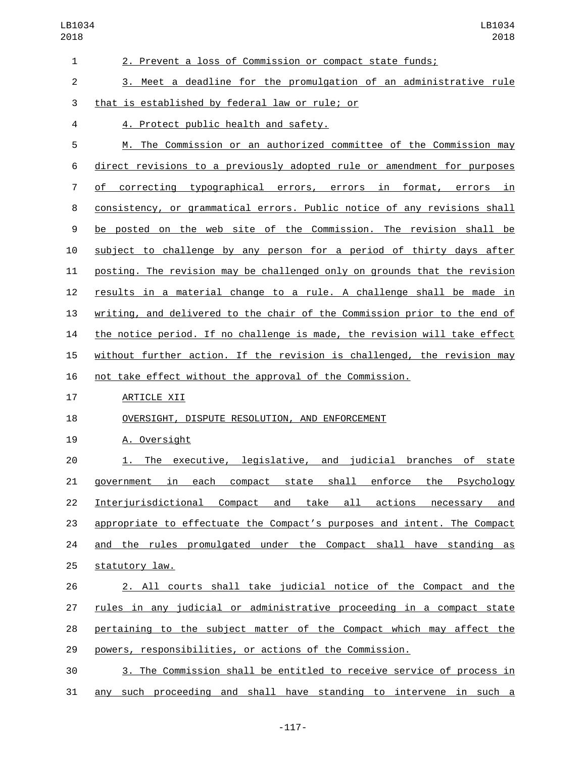2. Prevent a loss of Commission or compact state funds;

3. Meet a deadline for the promulgation of an administrative rule that is established by federal law or rule; or

4. Protect public health and safety.

M. The Commission or an authorized committee of the Commission may direct revisions to a previously adopted rule or amendment for purposes of correcting typographical errors, errors in format, errors in consistency, or grammatical errors. Public notice of any revisions shall be posted on the web site of the Commission. The revision shall be subject to challenge by any person for a period of thirty days after posting. The revision may be challenged only on grounds that the revision results in a material change to a rule. A challenge shall be made in writing, and delivered to the chair of the Commission prior to the end of the notice period. If no challenge is made, the revision will take effect without further action. If the revision is challenged, the revision may not take effect without the approval of the Commission.

ARTICLE XII

OVERSIGHT, DISPUTE RESOLUTION, AND ENFORCEMENT

A. Oversight

1. The executive, legislative, and judicial branches of state government in each compact state shall enforce the Psychology Interjurisdictional Compact and take all actions necessary and appropriate to effectuate the Compact's purposes and intent. The Compact and the rules promulgated under the Compact shall have standing as statutory law.

2. All courts shall take judicial notice of the Compact and the rules in any judicial or administrative proceeding in a compact state pertaining to the subject matter of the Compact which may affect the powers, responsibilities, or actions of the Commission.

3. The Commission shall be entitled to receive service of process in any such proceeding and shall have standing to intervene in such a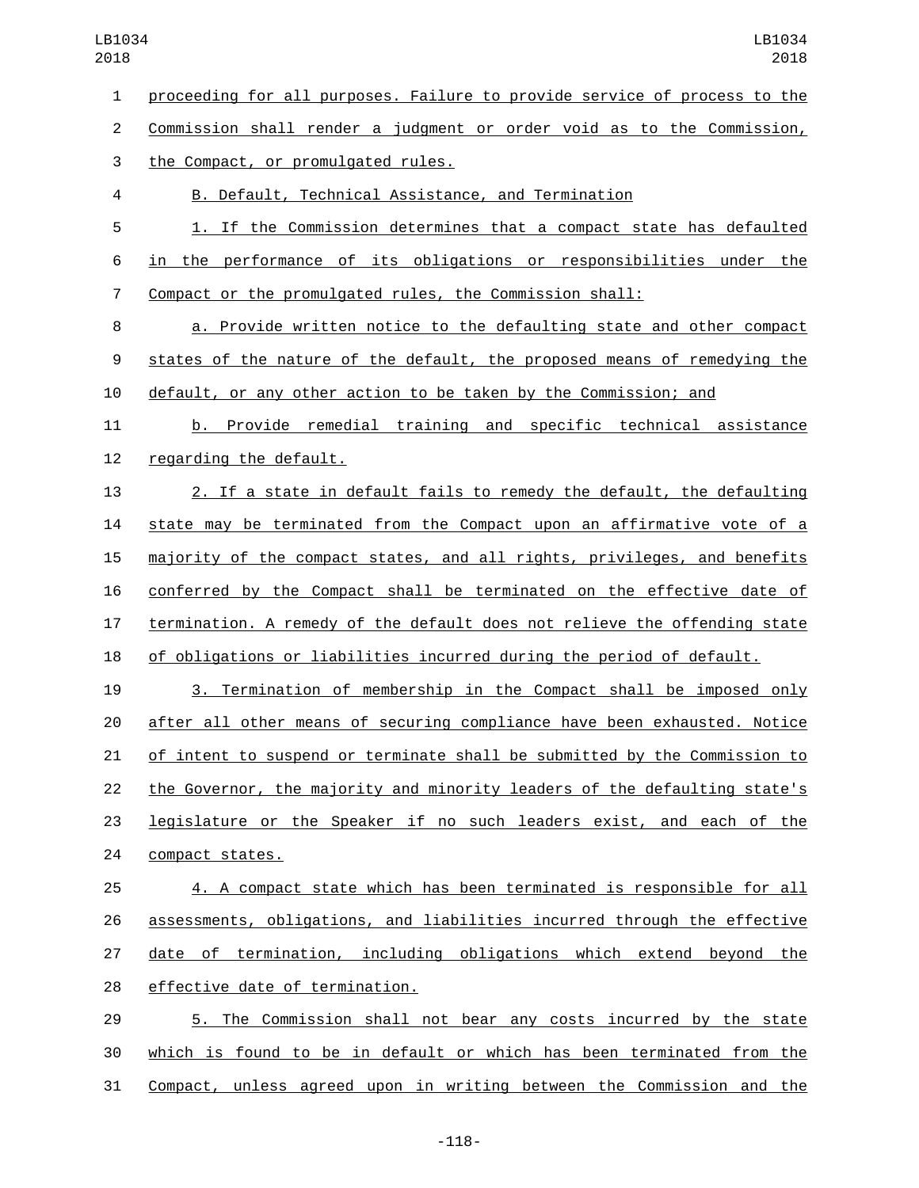proceeding for all purposes. Failure to provide service of process to the Commission shall render a judgment or order void as to the Commission, the Compact, or promulgated rules.

B. Default, Technical Assistance, and Termination

1. If the Commission determines that a compact state has defaulted in the performance of its obligations or responsibilities under the Compact or the promulgated rules, the Commission shall:

a. Provide written notice to the defaulting state and other compact states of the nature of the default, the proposed means of remedying the default, or any other action to be taken by the Commission; and

b. Provide remedial training and specific technical assistance regarding the default.

2. If a state in default fails to remedy the default, the defaulting state may be terminated from the Compact upon an affirmative vote of a majority of the compact states, and all rights, privileges, and benefits conferred by the Compact shall be terminated on the effective date of termination. A remedy of the default does not relieve the offending state of obligations or liabilities incurred during the period of default.

3. Termination of membership in the Compact shall be imposed only after all other means of securing compliance have been exhausted. Notice of intent to suspend or terminate shall be submitted by the Commission to the Governor, the majority and minority leaders of the defaulting state's legislature or the Speaker if no such leaders exist, and each of the compact states.

4. A compact state which has been terminated is responsible for all assessments, obligations, and liabilities incurred through the effective date of termination, including obligations which extend beyond the effective date of termination.

5. The Commission shall not bear any costs incurred by the state which is found to be in default or which has been terminated from the Compact, unless agreed upon in writing between the Commission and the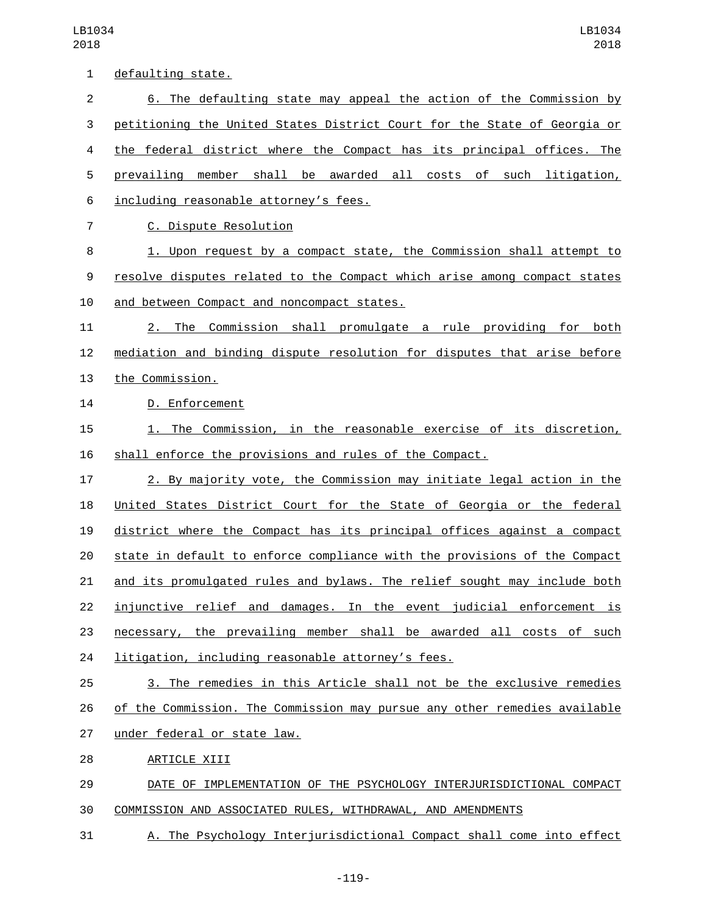defaulting state.

6. The defaulting state may appeal the action of the Commission by petitioning the United States District Court for the State of Georgia or the federal district where the Compact has its principal offices. The prevailing member shall be awarded all costs of such litigation, including reasonable attorney's fees.

C. Dispute Resolution

1. Upon request by a compact state, the Commission shall attempt to resolve disputes related to the Compact which arise among compact states and between Compact and noncompact states.

2. The Commission shall promulgate a rule providing for both mediation and binding dispute resolution for disputes that arise before the Commission.

D. Enforcement

1. The Commission, in the reasonable exercise of its discretion, shall enforce the provisions and rules of the Compact.

2. By majority vote, the Commission may initiate legal action in the United States District Court for the State of Georgia or the federal district where the Compact has its principal offices against a compact state in default to enforce compliance with the provisions of the Compact and its promulgated rules and bylaws. The relief sought may include both injunctive relief and damages. In the event judicial enforcement is necessary, the prevailing member shall be awarded all costs of such litigation, including reasonable attorney's fees.

3. The remedies in this Article shall not be the exclusive remedies of the Commission. The Commission may pursue any other remedies available under federal or state law.

ARTICLE XIII

DATE OF IMPLEMENTATION OF THE PSYCHOLOGY INTERJURISDICTIONAL COMPACT COMMISSION AND ASSOCIATED RULES, WITHDRAWAL, AND AMENDMENTS

A. The Psychology Interjurisdictional Compact shall come into effect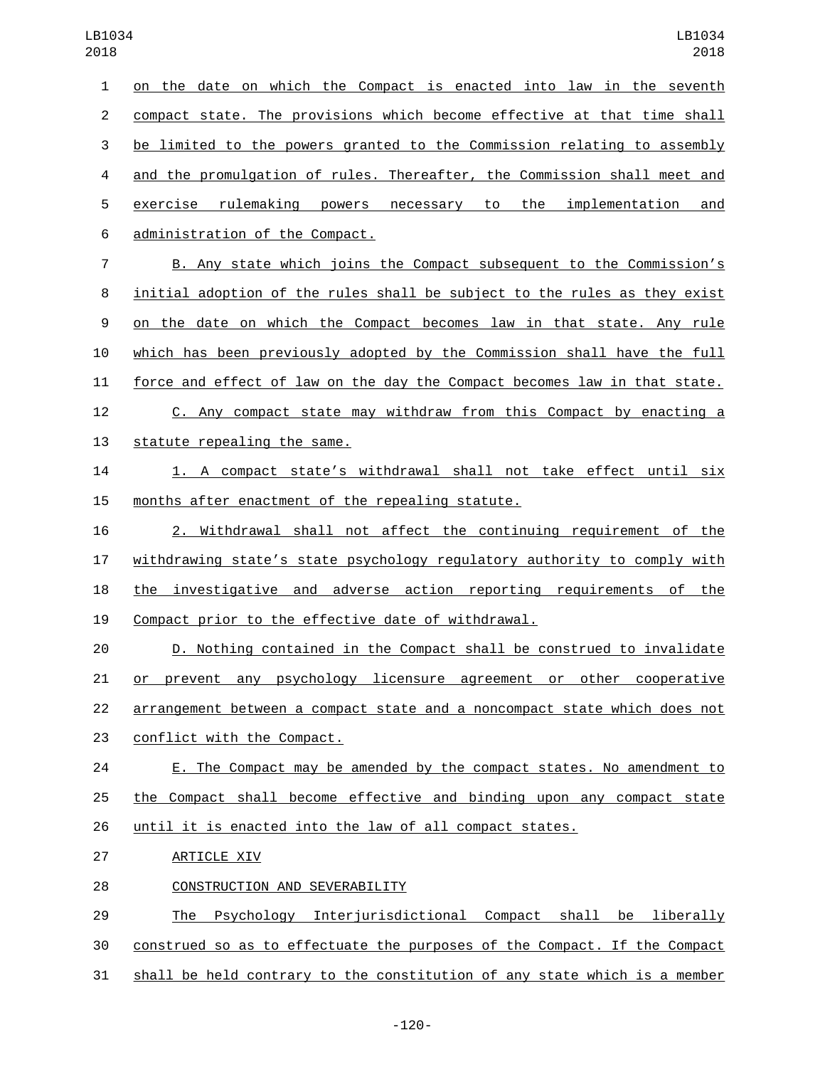on the date on which the Compact is enacted into law in the seventh compact state. The provisions which become effective at that time shall be limited to the powers granted to the Commission relating to assembly and the promulgation of rules. Thereafter, the Commission shall meet and exercise rulemaking powers necessary to the implementation and administration of the Compact.

B. Any state which joins the Compact subsequent to the Commission's initial adoption of the rules shall be subject to the rules as they exist on the date on which the Compact becomes law in that state. Any rule which has been previously adopted by the Commission shall have the full force and effect of law on the day the Compact becomes law in that state.

C. Any compact state may withdraw from this Compact by enacting a statute repealing the same.

1. A compact state's withdrawal shall not take effect until six months after enactment of the repealing statute.

2. Withdrawal shall not affect the continuing requirement of the withdrawing state's state psychology regulatory authority to comply with the investigative and adverse action reporting requirements of the Compact prior to the effective date of withdrawal.

D. Nothing contained in the Compact shall be construed to invalidate or prevent any psychology licensure agreement or other cooperative arrangement between a compact state and a noncompact state which does not conflict with the Compact.

E. The Compact may be amended by the compact states. No amendment to the Compact shall become effective and binding upon any compact state until it is enacted into the law of all compact states.

ARTICLE XIV

CONSTRUCTION AND SEVERABILITY

The Psychology Interjurisdictional Compact shall be liberally construed so as to effectuate the purposes of the Compact. If the Compact shall be held contrary to the constitution of any state which is a member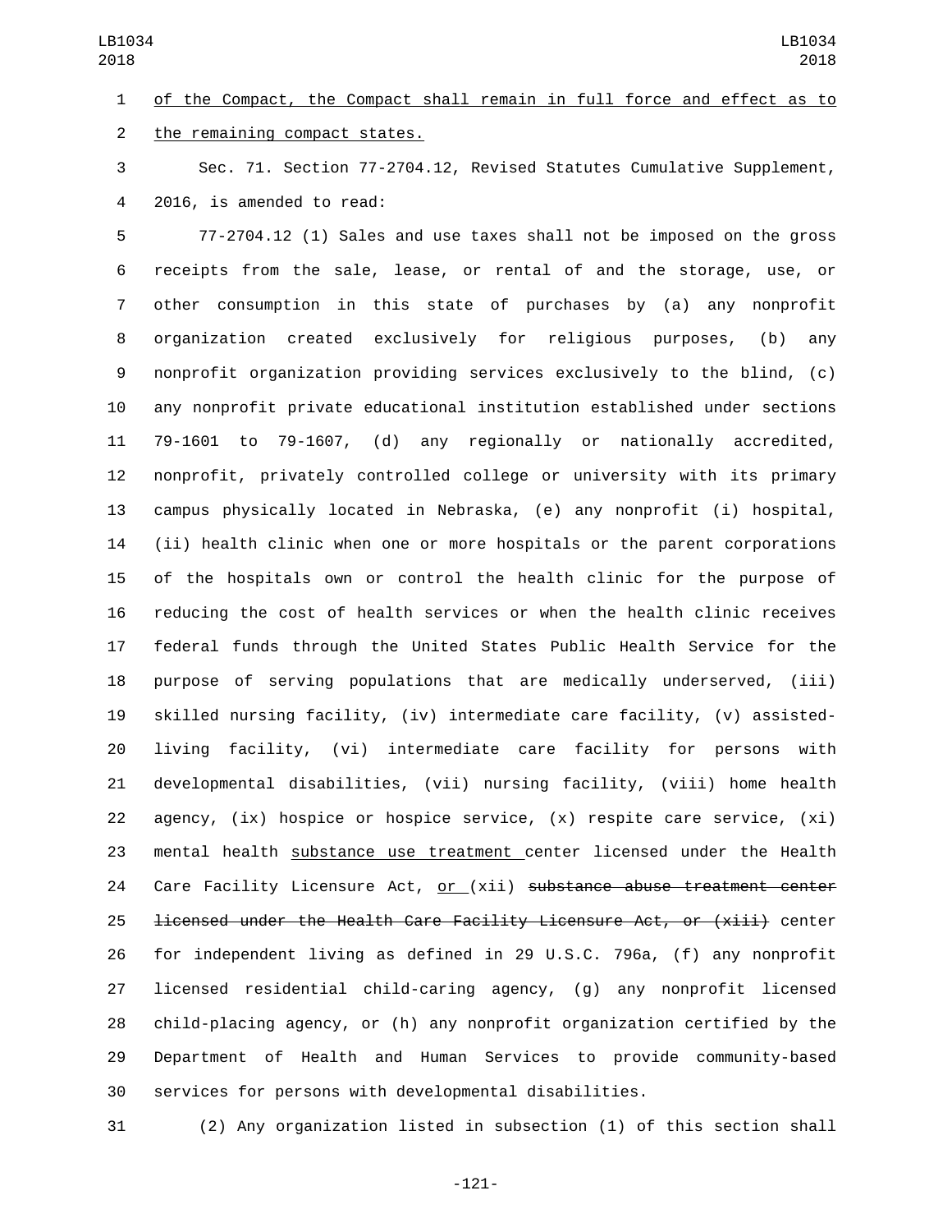of the Compact, the Compact shall remain in full force and effect as to the remaining compact states.

Sec. 71. Section 77-2704.12, Revised Statutes Cumulative Supplement, 2016, is amended to read:

77-2704.12 (1) Sales and use taxes shall not be imposed on the gross receipts from the sale, lease, or rental of and the storage, use, or other consumption in this state of purchases by (a) any nonprofit organization created exclusively for religious purposes, (b) any nonprofit organization providing services exclusively to the blind, (c) any nonprofit private educational institution established under sections 79-1601 to 79-1607, (d) any regionally or nationally accredited, nonprofit, privately controlled college or university with its primary campus physically located in Nebraska, (e) any nonprofit (i) hospital, (ii) health clinic when one or more hospitals or the parent corporations of the hospitals own or control the health clinic for the purpose of reducing the cost of health services or when the health clinic receives federal funds through the United States Public Health Service for the purpose of serving populations that are medically underserved, (iii) skilled nursing facility, (iv) intermediate care facility, (v) assisted-living facility, (vi) intermediate care facility for persons with developmental disabilities, (vii) nursing facility, (viii) home health agency, (ix) hospice or hospice service, (x) respite care service, (xi) mental health substance use treatment center licensed under the Health Care Facility Licensure Act, or (xii) ~~substance abuse treatment center licensed under the Health Care Facility Licensure Act, or (xiii)~~ center for independent living as defined in 29 U.S.C. 796a, (f) any nonprofit licensed residential child-caring agency, (g) any nonprofit licensed child-placing agency, or (h) any nonprofit organization certified by the Department of Health and Human Services to provide community-based services for persons with developmental disabilities.

(2) Any organization listed in subsection (1) of this section shall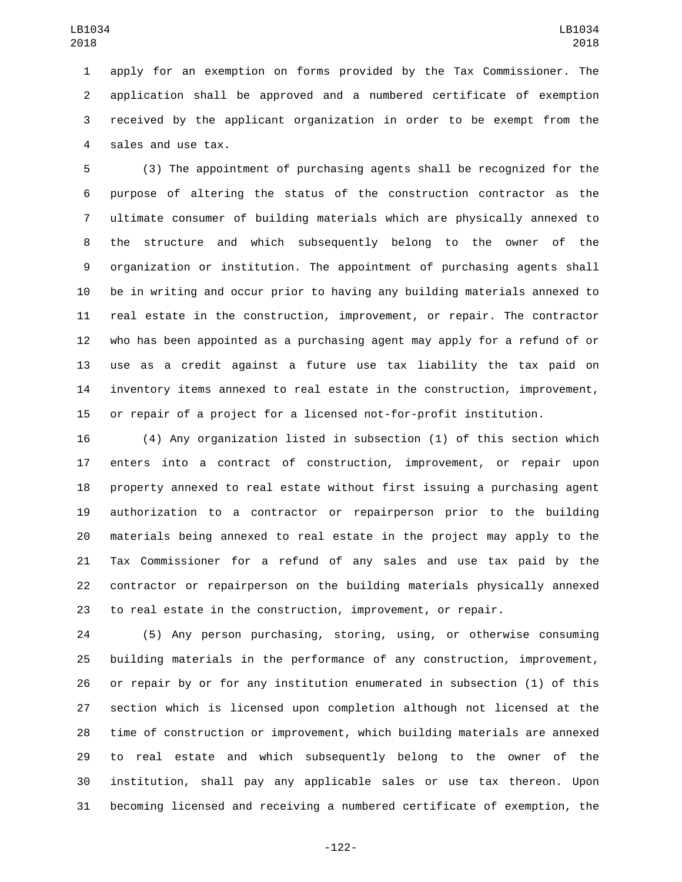apply for an exemption on forms provided by the Tax Commissioner. The application shall be approved and a numbered certificate of exemption received by the applicant organization in order to be exempt from the sales and use tax.

(3) The appointment of purchasing agents shall be recognized for the purpose of altering the status of the construction contractor as the ultimate consumer of building materials which are physically annexed to the structure and which subsequently belong to the owner of the organization or institution. The appointment of purchasing agents shall be in writing and occur prior to having any building materials annexed to real estate in the construction, improvement, or repair. The contractor who has been appointed as a purchasing agent may apply for a refund of or use as a credit against a future use tax liability the tax paid on inventory items annexed to real estate in the construction, improvement, or repair of a project for a licensed not-for-profit institution.

(4) Any organization listed in subsection (1) of this section which enters into a contract of construction, improvement, or repair upon property annexed to real estate without first issuing a purchasing agent authorization to a contractor or repairperson prior to the building materials being annexed to real estate in the project may apply to the Tax Commissioner for a refund of any sales and use tax paid by the contractor or repairperson on the building materials physically annexed to real estate in the construction, improvement, or repair.

(5) Any person purchasing, storing, using, or otherwise consuming building materials in the performance of any construction, improvement, or repair by or for any institution enumerated in subsection (1) of this section which is licensed upon completion although not licensed at the time of construction or improvement, which building materials are annexed to real estate and which subsequently belong to the owner of the institution, shall pay any applicable sales or use tax thereon. Upon becoming licensed and receiving a numbered certificate of exemption, the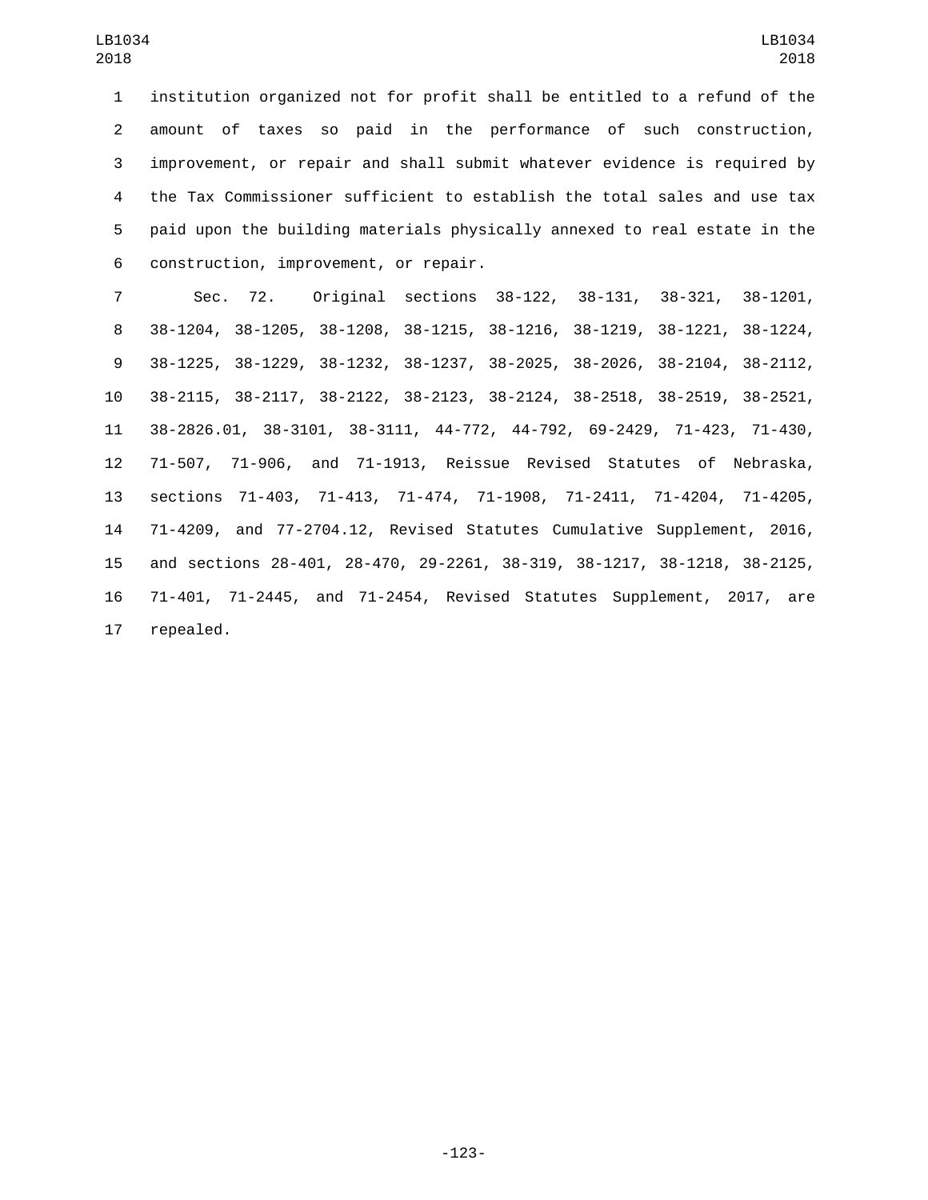institution organized not for profit shall be entitled to a refund of the amount of taxes so paid in the performance of such construction, improvement, or repair and shall submit whatever evidence is required by the Tax Commissioner sufficient to establish the total sales and use tax paid upon the building materials physically annexed to real estate in the construction, improvement, or repair.

Sec. 72. Original sections 38-122, 38-131, 38-321, 38-1201, 38-1204, 38-1205, 38-1208, 38-1215, 38-1216, 38-1219, 38-1221, 38-1224, 38-1225, 38-1229, 38-1232, 38-1237, 38-2025, 38-2026, 38-2104, 38-2112, 38-2115, 38-2117, 38-2122, 38-2123, 38-2124, 38-2518, 38-2519, 38-2521, 38-2826.01, 38-3101, 38-3111, 44-772, 44-792, 69-2429, 71-423, 71-430, 71-507, 71-906, and 71-1913, Reissue Revised Statutes of Nebraska, sections 71-403, 71-413, 71-474, 71-1908, 71-2411, 71-4204, 71-4205, 71-4209, and 77-2704.12, Revised Statutes Cumulative Supplement, 2016, and sections 28-401, 28-470, 29-2261, 38-319, 38-1217, 38-1218, 38-2125, 71-401, 71-2445, and 71-2454, Revised Statutes Supplement, 2017, are repealed.